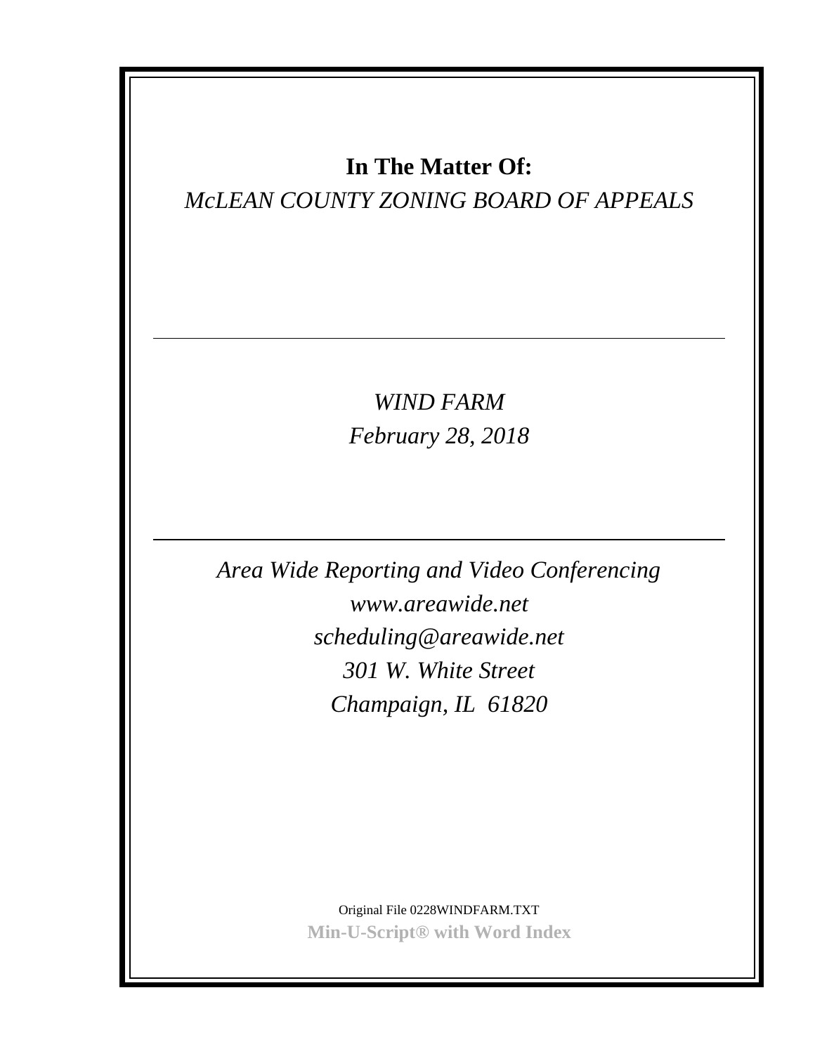**In The Matter Of:**

*McLEAN COUNTY ZONING BOARD OF APPEALS*

---

*WIND FARM*

*February 28, 2018*

---

*Area Wide Reporting and Video Conferencing*

*www.areawide.net*

*scheduling@areawide.net*

*301 W. White Street*

*Champaign, IL 61820*

Original File 0228WINDFARM.TXT

**Min-U-Script® with Word Index**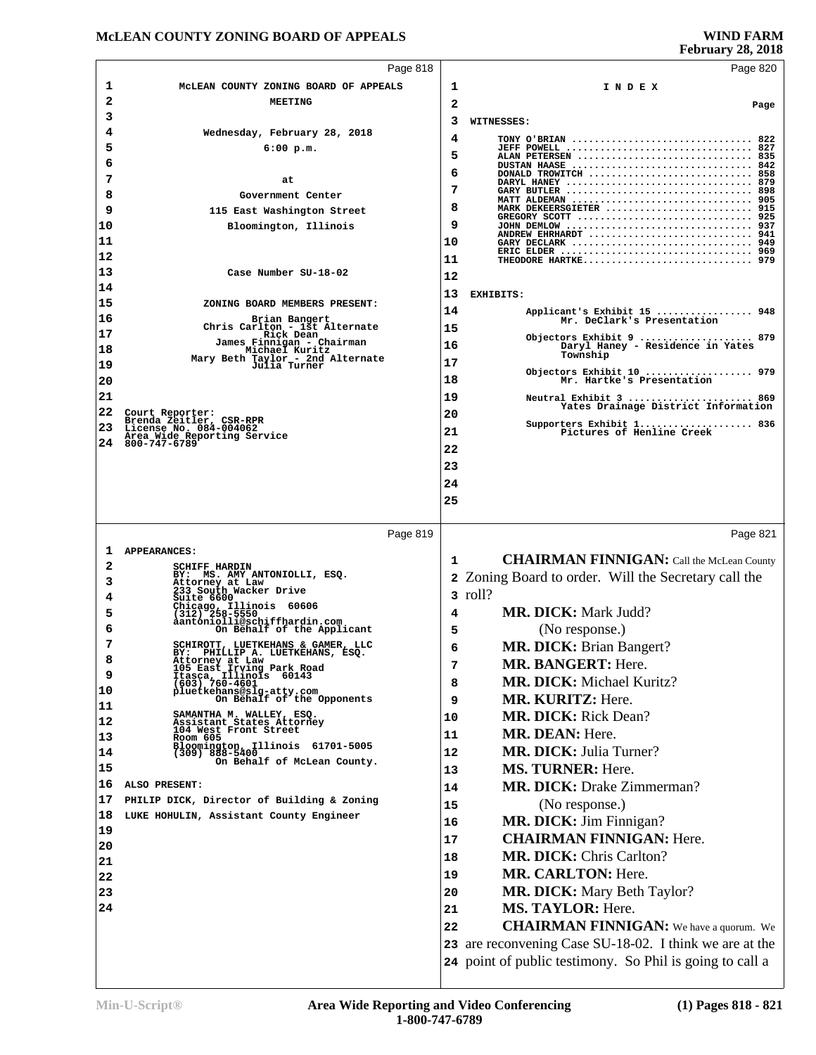MCLEAN COUNTY ZONING BOARD OF APPEALS

MEETING

Wednesday, February 28, 2018

6:00 p.m.

at

Government Center

115 East Washington Street

Bloomington, Illinois

Case Number SU-18-02

ZONING BOARD MEMBERS PRESENT:

Brian Bangert
Chris Carlton - 1st Alternate
Rick Dean
James Finnigan - Chairman
Michael Kuritz
Mary Beth Taylor - 2nd Alternate
Julia Turner

Court Reporter:
Brenda Zeitler, CSR-RPR
License No. 084-004062
Area Wide Reporting Service
800-747-6789

APPEARANCES:

SCHIFF HARDIN
BY: MS. AMY ANTONIOLLI, ESQ.
Attorney at Law
233 South Wacker Drive
Suite 6600
Chicago, Illinois 60606
(312) 258-5550
aantoniolli@schiffhardin.com
On Behalf of the Applicant

SCHIROTT, LUETKEHANS & GAMER, LLC
BY: PHILLIP A. LUETKEHANS, ESQ.
Attorney at Law
105 East Irving Park Road
Itasca, Illinois 60143
(603) 760-4601
pluetkehans@slg-atty.com
On Behalf of the Opponents

SAMANTHA M. WALLEY, ESQ.
Assistant States Attorney
104 West Front Street
Room 605
Bloomington, Illinois 61701-5005
(309) 888-5400
On Behalf of McLean County.

ALSO PRESENT:

PHILIP DICK, Director of Building & Zoning

LUKE HOHULIN, Assistant County Engineer

I N D E X

WITNESSES:

| Witness | Page |
|---|---|
| TONY O'BRIAN | 822 |
| JEFF POWELL | 827 |
| ALAN PETERSEN | 835 |
| DUSTAN HAASE | 842 |
| DONALD TROWITCH | 858 |
| DARYL HANEY | 879 |
| GARY BUTLER | 898 |
| MATT ALDEMAN | 905 |
| MARK DEKEERSGIETER | 915 |
| GREGORY SCOTT | 925 |
| JOHN DEMLOW | 937 |
| ANDREW EHRHARDT | 941 |
| GARY DECLARK | 949 |
| ERIC ELDER | 969 |
| THEODORE HARTKE | 979 |

EXHIBITS:

| Exhibit | Page |
|---|---|
| Applicant's Exhibit 15 — Mr. DeClark's Presentation | 948 |
| Objectors Exhibit 9 — Daryl Haney - Residence in Yates Township | 879 |
| Objectors Exhibit 10 — Mr. Hartke's Presentation | 979 |
| Neutral Exhibit 3 — Yates Drainage District Information | 869 |
| Supporters Exhibit 1 — Pictures of Henline Creek | 836 |

**CHAIRMAN FINNIGAN:** Call the McLean County Zoning Board to order. Will the Secretary call the roll?

**MR. DICK:** Mark Judd?

(No response.)

**MR. DICK:** Brian Bangert?

**MR. BANGERT:** Here.

**MR. DICK:** Michael Kuritz?

**MR. KURITZ:** Here.

**MR. DICK:** Rick Dean?

**MR. DEAN:** Here.

**MR. DICK:** Julia Turner?

**MS. TURNER:** Here.

**MR. DICK:** Drake Zimmerman?

(No response.)

**MR. DICK:** Jim Finnigan?

**CHAIRMAN FINNIGAN:** Here.

**MR. DICK:** Chris Carlton?

**MR. CARLTON:** Here.

**MR. DICK:** Mary Beth Taylor?

**MS. TAYLOR:** Here.

**CHAIRMAN FINNIGAN:** We have a quorum. We are reconvening Case SU-18-02. I think we are at the point of public testimony. So Phil is going to call a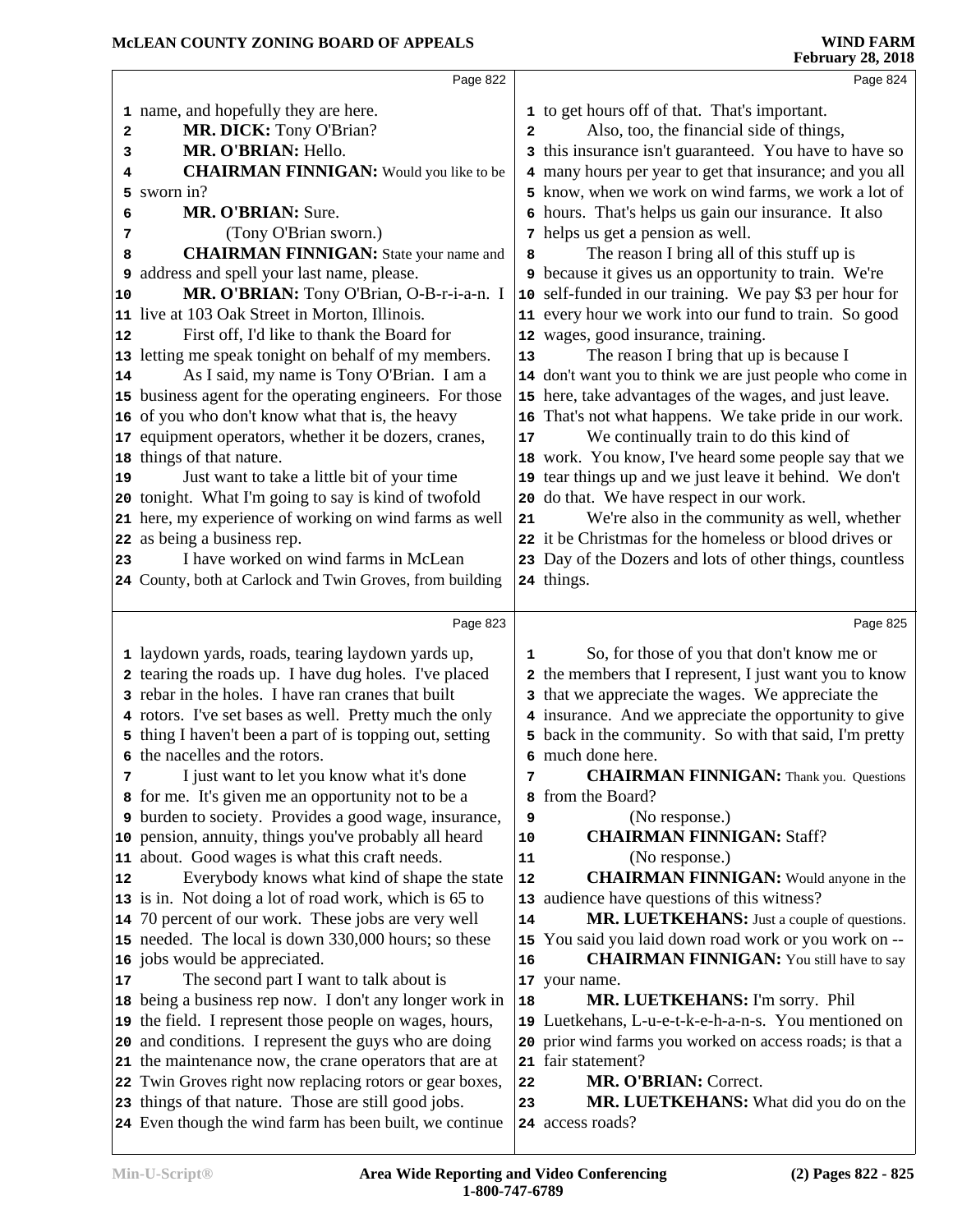name, and hopefully they are here.

**MR. DICK:** Tony O'Brian?

**MR. O'BRIAN:** Hello.

**CHAIRMAN FINNIGAN:** Would you like to be sworn in?

**MR. O'BRIAN:** Sure.

(Tony O'Brian sworn.)

**CHAIRMAN FINNIGAN:** State your name and address and spell your last name, please.

**MR. O'BRIAN:** Tony O'Brian, O-B-r-i-a-n. I live at 103 Oak Street in Morton, Illinois.

First off, I'd like to thank the Board for letting me speak tonight on behalf of my members.

As I said, my name is Tony O'Brian. I am a business agent for the operating engineers. For those of you who don't know what that is, the heavy equipment operators, whether it be dozers, cranes, things of that nature.

Just want to take a little bit of your time tonight. What I'm going to say is kind of twofold here, my experience of working on wind farms as well as being a business rep.

I have worked on wind farms in McLean County, both at Carlock and Twin Groves, from building laydown yards, roads, tearing laydown yards up, tearing the roads up. I have dug holes. I've placed rebar in the holes. I have ran cranes that built rotors. I've set bases as well. Pretty much the only thing I haven't been a part of is topping out, setting the nacelles and the rotors.

I just want to let you know what it's done for me. It's given me an opportunity not to be a burden to society. Provides a good wage, insurance, pension, annuity, things you've probably all heard about. Good wages is what this craft needs.

Everybody knows what kind of shape the state is in. Not doing a lot of road work, which is 65 to 70 percent of our work. These jobs are very well needed. The local is down 330,000 hours; so these jobs would be appreciated.

The second part I want to talk about is being a business rep now. I don't any longer work in the field. I represent those people on wages, hours, and conditions. I represent the guys who are doing the maintenance now, the crane operators that are at Twin Groves right now replacing rotors or gear boxes, things of that nature. Those are still good jobs. Even though the wind farm has been built, we continue to get hours off of that. That's important.

Also, too, the financial side of things, this insurance isn't guaranteed. You have to have so many hours per year to get that insurance; and you all know, when we work on wind farms, we work a lot of hours. That's helps us gain our insurance. It also helps us get a pension as well.

The reason I bring all of this stuff up is because it gives us an opportunity to train. We're self-funded in our training. We pay $3 per hour for every hour we work into our fund to train. So good wages, good insurance, training.

The reason I bring that up is because I don't want you to think we are just people who come in here, take advantages of the wages, and just leave. That's not what happens. We take pride in our work.

We continually train to do this kind of work. You know, I've heard some people say that we tear things up and we just leave it behind. We don't do that. We have respect in our work.

We're also in the community as well, whether it be Christmas for the homeless or blood drives or Day of the Dozers and lots of other things, countless things.

So, for those of you that don't know me or the members that I represent, I just want you to know that we appreciate the wages. We appreciate the insurance. And we appreciate the opportunity to give back in the community. So with that said, I'm pretty much done here.

**CHAIRMAN FINNIGAN:** Thank you. Questions from the Board?

(No response.)

**CHAIRMAN FINNIGAN:** Staff?

(No response.)

**CHAIRMAN FINNIGAN:** Would anyone in the audience have questions of this witness?

**MR. LUETKEHANS:** Just a couple of questions. You said you laid down road work or you work on --

**CHAIRMAN FINNIGAN:** You still have to say your name.

**MR. LUETKEHANS:** I'm sorry. Phil Luetkehans, L-u-e-t-k-e-h-a-n-s. You mentioned on prior wind farms you worked on access roads; is that a fair statement?

**MR. O'BRIAN:** Correct.

**MR. LUETKEHANS:** What did you do on the access roads?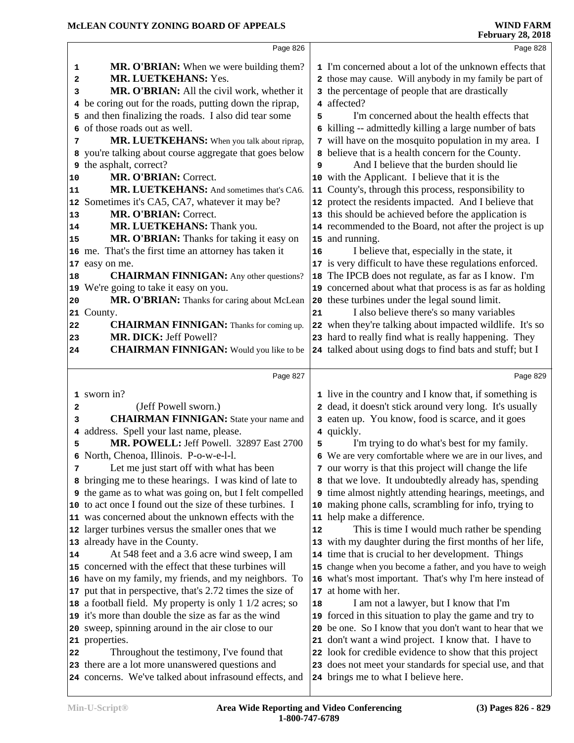Page 826

**MR. O'BRIAN:** When we were building them?

**MR. LUETKEHANS:** Yes.

**MR. O'BRIAN:** All the civil work, whether it be coring out for the roads, putting down the riprap, and then finalizing the roads. I also did tear some of those roads out as well.

**MR. LUETKEHANS:** When you talk about riprap, you're talking about course aggregate that goes below the asphalt, correct?

**MR. O'BRIAN:** Correct.

**MR. LUETKEHANS:** And sometimes that's CA6. Sometimes it's CA5, CA7, whatever it may be?

**MR. O'BRIAN:** Correct.

**MR. LUETKEHANS:** Thank you.

**MR. O'BRIAN:** Thanks for taking it easy on me. That's the first time an attorney has taken it easy on me.

**CHAIRMAN FINNIGAN:** Any other questions? We're going to take it easy on you.

**MR. O'BRIAN:** Thanks for caring about McLean County.

**CHAIRMAN FINNIGAN:** Thanks for coming up.

**MR. DICK:** Jeff Powell?

**CHAIRMAN FINNIGAN:** Would you like to be

Page 827

sworn in?

(Jeff Powell sworn.)

**CHAIRMAN FINNIGAN:** State your name and address. Spell your last name, please.

**MR. POWELL:** Jeff Powell. 32897 East 2700 North, Chenoa, Illinois. P-o-w-e-l-l.

Let me just start off with what has been bringing me to these hearings. I was kind of late to the game as to what was going on, but I felt compelled to act once I found out the size of these turbines. I was concerned about the unknown effects with the larger turbines versus the smaller ones that we already have in the County.

At 548 feet and a 3.6 acre wind sweep, I am concerned with the effect that these turbines will have on my family, my friends, and my neighbors. To put that in perspective, that's 2.72 times the size of a football field. My property is only 1 1/2 acres; so it's more than double the size as far as the wind sweep, spinning around in the air close to our properties.

Throughout the testimony, I've found that there are a lot more unanswered questions and concerns. We've talked about infrasound effects, and

Page 828

I'm concerned about a lot of the unknown effects that those may cause. Will anybody in my family be part of the percentage of people that are drastically affected?

I'm concerned about the health effects that killing -- admittedly killing a large number of bats will have on the mosquito population in my area. I believe that is a health concern for the County.

And I believe that the burden should lie with the Applicant. I believe that it is the County's, through this process, responsibility to protect the residents impacted. And I believe that this should be achieved before the application is recommended to the Board, not after the project is up and running.

I believe that, especially in the state, it is very difficult to have these regulations enforced. The IPCB does not regulate, as far as I know. I'm concerned about what that process is as far as holding these turbines under the legal sound limit.

I also believe there's so many variables when they're talking about impacted wildlife. It's so hard to really find what is really happening. They talked about using dogs to find bats and stuff; but I

Page 829

live in the country and I know that, if something is dead, it doesn't stick around very long. It's usually eaten up. You know, food is scarce, and it goes quickly.

I'm trying to do what's best for my family. We are very comfortable where we are in our lives, and our worry is that this project will change the life that we love. It undoubtedly already has, spending time almost nightly attending hearings, meetings, and making phone calls, scrambling for info, trying to help make a difference.

This is time I would much rather be spending with my daughter during the first months of her life, time that is crucial to her development. Things change when you become a father, and you have to weigh what's most important. That's why I'm here instead of at home with her.

I am not a lawyer, but I know that I'm forced in this situation to play the game and try to be one. So I know that you don't want to hear that we don't want a wind project. I know that. I have to look for credible evidence to show that this project does not meet your standards for special use, and that brings me to what I believe here.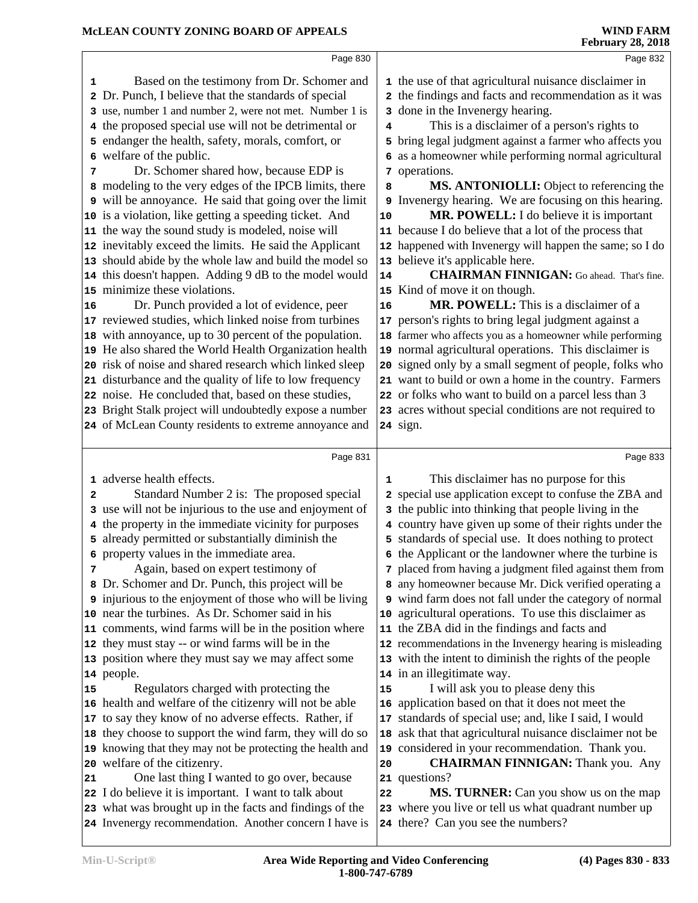Page 830

Based on the testimony from Dr. Schomer and Dr. Punch, I believe that the standards of special use, number 1 and number 2, were not met. Number 1 is the proposed special use will not be detrimental or endanger the health, safety, morals, comfort, or welfare of the public.

Dr. Schomer shared how, because EDP is modeling to the very edges of the IPCB limits, there will be annoyance. He said that going over the limit is a violation, like getting a speeding ticket. And the way the sound study is modeled, noise will inevitably exceed the limits. He said the Applicant should abide by the whole law and build the model so this doesn't happen. Adding 9 dB to the model would minimize these violations.

Dr. Punch provided a lot of evidence, peer reviewed studies, which linked noise from turbines with annoyance, up to 30 percent of the population. He also shared the World Health Organization health risk of noise and shared research which linked sleep disturbance and the quality of life to low frequency noise. He concluded that, based on these studies, Bright Stalk project will undoubtedly expose a number of McLean County residents to extreme annoyance and

Page 831

adverse health effects.

Standard Number 2 is: The proposed special use will not be injurious to the use and enjoyment of the property in the immediate vicinity for purposes already permitted or substantially diminish the property values in the immediate area.

Again, based on expert testimony of Dr. Schomer and Dr. Punch, this project will be injurious to the enjoyment of those who will be living near the turbines. As Dr. Schomer said in his comments, wind farms will be in the position where they must stay -- or wind farms will be in the position where they must say we may affect some people.

Regulators charged with protecting the health and welfare of the citizenry will not be able to say they know of no adverse effects. Rather, if they choose to support the wind farm, they will do so knowing that they may not be protecting the health and welfare of the citizenry.

One last thing I wanted to go over, because I do believe it is important. I want to talk about what was brought up in the facts and findings of the Invenergy recommendation. Another concern I have is

Page 832

the use of that agricultural nuisance disclaimer in the findings and facts and recommendation as it was done in the Invenergy hearing.

This is a disclaimer of a person's rights to bring legal judgment against a farmer who affects you as a homeowner while performing normal agricultural operations.

**MS. ANTONIOLLI:** Object to referencing the Invenergy hearing. We are focusing on this hearing.

**MR. POWELL:** I do believe it is important because I do believe that a lot of the process that happened with Invenergy will happen the same; so I do believe it's applicable here.

**CHAIRMAN FINNIGAN:** Go ahead. That's fine. Kind of move it on though.

**MR. POWELL:** This is a disclaimer of a person's rights to bring legal judgment against a farmer who affects you as a homeowner while performing normal agricultural operations. This disclaimer is signed only by a small segment of people, folks who want to build or own a home in the country. Farmers or folks who want to build on a parcel less than 3 acres without special conditions are not required to sign.

Page 833

This disclaimer has no purpose for this special use application except to confuse the ZBA and the public into thinking that people living in the country have given up some of their rights under the standards of special use. It does nothing to protect the Applicant or the landowner where the turbine is placed from having a judgment filed against them from any homeowner because Mr. Dick verified operating a wind farm does not fall under the category of normal agricultural operations. To use this disclaimer as the ZBA did in the findings and facts and recommendations in the Invenergy hearing is misleading with the intent to diminish the rights of the people in an illegitimate way.

I will ask you to please deny this application based on that it does not meet the standards of special use; and, like I said, I would ask that that agricultural nuisance disclaimer not be considered in your recommendation. Thank you.

**CHAIRMAN FINNIGAN:** Thank you. Any questions?

**MS. TURNER:** Can you show us on the map where you live or tell us what quadrant number up there? Can you see the numbers?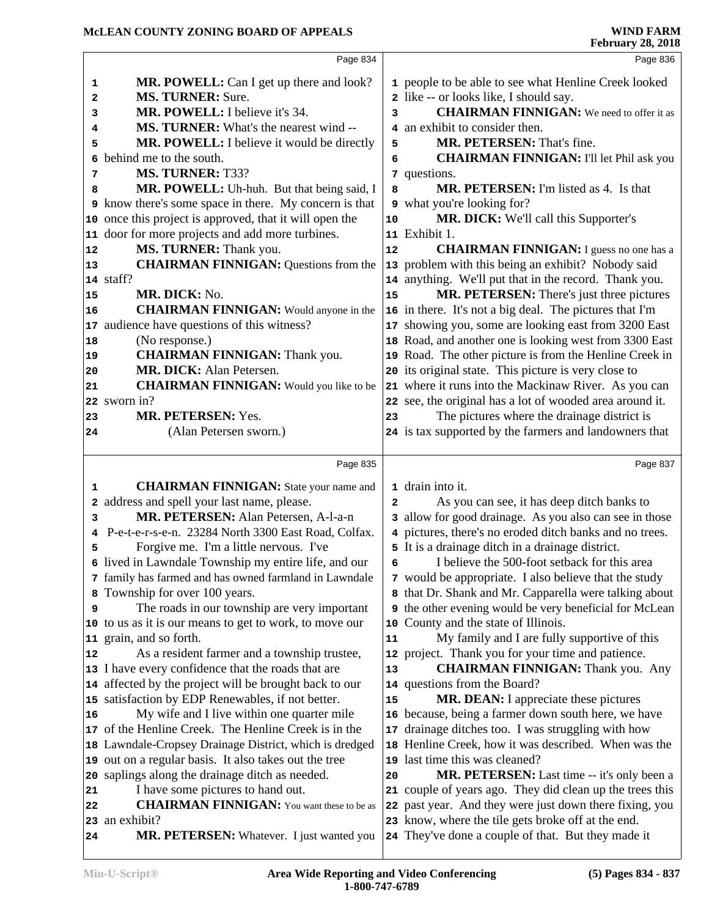Page 834

1 **MR. POWELL:** Can I get up there and look?
2 **MS. TURNER:** Sure.
3 **MR. POWELL:** I believe it's 34.
4 **MS. TURNER:** What's the nearest wind --
5 **MR. POWELL:** I believe it would be directly
6 behind me to the south.
7 **MS. TURNER:** T33?
8 **MR. POWELL:** Uh-huh. But that being said, I
9 know there's some space in there. My concern is that
10 once this project is approved, that it will open the
11 door for more projects and add more turbines.
12 **MS. TURNER:** Thank you.
13 **CHAIRMAN FINNIGAN:** Questions from the
14 staff?
15 **MR. DICK:** No.
16 **CHAIRMAN FINNIGAN:** Would anyone in the
17 audience have questions of this witness?
18 (No response.)
19 **CHAIRMAN FINNIGAN:** Thank you.
20 **MR. DICK:** Alan Petersen.
21 **CHAIRMAN FINNIGAN:** Would you like to be
22 sworn in?
23 **MR. PETERSEN:** Yes.
24 (Alan Petersen sworn.)

Page 835

1 **CHAIRMAN FINNIGAN:** State your name and
2 address and spell your last name, please.
3 **MR. PETERSEN:** Alan Petersen, A-l-a-n
4 P-e-t-e-r-s-e-n. 23284 North 3300 East Road, Colfax.
5 Forgive me. I'm a little nervous. I've
6 lived in Lawndale Township my entire life, and our
7 family has farmed and has owned farmland in Lawndale
8 Township for over 100 years.
9 The roads in our township are very important
10 to us as it is our means to get to work, to move our
11 grain, and so forth.
12 As a resident farmer and a township trustee,
13 I have every confidence that the roads that are
14 affected by the project will be brought back to our
15 satisfaction by EDP Renewables, if not better.
16 My wife and I live within one quarter mile
17 of the Henline Creek. The Henline Creek is in the
18 Lawndale-Cropsey Drainage District, which is dredged
19 out on a regular basis. It also takes out the tree
20 saplings along the drainage ditch as needed.
21 I have some pictures to hand out.
22 **CHAIRMAN FINNIGAN:** You want these to be as
23 an exhibit?
24 **MR. PETERSEN:** Whatever. I just wanted you

Page 836

1 people to be able to see what Henline Creek looked
2 like -- or looks like, I should say.
3 **CHAIRMAN FINNIGAN:** We need to offer it as
4 an exhibit to consider then.
5 **MR. PETERSEN:** That's fine.
6 **CHAIRMAN FINNIGAN:** I'll let Phil ask you
7 questions.
8 **MR. PETERSEN:** I'm listed as 4. Is that
9 what you're looking for?
10 **MR. DICK:** We'll call this Supporter's
11 Exhibit 1.
12 **CHAIRMAN FINNIGAN:** I guess no one has a
13 problem with this being an exhibit? Nobody said
14 anything. We'll put that in the record. Thank you.
15 **MR. PETERSEN:** There's just three pictures
16 in there. It's not a big deal. The pictures that I'm
17 showing you, some are looking east from 3200 East
18 Road, and another one is looking west from 3300 East
19 Road. The other picture is from the Henline Creek in
20 its original state. This picture is very close to
21 where it runs into the Mackinaw River. As you can
22 see, the original has a lot of wooded area around it.
23 The pictures where the drainage district is
24 is tax supported by the farmers and landowners that

Page 837

1 drain into it.
2 As you can see, it has deep ditch banks to
3 allow for good drainage. As you also can see in those
4 pictures, there's no eroded ditch banks and no trees.
5 It is a drainage ditch in a drainage district.
6 I believe the 500-foot setback for this area
7 would be appropriate. I also believe that the study
8 that Dr. Shank and Mr. Capparella were talking about
9 the other evening would be very beneficial for McLean
10 County and the state of Illinois.
11 My family and I are fully supportive of this
12 project. Thank you for your time and patience.
13 **CHAIRMAN FINNIGAN:** Thank you. Any
14 questions from the Board?
15 **MR. DEAN:** I appreciate these pictures
16 because, being a farmer down south here, we have
17 drainage ditches too. I was struggling with how
18 Henline Creek, how it was described. When was the
19 last time this was cleaned?
20 **MR. PETERSEN:** Last time -- it's only been a
21 couple of years ago. They did clean up the trees this
22 past year. And they were just down there fixing, you
23 know, where the tile gets broke off at the end.
24 They've done a couple of that. But they made it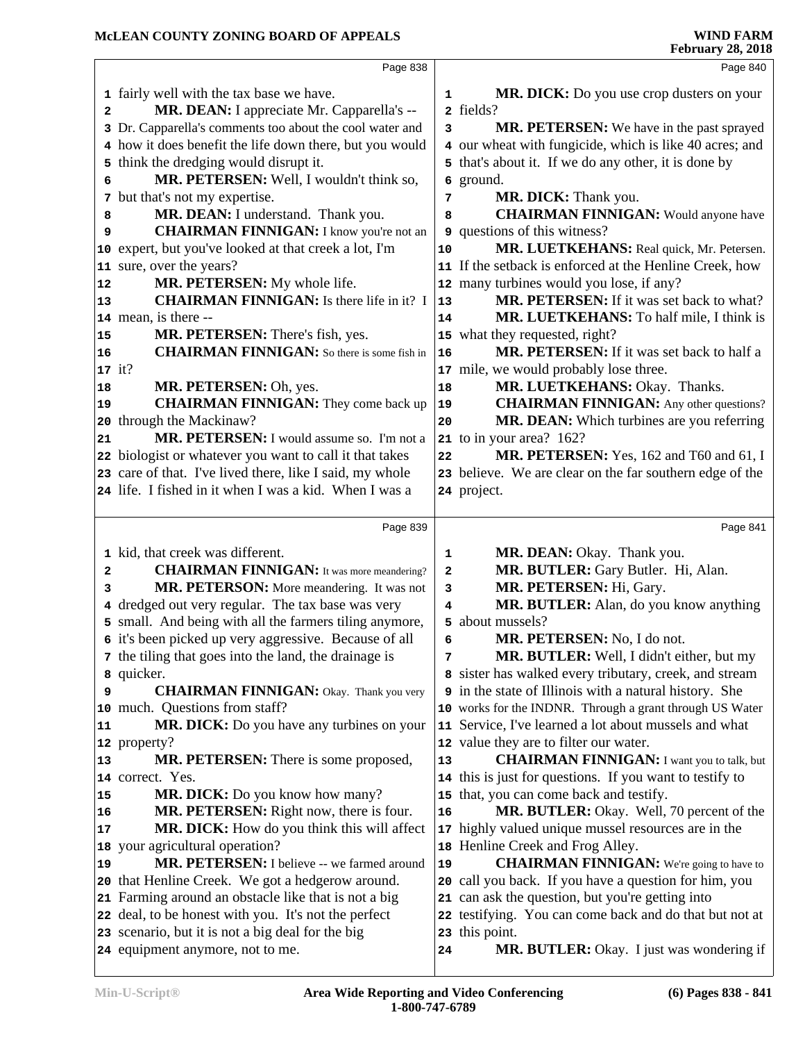Page 838

1 fairly well with the tax base we have.
2 **MR. DEAN:** I appreciate Mr. Capparella's --
3 Dr. Capparella's comments too about the cool water and
4 how it does benefit the life down there, but you would
5 think the dredging would disrupt it.
6 **MR. PETERSEN:** Well, I wouldn't think so,
7 but that's not my expertise.
8 **MR. DEAN:** I understand. Thank you.
9 **CHAIRMAN FINNIGAN:** I know you're not an
10 expert, but you've looked at that creek a lot, I'm
11 sure, over the years?
12 **MR. PETERSEN:** My whole life.
13 **CHAIRMAN FINNIGAN:** Is there life in it? I
14 mean, is there --
15 **MR. PETERSEN:** There's fish, yes.
16 **CHAIRMAN FINNIGAN:** So there is some fish in
17 it?
18 **MR. PETERSEN:** Oh, yes.
19 **CHAIRMAN FINNIGAN:** They come back up
20 through the Mackinaw?
21 **MR. PETERSEN:** I would assume so. I'm not a
22 biologist or whatever you want to call it that takes
23 care of that. I've lived there, like I said, my whole
24 life. I fished in it when I was a kid. When I was a

Page 839

1 kid, that creek was different.
2 **CHAIRMAN FINNIGAN:** It was more meandering?
3 **MR. PETERSON:** More meandering. It was not
4 dredged out very regular. The tax base was very
5 small. And being with all the farmers tiling anymore,
6 it's been picked up very aggressive. Because of all
7 the tiling that goes into the land, the drainage is
8 quicker.
9 **CHAIRMAN FINNIGAN:** Okay. Thank you very
10 much. Questions from staff?
11 **MR. DICK:** Do you have any turbines on your
12 property?
13 **MR. PETERSEN:** There is some proposed,
14 correct. Yes.
15 **MR. DICK:** Do you know how many?
16 **MR. PETERSEN:** Right now, there is four.
17 **MR. DICK:** How do you think this will affect
18 your agricultural operation?
19 **MR. PETERSEN:** I believe -- we farmed around
20 that Henline Creek. We got a hedgerow around.
21 Farming around an obstacle like that is not a big
22 deal, to be honest with you. It's not the perfect
23 scenario, but it is not a big deal for the big
24 equipment anymore, not to me.

Page 840

1 **MR. DICK:** Do you use crop dusters on your
2 fields?
3 **MR. PETERSEN:** We have in the past sprayed
4 our wheat with fungicide, which is like 40 acres; and
5 that's about it. If we do any other, it is done by
6 ground.
7 **MR. DICK:** Thank you.
8 **CHAIRMAN FINNIGAN:** Would anyone have
9 questions of this witness?
10 **MR. LUETKEHANS:** Real quick, Mr. Petersen.
11 If the setback is enforced at the Henline Creek, how
12 many turbines would you lose, if any?
13 **MR. PETERSEN:** If it was set back to what?
14 **MR. LUETKEHANS:** To half mile, I think is
15 what they requested, right?
16 **MR. PETERSEN:** If it was set back to half a
17 mile, we would probably lose three.
18 **MR. LUETKEHANS:** Okay. Thanks.
19 **CHAIRMAN FINNIGAN:** Any other questions?
20 **MR. DEAN:** Which turbines are you referring
21 to in your area? 162?
22 **MR. PETERSEN:** Yes, 162 and T60 and 61, I
23 believe. We are clear on the far southern edge of the
24 project.

Page 841

1 **MR. DEAN:** Okay. Thank you.
2 **MR. BUTLER:** Gary Butler. Hi, Alan.
3 **MR. PETERSEN:** Hi, Gary.
4 **MR. BUTLER:** Alan, do you know anything
5 about mussels?
6 **MR. PETERSEN:** No, I do not.
7 **MR. BUTLER:** Well, I didn't either, but my
8 sister has walked every tributary, creek, and stream
9 in the state of Illinois with a natural history. She
10 works for the INDNR. Through a grant through US Water
11 Service, I've learned a lot about mussels and what
12 value they are to filter our water.
13 **CHAIRMAN FINNIGAN:** I want you to talk, but
14 this is just for questions. If you want to testify to
15 that, you can come back and testify.
16 **MR. BUTLER:** Okay. Well, 70 percent of the
17 highly valued unique mussel resources are in the
18 Henline Creek and Frog Alley.
19 **CHAIRMAN FINNIGAN:** We're going to have to
20 call you back. If you have a question for him, you
21 can ask the question, but you're getting into
22 testifying. You can come back and do that but not at
23 this point.
24 **MR. BUTLER:** Okay. I just was wondering if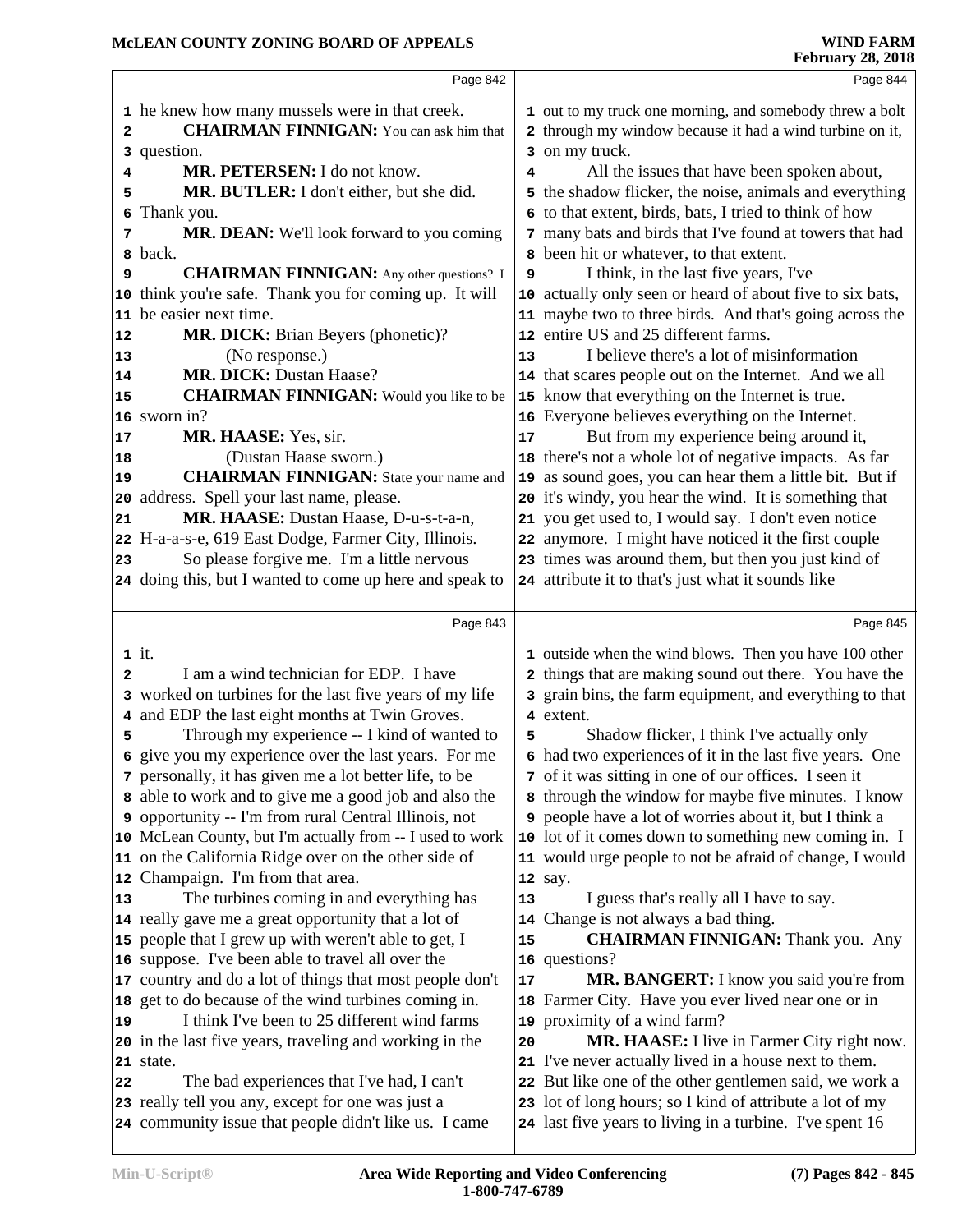he knew how many mussels were in that creek.

**CHAIRMAN FINNIGAN:** You can ask him that question.

**MR. PETERSEN:** I do not know.

**MR. BUTLER:** I don't either, but she did. Thank you.

**MR. DEAN:** We'll look forward to you coming back.

**CHAIRMAN FINNIGAN:** Any other questions? I think you're safe. Thank you for coming up. It will be easier next time.

**MR. DICK:** Brian Beyers (phonetic)?

(No response.)

**MR. DICK:** Dustan Haase?

**CHAIRMAN FINNIGAN:** Would you like to be sworn in?

**MR. HAASE:** Yes, sir.

(Dustan Haase sworn.)

**CHAIRMAN FINNIGAN:** State your name and address. Spell your last name, please.

**MR. HAASE:** Dustan Haase, D-u-s-t-a-n, H-a-a-s-e, 619 East Dodge, Farmer City, Illinois.

So please forgive me. I'm a little nervous doing this, but I wanted to come up here and speak to it.

I am a wind technician for EDP. I have worked on turbines for the last five years of my life and EDP the last eight months at Twin Groves.

Through my experience -- I kind of wanted to give you my experience over the last years. For me personally, it has given me a lot better life, to be able to work and to give me a good job and also the opportunity -- I'm from rural Central Illinois, not McLean County, but I'm actually from -- I used to work on the California Ridge over on the other side of Champaign. I'm from that area.

The turbines coming in and everything has really gave me a great opportunity that a lot of people that I grew up with weren't able to get, I suppose. I've been able to travel all over the country and do a lot of things that most people don't get to do because of the wind turbines coming in.

I think I've been to 25 different wind farms in the last five years, traveling and working in the state.

The bad experiences that I've had, I can't really tell you any, except for one was just a community issue that people didn't like us. I came out to my truck one morning, and somebody threw a bolt through my window because it had a wind turbine on it, on my truck.

All the issues that have been spoken about, the shadow flicker, the noise, animals and everything to that extent, birds, bats, I tried to think of how many bats and birds that I've found at towers that had been hit or whatever, to that extent.

I think, in the last five years, I've actually only seen or heard of about five to six bats, maybe two to three birds. And that's going across the entire US and 25 different farms.

I believe there's a lot of misinformation that scares people out on the Internet. And we all know that everything on the Internet is true. Everyone believes everything on the Internet.

But from my experience being around it, there's not a whole lot of negative impacts. As far as sound goes, you can hear them a little bit. But if it's windy, you hear the wind. It is something that you get used to, I would say. I don't even notice anymore. I might have noticed it the first couple times was around them, but then you just kind of attribute it to that's just what it sounds like outside when the wind blows. Then you have 100 other things that are making sound out there. You have the grain bins, the farm equipment, and everything to that extent.

Shadow flicker, I think I've actually only had two experiences of it in the last five years. One of it was sitting in one of our offices. I seen it through the window for maybe five minutes. I know people have a lot of worries about it, but I think a lot of it comes down to something new coming in. I would urge people to not be afraid of change, I would say.

I guess that's really all I have to say. Change is not always a bad thing.

**CHAIRMAN FINNIGAN:** Thank you. Any questions?

**MR. BANGERT:** I know you said you're from Farmer City. Have you ever lived near one or in proximity of a wind farm?

**MR. HAASE:** I live in Farmer City right now. I've never actually lived in a house next to them. But like one of the other gentlemen said, we work a lot of long hours; so I kind of attribute a lot of my last five years to living in a turbine. I've spent 16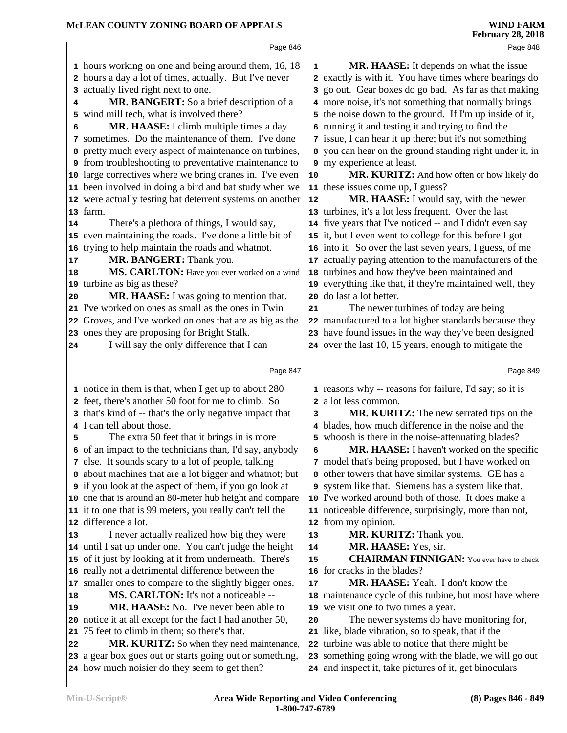Page 846

1 hours working on one and being around them, 16, 18
2 hours a day a lot of times, actually. But I've never
3 actually lived right next to one.
4 **MR. BANGERT:** So a brief description of a
5 wind mill tech, what is involved there?
6 **MR. HAASE:** I climb multiple times a day
7 sometimes. Do the maintenance of them. I've done
8 pretty much every aspect of maintenance on turbines,
9 from troubleshooting to preventative maintenance to
10 large correctives where we bring cranes in. I've even
11 been involved in doing a bird and bat study when we
12 were actually testing bat deterrent systems on another
13 farm.
14 There's a plethora of things, I would say,
15 even maintaining the roads. I've done a little bit of
16 trying to help maintain the roads and whatnot.
17 **MR. BANGERT:** Thank you.
18 **MS. CARLTON:** Have you ever worked on a wind
19 turbine as big as these?
20 **MR. HAASE:** I was going to mention that.
21 I've worked on ones as small as the ones in Twin
22 Groves, and I've worked on ones that are as big as the
23 ones they are proposing for Bright Stalk.
24 I will say the only difference that I can

Page 847

1 notice in them is that, when I get up to about 280
2 feet, there's another 50 foot for me to climb. So
3 that's kind of -- that's the only negative impact that
4 I can tell about those.
5 The extra 50 feet that it brings in is more
6 of an impact to the technicians than, I'd say, anybody
7 else. It sounds scary to a lot of people, talking
8 about machines that are a lot bigger and whatnot; but
9 if you look at the aspect of them, if you go look at
10 one that is around an 80-meter hub height and compare
11 it to one that is 99 meters, you really can't tell the
12 difference a lot.
13 I never actually realized how big they were
14 until I sat up under one. You can't judge the height
15 of it just by looking at it from underneath. There's
16 really not a detrimental difference between the
17 smaller ones to compare to the slightly bigger ones.
18 **MS. CARLTON:** It's not a noticeable --
19 **MR. HAASE:** No. I've never been able to
20 notice it at all except for the fact I had another 50,
21 75 feet to climb in them; so there's that.
22 **MR. KURITZ:** So when they need maintenance,
23 a gear box goes out or starts going out or something,
24 how much noisier do they seem to get then?

Page 848

1 **MR. HAASE:** It depends on what the issue
2 exactly is with it. You have times where bearings do
3 go out. Gear boxes do go bad. As far as that making
4 more noise, it's not something that normally brings
5 the noise down to the ground. If I'm up inside of it,
6 running it and testing it and trying to find the
7 issue, I can hear it up there; but it's not something
8 you can hear on the ground standing right under it, in
9 my experience at least.
10 **MR. KURITZ:** And how often or how likely do
11 these issues come up, I guess?
12 **MR. HAASE:** I would say, with the newer
13 turbines, it's a lot less frequent. Over the last
14 five years that I've noticed -- and I didn't even say
15 it, but I even went to college for this before I got
16 into it. So over the last seven years, I guess, of me
17 actually paying attention to the manufacturers of the
18 turbines and how they've been maintained and
19 everything like that, if they're maintained well, they
20 do last a lot better.
21 The newer turbines of today are being
22 manufactured to a lot higher standards because they
23 have found issues in the way they've been designed
24 over the last 10, 15 years, enough to mitigate the

Page 849

1 reasons why -- reasons for failure, I'd say; so it is
2 a lot less common.
3 **MR. KURITZ:** The new serrated tips on the
4 blades, how much difference in the noise and the
5 whoosh is there in the noise-attenuating blades?
6 **MR. HAASE:** I haven't worked on the specific
7 model that's being proposed, but I have worked on
8 other towers that have similar systems. GE has a
9 system like that. Siemens has a system like that.
10 I've worked around both of those. It does make a
11 noticeable difference, surprisingly, more than not,
12 from my opinion.
13 **MR. KURITZ:** Thank you.
14 **MR. HAASE:** Yes, sir.
15 **CHAIRMAN FINNIGAN:** You ever have to check
16 for cracks in the blades?
17 **MR. HAASE:** Yeah. I don't know the
18 maintenance cycle of this turbine, but most have where
19 we visit one to two times a year.
20 The newer systems do have monitoring for,
21 like, blade vibration, so to speak, that if the
22 turbine was able to notice that there might be
23 something going wrong with the blade, we will go out
24 and inspect it, take pictures of it, get binoculars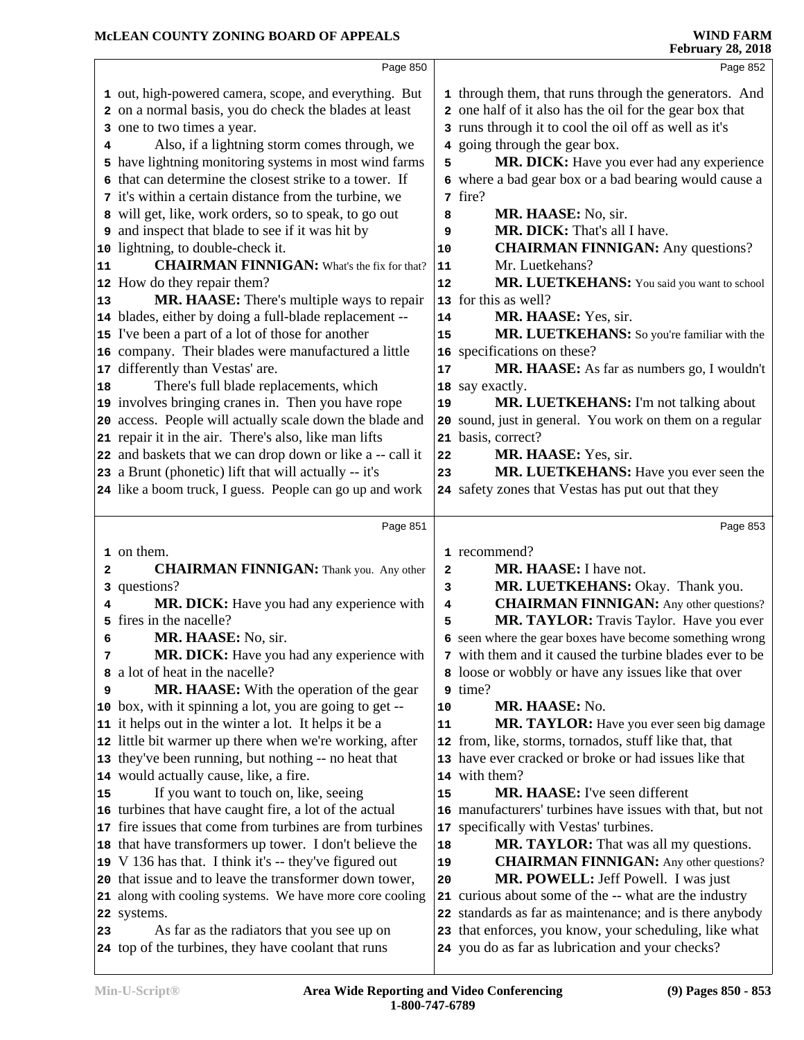out, high-powered camera, scope, and everything. But on a normal basis, you do check the blades at least one to two times a year.

Also, if a lightning storm comes through, we have lightning monitoring systems in most wind farms that can determine the closest strike to a tower. If it's within a certain distance from the turbine, we will get, like, work orders, so to speak, to go out and inspect that blade to see if it was hit by lightning, to double-check it.

**CHAIRMAN FINNIGAN:** What's the fix for that? How do they repair them?

**MR. HAASE:** There's multiple ways to repair blades, either by doing a full-blade replacement -- I've been a part of a lot of those for another company. Their blades were manufactured a little differently than Vestas' are.

There's full blade replacements, which involves bringing cranes in. Then you have rope access. People will actually scale down the blade and repair it in the air. There's also, like man lifts and baskets that we can drop down or like a -- call it a Brunt (phonetic) lift that will actually -- it's like a boom truck, I guess. People can go up and work on them.

**CHAIRMAN FINNIGAN:** Thank you. Any other questions?

**MR. DICK:** Have you had any experience with fires in the nacelle?

**MR. HAASE:** No, sir.

**MR. DICK:** Have you had any experience with a lot of heat in the nacelle?

**MR. HAASE:** With the operation of the gear box, with it spinning a lot, you are going to get -- it helps out in the winter a lot. It helps it be a little bit warmer up there when we're working, after they've been running, but nothing -- no heat that would actually cause, like, a fire.

If you want to touch on, like, seeing turbines that have caught fire, a lot of the actual fire issues that come from turbines are from turbines that have transformers up tower. I don't believe the V 136 has that. I think it's -- they've figured out that issue and to leave the transformer down tower, along with cooling systems. We have more core cooling systems.

As far as the radiators that you see up on top of the turbines, they have coolant that runs through them, that runs through the generators. And one half of it also has the oil for the gear box that runs through it to cool the oil off as well as it's going through the gear box.

**MR. DICK:** Have you ever had any experience where a bad gear box or a bad bearing would cause a fire?

**MR. HAASE:** No, sir.

**MR. DICK:** That's all I have.

**CHAIRMAN FINNIGAN:** Any questions? Mr. Luetkehans?

**MR. LUETKEHANS:** You said you want to school for this as well?

**MR. HAASE:** Yes, sir.

**MR. LUETKEHANS:** So you're familiar with the specifications on these?

**MR. HAASE:** As far as numbers go, I wouldn't say exactly.

**MR. LUETKEHANS:** I'm not talking about sound, just in general. You work on them on a regular basis, correct?

**MR. HAASE:** Yes, sir.

**MR. LUETKEHANS:** Have you ever seen the safety zones that Vestas has put out that they recommend?

**MR. HAASE:** I have not.

**MR. LUETKEHANS:** Okay. Thank you.

**CHAIRMAN FINNIGAN:** Any other questions?

**MR. TAYLOR:** Travis Taylor. Have you ever seen where the gear boxes have become something wrong with them and it caused the turbine blades ever to be loose or wobbly or have any issues like that over time?

**MR. HAASE:** No.

**MR. TAYLOR:** Have you ever seen big damage from, like, storms, tornados, stuff like that, that have ever cracked or broke or had issues like that with them?

**MR. HAASE:** I've seen different manufacturers' turbines have issues with that, but not specifically with Vestas' turbines.

**MR. TAYLOR:** That was all my questions.

**CHAIRMAN FINNIGAN:** Any other questions?

**MR. POWELL:** Jeff Powell. I was just curious about some of the -- what are the industry standards as far as maintenance; and is there anybody that enforces, you know, your scheduling, like what you do as far as lubrication and your checks?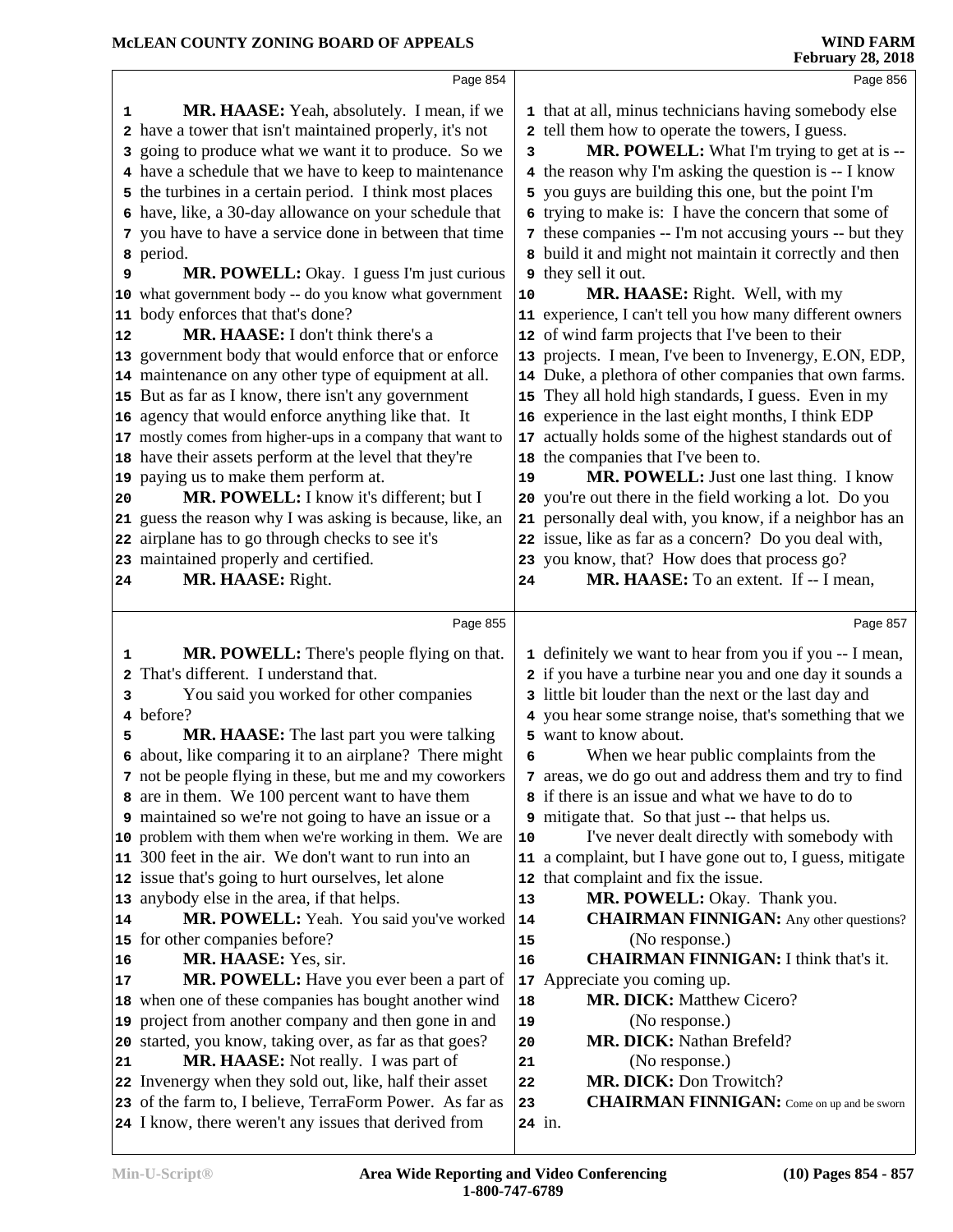MR. HAASE: Yeah, absolutely. I mean, if we have a tower that isn't maintained properly, it's not going to produce what we want it to produce. So we have a schedule that we have to keep to maintenance the turbines in a certain period. I think most places have, like, a 30-day allowance on your schedule that you have to have a service done in between that time period.

MR. POWELL: Okay. I guess I'm just curious what government body -- do you know what government body enforces that that's done?

MR. HAASE: I don't think there's a government body that would enforce that or enforce maintenance on any other type of equipment at all. But as far as I know, there isn't any government agency that would enforce anything like that. It mostly comes from higher-ups in a company that want to have their assets perform at the level that they're paying us to make them perform at.

MR. POWELL: I know it's different; but I guess the reason why I was asking is because, like, an airplane has to go through checks to see it's maintained properly and certified.

MR. HAASE: Right.

MR. POWELL: There's people flying on that. That's different. I understand that.

You said you worked for other companies before?

MR. HAASE: The last part you were talking about, like comparing it to an airplane? There might not be people flying in these, but me and my coworkers are in them. We 100 percent want to have them maintained so we're not going to have an issue or a problem with them when we're working in them. We are 300 feet in the air. We don't want to run into an issue that's going to hurt ourselves, let alone anybody else in the area, if that helps.

MR. POWELL: Yeah. You said you've worked for other companies before?

MR. HAASE: Yes, sir.

MR. POWELL: Have you ever been a part of when one of these companies has bought another wind project from another company and then gone in and started, you know, taking over, as far as that goes?

MR. HAASE: Not really. I was part of Invenergy when they sold out, like, half their asset of the farm to, I believe, TerraForm Power. As far as I know, there weren't any issues that derived from that at all, minus technicians having somebody else tell them how to operate the towers, I guess.

MR. POWELL: What I'm trying to get at is -- the reason why I'm asking the question is -- I know you guys are building this one, but the point I'm trying to make is: I have the concern that some of these companies -- I'm not accusing yours -- but they build it and might not maintain it correctly and then they sell it out.

MR. HAASE: Right. Well, with my experience, I can't tell you how many different owners of wind farm projects that I've been to their projects. I mean, I've been to Invenergy, E.ON, EDP, Duke, a plethora of other companies that own farms. They all hold high standards, I guess. Even in my experience in the last eight months, I think EDP actually holds some of the highest standards out of the companies that I've been to.

MR. POWELL: Just one last thing. I know you're out there in the field working a lot. Do you personally deal with, you know, if a neighbor has an issue, like as far as a concern? Do you deal with, you know, that? How does that process go?

MR. HAASE: To an extent. If -- I mean, definitely we want to hear from you if you -- I mean, if you have a turbine near you and one day it sounds a little bit louder than the next or the last day and you hear some strange noise, that's something that we want to know about.

When we hear public complaints from the areas, we do go out and address them and try to find if there is an issue and what we have to do to mitigate that. So that just -- that helps us.

I've never dealt directly with somebody with a complaint, but I have gone out to, I guess, mitigate that complaint and fix the issue.

MR. POWELL: Okay. Thank you.

CHAIRMAN FINNIGAN: Any other questions?

(No response.)

CHAIRMAN FINNIGAN: I think that's it. Appreciate you coming up.

MR. DICK: Matthew Cicero?

(No response.)

MR. DICK: Nathan Brefeld?

(No response.)

MR. DICK: Don Trowitch?

CHAIRMAN FINNIGAN: Come on up and be sworn in.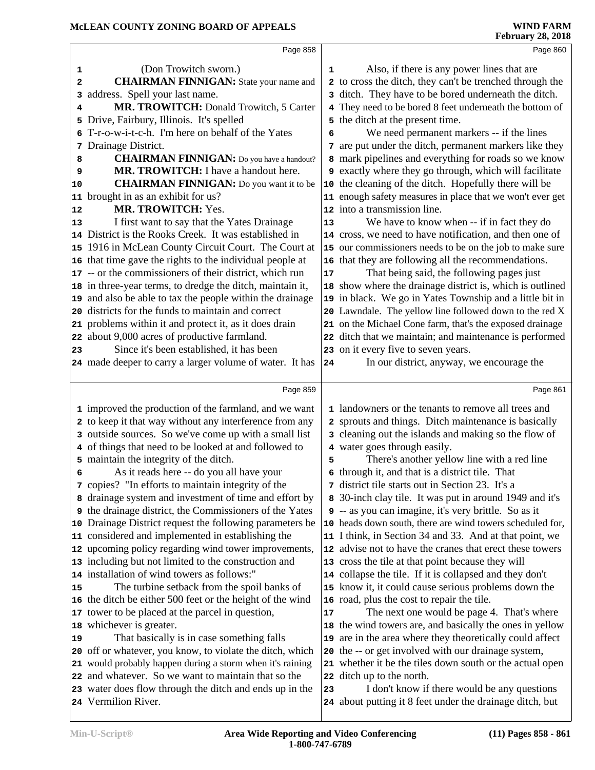(Don Trowitch sworn.)

**CHAIRMAN FINNIGAN:** State your name and address. Spell your last name.

**MR. TROWITCH:** Donald Trowitch, 5 Carter Drive, Fairbury, Illinois. It's spelled T-r-o-w-i-t-c-h. I'm here on behalf of the Yates Drainage District.

**CHAIRMAN FINNIGAN:** Do you have a handout?

**MR. TROWITCH:** I have a handout here.

**CHAIRMAN FINNIGAN:** Do you want it to be brought in as an exhibit for us?

**MR. TROWITCH:** Yes.

I first want to say that the Yates Drainage District is the Rooks Creek. It was established in 1916 in McLean County Circuit Court. The Court at that time gave the rights to the individual people at -- or the commissioners of their district, which run in three-year terms, to dredge the ditch, maintain it, and also be able to tax the people within the drainage districts for the funds to maintain and correct problems within it and protect it, as it does drain about 9,000 acres of productive farmland.

Since it's been established, it has been made deeper to carry a larger volume of water. It has improved the production of the farmland, and we want to keep it that way without any interference from any outside sources. So we've come up with a small list of things that need to be looked at and followed to maintain the integrity of the ditch.

As it reads here -- do you all have your copies? "In efforts to maintain integrity of the drainage system and investment of time and effort by the drainage district, the Commissioners of the Yates Drainage District request the following parameters be considered and implemented in establishing the upcoming policy regarding wind tower improvements, including but not limited to the construction and installation of wind towers as follows:"

The turbine setback from the spoil banks of the ditch be either 500 feet or the height of the wind tower to be placed at the parcel in question, whichever is greater.

That basically is in case something falls off or whatever, you know, to violate the ditch, which would probably happen during a storm when it's raining and whatever. So we want to maintain that so the water does flow through the ditch and ends up in the Vermilion River.

Also, if there is any power lines that are to cross the ditch, they can't be trenched through the ditch. They have to be bored underneath the ditch. They need to be bored 8 feet underneath the bottom of the ditch at the present time.

We need permanent markers -- if the lines are put under the ditch, permanent markers like they mark pipelines and everything for roads so we know exactly where they go through, which will facilitate the cleaning of the ditch. Hopefully there will be enough safety measures in place that we won't ever get into a transmission line.

We have to know when -- if in fact they do cross, we need to have notification, and then one of our commissioners needs to be on the job to make sure that they are following all the recommendations.

That being said, the following pages just show where the drainage district is, which is outlined in black. We go in Yates Township and a little bit in Lawndale. The yellow line followed down to the red X on the Michael Cone farm, that's the exposed drainage ditch that we maintain; and maintenance is performed on it every five to seven years.

In our district, anyway, we encourage the landowners or the tenants to remove all trees and sprouts and things. Ditch maintenance is basically cleaning out the islands and making so the flow of water goes through easily.

There's another yellow line with a red line through it, and that is a district tile. That district tile starts out in Section 23. It's a 30-inch clay tile. It was put in around 1949 and it's -- as you can imagine, it's very brittle. So as it heads down south, there are wind towers scheduled for, I think, in Section 34 and 33. And at that point, we advise not to have the cranes that erect these towers cross the tile at that point because they will collapse the tile. If it is collapsed and they don't know it, it could cause serious problems down the road, plus the cost to repair the tile.

The next one would be page 4. That's where the wind towers are, and basically the ones in yellow are in the area where they theoretically could affect the -- or get involved with our drainage system, whether it be the tiles down south or the actual open ditch up to the north.

I don't know if there would be any questions about putting it 8 feet under the drainage ditch, but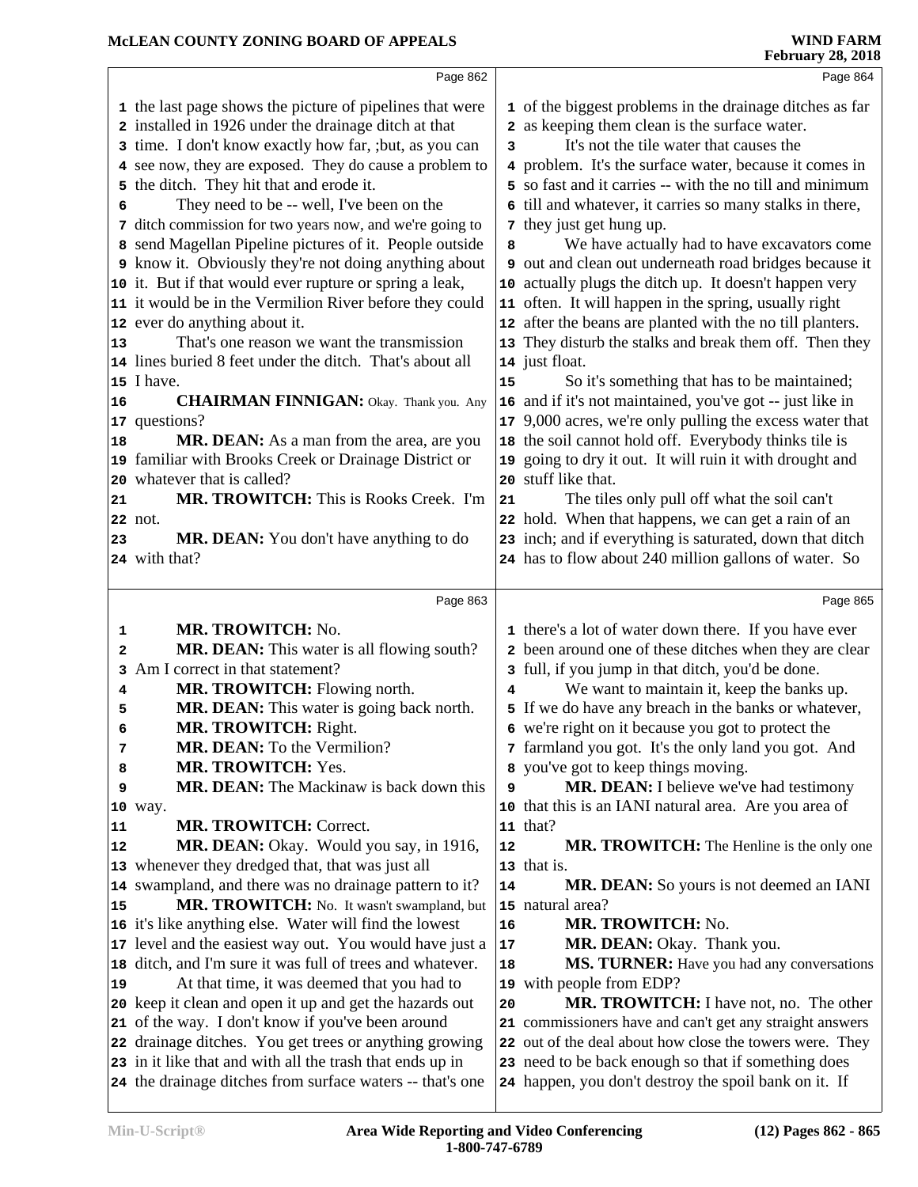the last page shows the picture of pipelines that were installed in 1926 under the drainage ditch at that time. I don't know exactly how far, ;but, as you can see now, they are exposed. They do cause a problem to the ditch. They hit that and erode it.

They need to be -- well, I've been on the ditch commission for two years now, and we're going to send Magellan Pipeline pictures of it. People outside know it. Obviously they're not doing anything about it. But if that would ever rupture or spring a leak, it would be in the Vermilion River before they could ever do anything about it.

That's one reason we want the transmission lines buried 8 feet under the ditch. That's about all I have.

**CHAIRMAN FINNIGAN:** Okay. Thank you. Any questions?

**MR. DEAN:** As a man from the area, are you familiar with Brooks Creek or Drainage District or whatever that is called?

**MR. TROWITCH:** This is Rooks Creek. I'm not.

**MR. DEAN:** You don't have anything to do with that?

**MR. TROWITCH:** No.

**MR. DEAN:** This water is all flowing south? Am I correct in that statement?

**MR. TROWITCH:** Flowing north.

**MR. DEAN:** This water is going back north.

**MR. TROWITCH:** Right.

**MR. DEAN:** To the Vermilion?

**MR. TROWITCH:** Yes.

**MR. DEAN:** The Mackinaw is back down this way.

**MR. TROWITCH:** Correct.

**MR. DEAN:** Okay. Would you say, in 1916, whenever they dredged that, that was just all swampland, and there was no drainage pattern to it?

**MR. TROWITCH:** No. It wasn't swampland, but it's like anything else. Water will find the lowest level and the easiest way out. You would have just a ditch, and I'm sure it was full of trees and whatever.

At that time, it was deemed that you had to keep it clean and open it up and get the hazards out of the way. I don't know if you've been around drainage ditches. You get trees or anything growing in it like that and with all the trash that ends up in the drainage ditches from surface waters -- that's one of the biggest problems in the drainage ditches as far as keeping them clean is the surface water.

It's not the tile water that causes the problem. It's the surface water, because it comes in so fast and it carries -- with the no till and minimum till and whatever, it carries so many stalks in there, they just get hung up.

We have actually had to have excavators come out and clean out underneath road bridges because it actually plugs the ditch up. It doesn't happen very often. It will happen in the spring, usually right after the beans are planted with the no till planters. They disturb the stalks and break them off. Then they just float.

So it's something that has to be maintained; and if it's not maintained, you've got -- just like in 9,000 acres, we're only pulling the excess water that the soil cannot hold off. Everybody thinks tile is going to dry it out. It will ruin it with drought and stuff like that.

The tiles only pull off what the soil can't hold. When that happens, we can get a rain of an inch; and if everything is saturated, down that ditch has to flow about 240 million gallons of water. So there's a lot of water down there. If you have ever been around one of these ditches when they are clear full, if you jump in that ditch, you'd be done.

We want to maintain it, keep the banks up. If we do have any breach in the banks or whatever, we're right on it because you got to protect the farmland you got. It's the only land you got. And you've got to keep things moving.

**MR. DEAN:** I believe we've had testimony that this is an IANI natural area. Are you area of that?

**MR. TROWITCH:** The Henline is the only one that is.

**MR. DEAN:** So yours is not deemed an IANI natural area?

**MR. TROWITCH:** No.

**MR. DEAN:** Okay. Thank you.

**MS. TURNER:** Have you had any conversations with people from EDP?

**MR. TROWITCH:** I have not, no. The other commissioners have and can't get any straight answers out of the deal about how close the towers were. They need to be back enough so that if something does happen, you don't destroy the spoil bank on it. If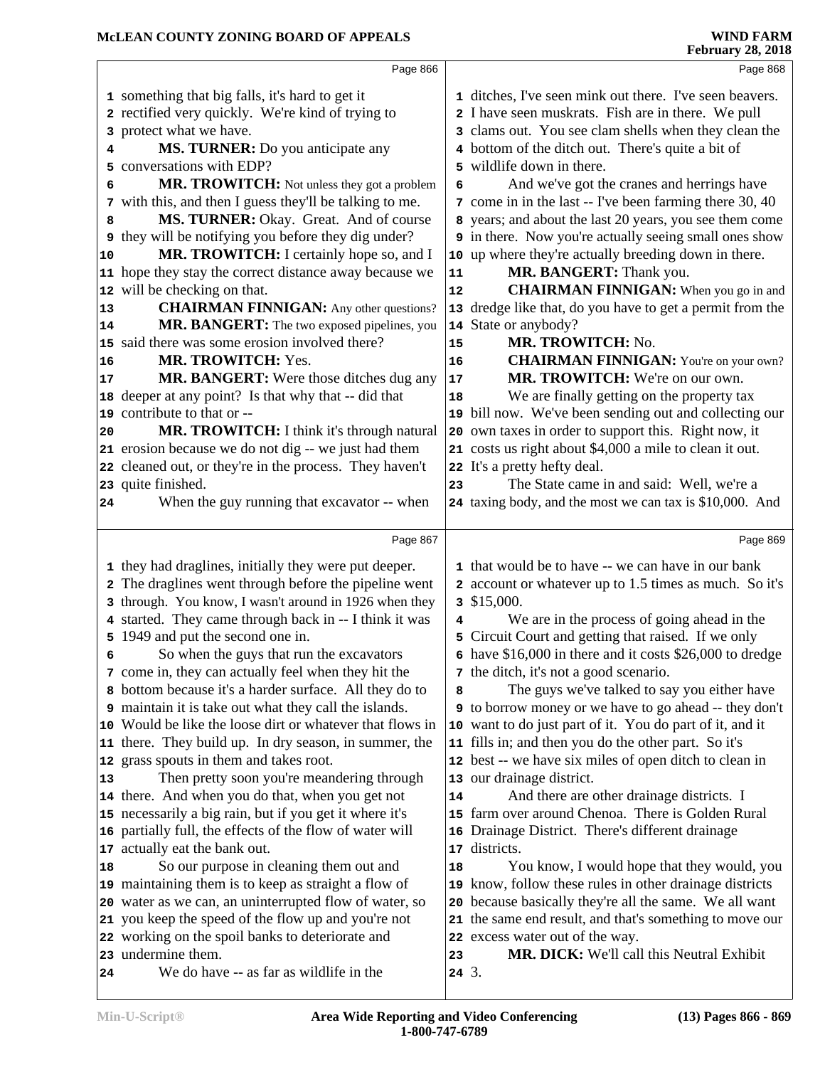Page 866

something that big falls, it's hard to get it rectified very quickly. We're kind of trying to protect what we have.

**MS. TURNER:** Do you anticipate any conversations with EDP?

**MR. TROWITCH:** Not unless they got a problem with this, and then I guess they'll be talking to me.

**MS. TURNER:** Okay. Great. And of course they will be notifying you before they dig under?

**MR. TROWITCH:** I certainly hope so, and I hope they stay the correct distance away because we will be checking on that.

**CHAIRMAN FINNIGAN:** Any other questions?

**MR. BANGERT:** The two exposed pipelines, you said there was some erosion involved there?

**MR. TROWITCH:** Yes.

**MR. BANGERT:** Were those ditches dug any deeper at any point? Is that why that -- did that contribute to that or --

**MR. TROWITCH:** I think it's through natural erosion because we do not dig -- we just had them cleaned out, or they're in the process. They haven't quite finished.

When the guy running that excavator -- when

Page 867

they had draglines, initially they were put deeper. The draglines went through before the pipeline went through. You know, I wasn't around in 1926 when they started. They came through back in -- I think it was 1949 and put the second one in.

So when the guys that run the excavators come in, they can actually feel when they hit the bottom because it's a harder surface. All they do to maintain it is take out what they call the islands. Would be like the loose dirt or whatever that flows in there. They build up. In dry season, in summer, the grass spouts in them and takes root.

Then pretty soon you're meandering through there. And when you do that, when you get not necessarily a big rain, but if you get it where it's partially full, the effects of the flow of water will actually eat the bank out.

So our purpose in cleaning them out and maintaining them is to keep as straight a flow of water as we can, an uninterrupted flow of water, so you keep the speed of the flow up and you're not working on the spoil banks to deteriorate and undermine them.

We do have -- as far as wildlife in the

Page 868

ditches, I've seen mink out there. I've seen beavers. I have seen muskrats. Fish are in there. We pull clams out. You see clam shells when they clean the bottom of the ditch out. There's quite a bit of wildlife down in there.

And we've got the cranes and herrings have come in in the last -- I've been farming there 30, 40 years; and about the last 20 years, you see them come in there. Now you're actually seeing small ones show up where they're actually breeding down in there.

**MR. BANGERT:** Thank you.

**CHAIRMAN FINNIGAN:** When you go in and dredge like that, do you have to get a permit from the State or anybody?

**MR. TROWITCH:** No.

**CHAIRMAN FINNIGAN:** You're on your own?

**MR. TROWITCH:** We're on our own.

We are finally getting on the property tax bill now. We've been sending out and collecting our own taxes in order to support this. Right now, it costs us right about $4,000 a mile to clean it out. It's a pretty hefty deal.

The State came in and said: Well, we're a taxing body, and the most we can tax is $10,000. And

Page 869

that would be to have -- we can have in our bank account or whatever up to 1.5 times as much. So it's $15,000.

We are in the process of going ahead in the Circuit Court and getting that raised. If we only have $16,000 in there and it costs $26,000 to dredge the ditch, it's not a good scenario.

The guys we've talked to say you either have to borrow money or we have to go ahead -- they don't want to do just part of it. You do part of it, and it fills in; and then you do the other part. So it's best -- we have six miles of open ditch to clean in our drainage district.

And there are other drainage districts. I farm over around Chenoa. There is Golden Rural Drainage District. There's different drainage districts.

You know, I would hope that they would, you know, follow these rules in other drainage districts because basically they're all the same. We all want the same end result, and that's something to move our excess water out of the way.

**MR. DICK:** We'll call this Neutral Exhibit 3.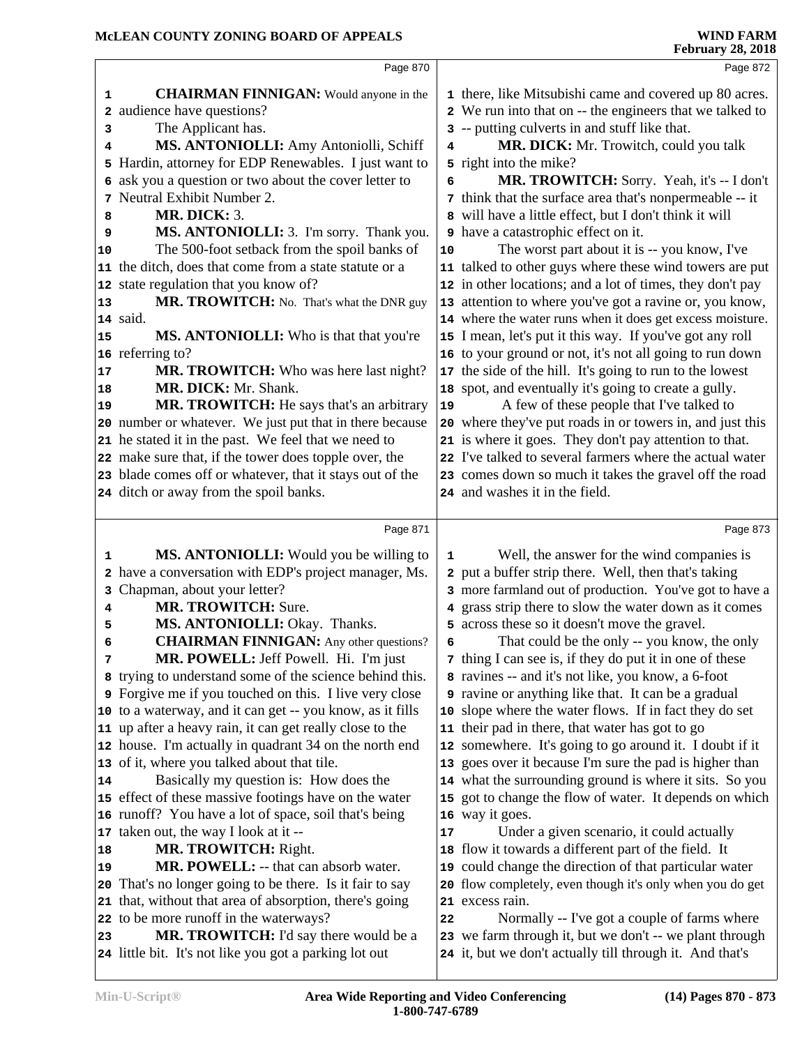Page 870

**CHAIRMAN FINNIGAN:** Would anyone in the audience have questions?

The Applicant has.

**MS. ANTONIOLLI:** Amy Antoniolli, Schiff Hardin, attorney for EDP Renewables. I just want to ask you a question or two about the cover letter to Neutral Exhibit Number 2.

**MR. DICK:** 3.

**MS. ANTONIOLLI:** 3. I'm sorry. Thank you.

The 500-foot setback from the spoil banks of the ditch, does that come from a state statute or a state regulation that you know of?

**MR. TROWITCH:** No. That's what the DNR guy said.

**MS. ANTONIOLLI:** Who is that that you're referring to?

**MR. TROWITCH:** Who was here last night?

**MR. DICK:** Mr. Shank.

**MR. TROWITCH:** He says that's an arbitrary number or whatever. We just put that in there because he stated it in the past. We feel that we need to make sure that, if the tower does topple over, the blade comes off or whatever, that it stays out of the ditch or away from the spoil banks.

Page 871

**MS. ANTONIOLLI:** Would you be willing to have a conversation with EDP's project manager, Ms. Chapman, about your letter?

**MR. TROWITCH:** Sure.

**MS. ANTONIOLLI:** Okay. Thanks.

**CHAIRMAN FINNIGAN:** Any other questions?

**MR. POWELL:** Jeff Powell. Hi. I'm just trying to understand some of the science behind this. Forgive me if you touched on this. I live very close to a waterway, and it can get -- you know, as it fills up after a heavy rain, it can get really close to the house. I'm actually in quadrant 34 on the north end of it, where you talked about that tile.

Basically my question is: How does the effect of these massive footings have on the water runoff? You have a lot of space, soil that's being taken out, the way I look at it --

**MR. TROWITCH:** Right.

**MR. POWELL:** -- that can absorb water. That's no longer going to be there. Is it fair to say that, without that area of absorption, there's going to be more runoff in the waterways?

**MR. TROWITCH:** I'd say there would be a little bit. It's not like you got a parking lot out

Page 872

there, like Mitsubishi came and covered up 80 acres. We run into that on -- the engineers that we talked to -- putting culverts in and stuff like that.

**MR. DICK:** Mr. Trowitch, could you talk right into the mike?

**MR. TROWITCH:** Sorry. Yeah, it's -- I don't think that the surface area that's nonpermeable -- it will have a little effect, but I don't think it will have a catastrophic effect on it.

The worst part about it is -- you know, I've talked to other guys where these wind towers are put in other locations; and a lot of times, they don't pay attention to where you've got a ravine or, you know, where the water runs when it does get excess moisture. I mean, let's put it this way. If you've got any roll to your ground or not, it's not all going to run down the side of the hill. It's going to run to the lowest spot, and eventually it's going to create a gully.

A few of these people that I've talked to where they've put roads in or towers in, and just this is where it goes. They don't pay attention to that. I've talked to several farmers where the actual water comes down so much it takes the gravel off the road and washes it in the field.

Page 873

Well, the answer for the wind companies is put a buffer strip there. Well, then that's taking more farmland out of production. You've got to have a grass strip there to slow the water down as it comes across these so it doesn't move the gravel.

That could be the only -- you know, the only thing I can see is, if they do put it in one of these ravines -- and it's not like, you know, a 6-foot ravine or anything like that. It can be a gradual slope where the water flows. If in fact they do set their pad in there, that water has got to go somewhere. It's going to go around it. I doubt if it goes over it because I'm sure the pad is higher than what the surrounding ground is where it sits. So you got to change the flow of water. It depends on which way it goes.

Under a given scenario, it could actually flow it towards a different part of the field. It could change the direction of that particular water flow completely, even though it's only when you do get excess rain.

Normally -- I've got a couple of farms where we farm through it, but we don't -- we plant through it, but we don't actually till through it. And that's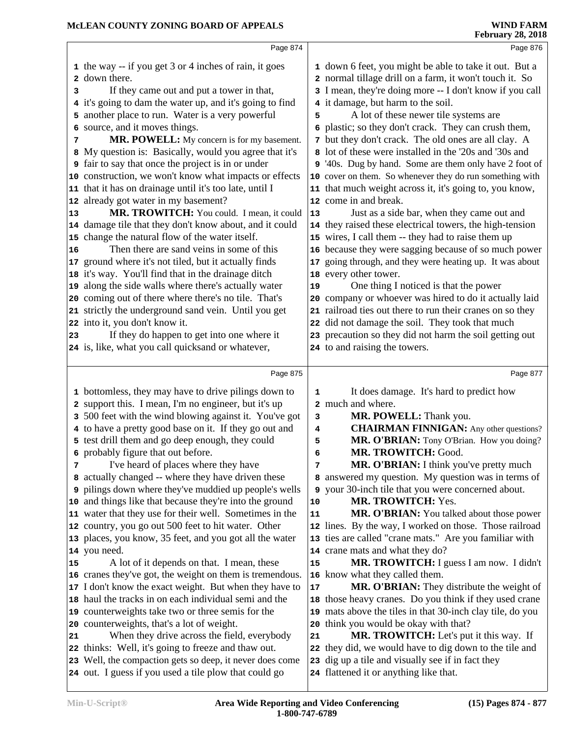the way -- if you get 3 or 4 inches of rain, it goes down there.

If they came out and put a tower in that, it's going to dam the water up, and it's going to find another place to run. Water is a very powerful source, and it moves things.

**MR. POWELL:** My concern is for my basement. My question is: Basically, would you agree that it's fair to say that once the project is in or under construction, we won't know what impacts or effects that it has on drainage until it's too late, until I already got water in my basement?

**MR. TROWITCH:** You could. I mean, it could damage tile that they don't know about, and it could change the natural flow of the water itself.

Then there are sand veins in some of this ground where it's not tiled, but it actually finds it's way. You'll find that in the drainage ditch along the side walls where there's actually water coming out of there where there's no tile. That's strictly the underground sand vein. Until you get into it, you don't know it.

If they do happen to get into one where it is, like, what you call quicksand or whatever, bottomless, they may have to drive pilings down to support this. I mean, I'm no engineer, but it's up 500 feet with the wind blowing against it. You've got to have a pretty good base on it. If they go out and test drill them and go deep enough, they could probably figure that out before.

I've heard of places where they have actually changed -- where they have driven these pilings down where they've muddied up people's wells and things like that because they're into the ground water that they use for their well. Sometimes in the country, you go out 500 feet to hit water. Other places, you know, 35 feet, and you got all the water you need.

A lot of it depends on that. I mean, these cranes they've got, the weight on them is tremendous. I don't know the exact weight. But when they have to haul the tracks in on each individual semi and the counterweights take two or three semis for the counterweights, that's a lot of weight.

When they drive across the field, everybody thinks: Well, it's going to freeze and thaw out. Well, the compaction gets so deep, it never does come out. I guess if you used a tile plow that could go down 6 feet, you might be able to take it out. But a normal tillage drill on a farm, it won't touch it. So I mean, they're doing more -- I don't know if you call it damage, but harm to the soil.

A lot of these newer tile systems are plastic; so they don't crack. They can crush them, but they don't crack. The old ones are all clay. A lot of these were installed in the '20s and '30s and '40s. Dug by hand. Some are them only have 2 foot of cover on them. So whenever they do run something with that much weight across it, it's going to, you know, come in and break.

Just as a side bar, when they came out and they raised these electrical towers, the high-tension wires, I call them -- they had to raise them up because they were sagging because of so much power going through, and they were heating up. It was about every other tower.

One thing I noticed is that the power company or whoever was hired to do it actually laid railroad ties out there to run their cranes on so they did not damage the soil. They took that much precaution so they did not harm the soil getting out to and raising the towers.

It does damage. It's hard to predict how much and where.

**MR. POWELL:** Thank you.

**CHAIRMAN FINNIGAN:** Any other questions?

**MR. O'BRIAN:** Tony O'Brian. How you doing?

**MR. TROWITCH:** Good.

**MR. O'BRIAN:** I think you've pretty much answered my question. My question was in terms of your 30-inch tile that you were concerned about.

**MR. TROWITCH:** Yes.

**MR. O'BRIAN:** You talked about those power lines. By the way, I worked on those. Those railroad ties are called "crane mats." Are you familiar with crane mats and what they do?

**MR. TROWITCH:** I guess I am now. I didn't know what they called them.

**MR. O'BRIAN:** They distribute the weight of those heavy cranes. Do you think if they used crane mats above the tiles in that 30-inch clay tile, do you think you would be okay with that?

**MR. TROWITCH:** Let's put it this way. If they did, we would have to dig down to the tile and dig up a tile and visually see if in fact they flattened it or anything like that.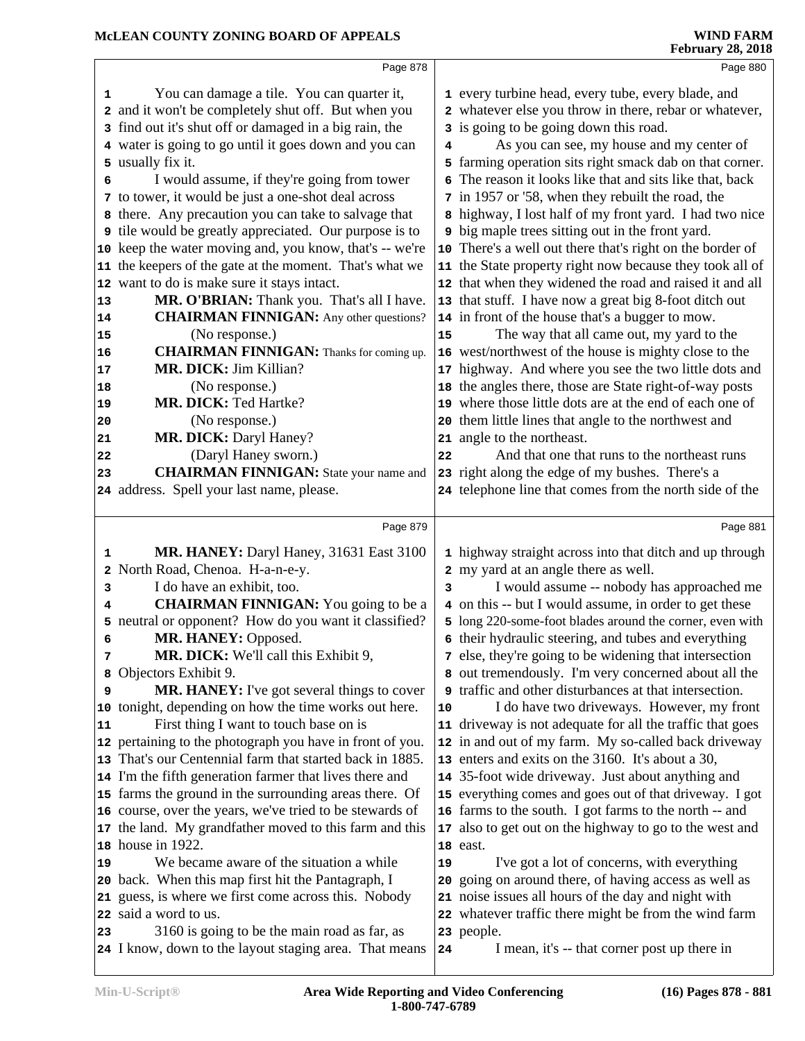You can damage a tile. You can quarter it, and it won't be completely shut off. But when you find out it's shut off or damaged in a big rain, the water is going to go until it goes down and you can usually fix it.

I would assume, if they're going from tower to tower, it would be just a one-shot deal across there. Any precaution you can take to salvage that tile would be greatly appreciated. Our purpose is to keep the water moving and, you know, that's -- we're the keepers of the gate at the moment. That's what we want to do is make sure it stays intact.

**MR. O'BRIAN:** Thank you. That's all I have.

**CHAIRMAN FINNIGAN:** Any other questions?

(No response.)

**CHAIRMAN FINNIGAN:** Thanks for coming up.

**MR. DICK:** Jim Killian?

(No response.)

**MR. DICK:** Ted Hartke?

(No response.)

**MR. DICK:** Daryl Haney?

(Daryl Haney sworn.)

**CHAIRMAN FINNIGAN:** State your name and address. Spell your last name, please.

**MR. HANEY:** Daryl Haney, 31631 East 3100 North Road, Chenoa. H-a-n-e-y.

I do have an exhibit, too.

**CHAIRMAN FINNIGAN:** You going to be a neutral or opponent? How do you want it classified?

**MR. HANEY:** Opposed.

**MR. DICK:** We'll call this Exhibit 9, Objectors Exhibit 9.

**MR. HANEY:** I've got several things to cover tonight, depending on how the time works out here.

First thing I want to touch base on is pertaining to the photograph you have in front of you. That's our Centennial farm that started back in 1885. I'm the fifth generation farmer that lives there and farms the ground in the surrounding areas there. Of course, over the years, we've tried to be stewards of the land. My grandfather moved to this farm and this house in 1922.

We became aware of the situation a while back. When this map first hit the Pantagraph, I guess, is where we first come across this. Nobody said a word to us.

3160 is going to be the main road as far, as I know, down to the layout staging area. That means every turbine head, every tube, every blade, and whatever else you throw in there, rebar or whatever, is going to be going down this road.

As you can see, my house and my center of farming operation sits right smack dab on that corner. The reason it looks like that and sits like that, back in 1957 or '58, when they rebuilt the road, the highway, I lost half of my front yard. I had two nice big maple trees sitting out in the front yard. There's a well out there that's right on the border of the State property right now because they took all of that when they widened the road and raised it and all that stuff. I have now a great big 8-foot ditch out in front of the house that's a bugger to mow.

The way that all came out, my yard to the west/northwest of the house is mighty close to the highway. And where you see the two little dots and the angles there, those are State right-of-way posts where those little dots are at the end of each one of them little lines that angle to the northwest and angle to the northeast.

And that one that runs to the northeast runs right along the edge of my bushes. There's a telephone line that comes from the north side of the highway straight across into that ditch and up through my yard at an angle there as well.

I would assume -- nobody has approached me on this -- but I would assume, in order to get these long 220-some-foot blades around the corner, even with their hydraulic steering, and tubes and everything else, they're going to be widening that intersection out tremendously. I'm very concerned about all the traffic and other disturbances at that intersection.

I do have two driveways. However, my front driveway is not adequate for all the traffic that goes in and out of my farm. My so-called back driveway enters and exits on the 3160. It's about a 30, 35-foot wide driveway. Just about anything and everything comes and goes out of that driveway. I got farms to the south. I got farms to the north -- and also to get out on the highway to go to the west and east.

I've got a lot of concerns, with everything going on around there, of having access as well as noise issues all hours of the day and night with whatever traffic there might be from the wind farm people.

I mean, it's -- that corner post up there in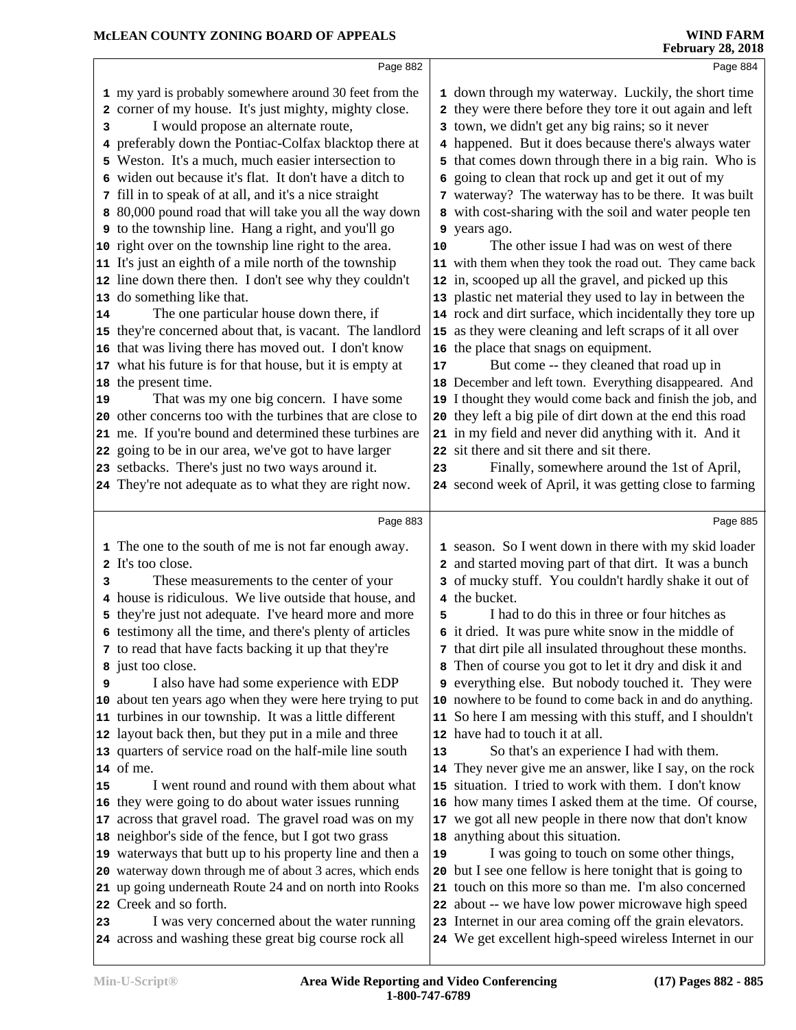Page 882

1 my yard is probably somewhere around 30 feet from the
2 corner of my house. It's just mighty, mighty close.
3 I would propose an alternate route,
4 preferably down the Pontiac-Colfax blacktop there at
5 Weston. It's a much, much easier intersection to
6 widen out because it's flat. It don't have a ditch to
7 fill in to speak of at all, and it's a nice straight
8 80,000 pound road that will take you all the way down
9 to the township line. Hang a right, and you'll go
10 right over on the township line right to the area.
11 It's just an eighth of a mile north of the township
12 line down there then. I don't see why they couldn't
13 do something like that.
14 The one particular house down there, if
15 they're concerned about that, is vacant. The landlord
16 that was living there has moved out. I don't know
17 what his future is for that house, but it is empty at
18 the present time.
19 That was my one big concern. I have some
20 other concerns too with the turbines that are close to
21 me. If you're bound and determined these turbines are
22 going to be in our area, we've got to have larger
23 setbacks. There's just no two ways around it.
24 They're not adequate as to what they are right now.

Page 883

1 The one to the south of me is not far enough away.
2 It's too close.
3 These measurements to the center of your
4 house is ridiculous. We live outside that house, and
5 they're just not adequate. I've heard more and more
6 testimony all the time, and there's plenty of articles
7 to read that have facts backing it up that they're
8 just too close.
9 I also have had some experience with EDP
10 about ten years ago when they were here trying to put
11 turbines in our township. It was a little different
12 layout back then, but they put in a mile and three
13 quarters of service road on the half-mile line south
14 of me.
15 I went round and round with them about what
16 they were going to do about water issues running
17 across that gravel road. The gravel road was on my
18 neighbor's side of the fence, but I got two grass
19 waterways that butt up to his property line and then a
20 waterway down through me of about 3 acres, which ends
21 up going underneath Route 24 and on north into Rooks
22 Creek and so forth.
23 I was very concerned about the water running
24 across and washing these great big course rock all

Page 884

1 down through my waterway. Luckily, the short time
2 they were there before they tore it out again and left
3 town, we didn't get any big rains; so it never
4 happened. But it does because there's always water
5 that comes down through there in a big rain. Who is
6 going to clean that rock up and get it out of my
7 waterway? The waterway has to be there. It was built
8 with cost-sharing with the soil and water people ten
9 years ago.
10 The other issue I had was on west of there
11 with them when they took the road out. They came back
12 in, scooped up all the gravel, and picked up this
13 plastic net material they used to lay in between the
14 rock and dirt surface, which incidentally they tore up
15 as they were cleaning and left scraps of it all over
16 the place that snags on equipment.
17 But come -- they cleaned that road up in
18 December and left town. Everything disappeared. And
19 I thought they would come back and finish the job, and
20 they left a big pile of dirt down at the end this road
21 in my field and never did anything with it. And it
22 sit there and sit there and sit there.
23 Finally, somewhere around the 1st of April,
24 second week of April, it was getting close to farming

Page 885

1 season. So I went down in there with my skid loader
2 and started moving part of that dirt. It was a bunch
3 of mucky stuff. You couldn't hardly shake it out of
4 the bucket.
5 I had to do this in three or four hitches as
6 it dried. It was pure white snow in the middle of
7 that dirt pile all insulated throughout these months.
8 Then of course you got to let it dry and disk it and
9 everything else. But nobody touched it. They were
10 nowhere to be found to come back in and do anything.
11 So here I am messing with this stuff, and I shouldn't
12 have had to touch it at all.
13 So that's an experience I had with them.
14 They never give me an answer, like I say, on the rock
15 situation. I tried to work with them. I don't know
16 how many times I asked them at the time. Of course,
17 we got all new people in there now that don't know
18 anything about this situation.
19 I was going to touch on some other things,
20 but I see one fellow is here tonight that is going to
21 touch on this more so than me. I'm also concerned
22 about -- we have low power microwave high speed
23 Internet in our area coming off the grain elevators.
24 We get excellent high-speed wireless Internet in our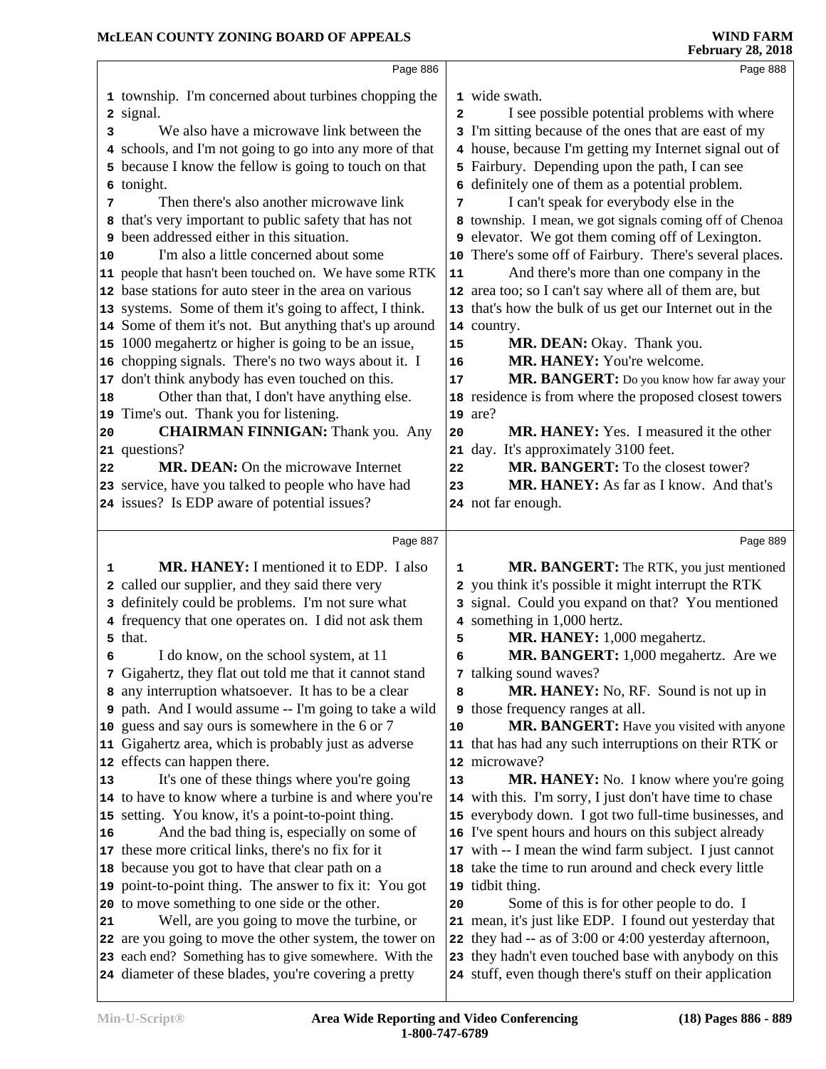township. I'm concerned about turbines chopping the signal.

We also have a microwave link between the schools, and I'm not going to go into any more of that because I know the fellow is going to touch on that tonight.

Then there's also another microwave link that's very important to public safety that has not been addressed either in this situation.

I'm also a little concerned about some people that hasn't been touched on. We have some RTK base stations for auto steer in the area on various systems. Some of them it's going to affect, I think. Some of them it's not. But anything that's up around 1000 megahertz or higher is going to be an issue, chopping signals. There's no two ways about it. I don't think anybody has even touched on this.

Other than that, I don't have anything else. Time's out. Thank you for listening.

**CHAIRMAN FINNIGAN:** Thank you. Any questions?

**MR. DEAN:** On the microwave Internet service, have you talked to people who have had issues? Is EDP aware of potential issues?

**MR. HANEY:** I mentioned it to EDP. I also called our supplier, and they said there very definitely could be problems. I'm not sure what frequency that one operates on. I did not ask them that.

I do know, on the school system, at 11 Gigahertz, they flat out told me that it cannot stand any interruption whatsoever. It has to be a clear path. And I would assume -- I'm going to take a wild guess and say ours is somewhere in the 6 or 7 Gigahertz area, which is probably just as adverse effects can happen there.

It's one of these things where you're going to have to know where a turbine is and where you're setting. You know, it's a point-to-point thing.

And the bad thing is, especially on some of these more critical links, there's no fix for it because you got to have that clear path on a point-to-point thing. The answer to fix it: You got to move something to one side or the other.

Well, are you going to move the turbine, or are you going to move the other system, the tower on each end? Something has to give somewhere. With the diameter of these blades, you're covering a pretty wide swath.

I see possible potential problems with where I'm sitting because of the ones that are east of my house, because I'm getting my Internet signal out of Fairbury. Depending upon the path, I can see definitely one of them as a potential problem.

I can't speak for everybody else in the township. I mean, we got signals coming off of Chenoa elevator. We got them coming off of Lexington. There's some off of Fairbury. There's several places.

And there's more than one company in the area too; so I can't say where all of them are, but that's how the bulk of us get our Internet out in the country.

**MR. DEAN:** Okay. Thank you.

**MR. HANEY:** You're welcome.

**MR. BANGERT:** Do you know how far away your residence is from where the proposed closest towers are?

**MR. HANEY:** Yes. I measured it the other day. It's approximately 3100 feet.

**MR. BANGERT:** To the closest tower?

**MR. HANEY:** As far as I know. And that's not far enough.

**MR. BANGERT:** The RTK, you just mentioned you think it's possible it might interrupt the RTK signal. Could you expand on that? You mentioned something in 1,000 hertz.

**MR. HANEY:** 1,000 megahertz.

**MR. BANGERT:** 1,000 megahertz. Are we talking sound waves?

**MR. HANEY:** No, RF. Sound is not up in those frequency ranges at all.

**MR. BANGERT:** Have you visited with anyone that has had any such interruptions on their RTK or microwave?

**MR. HANEY:** No. I know where you're going with this. I'm sorry, I just don't have time to chase everybody down. I got two full-time businesses, and I've spent hours and hours on this subject already with -- I mean the wind farm subject. I just cannot take the time to run around and check every little tidbit thing.

Some of this is for other people to do. I mean, it's just like EDP. I found out yesterday that they had -- as of 3:00 or 4:00 yesterday afternoon, they hadn't even touched base with anybody on this stuff, even though there's stuff on their application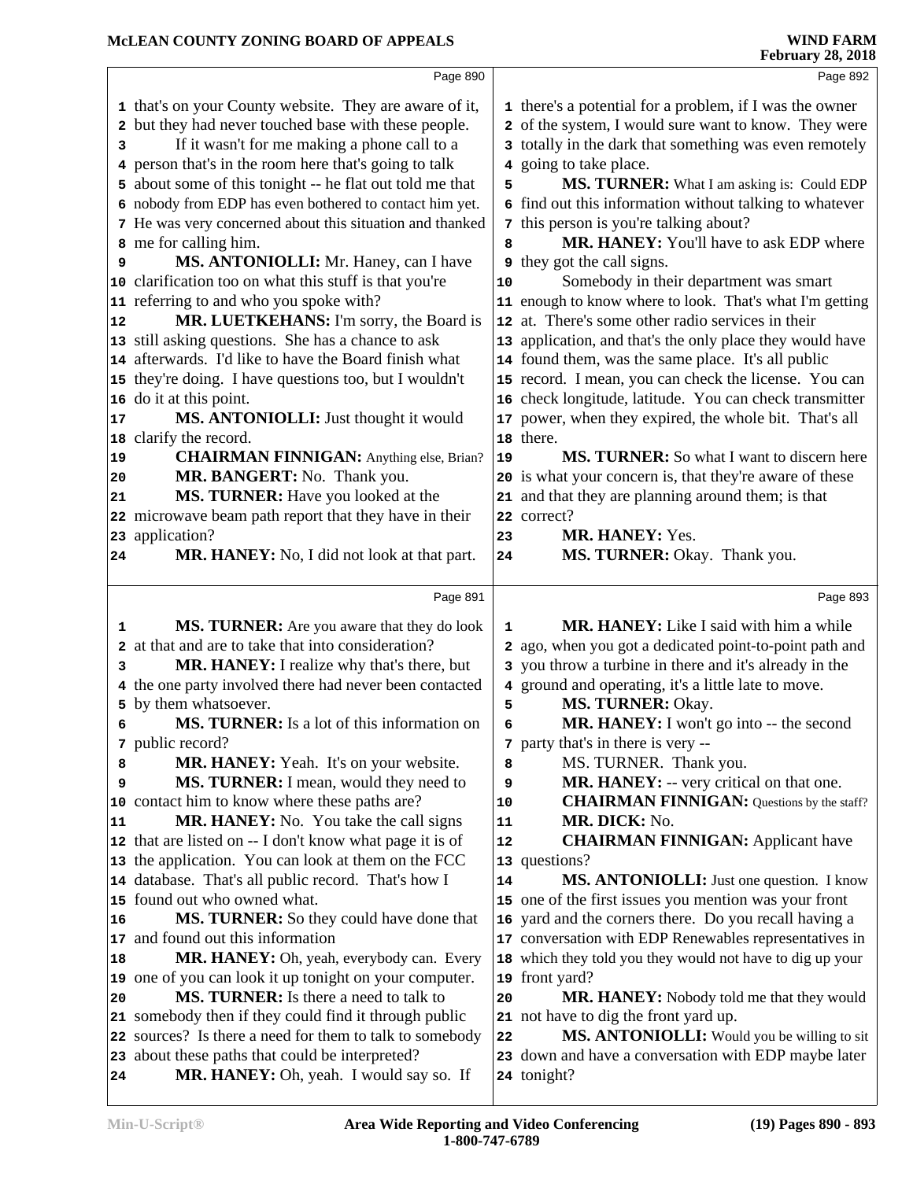Page 890

1 that's on your County website. They are aware of it,
2 but they had never touched base with these people.
3 If it wasn't for me making a phone call to a
4 person that's in the room here that's going to talk
5 about some of this tonight -- he flat out told me that
6 nobody from EDP has even bothered to contact him yet.
7 He was very concerned about this situation and thanked
8 me for calling him.
9 **MS. ANTONIOLLI:** Mr. Haney, can I have
10 clarification too on what this stuff is that you're
11 referring to and who you spoke with?
12 **MR. LUETKEHANS:** I'm sorry, the Board is
13 still asking questions. She has a chance to ask
14 afterwards. I'd like to have the Board finish what
15 they're doing. I have questions too, but I wouldn't
16 do it at this point.
17 **MS. ANTONIOLLI:** Just thought it would
18 clarify the record.
19 **CHAIRMAN FINNIGAN:** Anything else, Brian?
20 **MR. BANGERT:** No. Thank you.
21 **MS. TURNER:** Have you looked at the
22 microwave beam path report that they have in their
23 application?
24 **MR. HANEY:** No, I did not look at that part.

Page 891

1 **MS. TURNER:** Are you aware that they do look
2 at that and are to take that into consideration?
3 **MR. HANEY:** I realize why that's there, but
4 the one party involved there had never been contacted
5 by them whatsoever.
6 **MS. TURNER:** Is a lot of this information on
7 public record?
8 **MR. HANEY:** Yeah. It's on your website.
9 **MS. TURNER:** I mean, would they need to
10 contact him to know where these paths are?
11 **MR. HANEY:** No. You take the call signs
12 that are listed on -- I don't know what page it is of
13 the application. You can look at them on the FCC
14 database. That's all public record. That's how I
15 found out who owned what.
16 **MS. TURNER:** So they could have done that
17 and found out this information
18 **MR. HANEY:** Oh, yeah, everybody can. Every
19 one of you can look it up tonight on your computer.
20 **MS. TURNER:** Is there a need to talk to
21 somebody then if they could find it through public
22 sources? Is there a need for them to talk to somebody
23 about these paths that could be interpreted?
24 **MR. HANEY:** Oh, yeah. I would say so. If

Page 892

1 there's a potential for a problem, if I was the owner
2 of the system, I would sure want to know. They were
3 totally in the dark that something was even remotely
4 going to take place.
5 **MS. TURNER:** What I am asking is: Could EDP
6 find out this information without talking to whatever
7 this person is you're talking about?
8 **MR. HANEY:** You'll have to ask EDP where
9 they got the call signs.
10 Somebody in their department was smart
11 enough to know where to look. That's what I'm getting
12 at. There's some other radio services in their
13 application, and that's the only place they would have
14 found them, was the same place. It's all public
15 record. I mean, you can check the license. You can
16 check longitude, latitude. You can check transmitter
17 power, when they expired, the whole bit. That's all
18 there.
19 **MS. TURNER:** So what I want to discern here
20 is what your concern is, that they're aware of these
21 and that they are planning around them; is that
22 correct?
23 **MR. HANEY:** Yes.
24 **MS. TURNER:** Okay. Thank you.

Page 893

1 **MR. HANEY:** Like I said with him a while
2 ago, when you got a dedicated point-to-point path and
3 you throw a turbine in there and it's already in the
4 ground and operating, it's a little late to move.
5 **MS. TURNER:** Okay.
6 **MR. HANEY:** I won't go into -- the second
7 party that's in there is very --
8 MS. TURNER. Thank you.
9 **MR. HANEY:** -- very critical on that one.
10 **CHAIRMAN FINNIGAN:** Questions by the staff?
11 **MR. DICK:** No.
12 **CHAIRMAN FINNIGAN:** Applicant have
13 questions?
14 **MS. ANTONIOLLI:** Just one question. I know
15 one of the first issues you mention was your front
16 yard and the corners there. Do you recall having a
17 conversation with EDP Renewables representatives in
18 which they told you they would not have to dig up your
19 front yard?
20 **MR. HANEY:** Nobody told me that they would
21 not have to dig the front yard up.
22 **MS. ANTONIOLLI:** Would you be willing to sit
23 down and have a conversation with EDP maybe later
24 tonight?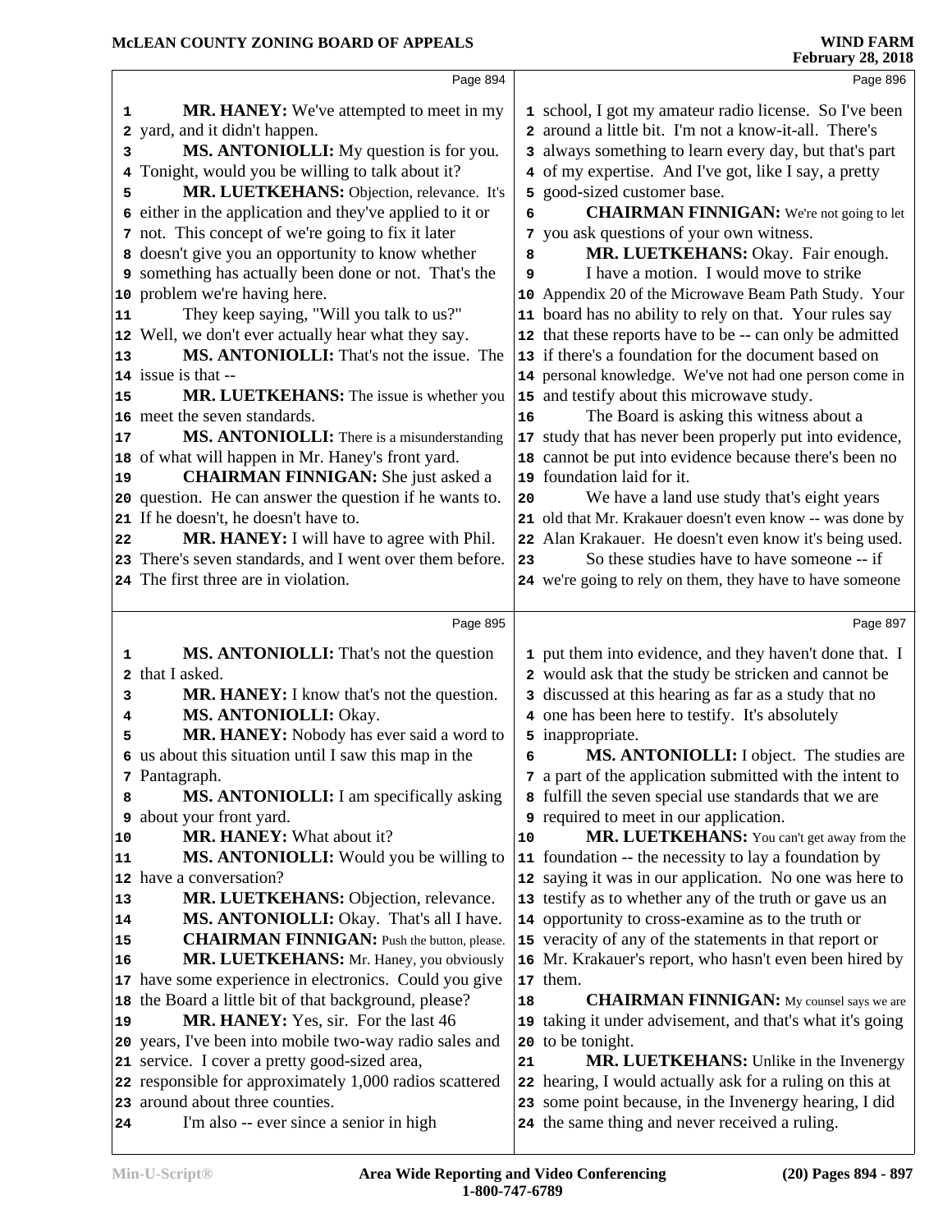**MR. HANEY:** We've attempted to meet in my yard, and it didn't happen.

**MS. ANTONIOLLI:** My question is for you. Tonight, would you be willing to talk about it?

**MR. LUETKEHANS:** Objection, relevance. It's either in the application and they've applied to it or not. This concept of we're going to fix it later doesn't give you an opportunity to know whether something has actually been done or not. That's the problem we're having here.

They keep saying, "Will you talk to us?" Well, we don't ever actually hear what they say.

**MS. ANTONIOLLI:** That's not the issue. The issue is that --

**MR. LUETKEHANS:** The issue is whether you meet the seven standards.

**MS. ANTONIOLLI:** There is a misunderstanding of what will happen in Mr. Haney's front yard.

**CHAIRMAN FINNIGAN:** She just asked a question. He can answer the question if he wants to. If he doesn't, he doesn't have to.

**MR. HANEY:** I will have to agree with Phil. There's seven standards, and I went over them before. The first three are in violation.

**MS. ANTONIOLLI:** That's not the question that I asked.

**MR. HANEY:** I know that's not the question.

**MS. ANTONIOLLI:** Okay.

**MR. HANEY:** Nobody has ever said a word to us about this situation until I saw this map in the Pantagraph.

**MS. ANTONIOLLI:** I am specifically asking about your front yard.

**MR. HANEY:** What about it?

**MS. ANTONIOLLI:** Would you be willing to have a conversation?

**MR. LUETKEHANS:** Objection, relevance.

**MS. ANTONIOLLI:** Okay. That's all I have.

**CHAIRMAN FINNIGAN:** Push the button, please.

**MR. LUETKEHANS:** Mr. Haney, you obviously have some experience in electronics. Could you give the Board a little bit of that background, please?

**MR. HANEY:** Yes, sir. For the last 46 years, I've been into mobile two-way radio sales and service. I cover a pretty good-sized area, responsible for approximately 1,000 radios scattered around about three counties.

I'm also -- ever since a senior in high school, I got my amateur radio license. So I've been around a little bit. I'm not a know-it-all. There's always something to learn every day, but that's part of my expertise. And I've got, like I say, a pretty good-sized customer base.

**CHAIRMAN FINNIGAN:** We're not going to let you ask questions of your own witness.

**MR. LUETKEHANS:** Okay. Fair enough.

I have a motion. I would move to strike Appendix 20 of the Microwave Beam Path Study. Your board has no ability to rely on that. Your rules say that these reports have to be -- can only be admitted if there's a foundation for the document based on personal knowledge. We've not had one person come in and testify about this microwave study.

The Board is asking this witness about a study that has never been properly put into evidence, cannot be put into evidence because there's been no foundation laid for it.

We have a land use study that's eight years old that Mr. Krakauer doesn't even know -- was done by Alan Krakauer. He doesn't even know it's being used.

So these studies have to have someone -- if we're going to rely on them, they have to have someone put them into evidence, and they haven't done that. I would ask that the study be stricken and cannot be discussed at this hearing as far as a study that no one has been here to testify. It's absolutely inappropriate.

**MS. ANTONIOLLI:** I object. The studies are a part of the application submitted with the intent to fulfill the seven special use standards that we are required to meet in our application.

**MR. LUETKEHANS:** You can't get away from the foundation -- the necessity to lay a foundation by saying it was in our application. No one was here to testify as to whether any of the truth or gave us an opportunity to cross-examine as to the truth or veracity of any of the statements in that report or Mr. Krakauer's report, who hasn't even been hired by them.

**CHAIRMAN FINNIGAN:** My counsel says we are taking it under advisement, and that's what it's going to be tonight.

**MR. LUETKEHANS:** Unlike in the Invenergy hearing, I would actually ask for a ruling on this at some point because, in the Invenergy hearing, I did the same thing and never received a ruling.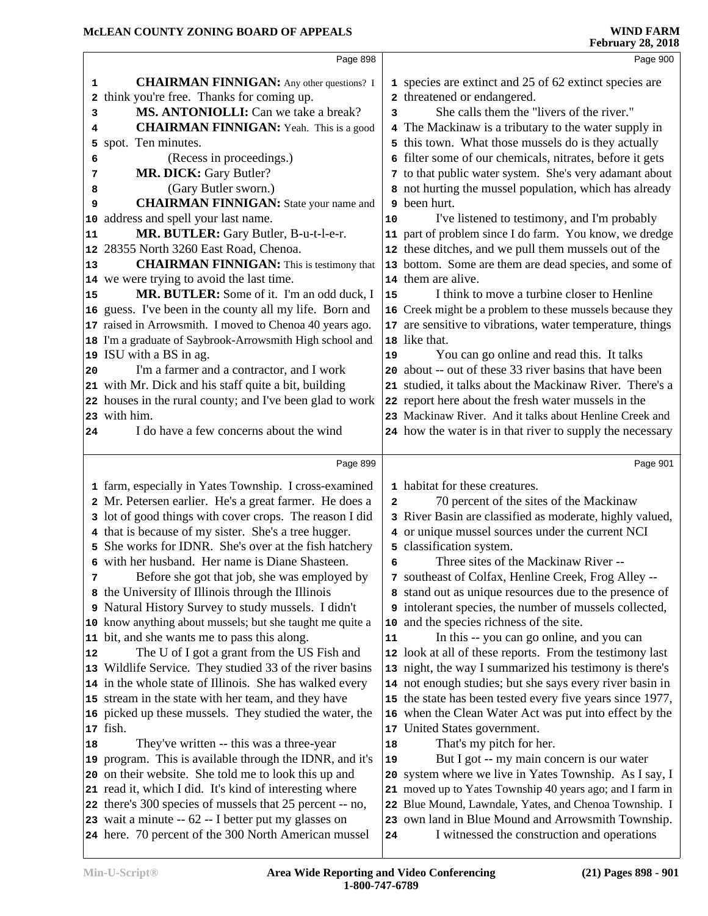**CHAIRMAN FINNIGAN:** Any other questions? I think you're free. Thanks for coming up.

**MS. ANTONIOLLI:** Can we take a break?

**CHAIRMAN FINNIGAN:** Yeah. This is a good spot. Ten minutes.

(Recess in proceedings.)

**MR. DICK:** Gary Butler?

(Gary Butler sworn.)

**CHAIRMAN FINNIGAN:** State your name and address and spell your last name.

**MR. BUTLER:** Gary Butler, B-u-t-l-e-r. 28355 North 3260 East Road, Chenoa.

**CHAIRMAN FINNIGAN:** This is testimony that we were trying to avoid the last time.

**MR. BUTLER:** Some of it. I'm an odd duck, I guess. I've been in the county all my life. Born and raised in Arrowsmith. I moved to Chenoa 40 years ago. I'm a graduate of Saybrook-Arrowsmith High school and ISU with a BS in ag.

I'm a farmer and a contractor, and I work with Mr. Dick and his staff quite a bit, building houses in the rural county; and I've been glad to work with him.

I do have a few concerns about the wind farm, especially in Yates Township. I cross-examined Mr. Petersen earlier. He's a great farmer. He does a lot of good things with cover crops. The reason I did that is because of my sister. She's a tree hugger. She works for IDNR. She's over at the fish hatchery with her husband. Her name is Diane Shasteen.

Before she got that job, she was employed by the University of Illinois through the Illinois Natural History Survey to study mussels. I didn't know anything about mussels; but she taught me quite a bit, and she wants me to pass this along.

The U of I got a grant from the US Fish and Wildlife Service. They studied 33 of the river basins in the whole state of Illinois. She has walked every stream in the state with her team, and they have picked up these mussels. They studied the water, the fish.

They've written -- this was a three-year program. This is available through the IDNR, and it's on their website. She told me to look this up and read it, which I did. It's kind of interesting where there's 300 species of mussels that 25 percent -- no, wait a minute -- 62 -- I better put my glasses on here. 70 percent of the 300 North American mussel species are extinct and 25 of 62 extinct species are threatened or endangered.

She calls them the "livers of the river."

The Mackinaw is a tributary to the water supply in this town. What those mussels do is they actually filter some of our chemicals, nitrates, before it gets to that public water system. She's very adamant about not hurting the mussel population, which has already been hurt.

I've listened to testimony, and I'm probably part of problem since I do farm. You know, we dredge these ditches, and we pull them mussels out of the bottom. Some are them are dead species, and some of them are alive.

I think to move a turbine closer to Henline Creek might be a problem to these mussels because they are sensitive to vibrations, water temperature, things like that.

You can go online and read this. It talks about -- out of these 33 river basins that have been studied, it talks about the Mackinaw River. There's a report here about the fresh water mussels in the Mackinaw River. And it talks about Henline Creek and how the water is in that river to supply the necessary habitat for these creatures.

70 percent of the sites of the Mackinaw River Basin are classified as moderate, highly valued, or unique mussel sources under the current NCI classification system.

Three sites of the Mackinaw River -- southeast of Colfax, Henline Creek, Frog Alley -- stand out as unique resources due to the presence of intolerant species, the number of mussels collected, and the species richness of the site.

In this -- you can go online, and you can look at all of these reports. From the testimony last night, the way I summarized his testimony is there's not enough studies; but she says every river basin in the state has been tested every five years since 1977, when the Clean Water Act was put into effect by the United States government.

That's my pitch for her.

But I got -- my main concern is our water system where we live in Yates Township. As I say, I moved up to Yates Township 40 years ago; and I farm in Blue Mound, Lawndale, Yates, and Chenoa Township. I own land in Blue Mound and Arrowsmith Township.

I witnessed the construction and operations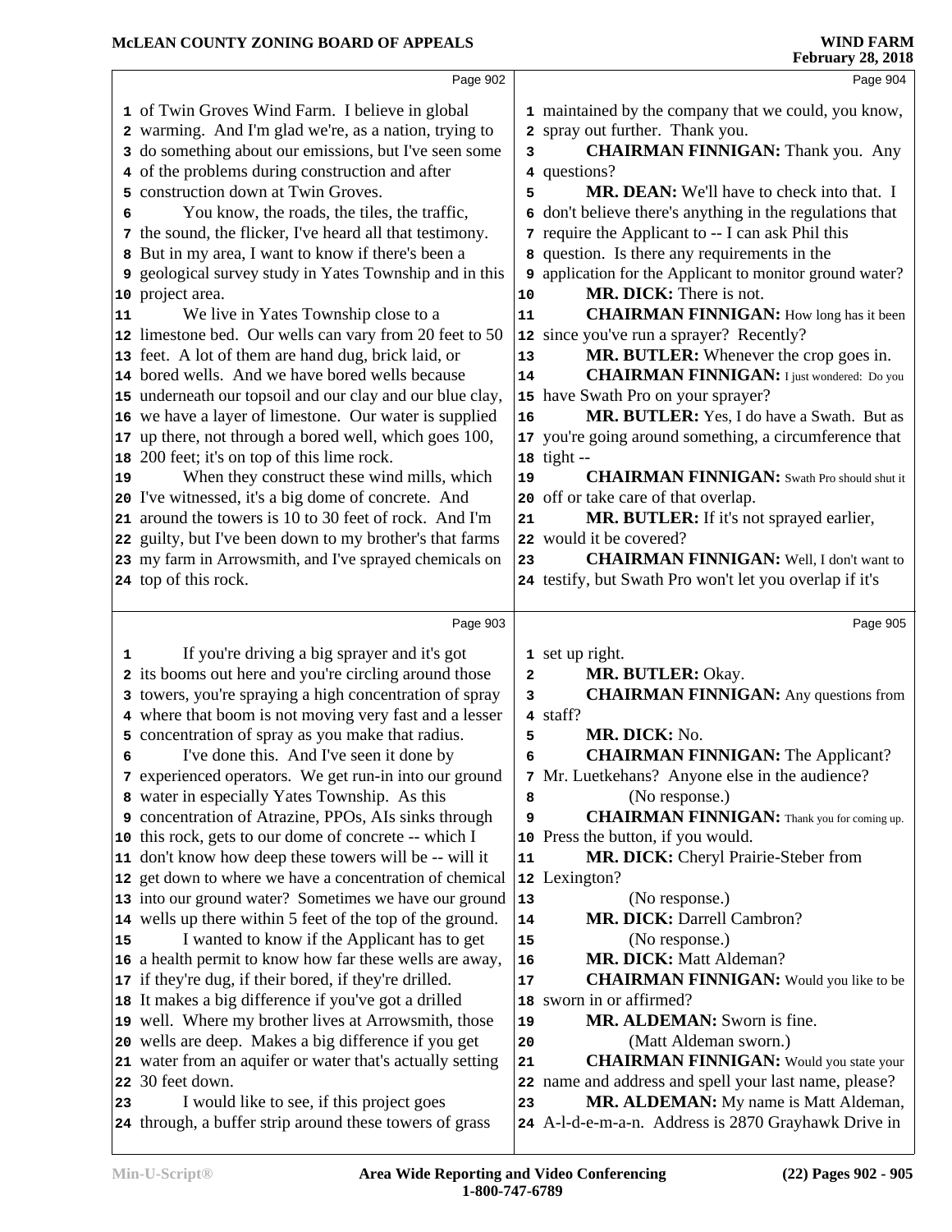Page 902

of Twin Groves Wind Farm. I believe in global warming. And I'm glad we're, as a nation, trying to do something about our emissions, but I've seen some of the problems during construction and after construction down at Twin Groves.

You know, the roads, the tiles, the traffic, the sound, the flicker, I've heard all that testimony. But in my area, I want to know if there's been a geological survey study in Yates Township and in this project area.

We live in Yates Township close to a limestone bed. Our wells can vary from 20 feet to 50 feet. A lot of them are hand dug, brick laid, or bored wells. And we have bored wells because underneath our topsoil and our clay and our blue clay, we have a layer of limestone. Our water is supplied up there, not through a bored well, which goes 100, 200 feet; it's on top of this lime rock.

When they construct these wind mills, which I've witnessed, it's a big dome of concrete. And around the towers is 10 to 30 feet of rock. And I'm guilty, but I've been down to my brother's that farms my farm in Arrowsmith, and I've sprayed chemicals on top of this rock.

Page 903

If you're driving a big sprayer and it's got its booms out here and you're circling around those towers, you're spraying a high concentration of spray where that boom is not moving very fast and a lesser concentration of spray as you make that radius.

I've done this. And I've seen it done by experienced operators. We get run-in into our ground water in especially Yates Township. As this concentration of Atrazine, PPOs, AIs sinks through this rock, gets to our dome of concrete -- which I don't know how deep these towers will be -- will it get down to where we have a concentration of chemical into our ground water? Sometimes we have our ground wells up there within 5 feet of the top of the ground.

I wanted to know if the Applicant has to get a health permit to know how far these wells are away, if they're dug, if their bored, if they're drilled. It makes a big difference if you've got a drilled well. Where my brother lives at Arrowsmith, those wells are deep. Makes a big difference if you get water from an aquifer or water that's actually setting 30 feet down.

I would like to see, if this project goes through, a buffer strip around these towers of grass

Page 904

maintained by the company that we could, you know, spray out further. Thank you.

**CHAIRMAN FINNIGAN:** Thank you. Any questions?

**MR. DEAN:** We'll have to check into that. I don't believe there's anything in the regulations that require the Applicant to -- I can ask Phil this question. Is there any requirements in the application for the Applicant to monitor ground water?

**MR. DICK:** There is not.

**CHAIRMAN FINNIGAN:** How long has it been since you've run a sprayer? Recently?

**MR. BUTLER:** Whenever the crop goes in.

**CHAIRMAN FINNIGAN:** I just wondered: Do you have Swath Pro on your sprayer?

**MR. BUTLER:** Yes, I do have a Swath. But as you're going around something, a circumference that tight --

**CHAIRMAN FINNIGAN:** Swath Pro should shut it off or take care of that overlap.

**MR. BUTLER:** If it's not sprayed earlier, would it be covered?

**CHAIRMAN FINNIGAN:** Well, I don't want to testify, but Swath Pro won't let you overlap if it's

Page 905

set up right.

**MR. BUTLER:** Okay.

**CHAIRMAN FINNIGAN:** Any questions from staff?

**MR. DICK:** No.

**CHAIRMAN FINNIGAN:** The Applicant? Mr. Luetkehans? Anyone else in the audience?

(No response.)

**CHAIRMAN FINNIGAN:** Thank you for coming up. Press the button, if you would.

**MR. DICK:** Cheryl Prairie-Steber from Lexington?

(No response.)

**MR. DICK:** Darrell Cambron?

(No response.)

**MR. DICK:** Matt Aldeman?

**CHAIRMAN FINNIGAN:** Would you like to be sworn in or affirmed?

**MR. ALDEMAN:** Sworn is fine.

(Matt Aldeman sworn.)

**CHAIRMAN FINNIGAN:** Would you state your name and address and spell your last name, please?

**MR. ALDEMAN:** My name is Matt Aldeman, A-l-d-e-m-a-n. Address is 2870 Grayhawk Drive in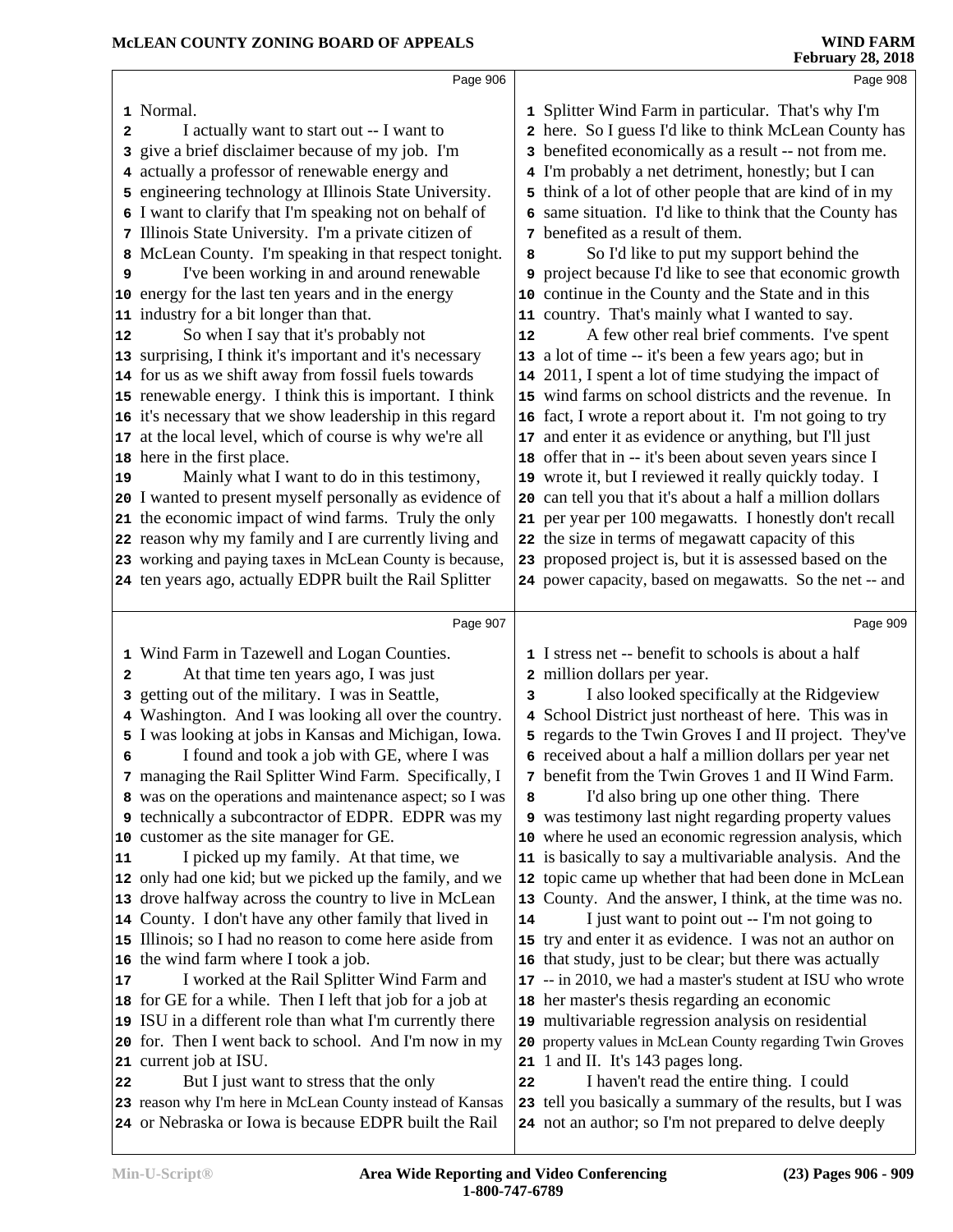Normal.

I actually want to start out -- I want to give a brief disclaimer because of my job. I'm actually a professor of renewable energy and engineering technology at Illinois State University. I want to clarify that I'm speaking not on behalf of Illinois State University. I'm a private citizen of McLean County. I'm speaking in that respect tonight.

I've been working in and around renewable energy for the last ten years and in the energy industry for a bit longer than that.

So when I say that it's probably not surprising, I think it's important and it's necessary for us as we shift away from fossil fuels towards renewable energy. I think this is important. I think it's necessary that we show leadership in this regard at the local level, which of course is why we're all here in the first place.

Mainly what I want to do in this testimony, I wanted to present myself personally as evidence of the economic impact of wind farms. Truly the only reason why my family and I are currently living and working and paying taxes in McLean County is because, ten years ago, actually EDPR built the Rail Splitter Wind Farm in Tazewell and Logan Counties.

At that time ten years ago, I was just getting out of the military. I was in Seattle, Washington. And I was looking all over the country. I was looking at jobs in Kansas and Michigan, Iowa.

I found and took a job with GE, where I was managing the Rail Splitter Wind Farm. Specifically, I was on the operations and maintenance aspect; so I was technically a subcontractor of EDPR. EDPR was my customer as the site manager for GE.

I picked up my family. At that time, we only had one kid; but we picked up the family, and we drove halfway across the country to live in McLean County. I don't have any other family that lived in Illinois; so I had no reason to come here aside from the wind farm where I took a job.

I worked at the Rail Splitter Wind Farm and for GE for a while. Then I left that job for a job at ISU in a different role than what I'm currently there for. Then I went back to school. And I'm now in my current job at ISU.

But I just want to stress that the only reason why I'm here in McLean County instead of Kansas or Nebraska or Iowa is because EDPR built the Rail Splitter Wind Farm in particular. That's why I'm here. So I guess I'd like to think McLean County has benefited economically as a result -- not from me. I'm probably a net detriment, honestly; but I can think of a lot of other people that are kind of in my same situation. I'd like to think that the County has benefited as a result of them.

So I'd like to put my support behind the project because I'd like to see that economic growth continue in the County and the State and in this country. That's mainly what I wanted to say.

A few other real brief comments. I've spent a lot of time -- it's been a few years ago; but in 2011, I spent a lot of time studying the impact of wind farms on school districts and the revenue. In fact, I wrote a report about it. I'm not going to try and enter it as evidence or anything, but I'll just offer that in -- it's been about seven years since I wrote it, but I reviewed it really quickly today. I can tell you that it's about a half a million dollars per year per 100 megawatts. I honestly don't recall the size in terms of megawatt capacity of this proposed project is, but it is assessed based on the power capacity, based on megawatts. So the net -- and I stress net -- benefit to schools is about a half million dollars per year.

I also looked specifically at the Ridgeview School District just northeast of here. This was in regards to the Twin Groves I and II project. They've received about a half a million dollars per year net benefit from the Twin Groves 1 and II Wind Farm.

I'd also bring up one other thing. There was testimony last night regarding property values where he used an economic regression analysis, which is basically to say a multivariable analysis. And the topic came up whether that had been done in McLean County. And the answer, I think, at the time was no.

I just want to point out -- I'm not going to try and enter it as evidence. I was not an author on that study, just to be clear; but there was actually -- in 2010, we had a master's student at ISU who wrote her master's thesis regarding an economic multivariable regression analysis on residential property values in McLean County regarding Twin Groves 1 and II. It's 143 pages long.

I haven't read the entire thing. I could tell you basically a summary of the results, but I was not an author; so I'm not prepared to delve deeply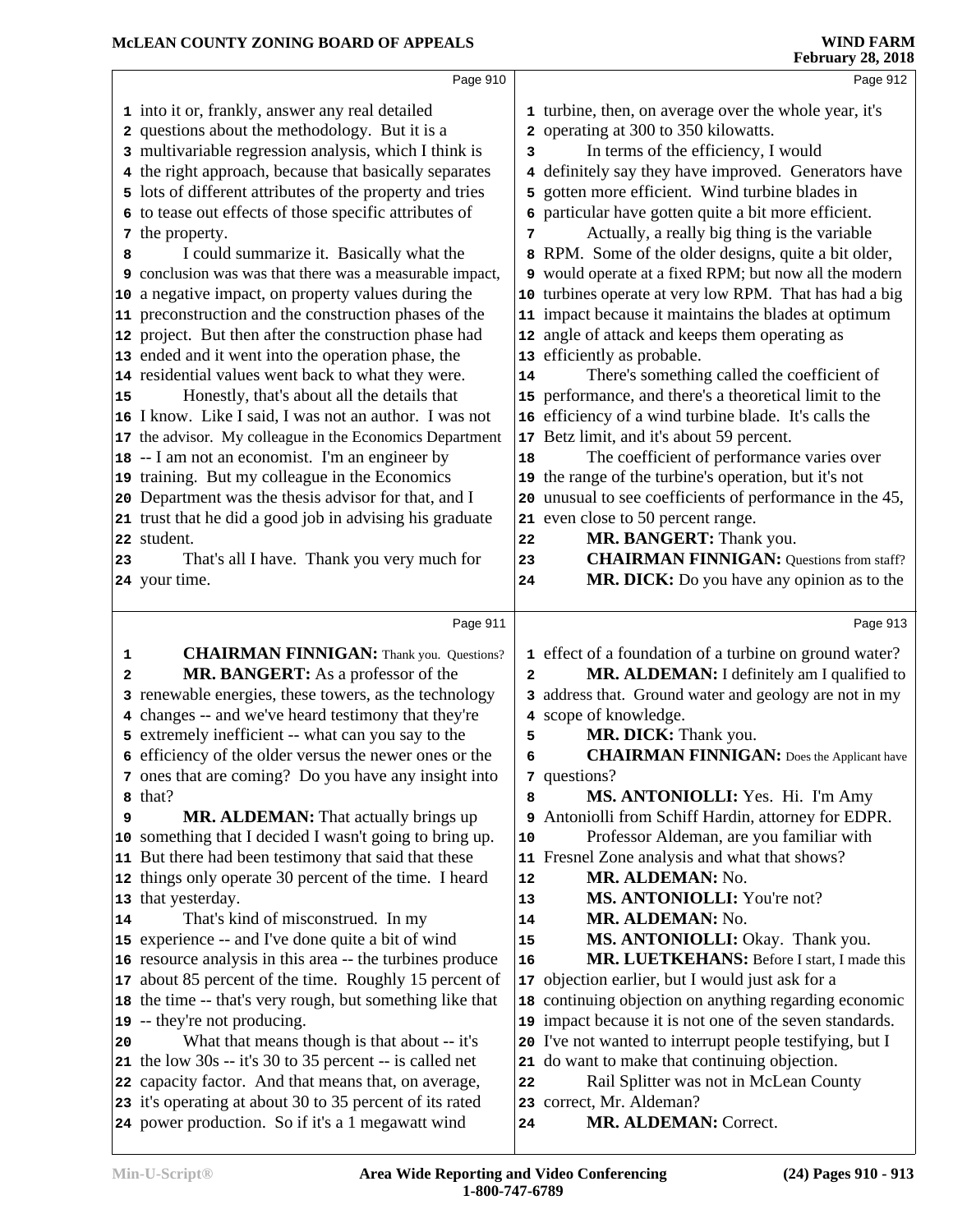into it or, frankly, answer any real detailed questions about the methodology. But it is a multivariable regression analysis, which I think is the right approach, because that basically separates lots of different attributes of the property and tries to tease out effects of those specific attributes of the property.

I could summarize it. Basically what the conclusion was was that there was a measurable impact, a negative impact, on property values during the preconstruction and the construction phases of the project. But then after the construction phase had ended and it went into the operation phase, the residential values went back to what they were.

Honestly, that's about all the details that I know. Like I said, I was not an author. I was not the advisor. My colleague in the Economics Department -- I am not an economist. I'm an engineer by training. But my colleague in the Economics Department was the thesis advisor for that, and I trust that he did a good job in advising his graduate student.

That's all I have. Thank you very much for your time.

**CHAIRMAN FINNIGAN:** Thank you. Questions?

**MR. BANGERT:** As a professor of the renewable energies, these towers, as the technology changes -- and we've heard testimony that they're extremely inefficient -- what can you say to the efficiency of the older versus the newer ones or the ones that are coming? Do you have any insight into that?

**MR. ALDEMAN:** That actually brings up something that I decided I wasn't going to bring up. But there had been testimony that said that these things only operate 30 percent of the time. I heard that yesterday.

That's kind of misconstrued. In my experience -- and I've done quite a bit of wind resource analysis in this area -- the turbines produce about 85 percent of the time. Roughly 15 percent of the time -- that's very rough, but something like that -- they're not producing.

What that means though is that about -- it's the low 30s -- it's 30 to 35 percent -- is called net capacity factor. And that means that, on average, it's operating at about 30 to 35 percent of its rated power production. So if it's a 1 megawatt wind turbine, then, on average over the whole year, it's operating at 300 to 350 kilowatts.

In terms of the efficiency, I would definitely say they have improved. Generators have gotten more efficient. Wind turbine blades in particular have gotten quite a bit more efficient.

Actually, a really big thing is the variable RPM. Some of the older designs, quite a bit older, would operate at a fixed RPM; but now all the modern turbines operate at very low RPM. That has had a big impact because it maintains the blades at optimum angle of attack and keeps them operating as efficiently as probable.

There's something called the coefficient of performance, and there's a theoretical limit to the efficiency of a wind turbine blade. It's calls the Betz limit, and it's about 59 percent.

The coefficient of performance varies over the range of the turbine's operation, but it's not unusual to see coefficients of performance in the 45, even close to 50 percent range.

**MR. BANGERT:** Thank you.

**CHAIRMAN FINNIGAN:** Questions from staff?

**MR. DICK:** Do you have any opinion as to the effect of a foundation of a turbine on ground water?

**MR. ALDEMAN:** I definitely am I qualified to address that. Ground water and geology are not in my scope of knowledge.

**MR. DICK:** Thank you.

**CHAIRMAN FINNIGAN:** Does the Applicant have questions?

**MS. ANTONIOLLI:** Yes. Hi. I'm Amy Antoniolli from Schiff Hardin, attorney for EDPR.

Professor Aldeman, are you familiar with Fresnel Zone analysis and what that shows?

**MR. ALDEMAN:** No.

**MS. ANTONIOLLI:** You're not?

**MR. ALDEMAN:** No.

**MS. ANTONIOLLI:** Okay. Thank you.

**MR. LUETKEHANS:** Before I start, I made this objection earlier, but I would just ask for a continuing objection on anything regarding economic impact because it is not one of the seven standards. I've not wanted to interrupt people testifying, but I do want to make that continuing objection.

Rail Splitter was not in McLean County correct, Mr. Aldeman?

**MR. ALDEMAN:** Correct.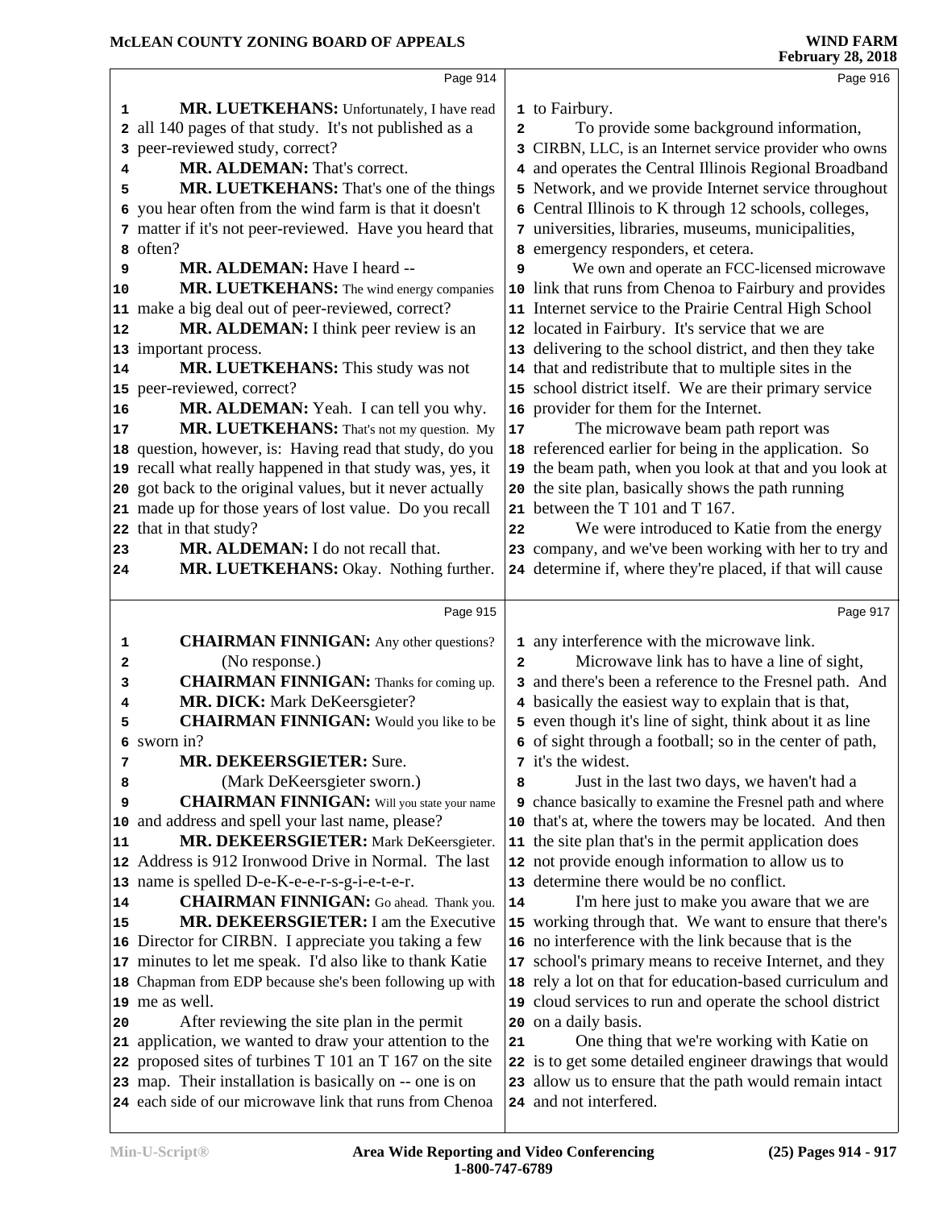Page 914

1 **MR. LUETKEHANS:** Unfortunately, I have read
2 all 140 pages of that study. It's not published as a
3 peer-reviewed study, correct?
4 **MR. ALDEMAN:** That's correct.
5 **MR. LUETKEHANS:** That's one of the things
6 you hear often from the wind farm is that it doesn't
7 matter if it's not peer-reviewed. Have you heard that
8 often?
9 **MR. ALDEMAN:** Have I heard --
10 **MR. LUETKEHANS:** The wind energy companies
11 make a big deal out of peer-reviewed, correct?
12 **MR. ALDEMAN:** I think peer review is an
13 important process.
14 **MR. LUETKEHANS:** This study was not
15 peer-reviewed, correct?
16 **MR. ALDEMAN:** Yeah. I can tell you why.
17 **MR. LUETKEHANS:** That's not my question. My
18 question, however, is: Having read that study, do you
19 recall what really happened in that study was, yes, it
20 got back to the original values, but it never actually
21 made up for those years of lost value. Do you recall
22 that in that study?
23 **MR. ALDEMAN:** I do not recall that.
24 **MR. LUETKEHANS:** Okay. Nothing further.

Page 915

1 **CHAIRMAN FINNIGAN:** Any other questions?
2 (No response.)
3 **CHAIRMAN FINNIGAN:** Thanks for coming up.
4 **MR. DICK:** Mark DeKeersgieter?
5 **CHAIRMAN FINNIGAN:** Would you like to be
6 sworn in?
7 **MR. DEKEERSGIETER:** Sure.
8 (Mark DeKeersgieter sworn.)
9 **CHAIRMAN FINNIGAN:** Will you state your name
10 and address and spell your last name, please?
11 **MR. DEKEERSGIETER:** Mark DeKeersgieter.
12 Address is 912 Ironwood Drive in Normal. The last
13 name is spelled D-e-K-e-e-r-s-g-i-e-t-e-r.
14 **CHAIRMAN FINNIGAN:** Go ahead. Thank you.
15 **MR. DEKEERSGIETER:** I am the Executive
16 Director for CIRBN. I appreciate you taking a few
17 minutes to let me speak. I'd also like to thank Katie
18 Chapman from EDP because she's been following up with
19 me as well.
20 After reviewing the site plan in the permit
21 application, we wanted to draw your attention to the
22 proposed sites of turbines T 101 an T 167 on the site
23 map. Their installation is basically on -- one is on
24 each side of our microwave link that runs from Chenoa

Page 916

1 to Fairbury.
2 To provide some background information,
3 CIRBN, LLC, is an Internet service provider who owns
4 and operates the Central Illinois Regional Broadband
5 Network, and we provide Internet service throughout
6 Central Illinois to K through 12 schools, colleges,
7 universities, libraries, museums, municipalities,
8 emergency responders, et cetera.
9 We own and operate an FCC-licensed microwave
10 link that runs from Chenoa to Fairbury and provides
11 Internet service to the Prairie Central High School
12 located in Fairbury. It's service that we are
13 delivering to the school district, and then they take
14 that and redistribute that to multiple sites in the
15 school district itself. We are their primary service
16 provider for them for the Internet.
17 The microwave beam path report was
18 referenced earlier for being in the application. So
19 the beam path, when you look at that and you look at
20 the site plan, basically shows the path running
21 between the T 101 and T 167.
22 We were introduced to Katie from the energy
23 company, and we've been working with her to try and
24 determine if, where they're placed, if that will cause

Page 917

1 any interference with the microwave link.
2 Microwave link has to have a line of sight,
3 and there's been a reference to the Fresnel path. And
4 basically the easiest way to explain that is that,
5 even though it's line of sight, think about it as line
6 of sight through a football; so in the center of path,
7 it's the widest.
8 Just in the last two days, we haven't had a
9 chance basically to examine the Fresnel path and where
10 that's at, where the towers may be located. And then
11 the site plan that's in the permit application does
12 not provide enough information to allow us to
13 determine there would be no conflict.
14 I'm here just to make you aware that we are
15 working through that. We want to ensure that there's
16 no interference with the link because that is the
17 school's primary means to receive Internet, and they
18 rely a lot on that for education-based curriculum and
19 cloud services to run and operate the school district
20 on a daily basis.
21 One thing that we're working with Katie on
22 is to get some detailed engineer drawings that would
23 allow us to ensure that the path would remain intact
24 and not interfered.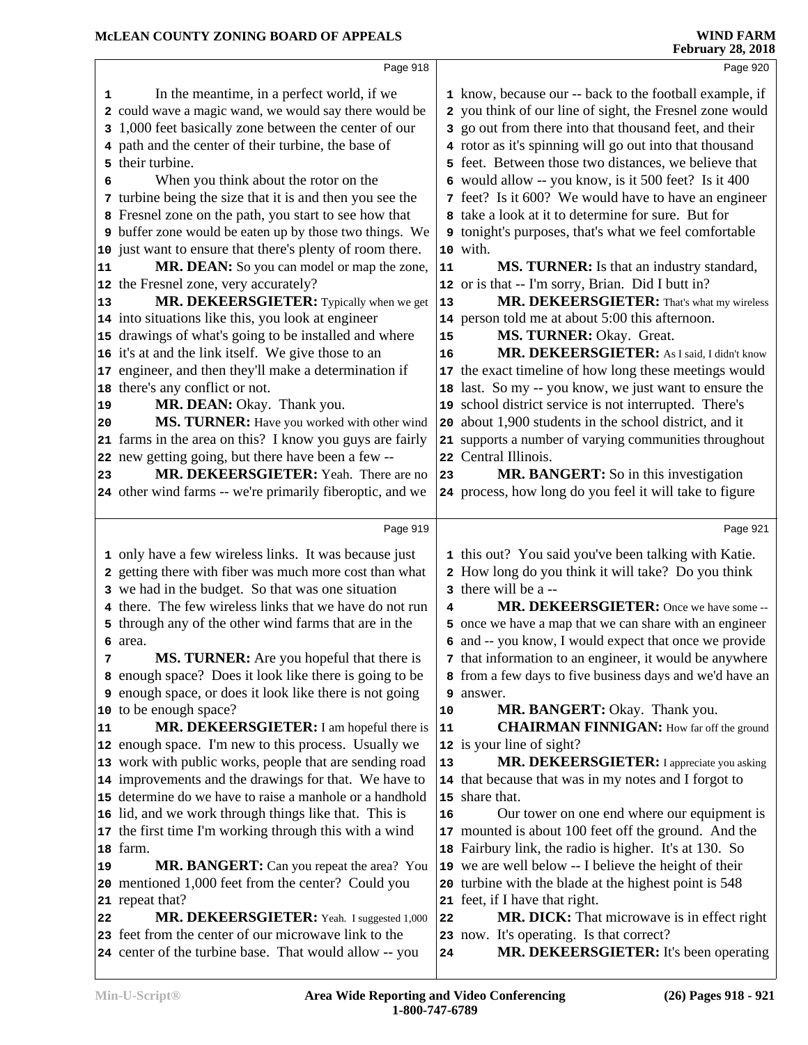Page 918

1 In the meantime, in a perfect world, if we
2 could wave a magic wand, we would say there would be
3 1,000 feet basically zone between the center of our
4 path and the center of their turbine, the base of
5 their turbine.
6 When you think about the rotor on the
7 turbine being the size that it is and then you see the
8 Fresnel zone on the path, you start to see how that
9 buffer zone would be eaten up by those two things. We
10 just want to ensure that there's plenty of room there.
11 **MR. DEAN:** So you can model or map the zone,
12 the Fresnel zone, very accurately?
13 **MR. DEKEERSGIETER:** Typically when we get
14 into situations like this, you look at engineer
15 drawings of what's going to be installed and where
16 it's at and the link itself. We give those to an
17 engineer, and then they'll make a determination if
18 there's any conflict or not.
19 **MR. DEAN:** Okay. Thank you.
20 **MS. TURNER:** Have you worked with other wind
21 farms in the area on this? I know you guys are fairly
22 new getting going, but there have been a few --
23 **MR. DEKEERSGIETER:** Yeah. There are no
24 other wind farms -- we're primarily fiberoptic, and we

Page 919

1 only have a few wireless links. It was because just
2 getting there with fiber was much more cost than what
3 we had in the budget. So that was one situation
4 there. The few wireless links that we have do not run
5 through any of the other wind farms that are in the
6 area.
7 **MS. TURNER:** Are you hopeful that there is
8 enough space? Does it look like there is going to be
9 enough space, or does it look like there is not going
10 to be enough space?
11 **MR. DEKEERSGIETER:** I am hopeful there is
12 enough space. I'm new to this process. Usually we
13 work with public works, people that are sending road
14 improvements and the drawings for that. We have to
15 determine do we have to raise a manhole or a handhold
16 lid, and we work through things like that. This is
17 the first time I'm working through this with a wind
18 farm.
19 **MR. BANGERT:** Can you repeat the area? You
20 mentioned 1,000 feet from the center? Could you
21 repeat that?
22 **MR. DEKEERSGIETER:** Yeah. I suggested 1,000
23 feet from the center of our microwave link to the
24 center of the turbine base. That would allow -- you

Page 920

1 know, because our -- back to the football example, if
2 you think of our line of sight, the Fresnel zone would
3 go out from there into that thousand feet, and their
4 rotor as it's spinning will go out into that thousand
5 feet. Between those two distances, we believe that
6 would allow -- you know, is it 500 feet? Is it 400
7 feet? Is it 600? We would have to have an engineer
8 take a look at it to determine for sure. But for
9 tonight's purposes, that's what we feel comfortable
10 with.
11 **MS. TURNER:** Is that an industry standard,
12 or is that -- I'm sorry, Brian. Did I butt in?
13 **MR. DEKEERSGIETER:** That's what my wireless
14 person told me at about 5:00 this afternoon.
15 **MS. TURNER:** Okay. Great.
16 **MR. DEKEERSGIETER:** As I said, I didn't know
17 the exact timeline of how long these meetings would
18 last. So my -- you know, we just want to ensure the
19 school district service is not interrupted. There's
20 about 1,900 students in the school district, and it
21 supports a number of varying communities throughout
22 Central Illinois.
23 **MR. BANGERT:** So in this investigation
24 process, how long do you feel it will take to figure

Page 921

1 this out? You said you've been talking with Katie.
2 How long do you think it will take? Do you think
3 there will be a --
4 **MR. DEKEERSGIETER:** Once we have some --
5 once we have a map that we can share with an engineer
6 and -- you know, I would expect that once we provide
7 that information to an engineer, it would be anywhere
8 from a few days to five business days and we'd have an
9 answer.
10 **MR. BANGERT:** Okay. Thank you.
11 **CHAIRMAN FINNIGAN:** How far off the ground
12 is your line of sight?
13 **MR. DEKEERSGIETER:** I appreciate you asking
14 that because that was in my notes and I forgot to
15 share that.
16 Our tower on one end where our equipment is
17 mounted is about 100 feet off the ground. And the
18 Fairbury link, the radio is higher. It's at 130. So
19 we are well below -- I believe the height of their
20 turbine with the blade at the highest point is 548
21 feet, if I have that right.
22 **MR. DICK:** That microwave is in effect right
23 now. It's operating. Is that correct?
24 **MR. DEKEERSGIETER:** It's been operating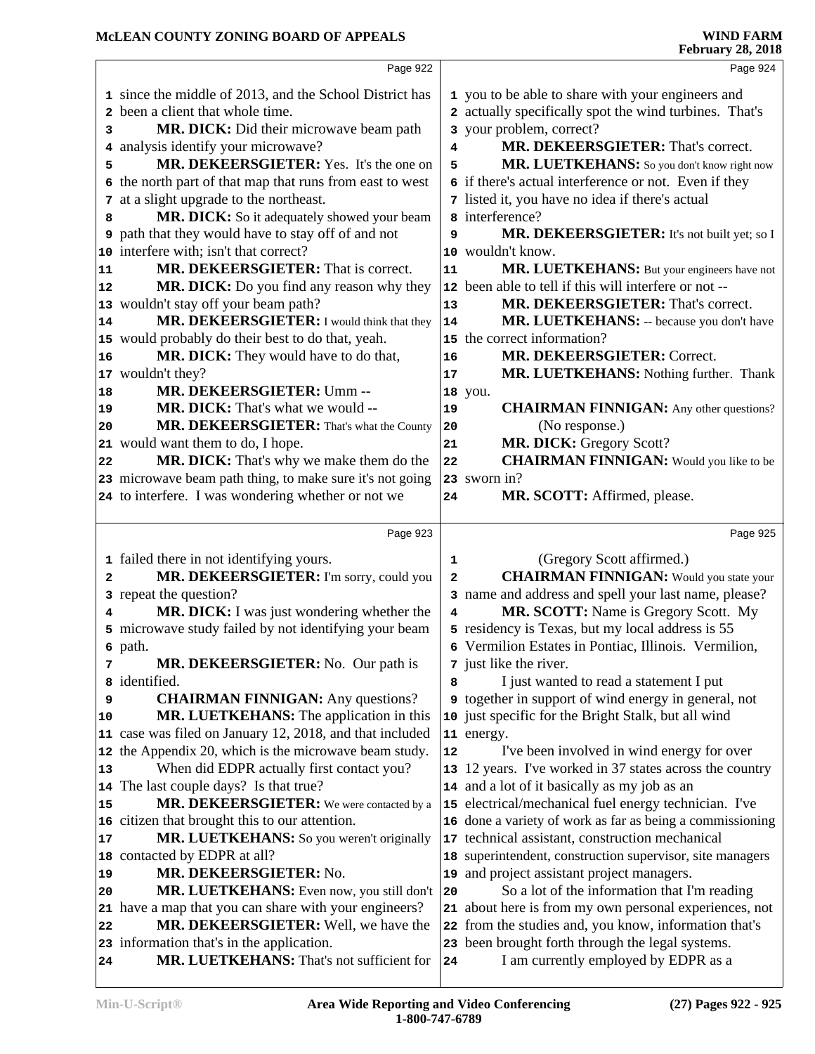Page 922

1 since the middle of 2013, and the School District has
2 been a client that whole time.
3 **MR. DICK:** Did their microwave beam path
4 analysis identify your microwave?
5 **MR. DEKEERSGIETER:** Yes. It's the one on
6 the north part of that map that runs from east to west
7 at a slight upgrade to the northeast.
8 **MR. DICK:** So it adequately showed your beam
9 path that they would have to stay off of and not
10 interfere with; isn't that correct?
11 **MR. DEKEERSGIETER:** That is correct.
12 **MR. DICK:** Do you find any reason why they
13 wouldn't stay off your beam path?
14 **MR. DEKEERSGIETER:** I would think that they
15 would probably do their best to do that, yeah.
16 **MR. DICK:** They would have to do that,
17 wouldn't they?
18 **MR. DEKEERSGIETER:** Umm --
19 **MR. DICK:** That's what we would --
20 **MR. DEKEERSGIETER:** That's what the County
21 would want them to do, I hope.
22 **MR. DICK:** That's why we make them do the
23 microwave beam path thing, to make sure it's not going
24 to interfere. I was wondering whether or not we

Page 923

1 failed there in not identifying yours.
2 **MR. DEKEERSGIETER:** I'm sorry, could you
3 repeat the question?
4 **MR. DICK:** I was just wondering whether the
5 microwave study failed by not identifying your beam
6 path.
7 **MR. DEKEERSGIETER:** No. Our path is
8 identified.
9 **CHAIRMAN FINNIGAN:** Any questions?
10 **MR. LUETKEHANS:** The application in this
11 case was filed on January 12, 2018, and that included
12 the Appendix 20, which is the microwave beam study.
13 When did EDPR actually first contact you?
14 The last couple days? Is that true?
15 **MR. DEKEERSGIETER:** We were contacted by a
16 citizen that brought this to our attention.
17 **MR. LUETKEHANS:** So you weren't originally
18 contacted by EDPR at all?
19 **MR. DEKEERSGIETER:** No.
20 **MR. LUETKEHANS:** Even now, you still don't
21 have a map that you can share with your engineers?
22 **MR. DEKEERSGIETER:** Well, we have the
23 information that's in the application.
24 **MR. LUETKEHANS:** That's not sufficient for

Page 924

1 you to be able to share with your engineers and
2 actually specifically spot the wind turbines. That's
3 your problem, correct?
4 **MR. DEKEERSGIETER:** That's correct.
5 **MR. LUETKEHANS:** So you don't know right now
6 if there's actual interference or not. Even if they
7 listed it, you have no idea if there's actual
8 interference?
9 **MR. DEKEERSGIETER:** It's not built yet; so I
10 wouldn't know.
11 **MR. LUETKEHANS:** But your engineers have not
12 been able to tell if this will interfere or not --
13 **MR. DEKEERSGIETER:** That's correct.
14 **MR. LUETKEHANS:** -- because you don't have
15 the correct information?
16 **MR. DEKEERSGIETER:** Correct.
17 **MR. LUETKEHANS:** Nothing further. Thank
18 you.
19 **CHAIRMAN FINNIGAN:** Any other questions?
20 (No response.)
21 **MR. DICK:** Gregory Scott?
22 **CHAIRMAN FINNIGAN:** Would you like to be
23 sworn in?
24 **MR. SCOTT:** Affirmed, please.

Page 925

1 (Gregory Scott affirmed.)
2 **CHAIRMAN FINNIGAN:** Would you state your
3 name and address and spell your last name, please?
4 **MR. SCOTT:** Name is Gregory Scott. My
5 residency is Texas, but my local address is 55
6 Vermilion Estates in Pontiac, Illinois. Vermilion,
7 just like the river.
8 I just wanted to read a statement I put
9 together in support of wind energy in general, not
10 just specific for the Bright Stalk, but all wind
11 energy.
12 I've been involved in wind energy for over
13 12 years. I've worked in 37 states across the country
14 and a lot of it basically as my job as an
15 electrical/mechanical fuel energy technician. I've
16 done a variety of work as far as being a commissioning
17 technical assistant, construction mechanical
18 superintendent, construction supervisor, site managers
19 and project assistant project managers.
20 So a lot of the information that I'm reading
21 about here is from my own personal experiences, not
22 from the studies and, you know, information that's
23 been brought forth through the legal systems.
24 I am currently employed by EDPR as a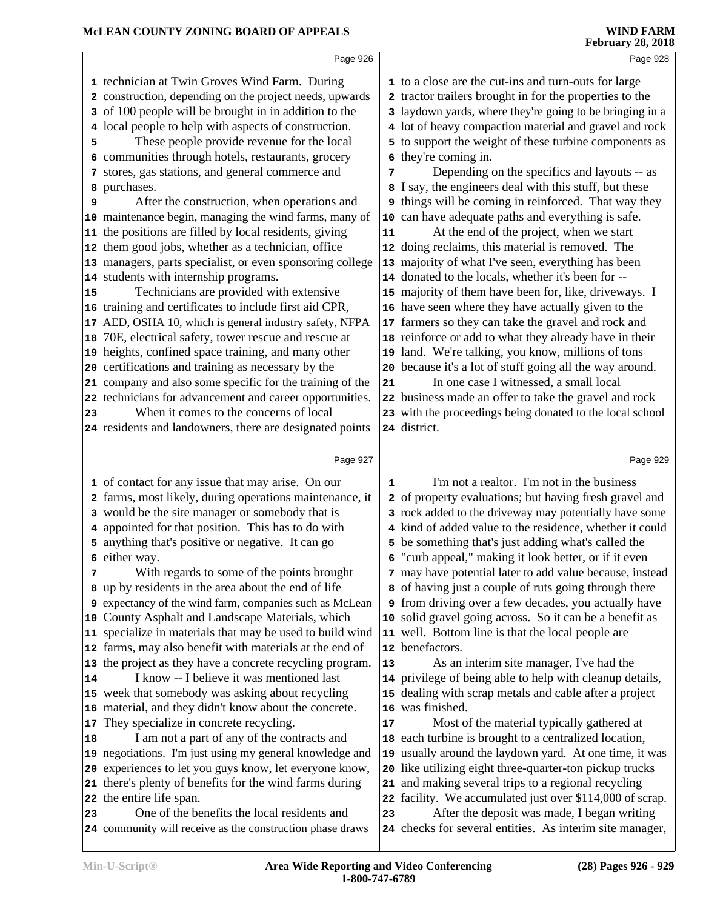technician at Twin Groves Wind Farm. During construction, depending on the project needs, upwards of 100 people will be brought in in addition to the local people to help with aspects of construction.

These people provide revenue for the local communities through hotels, restaurants, grocery stores, gas stations, and general commerce and purchases.

After the construction, when operations and maintenance begin, managing the wind farms, many of the positions are filled by local residents, giving them good jobs, whether as a technician, office managers, parts specialist, or even sponsoring college students with internship programs.

Technicians are provided with extensive training and certificates to include first aid CPR, AED, OSHA 10, which is general industry safety, NFPA 70E, electrical safety, tower rescue and rescue at heights, confined space training, and many other certifications and training as necessary by the company and also some specific for the training of the technicians for advancement and career opportunities.

When it comes to the concerns of local residents and landowners, there are designated points of contact for any issue that may arise. On our farms, most likely, during operations maintenance, it would be the site manager or somebody that is appointed for that position. This has to do with anything that's positive or negative. It can go either way.

With regards to some of the points brought up by residents in the area about the end of life expectancy of the wind farm, companies such as McLean County Asphalt and Landscape Materials, which specialize in materials that may be used to build wind farms, may also benefit with materials at the end of the project as they have a concrete recycling program.

I know -- I believe it was mentioned last week that somebody was asking about recycling material, and they didn't know about the concrete. They specialize in concrete recycling.

I am not a part of any of the contracts and negotiations. I'm just using my general knowledge and experiences to let you guys know, let everyone know, there's plenty of benefits for the wind farms during the entire life span.

One of the benefits the local residents and community will receive as the construction phase draws to a close are the cut-ins and turn-outs for large tractor trailers brought in for the properties to the laydown yards, where they're going to be bringing in a lot of heavy compaction material and gravel and rock to support the weight of these turbine components as they're coming in.

Depending on the specifics and layouts -- as I say, the engineers deal with this stuff, but these things will be coming in reinforced. That way they can have adequate paths and everything is safe.

At the end of the project, when we start doing reclaims, this material is removed. The majority of what I've seen, everything has been donated to the locals, whether it's been for -- majority of them have been for, like, driveways. I have seen where they have actually given to the farmers so they can take the gravel and rock and reinforce or add to what they already have in their land. We're talking, you know, millions of tons because it's a lot of stuff going all the way around.

In one case I witnessed, a small local business made an offer to take the gravel and rock with the proceedings being donated to the local school district.

I'm not a realtor. I'm not in the business of property evaluations; but having fresh gravel and rock added to the driveway may potentially have some kind of added value to the residence, whether it could be something that's just adding what's called the "curb appeal," making it look better, or if it even may have potential later to add value because, instead of having just a couple of ruts going through there from driving over a few decades, you actually have solid gravel going across. So it can be a benefit as well. Bottom line is that the local people are benefactors.

As an interim site manager, I've had the privilege of being able to help with cleanup details, dealing with scrap metals and cable after a project was finished.

Most of the material typically gathered at each turbine is brought to a centralized location, usually around the laydown yard. At one time, it was like utilizing eight three-quarter-ton pickup trucks and making several trips to a regional recycling facility. We accumulated just over $114,000 of scrap.

After the deposit was made, I began writing checks for several entities. As interim site manager,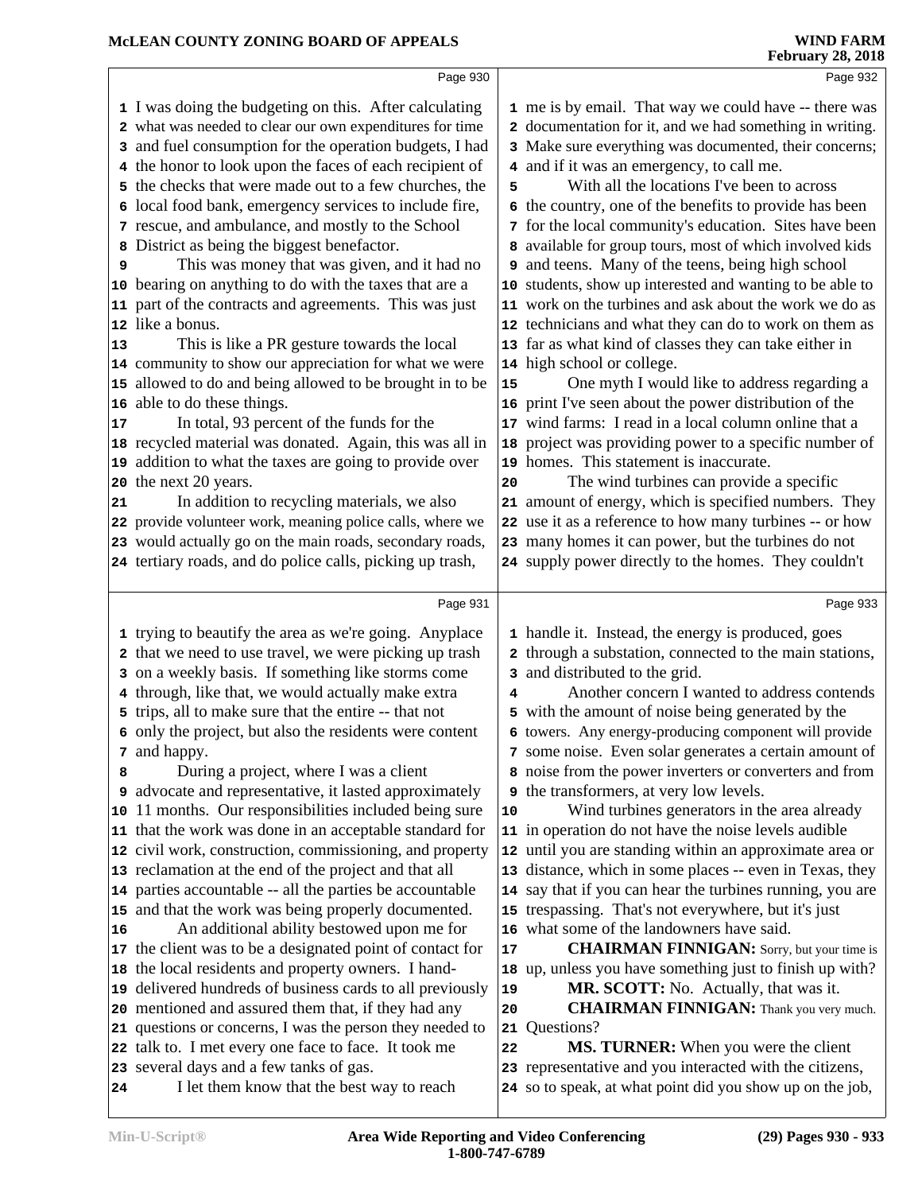Page 930

I was doing the budgeting on this. After calculating what was needed to clear our own expenditures for time and fuel consumption for the operation budgets, I had the honor to look upon the faces of each recipient of the checks that were made out to a few churches, the local food bank, emergency services to include fire, rescue, and ambulance, and mostly to the School District as being the biggest benefactor.

This was money that was given, and it had no bearing on anything to do with the taxes that are a part of the contracts and agreements. This was just like a bonus.

This is like a PR gesture towards the local community to show our appreciation for what we were allowed to do and being allowed to be brought in to be able to do these things.

In total, 93 percent of the funds for the recycled material was donated. Again, this was all in addition to what the taxes are going to provide over the next 20 years.

In addition to recycling materials, we also provide volunteer work, meaning police calls, where we would actually go on the main roads, secondary roads, tertiary roads, and do police calls, picking up trash,

Page 931

trying to beautify the area as we're going. Anyplace that we need to use travel, we were picking up trash on a weekly basis. If something like storms come through, like that, we would actually make extra trips, all to make sure that the entire -- that not only the project, but also the residents were content and happy.

During a project, where I was a client advocate and representative, it lasted approximately 11 months. Our responsibilities included being sure that the work was done in an acceptable standard for civil work, construction, commissioning, and property reclamation at the end of the project and that all parties accountable -- all the parties be accountable and that the work was being properly documented.

An additional ability bestowed upon me for the client was to be a designated point of contact for the local residents and property owners. I hand-delivered hundreds of business cards to all previously mentioned and assured them that, if they had any questions or concerns, I was the person they needed to talk to. I met every one face to face. It took me several days and a few tanks of gas.

I let them know that the best way to reach

Page 932

me is by email. That way we could have -- there was documentation for it, and we had something in writing. Make sure everything was documented, their concerns; and if it was an emergency, to call me.

With all the locations I've been to across the country, one of the benefits to provide has been for the local community's education. Sites have been available for group tours, most of which involved kids and teens. Many of the teens, being high school students, show up interested and wanting to be able to work on the turbines and ask about the work we do as technicians and what they can do to work on them as far as what kind of classes they can take either in high school or college.

One myth I would like to address regarding a print I've seen about the power distribution of the wind farms: I read in a local column online that a project was providing power to a specific number of homes. This statement is inaccurate.

The wind turbines can provide a specific amount of energy, which is specified numbers. They use it as a reference to how many turbines -- or how many homes it can power, but the turbines do not supply power directly to the homes. They couldn't

Page 933

handle it. Instead, the energy is produced, goes through a substation, connected to the main stations, and distributed to the grid.

Another concern I wanted to address contends with the amount of noise being generated by the towers. Any energy-producing component will provide some noise. Even solar generates a certain amount of noise from the power inverters or converters and from the transformers, at very low levels.

Wind turbines generators in the area already in operation do not have the noise levels audible until you are standing within an approximate area or distance, which in some places -- even in Texas, they say that if you can hear the turbines running, you are trespassing. That's not everywhere, but it's just what some of the landowners have said.

**CHAIRMAN FINNIGAN:** Sorry, but your time is up, unless you have something just to finish up with?

**MR. SCOTT:** No. Actually, that was it.

**CHAIRMAN FINNIGAN:** Thank you very much. Questions?

**MS. TURNER:** When you were the client representative and you interacted with the citizens, so to speak, at what point did you show up on the job,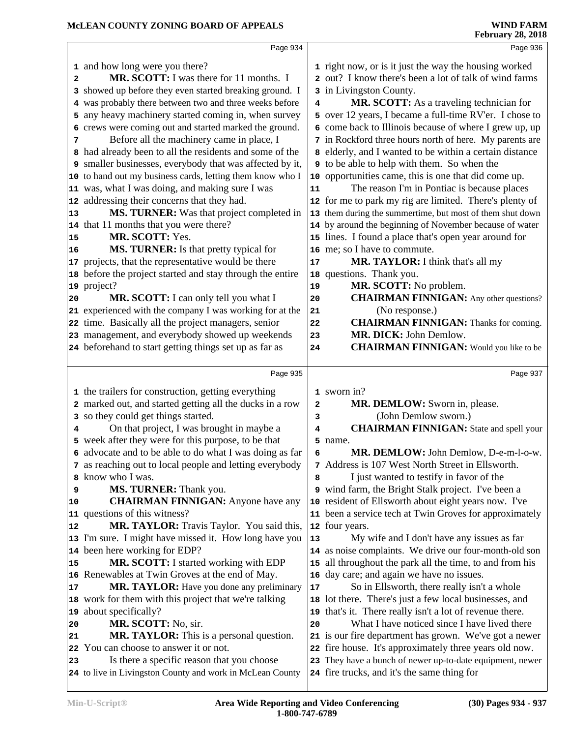Page 934

1 and how long were you there?
2 **MR. SCOTT:** I was there for 11 months. I
3 showed up before they even started breaking ground. I
4 was probably there between two and three weeks before
5 any heavy machinery started coming in, when survey
6 crews were coming out and started marked the ground.
7 Before all the machinery came in place, I
8 had already been to all the residents and some of the
9 smaller businesses, everybody that was affected by it,
10 to hand out my business cards, letting them know who I
11 was, what I was doing, and making sure I was
12 addressing their concerns that they had.
13 **MS. TURNER:** Was that project completed in
14 that 11 months that you were there?
15 **MR. SCOTT:** Yes.
16 **MS. TURNER:** Is that pretty typical for
17 projects, that the representative would be there
18 before the project started and stay through the entire
19 project?
20 **MR. SCOTT:** I can only tell you what I
21 experienced with the company I was working for at the
22 time. Basically all the project managers, senior
23 management, and everybody showed up weekends
24 beforehand to start getting things set up as far as

Page 935

1 the trailers for construction, getting everything
2 marked out, and started getting all the ducks in a row
3 so they could get things started.
4 On that project, I was brought in maybe a
5 week after they were for this purpose, to be that
6 advocate and to be able to do what I was doing as far
7 as reaching out to local people and letting everybody
8 know who I was.
9 **MS. TURNER:** Thank you.
10 **CHAIRMAN FINNIGAN:** Anyone have any
11 questions of this witness?
12 **MR. TAYLOR:** Travis Taylor. You said this,
13 I'm sure. I might have missed it. How long have you
14 been here working for EDP?
15 **MR. SCOTT:** I started working with EDP
16 Renewables at Twin Groves at the end of May.
17 **MR. TAYLOR:** Have you done any preliminary
18 work for them with this project that we're talking
19 about specifically?
20 **MR. SCOTT:** No, sir.
21 **MR. TAYLOR:** This is a personal question.
22 You can choose to answer it or not.
23 Is there a specific reason that you choose
24 to live in Livingston County and work in McLean County

Page 936

1 right now, or is it just the way the housing worked
2 out? I know there's been a lot of talk of wind farms
3 in Livingston County.
4 **MR. SCOTT:** As a traveling technician for
5 over 12 years, I became a full-time RV'er. I chose to
6 come back to Illinois because of where I grew up, up
7 in Rockford three hours north of here. My parents are
8 elderly, and I wanted to be within a certain distance
9 to be able to help with them. So when the
10 opportunities came, this is one that did come up.
11 The reason I'm in Pontiac is because places
12 for me to park my rig are limited. There's plenty of
13 them during the summertime, but most of them shut down
14 by around the beginning of November because of water
15 lines. I found a place that's open year around for
16 me; so I have to commute.
17 **MR. TAYLOR:** I think that's all my
18 questions. Thank you.
19 **MR. SCOTT:** No problem.
20 **CHAIRMAN FINNIGAN:** Any other questions?
21 (No response.)
22 **CHAIRMAN FINNIGAN:** Thanks for coming.
23 **MR. DICK:** John Demlow.
24 **CHAIRMAN FINNIGAN:** Would you like to be

Page 937

1 sworn in?
2 **MR. DEMLOW:** Sworn in, please.
3 (John Demlow sworn.)
4 **CHAIRMAN FINNIGAN:** State and spell your
5 name.
6 **MR. DEMLOW:** John Demlow, D-e-m-l-o-w.
7 Address is 107 West North Street in Ellsworth.
8 I just wanted to testify in favor of the
9 wind farm, the Bright Stalk project. I've been a
10 resident of Ellsworth about eight years now. I've
11 been a service tech at Twin Groves for approximately
12 four years.
13 My wife and I don't have any issues as far
14 as noise complaints. We drive our four-month-old son
15 all throughout the park all the time, to and from his
16 day care; and again we have no issues.
17 So in Ellsworth, there really isn't a whole
18 lot there. There's just a few local businesses, and
19 that's it. There really isn't a lot of revenue there.
20 What I have noticed since I have lived there
21 is our fire department has grown. We've got a newer
22 fire house. It's approximately three years old now.
23 They have a bunch of newer up-to-date equipment, newer
24 fire trucks, and it's the same thing for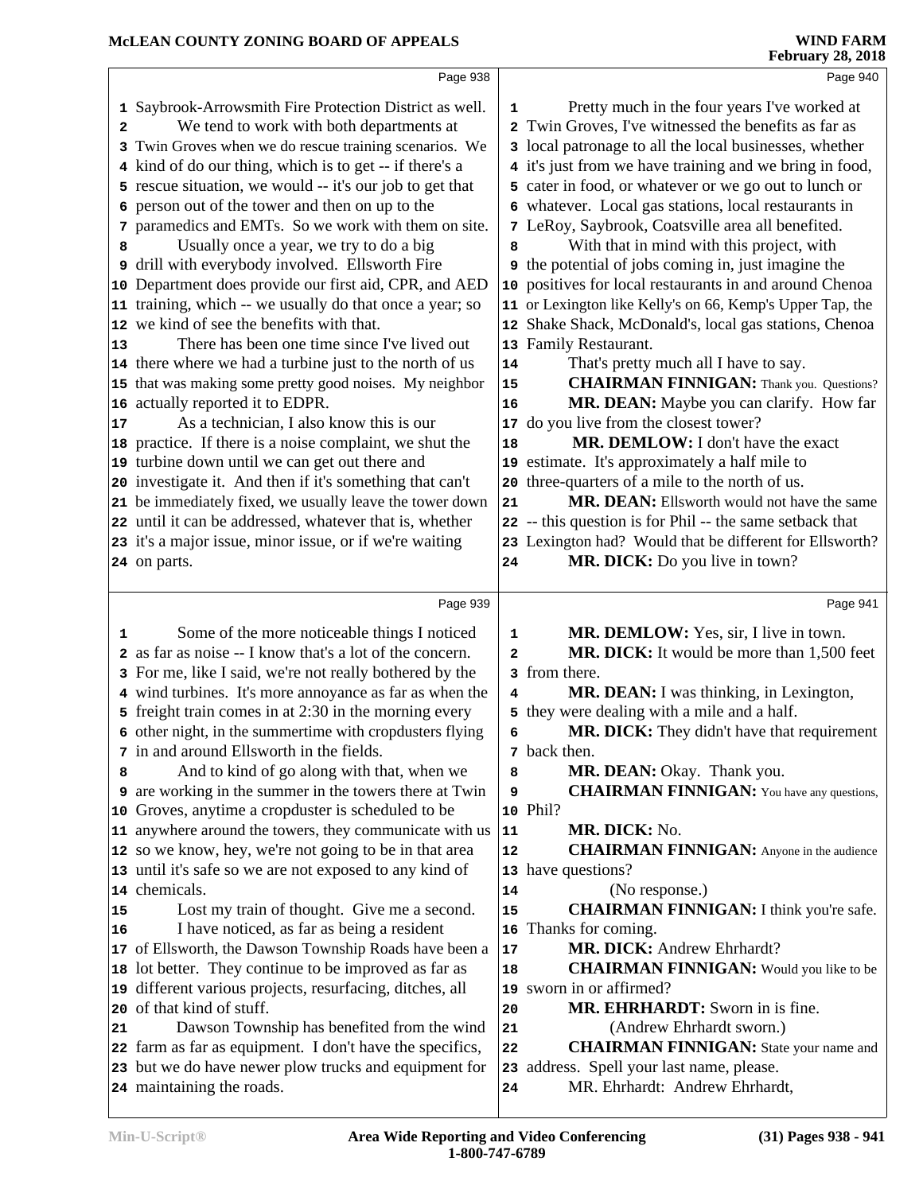Page 938

1 Saybrook-Arrowsmith Fire Protection District as well.
2 We tend to work with both departments at
3 Twin Groves when we do rescue training scenarios. We
4 kind of do our thing, which is to get -- if there's a
5 rescue situation, we would -- it's our job to get that
6 person out of the tower and then on up to the
7 paramedics and EMTs. So we work with them on site.
8 Usually once a year, we try to do a big
9 drill with everybody involved. Ellsworth Fire
10 Department does provide our first aid, CPR, and AED
11 training, which -- we usually do that once a year; so
12 we kind of see the benefits with that.
13 There has been one time since I've lived out
14 there where we had a turbine just to the north of us
15 that was making some pretty good noises. My neighbor
16 actually reported it to EDPR.
17 As a technician, I also know this is our
18 practice. If there is a noise complaint, we shut the
19 turbine down until we can get out there and
20 investigate it. And then if it's something that can't
21 be immediately fixed, we usually leave the tower down
22 until it can be addressed, whatever that is, whether
23 it's a major issue, minor issue, or if we're waiting
24 on parts.

Page 939

1 Some of the more noticeable things I noticed
2 as far as noise -- I know that's a lot of the concern.
3 For me, like I said, we're not really bothered by the
4 wind turbines. It's more annoyance as far as when the
5 freight train comes in at 2:30 in the morning every
6 other night, in the summertime with cropdusters flying
7 in and around Ellsworth in the fields.
8 And to kind of go along with that, when we
9 are working in the summer in the towers there at Twin
10 Groves, anytime a cropduster is scheduled to be
11 anywhere around the towers, they communicate with us
12 so we know, hey, we're not going to be in that area
13 until it's safe so we are not exposed to any kind of
14 chemicals.
15 Lost my train of thought. Give me a second.
16 I have noticed, as far as being a resident
17 of Ellsworth, the Dawson Township Roads have been a
18 lot better. They continue to be improved as far as
19 different various projects, resurfacing, ditches, all
20 of that kind of stuff.
21 Dawson Township has benefited from the wind
22 farm as far as equipment. I don't have the specifics,
23 but we do have newer plow trucks and equipment for
24 maintaining the roads.

Page 940

1 Pretty much in the four years I've worked at
2 Twin Groves, I've witnessed the benefits as far as
3 local patronage to all the local businesses, whether
4 it's just from we have training and we bring in food,
5 cater in food, or whatever or we go out to lunch or
6 whatever. Local gas stations, local restaurants in
7 LeRoy, Saybrook, Coatsville area all benefited.
8 With that in mind with this project, with
9 the potential of jobs coming in, just imagine the
10 positives for local restaurants in and around Chenoa
11 or Lexington like Kelly's on 66, Kemp's Upper Tap, the
12 Shake Shack, McDonald's, local gas stations, Chenoa
13 Family Restaurant.
14 That's pretty much all I have to say.
15 **CHAIRMAN FINNIGAN:** Thank you. Questions?
16 **MR. DEAN:** Maybe you can clarify. How far
17 do you live from the closest tower?
18 **MR. DEMLOW:** I don't have the exact
19 estimate. It's approximately a half mile to
20 three-quarters of a mile to the north of us.
21 **MR. DEAN:** Ellsworth would not have the same
22 -- this question is for Phil -- the same setback that
23 Lexington had? Would that be different for Ellsworth?
24 **MR. DICK:** Do you live in town?

Page 941

1 **MR. DEMLOW:** Yes, sir, I live in town.
2 **MR. DICK:** It would be more than 1,500 feet
3 from there.
4 **MR. DEAN:** I was thinking, in Lexington,
5 they were dealing with a mile and a half.
6 **MR. DICK:** They didn't have that requirement
7 back then.
8 **MR. DEAN:** Okay. Thank you.
9 **CHAIRMAN FINNIGAN:** You have any questions,
10 Phil?
11 **MR. DICK:** No.
12 **CHAIRMAN FINNIGAN:** Anyone in the audience
13 have questions?
14 (No response.)
15 **CHAIRMAN FINNIGAN:** I think you're safe.
16 Thanks for coming.
17 **MR. DICK:** Andrew Ehrhardt?
18 **CHAIRMAN FINNIGAN:** Would you like to be
19 sworn in or affirmed?
20 **MR. EHRHARDT:** Sworn in is fine.
21 (Andrew Ehrhardt sworn.)
22 **CHAIRMAN FINNIGAN:** State your name and
23 address. Spell your last name, please.
24 MR. Ehrhardt: Andrew Ehrhardt,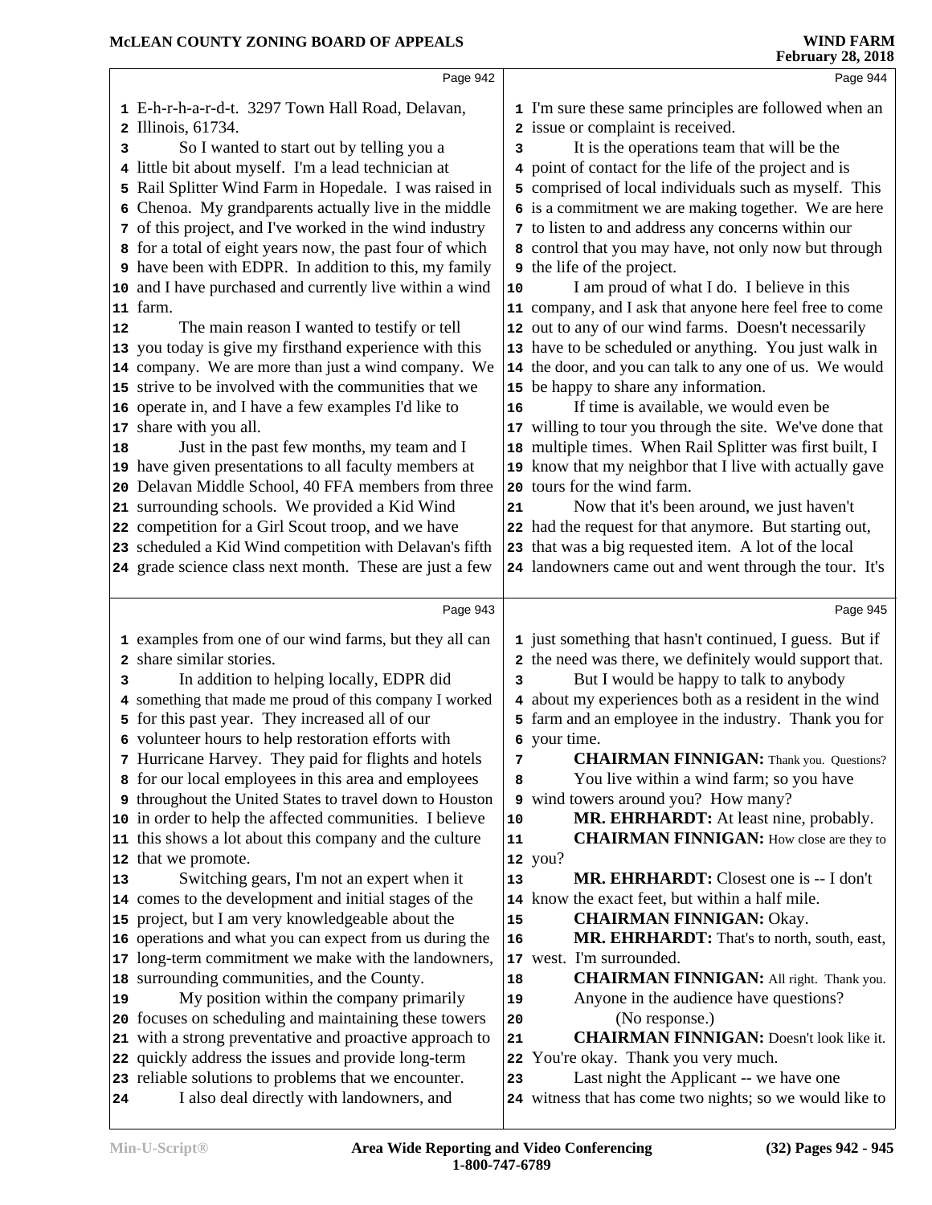Page 942

1 E-h-r-h-a-r-d-t. 3297 Town Hall Road, Delavan,
2 Illinois, 61734.
3 So I wanted to start out by telling you a
4 little bit about myself. I'm a lead technician at
5 Rail Splitter Wind Farm in Hopedale. I was raised in
6 Chenoa. My grandparents actually live in the middle
7 of this project, and I've worked in the wind industry
8 for a total of eight years now, the past four of which
9 have been with EDPR. In addition to this, my family
10 and I have purchased and currently live within a wind
11 farm.
12 The main reason I wanted to testify or tell
13 you today is give my firsthand experience with this
14 company. We are more than just a wind company. We
15 strive to be involved with the communities that we
16 operate in, and I have a few examples I'd like to
17 share with you all.
18 Just in the past few months, my team and I
19 have given presentations to all faculty members at
20 Delavan Middle School, 40 FFA members from three
21 surrounding schools. We provided a Kid Wind
22 competition for a Girl Scout troop, and we have
23 scheduled a Kid Wind competition with Delavan's fifth
24 grade science class next month. These are just a few

Page 943

1 examples from one of our wind farms, but they all can
2 share similar stories.
3 In addition to helping locally, EDPR did
4 something that made me proud of this company I worked
5 for this past year. They increased all of our
6 volunteer hours to help restoration efforts with
7 Hurricane Harvey. They paid for flights and hotels
8 for our local employees in this area and employees
9 throughout the United States to travel down to Houston
10 in order to help the affected communities. I believe
11 this shows a lot about this company and the culture
12 that we promote.
13 Switching gears, I'm not an expert when it
14 comes to the development and initial stages of the
15 project, but I am very knowledgeable about the
16 operations and what you can expect from us during the
17 long-term commitment we make with the landowners,
18 surrounding communities, and the County.
19 My position within the company primarily
20 focuses on scheduling and maintaining these towers
21 with a strong preventative and proactive approach to
22 quickly address the issues and provide long-term
23 reliable solutions to problems that we encounter.
24 I also deal directly with landowners, and

Page 944

1 I'm sure these same principles are followed when an
2 issue or complaint is received.
3 It is the operations team that will be the
4 point of contact for the life of the project and is
5 comprised of local individuals such as myself. This
6 is a commitment we are making together. We are here
7 to listen to and address any concerns within our
8 control that you may have, not only now but through
9 the life of the project.
10 I am proud of what I do. I believe in this
11 company, and I ask that anyone here feel free to come
12 out to any of our wind farms. Doesn't necessarily
13 have to be scheduled or anything. You just walk in
14 the door, and you can talk to any one of us. We would
15 be happy to share any information.
16 If time is available, we would even be
17 willing to tour you through the site. We've done that
18 multiple times. When Rail Splitter was first built, I
19 know that my neighbor that I live with actually gave
20 tours for the wind farm.
21 Now that it's been around, we just haven't
22 had the request for that anymore. But starting out,
23 that was a big requested item. A lot of the local
24 landowners came out and went through the tour. It's

Page 945

1 just something that hasn't continued, I guess. But if
2 the need was there, we definitely would support that.
3 But I would be happy to talk to anybody
4 about my experiences both as a resident in the wind
5 farm and an employee in the industry. Thank you for
6 your time.
7 **CHAIRMAN FINNIGAN:** Thank you. Questions?
8 You live within a wind farm; so you have
9 wind towers around you? How many?
10 **MR. EHRHARDT:** At least nine, probably.
11 **CHAIRMAN FINNIGAN:** How close are they to
12 you?
13 **MR. EHRHARDT:** Closest one is -- I don't
14 know the exact feet, but within a half mile.
15 **CHAIRMAN FINNIGAN:** Okay.
16 **MR. EHRHARDT:** That's to north, south, east,
17 west. I'm surrounded.
18 **CHAIRMAN FINNIGAN:** All right. Thank you.
19 Anyone in the audience have questions?
20 (No response.)
21 **CHAIRMAN FINNIGAN:** Doesn't look like it.
22 You're okay. Thank you very much.
23 Last night the Applicant -- we have one
24 witness that has come two nights; so we would like to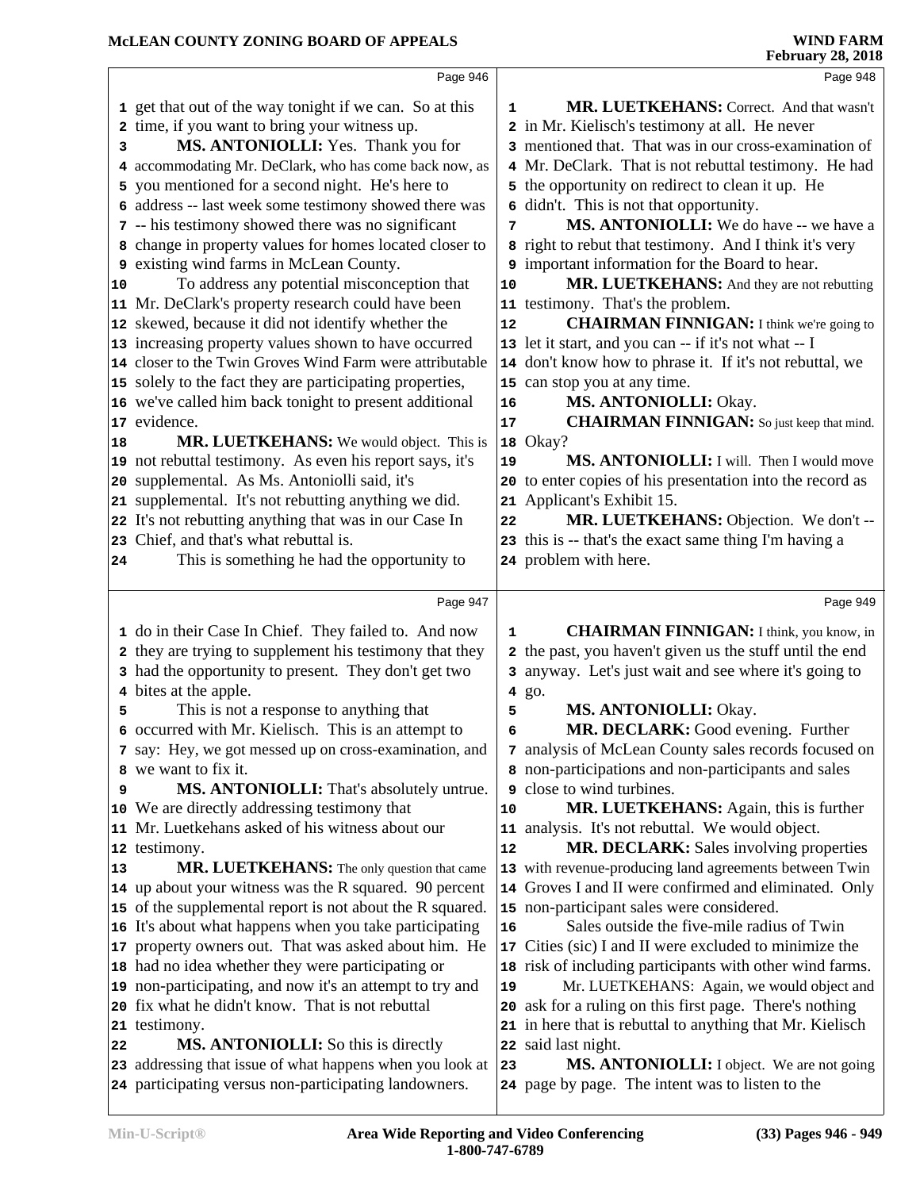get that out of the way tonight if we can. So at this time, if you want to bring your witness up.

**MS. ANTONIOLLI:** Yes. Thank you for accommodating Mr. DeClark, who has come back now, as you mentioned for a second night. He's here to address -- last week some testimony showed there was -- his testimony showed there was no significant change in property values for homes located closer to existing wind farms in McLean County.

To address any potential misconception that Mr. DeClark's property research could have been skewed, because it did not identify whether the increasing property values shown to have occurred closer to the Twin Groves Wind Farm were attributable solely to the fact they are participating properties, we've called him back tonight to present additional evidence.

**MR. LUETKEHANS:** We would object. This is not rebuttal testimony. As even his report says, it's supplemental. As Ms. Antoniolli said, it's supplemental. It's not rebutting anything we did. It's not rebutting anything that was in our Case In Chief, and that's what rebuttal is.

This is something he had the opportunity to do in their Case In Chief. They failed to. And now they are trying to supplement his testimony that they had the opportunity to present. They don't get two bites at the apple.

This is not a response to anything that occurred with Mr. Kielisch. This is an attempt to say: Hey, we got messed up on cross-examination, and we want to fix it.

**MS. ANTONIOLLI:** That's absolutely untrue. We are directly addressing testimony that Mr. Luetkehans asked of his witness about our testimony.

**MR. LUETKEHANS:** The only question that came up about your witness was the R squared. 90 percent of the supplemental report is not about the R squared. It's about what happens when you take participating property owners out. That was asked about him. He had no idea whether they were participating or non-participating, and now it's an attempt to try and fix what he didn't know. That is not rebuttal testimony.

**MS. ANTONIOLLI:** So this is directly addressing that issue of what happens when you look at participating versus non-participating landowners.

**MR. LUETKEHANS:** Correct. And that wasn't in Mr. Kielisch's testimony at all. He never mentioned that. That was in our cross-examination of Mr. DeClark. That is not rebuttal testimony. He had the opportunity on redirect to clean it up. He didn't. This is not that opportunity.

**MS. ANTONIOLLI:** We do have -- we have a right to rebut that testimony. And I think it's very important information for the Board to hear.

**MR. LUETKEHANS:** And they are not rebutting testimony. That's the problem.

**CHAIRMAN FINNIGAN:** I think we're going to let it start, and you can -- if it's not what -- I don't know how to phrase it. If it's not rebuttal, we can stop you at any time.

**MS. ANTONIOLLI:** Okay.

**CHAIRMAN FINNIGAN:** So just keep that mind. Okay?

**MS. ANTONIOLLI:** I will. Then I would move to enter copies of his presentation into the record as Applicant's Exhibit 15.

**MR. LUETKEHANS:** Objection. We don't -- this is -- that's the exact same thing I'm having a problem with here.

**CHAIRMAN FINNIGAN:** I think, you know, in the past, you haven't given us the stuff until the end anyway. Let's just wait and see where it's going to go.

**MS. ANTONIOLLI:** Okay.

**MR. DECLARK:** Good evening. Further analysis of McLean County sales records focused on non-participations and non-participants and sales close to wind turbines.

**MR. LUETKEHANS:** Again, this is further analysis. It's not rebuttal. We would object.

**MR. DECLARK:** Sales involving properties with revenue-producing land agreements between Twin Groves I and II were confirmed and eliminated. Only non-participant sales were considered.

Sales outside the five-mile radius of Twin Cities (sic) I and II were excluded to minimize the risk of including participants with other wind farms.

Mr. LUETKEHANS: Again, we would object and ask for a ruling on this first page. There's nothing in here that is rebuttal to anything that Mr. Kielisch said last night.

**MS. ANTONIOLLI:** I object. We are not going page by page. The intent was to listen to the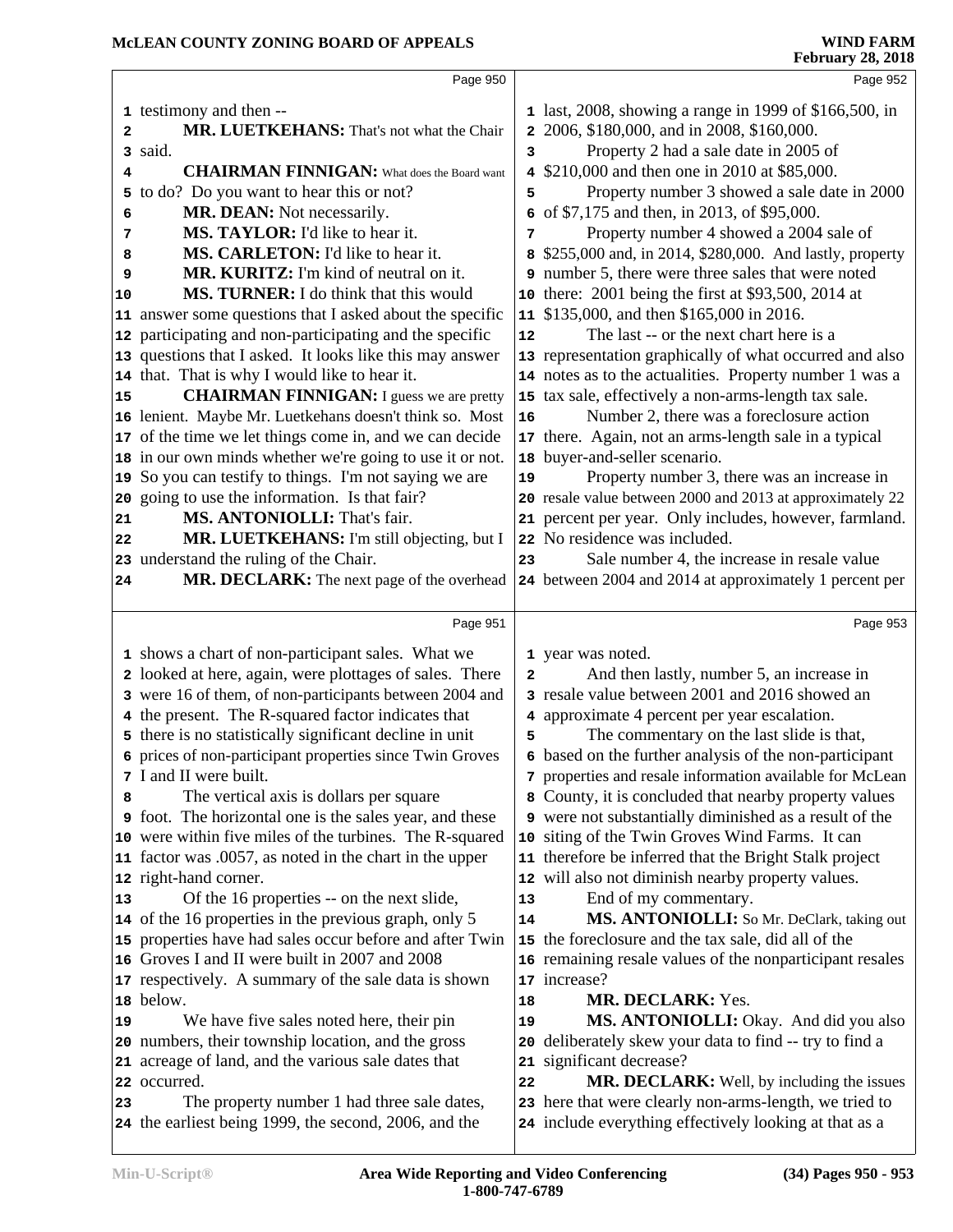Page 950

testimony and then --

**MR. LUETKEHANS:** That's not what the Chair said.

**CHAIRMAN FINNIGAN:** What does the Board want to do? Do you want to hear this or not?

**MR. DEAN:** Not necessarily.

**MS. TAYLOR:** I'd like to hear it.

**MS. CARLETON:** I'd like to hear it.

**MR. KURITZ:** I'm kind of neutral on it.

**MS. TURNER:** I do think that this would answer some questions that I asked about the specific participating and non-participating and the specific questions that I asked. It looks like this may answer that. That is why I would like to hear it.

**CHAIRMAN FINNIGAN:** I guess we are pretty lenient. Maybe Mr. Luetkehans doesn't think so. Most of the time we let things come in, and we can decide in our own minds whether we're going to use it or not. So you can testify to things. I'm not saying we are going to use the information. Is that fair?

**MS. ANTONIOLLI:** That's fair.

**MR. LUETKEHANS:** I'm still objecting, but I understand the ruling of the Chair.

**MR. DECLARK:** The next page of the overhead

Page 951

shows a chart of non-participant sales. What we looked at here, again, were plottages of sales. There were 16 of them, of non-participants between 2004 and the present. The R-squared factor indicates that there is no statistically significant decline in unit prices of non-participant properties since Twin Groves I and II were built.

The vertical axis is dollars per square foot. The horizontal one is the sales year, and these were within five miles of the turbines. The R-squared factor was .0057, as noted in the chart in the upper right-hand corner.

Of the 16 properties -- on the next slide, of the 16 properties in the previous graph, only 5 properties have had sales occur before and after Twin Groves I and II were built in 2007 and 2008 respectively. A summary of the sale data is shown below.

We have five sales noted here, their pin numbers, their township location, and the gross acreage of land, and the various sale dates that occurred.

The property number 1 had three sale dates, the earliest being 1999, the second, 2006, and the

Page 952

last, 2008, showing a range in 1999 of $166,500, in 2006, $180,000, and in 2008, $160,000.

Property 2 had a sale date in 2005 of $210,000 and then one in 2010 at $85,000.

Property number 3 showed a sale date in 2000 of $7,175 and then, in 2013, of $95,000.

Property number 4 showed a 2004 sale of $255,000 and, in 2014, $280,000. And lastly, property number 5, there were three sales that were noted there: 2001 being the first at $93,500, 2014 at $135,000, and then $165,000 in 2016.

The last -- or the next chart here is a representation graphically of what occurred and also notes as to the actualities. Property number 1 was a tax sale, effectively a non-arms-length tax sale.

Number 2, there was a foreclosure action there. Again, not an arms-length sale in a typical buyer-and-seller scenario.

Property number 3, there was an increase in resale value between 2000 and 2013 at approximately 22 percent per year. Only includes, however, farmland. No residence was included.

Sale number 4, the increase in resale value between 2004 and 2014 at approximately 1 percent per

Page 953

year was noted.

And then lastly, number 5, an increase in resale value between 2001 and 2016 showed an approximate 4 percent per year escalation.

The commentary on the last slide is that, based on the further analysis of the non-participant properties and resale information available for McLean County, it is concluded that nearby property values were not substantially diminished as a result of the siting of the Twin Groves Wind Farms. It can therefore be inferred that the Bright Stalk project will also not diminish nearby property values.

End of my commentary.

**MS. ANTONIOLLI:** So Mr. DeClark, taking out the foreclosure and the tax sale, did all of the remaining resale values of the nonparticipant resales increase?

**MR. DECLARK:** Yes.

**MS. ANTONIOLLI:** Okay. And did you also deliberately skew your data to find -- try to find a significant decrease?

**MR. DECLARK:** Well, by including the issues here that were clearly non-arms-length, we tried to include everything effectively looking at that as a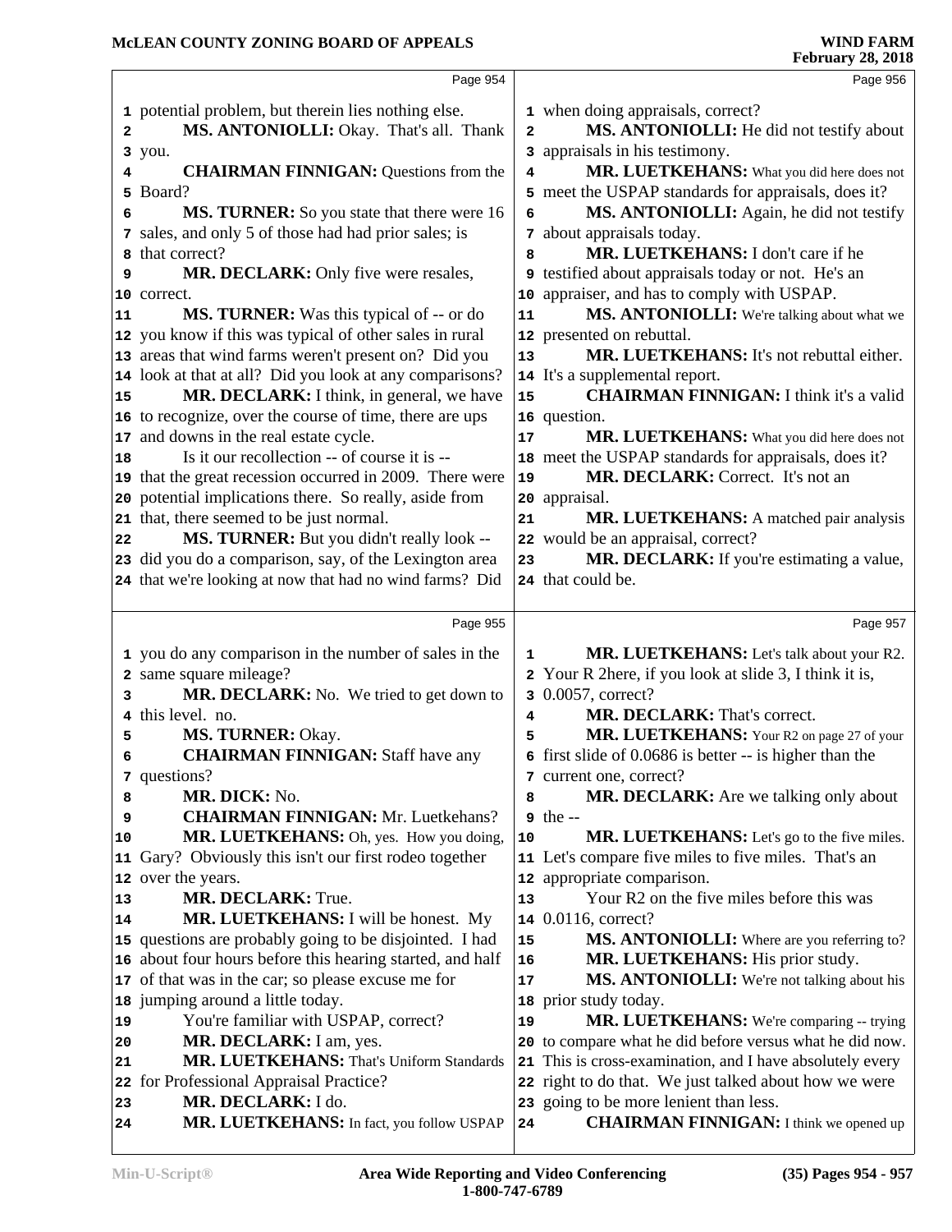Page 954

1 potential problem, but therein lies nothing else.
2 **MS. ANTONIOLLI:** Okay. That's all. Thank
3 you.
4 **CHAIRMAN FINNIGAN:** Questions from the
5 Board?
6 **MS. TURNER:** So you state that there were 16
7 sales, and only 5 of those had had prior sales; is
8 that correct?
9 **MR. DECLARK:** Only five were resales,
10 correct.
11 **MS. TURNER:** Was this typical of -- or do
12 you know if this was typical of other sales in rural
13 areas that wind farms weren't present on? Did you
14 look at that at all? Did you look at any comparisons?
15 **MR. DECLARK:** I think, in general, we have
16 to recognize, over the course of time, there are ups
17 and downs in the real estate cycle.
18 Is it our recollection -- of course it is --
19 that the great recession occurred in 2009. There were
20 potential implications there. So really, aside from
21 that, there seemed to be just normal.
22 **MS. TURNER:** But you didn't really look --
23 did you do a comparison, say, of the Lexington area
24 that we're looking at now that had no wind farms? Did

Page 955

1 you do any comparison in the number of sales in the
2 same square mileage?
3 **MR. DECLARK:** No. We tried to get down to
4 this level. no.
5 **MS. TURNER:** Okay.
6 **CHAIRMAN FINNIGAN:** Staff have any
7 questions?
8 **MR. DICK:** No.
9 **CHAIRMAN FINNIGAN:** Mr. Luetkehans?
10 **MR. LUETKEHANS:** Oh, yes. How you doing,
11 Gary? Obviously this isn't our first rodeo together
12 over the years.
13 **MR. DECLARK:** True.
14 **MR. LUETKEHANS:** I will be honest. My
15 questions are probably going to be disjointed. I had
16 about four hours before this hearing started, and half
17 of that was in the car; so please excuse me for
18 jumping around a little today.
19 You're familiar with USPAP, correct?
20 **MR. DECLARK:** I am, yes.
21 **MR. LUETKEHANS:** That's Uniform Standards
22 for Professional Appraisal Practice?
23 **MR. DECLARK:** I do.
24 **MR. LUETKEHANS:** In fact, you follow USPAP

Page 956

1 when doing appraisals, correct?
2 **MS. ANTONIOLLI:** He did not testify about
3 appraisals in his testimony.
4 **MR. LUETKEHANS:** What you did here does not
5 meet the USPAP standards for appraisals, does it?
6 **MS. ANTONIOLLI:** Again, he did not testify
7 about appraisals today.
8 **MR. LUETKEHANS:** I don't care if he
9 testified about appraisals today or not. He's an
10 appraiser, and has to comply with USPAP.
11 **MS. ANTONIOLLI:** We're talking about what we
12 presented on rebuttal.
13 **MR. LUETKEHANS:** It's not rebuttal either.
14 It's a supplemental report.
15 **CHAIRMAN FINNIGAN:** I think it's a valid
16 question.
17 **MR. LUETKEHANS:** What you did here does not
18 meet the USPAP standards for appraisals, does it?
19 **MR. DECLARK:** Correct. It's not an
20 appraisal.
21 **MR. LUETKEHANS:** A matched pair analysis
22 would be an appraisal, correct?
23 **MR. DECLARK:** If you're estimating a value,
24 that could be.

Page 957

1 **MR. LUETKEHANS:** Let's talk about your R2.
2 Your R 2here, if you look at slide 3, I think it is,
3 0.0057, correct?
4 **MR. DECLARK:** That's correct.
5 **MR. LUETKEHANS:** Your R2 on page 27 of your
6 first slide of 0.0686 is better -- is higher than the
7 current one, correct?
8 **MR. DECLARK:** Are we talking only about
9 the --
10 **MR. LUETKEHANS:** Let's go to the five miles.
11 Let's compare five miles to five miles. That's an
12 appropriate comparison.
13 Your R2 on the five miles before this was
14 0.0116, correct?
15 **MS. ANTONIOLLI:** Where are you referring to?
16 **MR. LUETKEHANS:** His prior study.
17 **MS. ANTONIOLLI:** We're not talking about his
18 prior study today.
19 **MR. LUETKEHANS:** We're comparing -- trying
20 to compare what he did before versus what he did now.
21 This is cross-examination, and I have absolutely every
22 right to do that. We just talked about how we were
23 going to be more lenient than less.
24 **CHAIRMAN FINNIGAN:** I think we opened up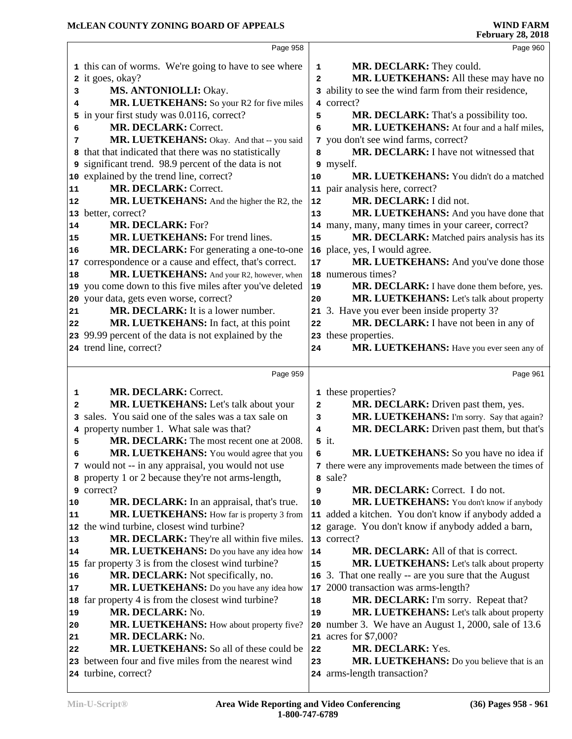Page 958

1 this can of worms. We're going to have to see where
2 it goes, okay?
3 **MS. ANTONIOLLI:** Okay.
4 **MR. LUETKEHANS:** So your R2 for five miles
5 in your first study was 0.0116, correct?
6 **MR. DECLARK:** Correct.
7 **MR. LUETKEHANS:** Okay. And that -- you said
8 that that indicated that there was no statistically
9 significant trend. 98.9 percent of the data is not
10 explained by the trend line, correct?
11 **MR. DECLARK:** Correct.
12 **MR. LUETKEHANS:** And the higher the R2, the
13 better, correct?
14 **MR. DECLARK:** For?
15 **MR. LUETKEHANS:** For trend lines.
16 **MR. DECLARK:** For generating a one-to-one
17 correspondence or a cause and effect, that's correct.
18 **MR. LUETKEHANS:** And your R2, however, when
19 you come down to this five miles after you've deleted
20 your data, gets even worse, correct?
21 **MR. DECLARK:** It is a lower number.
22 **MR. LUETKEHANS:** In fact, at this point
23 99.99 percent of the data is not explained by the
24 trend line, correct?

Page 959

1 **MR. DECLARK:** Correct.
2 **MR. LUETKEHANS:** Let's talk about your
3 sales. You said one of the sales was a tax sale on
4 property number 1. What sale was that?
5 **MR. DECLARK:** The most recent one at 2008.
6 **MR. LUETKEHANS:** You would agree that you
7 would not -- in any appraisal, you would not use
8 property 1 or 2 because they're not arms-length,
9 correct?
10 **MR. DECLARK:** In an appraisal, that's true.
11 **MR. LUETKEHANS:** How far is property 3 from
12 the wind turbine, closest wind turbine?
13 **MR. DECLARK:** They're all within five miles.
14 **MR. LUETKEHANS:** Do you have any idea how
15 far property 3 is from the closest wind turbine?
16 **MR. DECLARK:** Not specifically, no.
17 **MR. LUETKEHANS:** Do you have any idea how
18 far property 4 is from the closest wind turbine?
19 **MR. DECLARK:** No.
20 **MR. LUETKEHANS:** How about property five?
21 **MR. DECLARK:** No.
22 **MR. LUETKEHANS:** So all of these could be
23 between four and five miles from the nearest wind
24 turbine, correct?

Page 960

1 **MR. DECLARK:** They could.
2 **MR. LUETKEHANS:** All these may have no
3 ability to see the wind farm from their residence,
4 correct?
5 **MR. DECLARK:** That's a possibility too.
6 **MR. LUETKEHANS:** At four and a half miles,
7 you don't see wind farms, correct?
8 **MR. DECLARK:** I have not witnessed that
9 myself.
10 **MR. LUETKEHANS:** You didn't do a matched
11 pair analysis here, correct?
12 **MR. DECLARK:** I did not.
13 **MR. LUETKEHANS:** And you have done that
14 many, many, many times in your career, correct?
15 **MR. DECLARK:** Matched pairs analysis has its
16 place, yes, I would agree.
17 **MR. LUETKEHANS:** And you've done those
18 numerous times?
19 **MR. DECLARK:** I have done them before, yes.
20 **MR. LUETKEHANS:** Let's talk about property
21 3. Have you ever been inside property 3?
22 **MR. DECLARK:** I have not been in any of
23 these properties.
24 **MR. LUETKEHANS:** Have you ever seen any of

Page 961

1 these properties?
2 **MR. DECLARK:** Driven past them, yes.
3 **MR. LUETKEHANS:** I'm sorry. Say that again?
4 **MR. DECLARK:** Driven past them, but that's
5 it.
6 **MR. LUETKEHANS:** So you have no idea if
7 there were any improvements made between the times of
8 sale?
9 **MR. DECLARK:** Correct. I do not.
10 **MR. LUETKEHANS:** You don't know if anybody
11 added a kitchen. You don't know if anybody added a
12 garage. You don't know if anybody added a barn,
13 correct?
14 **MR. DECLARK:** All of that is correct.
15 **MR. LUETKEHANS:** Let's talk about property
16 3. That one really -- are you sure that the August
17 2000 transaction was arms-length?
18 **MR. DECLARK:** I'm sorry. Repeat that?
19 **MR. LUETKEHANS:** Let's talk about property
20 number 3. We have an August 1, 2000, sale of 13.6
21 acres for $7,000?
22 **MR. DECLARK:** Yes.
23 **MR. LUETKEHANS:** Do you believe that is an
24 arms-length transaction?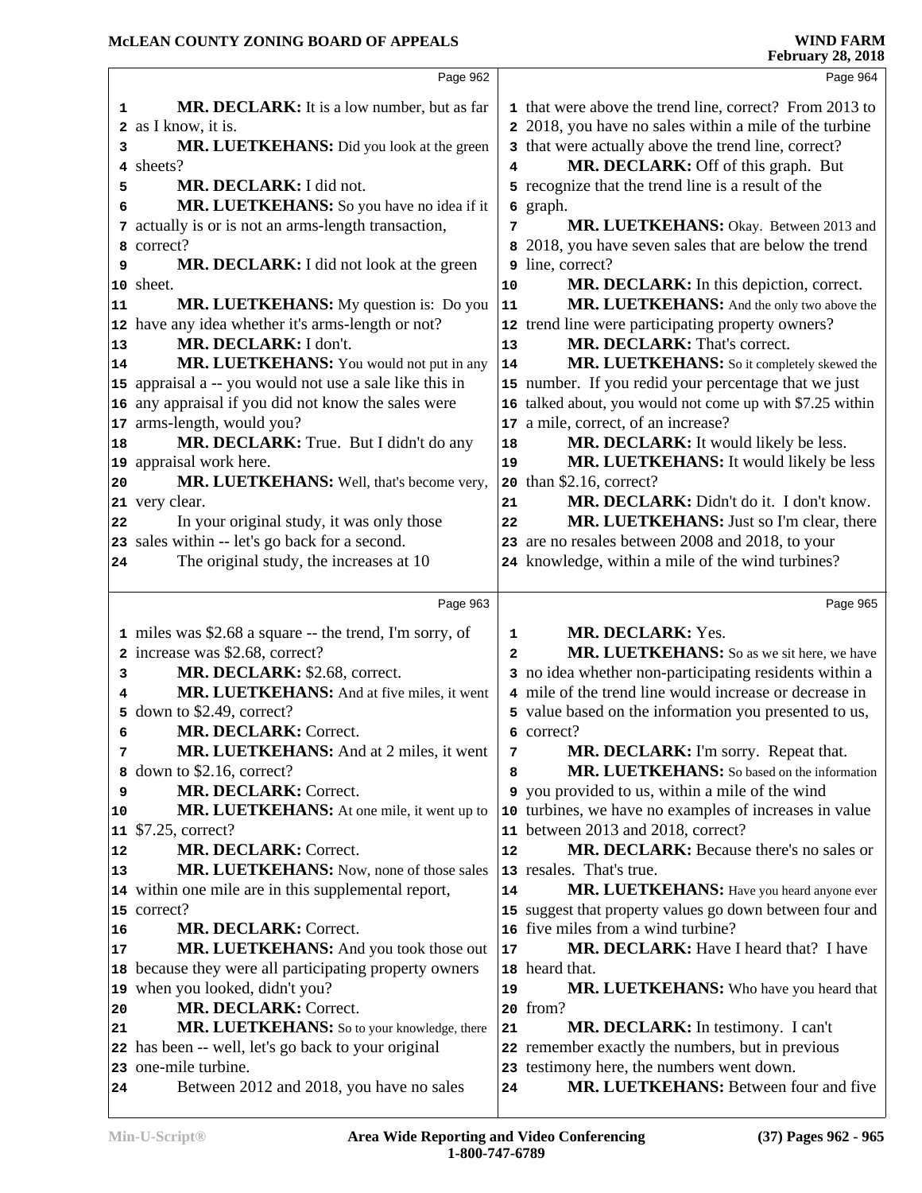MR. DECLARK: It is a low number, but as far as I know, it is.

MR. LUETKEHANS: Did you look at the green sheets?

MR. DECLARK: I did not.

MR. LUETKEHANS: So you have no idea if it actually is or is not an arms-length transaction, correct?

MR. DECLARK: I did not look at the green sheet.

MR. LUETKEHANS: My question is: Do you have any idea whether it's arms-length or not?

MR. DECLARK: I don't.

MR. LUETKEHANS: You would not put in any appraisal a -- you would not use a sale like this in any appraisal if you did not know the sales were arms-length, would you?

MR. DECLARK: True. But I didn't do any appraisal work here.

MR. LUETKEHANS: Well, that's become very, very clear.

In your original study, it was only those sales within -- let's go back for a second.

The original study, the increases at 10 miles was $2.68 a square -- the trend, I'm sorry, of increase was $2.68, correct?

MR. DECLARK: $2.68, correct.

MR. LUETKEHANS: And at five miles, it went down to $2.49, correct?

MR. DECLARK: Correct.

MR. LUETKEHANS: And at 2 miles, it went down to $2.16, correct?

MR. DECLARK: Correct.

MR. LUETKEHANS: At one mile, it went up to $7.25, correct?

MR. DECLARK: Correct.

MR. LUETKEHANS: Now, none of those sales within one mile are in this supplemental report, correct?

MR. DECLARK: Correct.

MR. LUETKEHANS: And you took those out because they were all participating property owners when you looked, didn't you?

MR. DECLARK: Correct.

MR. LUETKEHANS: So to your knowledge, there has been -- well, let's go back to your original one-mile turbine.

Between 2012 and 2018, you have no sales that were above the trend line, correct? From 2013 to 2018, you have no sales within a mile of the turbine that were actually above the trend line, correct?

MR. DECLARK: Off of this graph. But recognize that the trend line is a result of the graph.

MR. LUETKEHANS: Okay. Between 2013 and 2018, you have seven sales that are below the trend line, correct?

MR. DECLARK: In this depiction, correct.

MR. LUETKEHANS: And the only two above the trend line were participating property owners?

MR. DECLARK: That's correct.

MR. LUETKEHANS: So it completely skewed the number. If you redid your percentage that we just talked about, you would not come up with $7.25 within a mile, correct, of an increase?

MR. DECLARK: It would likely be less.

MR. LUETKEHANS: It would likely be less than $2.16, correct?

MR. DECLARK: Didn't do it. I don't know.

MR. LUETKEHANS: Just so I'm clear, there are no resales between 2008 and 2018, to your knowledge, within a mile of the wind turbines?

MR. DECLARK: Yes.

MR. LUETKEHANS: So as we sit here, we have no idea whether non-participating residents within a mile of the trend line would increase or decrease in value based on the information you presented to us, correct?

MR. DECLARK: I'm sorry. Repeat that.

MR. LUETKEHANS: So based on the information you provided to us, within a mile of the wind turbines, we have no examples of increases in value between 2013 and 2018, correct?

MR. DECLARK: Because there's no sales or resales. That's true.

MR. LUETKEHANS: Have you heard anyone ever suggest that property values go down between four and five miles from a wind turbine?

MR. DECLARK: Have I heard that? I have heard that.

MR. LUETKEHANS: Who have you heard that from?

MR. DECLARK: In testimony. I can't remember exactly the numbers, but in previous testimony here, the numbers went down.

MR. LUETKEHANS: Between four and five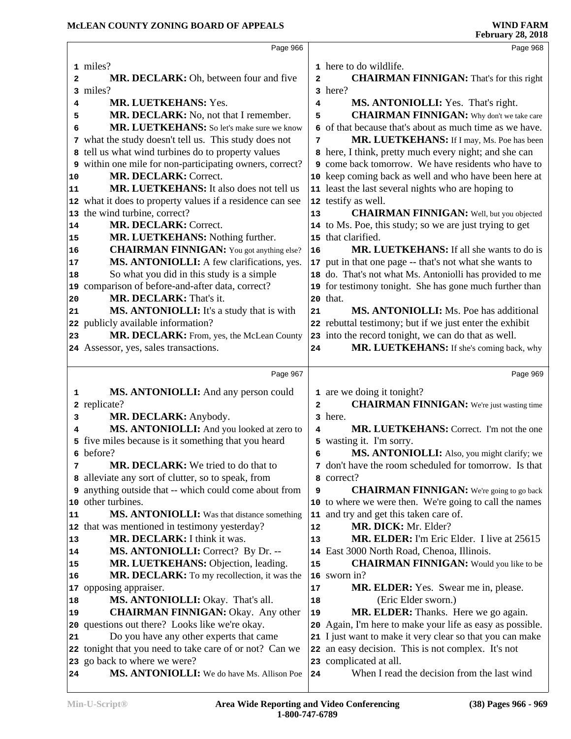Page 966

1 miles?
2 **MR. DECLARK:** Oh, between four and five
3 miles?
4 **MR. LUETKEHANS:** Yes.
5 **MR. DECLARK:** No, not that I remember.
6 **MR. LUETKEHANS:** So let's make sure we know
7 what the study doesn't tell us. This study does not
8 tell us what wind turbines do to property values
9 within one mile for non-participating owners, correct?
10 **MR. DECLARK:** Correct.
11 **MR. LUETKEHANS:** It also does not tell us
12 what it does to property values if a residence can see
13 the wind turbine, correct?
14 **MR. DECLARK:** Correct.
15 **MR. LUETKEHANS:** Nothing further.
16 **CHAIRMAN FINNIGAN:** You got anything else?
17 **MS. ANTONIOLLI:** A few clarifications, yes.
18 So what you did in this study is a simple
19 comparison of before-and-after data, correct?
20 **MR. DECLARK:** That's it.
21 **MS. ANTONIOLLI:** It's a study that is with
22 publicly available information?
23 **MR. DECLARK:** From, yes, the McLean County
24 Assessor, yes, sales transactions.

Page 967

1 **MS. ANTONIOLLI:** And any person could
2 replicate?
3 **MR. DECLARK:** Anybody.
4 **MS. ANTONIOLLI:** And you looked at zero to
5 five miles because is it something that you heard
6 before?
7 **MR. DECLARK:** We tried to do that to
8 alleviate any sort of clutter, so to speak, from
9 anything outside that -- which could come about from
10 other turbines.
11 **MS. ANTONIOLLI:** Was that distance something
12 that was mentioned in testimony yesterday?
13 **MR. DECLARK:** I think it was.
14 **MS. ANTONIOLLI:** Correct? By Dr. --
15 **MR. LUETKEHANS:** Objection, leading.
16 **MR. DECLARK:** To my recollection, it was the
17 opposing appraiser.
18 **MS. ANTONIOLLI:** Okay. That's all.
19 **CHAIRMAN FINNIGAN:** Okay. Any other
20 questions out there? Looks like we're okay.
21 Do you have any other experts that came
22 tonight that you need to take care of or not? Can we
23 go back to where we were?
24 **MS. ANTONIOLLI:** We do have Ms. Allison Poe

Page 968

1 here to do wildlife.
2 **CHAIRMAN FINNIGAN:** That's for this right
3 here?
4 **MS. ANTONIOLLI:** Yes. That's right.
5 **CHAIRMAN FINNIGAN:** Why don't we take care
6 of that because that's about as much time as we have.
7 **MR. LUETKEHANS:** If I may, Ms. Poe has been
8 here, I think, pretty much every night; and she can
9 come back tomorrow. We have residents who have to
10 keep coming back as well and who have been here at
11 least the last several nights who are hoping to
12 testify as well.
13 **CHAIRMAN FINNIGAN:** Well, but you objected
14 to Ms. Poe, this study; so we are just trying to get
15 that clarified.
16 **MR. LUETKEHANS:** If all she wants to do is
17 put in that one page -- that's not what she wants to
18 do. That's not what Ms. Antoniolli has provided to me
19 for testimony tonight. She has gone much further than
20 that.
21 **MS. ANTONIOLLI:** Ms. Poe has additional
22 rebuttal testimony; but if we just enter the exhibit
23 into the record tonight, we can do that as well.
24 **MR. LUETKEHANS:** If she's coming back, why

Page 969

1 are we doing it tonight?
2 **CHAIRMAN FINNIGAN:** We're just wasting time
3 here.
4 **MR. LUETKEHANS:** Correct. I'm not the one
5 wasting it. I'm sorry.
6 **MS. ANTONIOLLI:** Also, you might clarify; we
7 don't have the room scheduled for tomorrow. Is that
8 correct?
9 **CHAIRMAN FINNIGAN:** We're going to go back
10 to where we were then. We're going to call the names
11 and try and get this taken care of.
12 **MR. DICK:** Mr. Elder?
13 **MR. ELDER:** I'm Eric Elder. I live at 25615
14 East 3000 North Road, Chenoa, Illinois.
15 **CHAIRMAN FINNIGAN:** Would you like to be
16 sworn in?
17 **MR. ELDER:** Yes. Swear me in, please.
18 (Eric Elder sworn.)
19 **MR. ELDER:** Thanks. Here we go again.
20 Again, I'm here to make your life as easy as possible.
21 I just want to make it very clear so that you can make
22 an easy decision. This is not complex. It's not
23 complicated at all.
24 When I read the decision from the last wind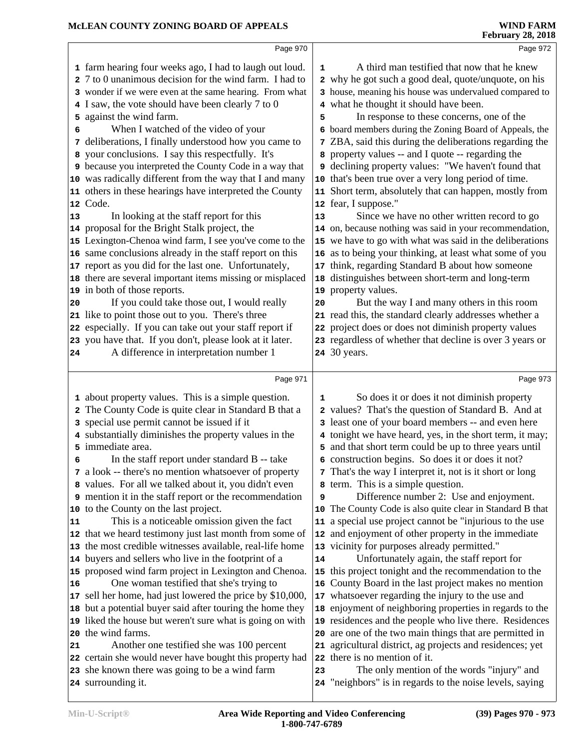farm hearing four weeks ago, I had to laugh out loud. 7 to 0 unanimous decision for the wind farm. I had to wonder if we were even at the same hearing. From what I saw, the vote should have been clearly 7 to 0 against the wind farm.

When I watched of the video of your deliberations, I finally understood how you came to your conclusions. I say this respectfully. It's because you interpreted the County Code in a way that was radically different from the way that I and many others in these hearings have interpreted the County Code.

In looking at the staff report for this proposal for the Bright Stalk project, the Lexington-Chenoa wind farm, I see you've come to the same conclusions already in the staff report on this report as you did for the last one. Unfortunately, there are several important items missing or misplaced in both of those reports.

If you could take those out, I would really like to point those out to you. There's three especially. If you can take out your staff report if you have that. If you don't, please look at it later.

A difference in interpretation number 1 about property values. This is a simple question. The County Code is quite clear in Standard B that a special use permit cannot be issued if it substantially diminishes the property values in the immediate area.

In the staff report under standard B -- take a look -- there's no mention whatsoever of property values. For all we talked about it, you didn't even mention it in the staff report or the recommendation to the County on the last project.

This is a noticeable omission given the fact that we heard testimony just last month from some of the most credible witnesses available, real-life home buyers and sellers who live in the footprint of a proposed wind farm project in Lexington and Chenoa.

One woman testified that she's trying to sell her home, had just lowered the price by $10,000, but a potential buyer said after touring the home they liked the house but weren't sure what is going on with the wind farms.

Another one testified she was 100 percent certain she would never have bought this property had she known there was going to be a wind farm surrounding it.

A third man testified that now that he knew why he got such a good deal, quote/unquote, on his house, meaning his house was undervalued compared to what he thought it should have been.

In response to these concerns, one of the board members during the Zoning Board of Appeals, the ZBA, said this during the deliberations regarding the property values -- and I quote -- regarding the declining property values: "We haven't found that that's been true over a very long period of time. Short term, absolutely that can happen, mostly from fear, I suppose."

Since we have no other written record to go on, because nothing was said in your recommendation, we have to go with what was said in the deliberations as to being your thinking, at least what some of you think, regarding Standard B about how someone distinguishes between short-term and long-term property values.

But the way I and many others in this room read this, the standard clearly addresses whether a project does or does not diminish property values regardless of whether that decline is over 3 years or 30 years.

So does it or does it not diminish property values? That's the question of Standard B. And at least one of your board members -- and even here tonight we have heard, yes, in the short term, it may; and that short term could be up to three years until construction begins. So does it or does it not? That's the way I interpret it, not is it short or long term. This is a simple question.

Difference number 2: Use and enjoyment. The County Code is also quite clear in Standard B that a special use project cannot be "injurious to the use and enjoyment of other property in the immediate vicinity for purposes already permitted."

Unfortunately again, the staff report for this project tonight and the recommendation to the County Board in the last project makes no mention whatsoever regarding the injury to the use and enjoyment of neighboring properties in regards to the residences and the people who live there. Residences are one of the two main things that are permitted in agricultural district, ag projects and residences; yet there is no mention of it.

The only mention of the words "injury" and "neighbors" is in regards to the noise levels, saying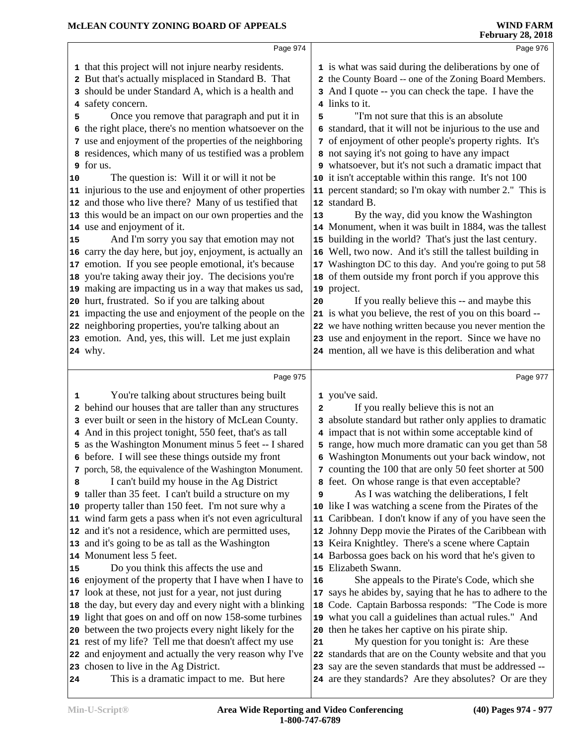that this project will not injure nearby residents. But that's actually misplaced in Standard B. That should be under Standard A, which is a health and safety concern.

Once you remove that paragraph and put it in the right place, there's no mention whatsoever on the use and enjoyment of the properties of the neighboring residences, which many of us testified was a problem for us.

The question is: Will it or will it not be injurious to the use and enjoyment of other properties and those who live there? Many of us testified that this would be an impact on our own properties and the use and enjoyment of it.

And I'm sorry you say that emotion may not carry the day here, but joy, enjoyment, is actually an emotion. If you see people emotional, it's because you're taking away their joy. The decisions you're making are impacting us in a way that makes us sad, hurt, frustrated. So if you are talking about impacting the use and enjoyment of the people on the neighboring properties, you're talking about an emotion. And, yes, this will. Let me just explain why.

You're talking about structures being built behind our houses that are taller than any structures ever built or seen in the history of McLean County. And in this project tonight, 550 feet, that's as tall as the Washington Monument minus 5 feet -- I shared before. I will see these things outside my front porch, 58, the equivalence of the Washington Monument.

I can't build my house in the Ag District taller than 35 feet. I can't build a structure on my property taller than 150 feet. I'm not sure why a wind farm gets a pass when it's not even agricultural and it's not a residence, which are permitted uses, and it's going to be as tall as the Washington Monument less 5 feet.

Do you think this affects the use and enjoyment of the property that I have when I have to look at these, not just for a year, not just during the day, but every day and every night with a blinking light that goes on and off on now 158-some turbines between the two projects every night likely for the rest of my life? Tell me that doesn't affect my use and enjoyment and actually the very reason why I've chosen to live in the Ag District.

This is a dramatic impact to me. But here is what was said during the deliberations by one of the County Board -- one of the Zoning Board Members. And I quote -- you can check the tape. I have the links to it.

"I'm not sure that this is an absolute standard, that it will not be injurious to the use and of enjoyment of other people's property rights. It's not saying it's not going to have any impact whatsoever, but it's not such a dramatic impact that it isn't acceptable within this range. It's not 100 percent standard; so I'm okay with number 2." This is standard B.

By the way, did you know the Washington Monument, when it was built in 1884, was the tallest building in the world? That's just the last century. Well, two now. And it's still the tallest building in Washington DC to this day. And you're going to put 58 of them outside my front porch if you approve this project.

If you really believe this -- and maybe this is what you believe, the rest of you on this board -- we have nothing written because you never mention the use and enjoyment in the report. Since we have no mention, all we have is this deliberation and what you've said.

If you really believe this is not an absolute standard but rather only applies to dramatic impact that is not within some acceptable kind of range, how much more dramatic can you get than 58 Washington Monuments out your back window, not counting the 100 that are only 50 feet shorter at 500 feet. On whose range is that even acceptable?

As I was watching the deliberations, I felt like I was watching a scene from the Pirates of the Caribbean. I don't know if any of you have seen the Johnny Depp movie the Pirates of the Caribbean with Keira Knightley. There's a scene where Captain Barbossa goes back on his word that he's given to Elizabeth Swann.

She appeals to the Pirate's Code, which she says he abides by, saying that he has to adhere to the Code. Captain Barbossa responds: "The Code is more what you call a guidelines than actual rules." And then he takes her captive on his pirate ship.

My question for you tonight is: Are these standards that are on the County website and that you say are the seven standards that must be addressed -- are they standards? Are they absolutes? Or are they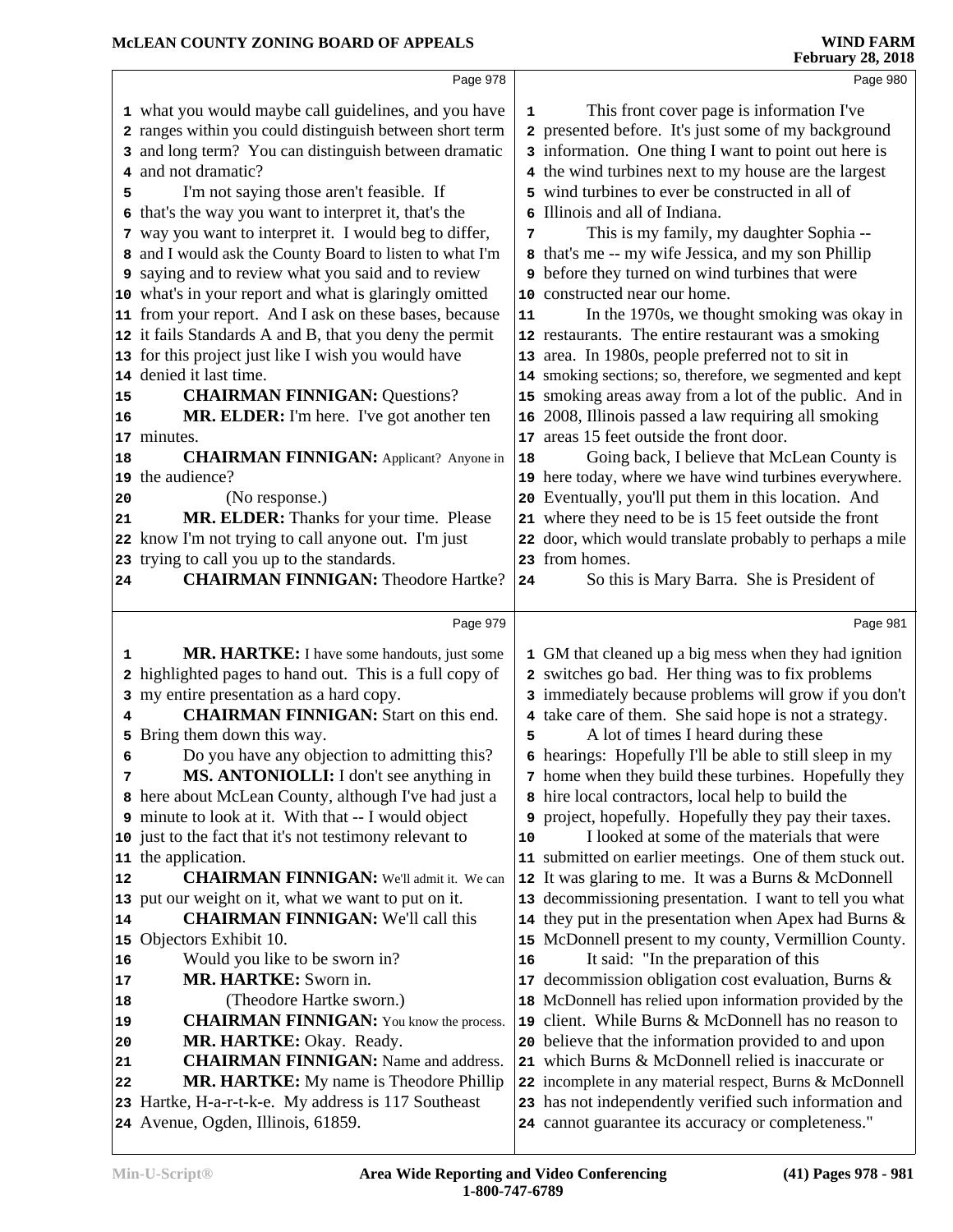Page 978

1 what you would maybe call guidelines, and you have
2 ranges within you could distinguish between short term
3 and long term? You can distinguish between dramatic
4 and not dramatic?
5 I'm not saying those aren't feasible. If
6 that's the way you want to interpret it, that's the
7 way you want to interpret it. I would beg to differ,
8 and I would ask the County Board to listen to what I'm
9 saying and to review what you said and to review
10 what's in your report and what is glaringly omitted
11 from your report. And I ask on these bases, because
12 it fails Standards A and B, that you deny the permit
13 for this project just like I wish you would have
14 denied it last time.
15 **CHAIRMAN FINNIGAN:** Questions?
16 **MR. ELDER:** I'm here. I've got another ten
17 minutes.
18 **CHAIRMAN FINNIGAN:** Applicant? Anyone in
19 the audience?
20 (No response.)
21 **MR. ELDER:** Thanks for your time. Please
22 know I'm not trying to call anyone out. I'm just
23 trying to call you up to the standards.
24 **CHAIRMAN FINNIGAN:** Theodore Hartke?

Page 979

1 **MR. HARTKE:** I have some handouts, just some
2 highlighted pages to hand out. This is a full copy of
3 my entire presentation as a hard copy.
4 **CHAIRMAN FINNIGAN:** Start on this end.
5 Bring them down this way.
6 Do you have any objection to admitting this?
7 **MS. ANTONIOLLI:** I don't see anything in
8 here about McLean County, although I've had just a
9 minute to look at it. With that -- I would object
10 just to the fact that it's not testimony relevant to
11 the application.
12 **CHAIRMAN FINNIGAN:** We'll admit it. We can
13 put our weight on it, what we want to put on it.
14 **CHAIRMAN FINNIGAN:** We'll call this
15 Objectors Exhibit 10.
16 Would you like to be sworn in?
17 **MR. HARTKE:** Sworn in.
18 (Theodore Hartke sworn.)
19 **CHAIRMAN FINNIGAN:** You know the process.
20 **MR. HARTKE:** Okay. Ready.
21 **CHAIRMAN FINNIGAN:** Name and address.
22 **MR. HARTKE:** My name is Theodore Phillip
23 Hartke, H-a-r-t-k-e. My address is 117 Southeast
24 Avenue, Ogden, Illinois, 61859.

Page 980

1 This front cover page is information I've
2 presented before. It's just some of my background
3 information. One thing I want to point out here is
4 the wind turbines next to my house are the largest
5 wind turbines to ever be constructed in all of
6 Illinois and all of Indiana.
7 This is my family, my daughter Sophia --
8 that's me -- my wife Jessica, and my son Phillip
9 before they turned on wind turbines that were
10 constructed near our home.
11 In the 1970s, we thought smoking was okay in
12 restaurants. The entire restaurant was a smoking
13 area. In 1980s, people preferred not to sit in
14 smoking sections; so, therefore, we segmented and kept
15 smoking areas away from a lot of the public. And in
16 2008, Illinois passed a law requiring all smoking
17 areas 15 feet outside the front door.
18 Going back, I believe that McLean County is
19 here today, where we have wind turbines everywhere.
20 Eventually, you'll put them in this location. And
21 where they need to be is 15 feet outside the front
22 door, which would translate probably to perhaps a mile
23 from homes.
24 So this is Mary Barra. She is President of

Page 981

1 GM that cleaned up a big mess when they had ignition
2 switches go bad. Her thing was to fix problems
3 immediately because problems will grow if you don't
4 take care of them. She said hope is not a strategy.
5 A lot of times I heard during these
6 hearings: Hopefully I'll be able to still sleep in my
7 home when they build these turbines. Hopefully they
8 hire local contractors, local help to build the
9 project, hopefully. Hopefully they pay their taxes.
10 I looked at some of the materials that were
11 submitted on earlier meetings. One of them stuck out.
12 It was glaring to me. It was a Burns & McDonnell
13 decommissioning presentation. I want to tell you what
14 they put in the presentation when Apex had Burns &
15 McDonnell present to my county, Vermillion County.
16 It said: "In the preparation of this
17 decommission obligation cost evaluation, Burns &
18 McDonnell has relied upon information provided by the
19 client. While Burns & McDonnell has no reason to
20 believe that the information provided to and upon
21 which Burns & McDonnell relied is inaccurate or
22 incomplete in any material respect, Burns & McDonnell
23 has not independently verified such information and
24 cannot guarantee its accuracy or completeness."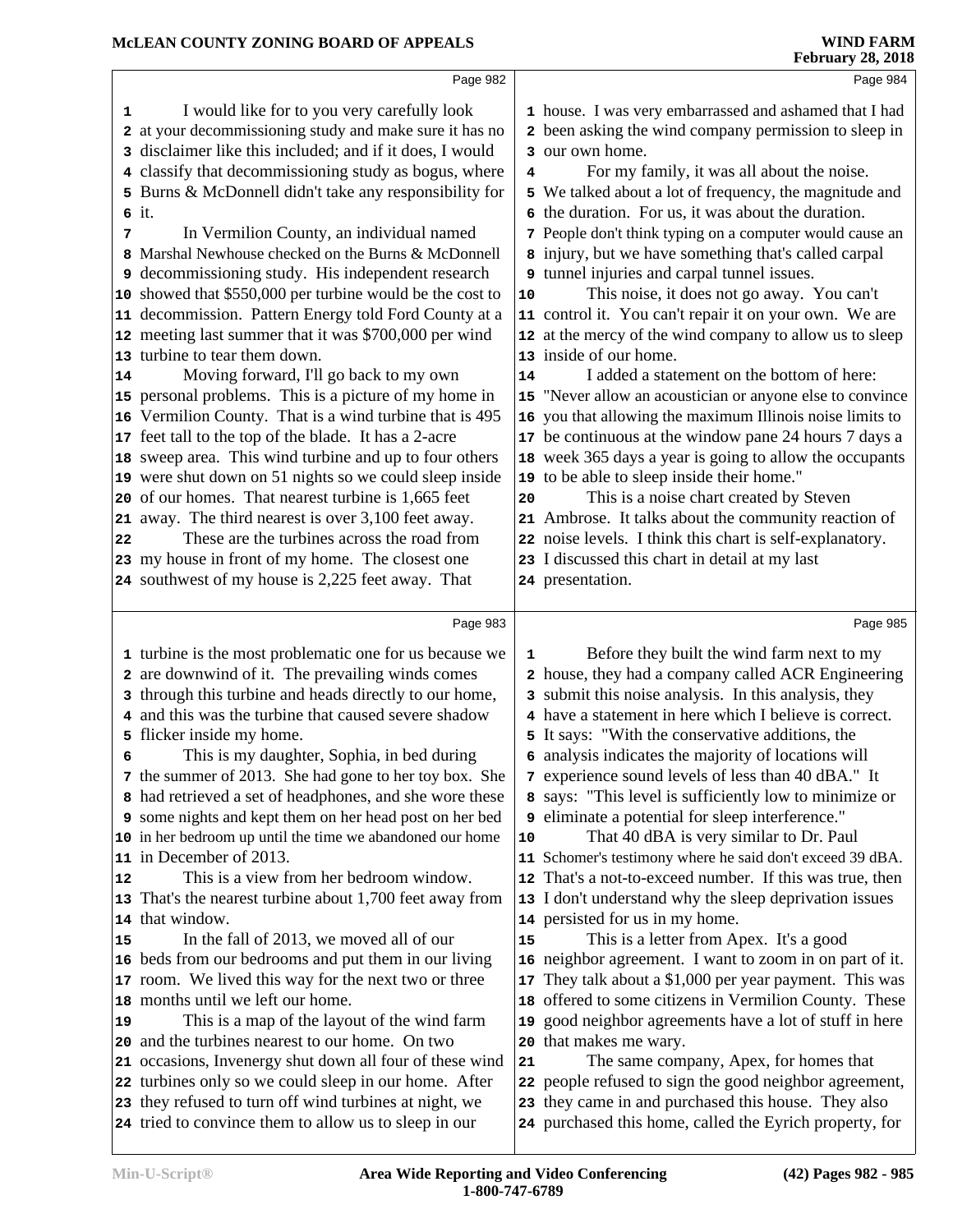Page 982

1 I would like for to you very carefully look
2 at your decommissioning study and make sure it has no
3 disclaimer like this included; and if it does, I would
4 classify that decommissioning study as bogus, where
5 Burns & McDonnell didn't take any responsibility for
6 it.
7 In Vermilion County, an individual named
8 Marshal Newhouse checked on the Burns & McDonnell
9 decommissioning study. His independent research
10 showed that $550,000 per turbine would be the cost to
11 decommission. Pattern Energy told Ford County at a
12 meeting last summer that it was $700,000 per wind
13 turbine to tear them down.
14 Moving forward, I'll go back to my own
15 personal problems. This is a picture of my home in
16 Vermilion County. That is a wind turbine that is 495
17 feet tall to the top of the blade. It has a 2-acre
18 sweep area. This wind turbine and up to four others
19 were shut down on 51 nights so we could sleep inside
20 of our homes. That nearest turbine is 1,665 feet
21 away. The third nearest is over 3,100 feet away.
22 These are the turbines across the road from
23 my house in front of my home. The closest one
24 southwest of my house is 2,225 feet away. That

Page 983

1 turbine is the most problematic one for us because we
2 are downwind of it. The prevailing winds comes
3 through this turbine and heads directly to our home,
4 and this was the turbine that caused severe shadow
5 flicker inside my home.
6 This is my daughter, Sophia, in bed during
7 the summer of 2013. She had gone to her toy box. She
8 had retrieved a set of headphones, and she wore these
9 some nights and kept them on her head post on her bed
10 in her bedroom up until the time we abandoned our home
11 in December of 2013.
12 This is a view from her bedroom window.
13 That's the nearest turbine about 1,700 feet away from
14 that window.
15 In the fall of 2013, we moved all of our
16 beds from our bedrooms and put them in our living
17 room. We lived this way for the next two or three
18 months until we left our home.
19 This is a map of the layout of the wind farm
20 and the turbines nearest to our home. On two
21 occasions, Invenergy shut down all four of these wind
22 turbines only so we could sleep in our home. After
23 they refused to turn off wind turbines at night, we
24 tried to convince them to allow us to sleep in our

Page 984

1 house. I was very embarrassed and ashamed that I had
2 been asking the wind company permission to sleep in
3 our own home.
4 For my family, it was all about the noise.
5 We talked about a lot of frequency, the magnitude and
6 the duration. For us, it was about the duration.
7 People don't think typing on a computer would cause an
8 injury, but we have something that's called carpal
9 tunnel injuries and carpal tunnel issues.
10 This noise, it does not go away. You can't
11 control it. You can't repair it on your own. We are
12 at the mercy of the wind company to allow us to sleep
13 inside of our home.
14 I added a statement on the bottom of here:
15 "Never allow an acoustician or anyone else to convince
16 you that allowing the maximum Illinois noise limits to
17 be continuous at the window pane 24 hours 7 days a
18 week 365 days a year is going to allow the occupants
19 to be able to sleep inside their home."
20 This is a noise chart created by Steven
21 Ambrose. It talks about the community reaction of
22 noise levels. I think this chart is self-explanatory.
23 I discussed this chart in detail at my last
24 presentation.

Page 985

1 Before they built the wind farm next to my
2 house, they had a company called ACR Engineering
3 submit this noise analysis. In this analysis, they
4 have a statement in here which I believe is correct.
5 It says: "With the conservative additions, the
6 analysis indicates the majority of locations will
7 experience sound levels of less than 40 dBA." It
8 says: "This level is sufficiently low to minimize or
9 eliminate a potential for sleep interference."
10 That 40 dBA is very similar to Dr. Paul
11 Schomer's testimony where he said don't exceed 39 dBA.
12 That's a not-to-exceed number. If this was true, then
13 I don't understand why the sleep deprivation issues
14 persisted for us in my home.
15 This is a letter from Apex. It's a good
16 neighbor agreement. I want to zoom in on part of it.
17 They talk about a $1,000 per year payment. This was
18 offered to some citizens in Vermilion County. These
19 good neighbor agreements have a lot of stuff in here
20 that makes me wary.
21 The same company, Apex, for homes that
22 people refused to sign the good neighbor agreement,
23 they came in and purchased this house. They also
24 purchased this home, called the Eyrich property, for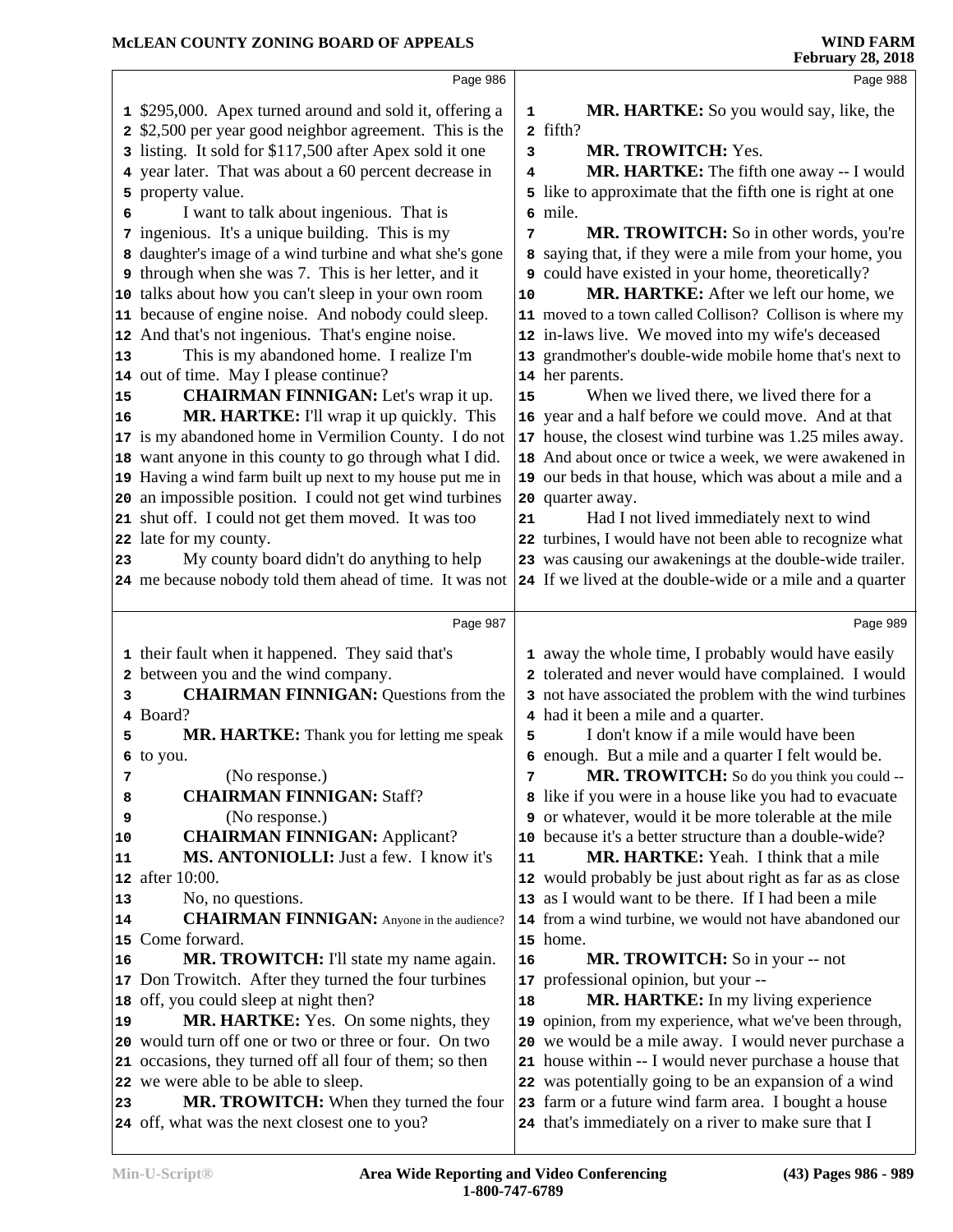Page 986

1 $295,000. Apex turned around and sold it, offering a
2 $2,500 per year good neighbor agreement. This is the
3 listing. It sold for $117,500 after Apex sold it one
4 year later. That was about a 60 percent decrease in
5 property value.
6 I want to talk about ingenious. That is
7 ingenious. It's a unique building. This is my
8 daughter's image of a wind turbine and what she's gone
9 through when she was 7. This is her letter, and it
10 talks about how you can't sleep in your own room
11 because of engine noise. And nobody could sleep.
12 And that's not ingenious. That's engine noise.
13 This is my abandoned home. I realize I'm
14 out of time. May I please continue?
15 **CHAIRMAN FINNIGAN:** Let's wrap it up.
16 **MR. HARTKE:** I'll wrap it up quickly. This
17 is my abandoned home in Vermilion County. I do not
18 want anyone in this county to go through what I did.
19 Having a wind farm built up next to my house put me in
20 an impossible position. I could not get wind turbines
21 shut off. I could not get them moved. It was too
22 late for my county.
23 My county board didn't do anything to help
24 me because nobody told them ahead of time. It was not

Page 987

1 their fault when it happened. They said that's
2 between you and the wind company.
3 **CHAIRMAN FINNIGAN:** Questions from the
4 Board?
5 **MR. HARTKE:** Thank you for letting me speak
6 to you.
7 (No response.)
8 **CHAIRMAN FINNIGAN:** Staff?
9 (No response.)
10 **CHAIRMAN FINNIGAN:** Applicant?
11 **MS. ANTONIOLLI:** Just a few. I know it's
12 after 10:00.
13 No, no questions.
14 **CHAIRMAN FINNIGAN:** Anyone in the audience?
15 Come forward.
16 **MR. TROWITCH:** I'll state my name again.
17 Don Trowitch. After they turned the four turbines
18 off, you could sleep at night then?
19 **MR. HARTKE:** Yes. On some nights, they
20 would turn off one or two or three or four. On two
21 occasions, they turned off all four of them; so then
22 we were able to be able to sleep.
23 **MR. TROWITCH:** When they turned the four
24 off, what was the next closest one to you?

Page 988

1 **MR. HARTKE:** So you would say, like, the
2 fifth?
3 **MR. TROWITCH:** Yes.
4 **MR. HARTKE:** The fifth one away -- I would
5 like to approximate that the fifth one is right at one
6 mile.
7 **MR. TROWITCH:** So in other words, you're
8 saying that, if they were a mile from your home, you
9 could have existed in your home, theoretically?
10 **MR. HARTKE:** After we left our home, we
11 moved to a town called Collison? Collison is where my
12 in-laws live. We moved into my wife's deceased
13 grandmother's double-wide mobile home that's next to
14 her parents.
15 When we lived there, we lived there for a
16 year and a half before we could move. And at that
17 house, the closest wind turbine was 1.25 miles away.
18 And about once or twice a week, we were awakened in
19 our beds in that house, which was about a mile and a
20 quarter away.
21 Had I not lived immediately next to wind
22 turbines, I would have not been able to recognize what
23 was causing our awakenings at the double-wide trailer.
24 If we lived at the double-wide or a mile and a quarter

Page 989

1 away the whole time, I probably would have easily
2 tolerated and never would have complained. I would
3 not have associated the problem with the wind turbines
4 had it been a mile and a quarter.
5 I don't know if a mile would have been
6 enough. But a mile and a quarter I felt would be.
7 **MR. TROWITCH:** So do you think you could --
8 like if you were in a house like you had to evacuate
9 or whatever, would it be more tolerable at the mile
10 because it's a better structure than a double-wide?
11 **MR. HARTKE:** Yeah. I think that a mile
12 would probably be just about right as far as as close
13 as I would want to be there. If I had been a mile
14 from a wind turbine, we would not have abandoned our
15 home.
16 **MR. TROWITCH:** So in your -- not
17 professional opinion, but your --
18 **MR. HARTKE:** In my living experience
19 opinion, from my experience, what we've been through,
20 we would be a mile away. I would never purchase a
21 house within -- I would never purchase a house that
22 was potentially going to be an expansion of a wind
23 farm or a future wind farm area. I bought a house
24 that's immediately on a river to make sure that I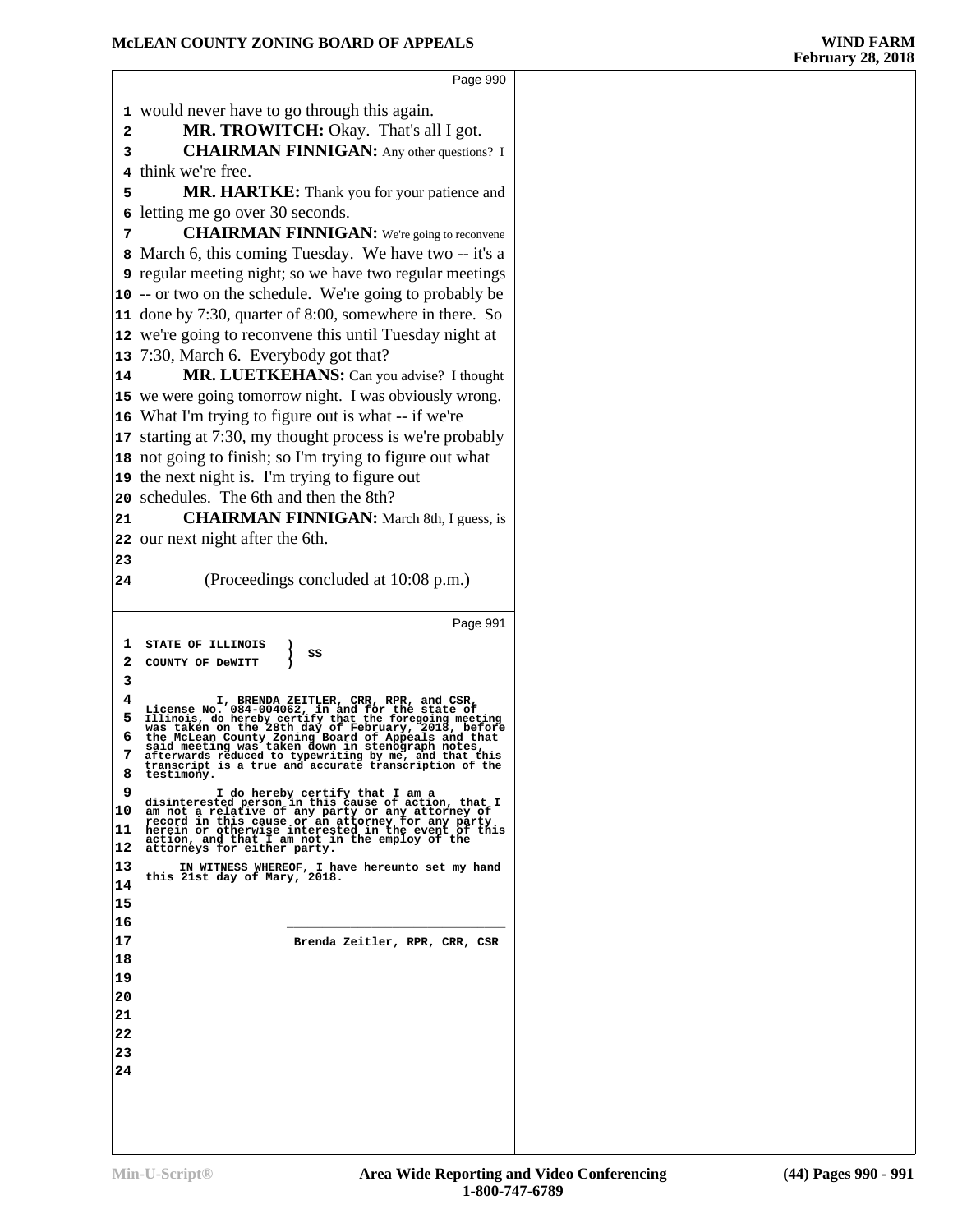Page 990

1 would never have to go through this again.
2 **MR. TROWITCH:** Okay. That's all I got.
3 **CHAIRMAN FINNIGAN:** Any other questions? I
4 think we're free.
5 **MR. HARTKE:** Thank you for your patience and
6 letting me go over 30 seconds.
7 **CHAIRMAN FINNIGAN:** We're going to reconvene
8 March 6, this coming Tuesday. We have two -- it's a
9 regular meeting night; so we have two regular meetings
10 -- or two on the schedule. We're going to probably be
11 done by 7:30, quarter of 8:00, somewhere in there. So
12 we're going to reconvene this until Tuesday night at
13 7:30, March 6. Everybody got that?
14 **MR. LUETKEHANS:** Can you advise? I thought
15 we were going tomorrow night. I was obviously wrong.
16 What I'm trying to figure out is what -- if we're
17 starting at 7:30, my thought process is we're probably
18 not going to finish; so I'm trying to figure out what
19 the next night is. I'm trying to figure out
20 schedules. The 6th and then the 8th?
21 **CHAIRMAN FINNIGAN:** March 8th, I guess, is
22 our next night after the 6th.
23
24 (Proceedings concluded at 10:08 p.m.)

Page 991

1 STATE OF ILLINOIS ) SS
2 COUNTY OF DeWITT )
3
4 I, BRENDA ZEITLER, CRR, RPR, and CSR,
License No. 084-004062, in and for the state of
5 Illinois, do hereby certify that the foregoing meeting
was taken on the 28th day of February, 2018, before
6 the McLean County Zoning Board of Appeals and that
said meeting was taken down in stenograph notes,
7 afterwards reduced to typewriting by me, and that this
transcript is a true and accurate transcription of the
8 testimony.
9 I do hereby certify that I am a
disinterested person in this cause of action, that I
10 am not a relative of any party or any attorney of
record in this cause or an attorney for any party
11 herein or otherwise interested in the event of this
action, and that I am not in the employ of the
12 attorneys for either party.
13 IN WITNESS WHEREOF, I have hereunto set my hand
this 21st day of Mary, 2018.
14
15
16 ______________________________
17 Brenda Zeitler, RPR, CRR, CSR
18
19
20
21
22
23
24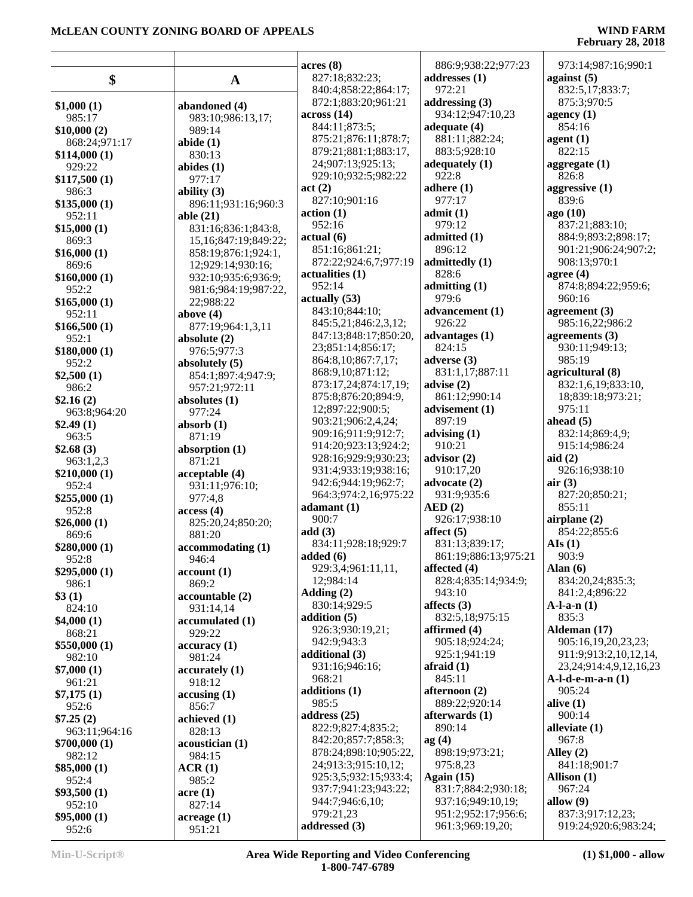## $

**$1,000 (1)**
985:17
**$10,000 (2)**
868:24;971:17
**$114,000 (1)**
929:22
**$117,500 (1)**
986:3
**$135,000 (1)**
952:11
**$15,000 (1)**
869:3
**$16,000 (1)**
869:6
**$160,000 (1)**
952:2
**$165,000 (1)**
952:11
**$166,500 (1)**
952:1
**$180,000 (1)**
952:2
**$2,500 (1)**
986:2
**$2.16 (2)**
963:8;964:20
**$2.49 (1)**
963:5
**$2.68 (3)**
963:1,2,3
**$210,000 (1)**
952:4
**$255,000 (1)**
952:8
**$26,000 (1)**
869:6
**$280,000 (1)**
952:8
**$295,000 (1)**
986:1
**$3 (1)**
824:10
**$4,000 (1)**
868:21
**$550,000 (1)**
982:10
**$7,000 (1)**
961:21
**$7,175 (1)**
952:6
**$7.25 (2)**
963:11;964:16
**$700,000 (1)**
982:12
**$85,000 (1)**
952:4
**$93,500 (1)**
952:10
**$95,000 (1)**
952:6

## A

**abandoned (4)**
983:10;986:13,17;
989:14
**abide (1)**
830:13
**abides (1)**
977:17
**ability (3)**
896:11;931:16;960:3
**able (21)**
831:16;836:1;843:8,
15,16;847:19;849:22;
858:19;876:1;924:1,
12;929:14;930:16;
932:10;935:6;936:9;
981:6;984:19;987:22,
22;988:22
**above (4)**
877:19;964:1,3,11
**absolute (2)**
976:5;977:3
**absolutely (5)**
854:1;897:4;947:9;
957:21;972:11
**absolutes (1)**
977:24
**absorb (1)**
871:19
**absorption (1)**
871:21
**acceptable (4)**
931:11;976:10;
977:4,8
**access (4)**
825:20,24;850:20;
881:20
**accommodating (1)**
946:4
**account (1)**
869:2
**accountable (2)**
931:14,14
**accumulated (1)**
929:22
**accuracy (1)**
981:24
**accurately (1)**
918:12
**accusing (1)**
856:7
**achieved (1)**
828:13
**acoustician (1)**
984:15
**ACR (1)**
985:2
**acre (1)**
827:14
**acreage (1)**
951:21
**acres (8)**
827:18;832:23;
840:4;858:22;864:17;
872:1;883:20;961:21
**across (14)**
844:11;873:5;
875:21;876:11;878:7;
879:21;881:1;883:17,
24;907:13;925:13;
929:10;932:5;982:22
**act (2)**
827:10;901:16
**action (1)**
952:16
**actual (6)**
851:16;861:21;
872:22;924:6,7;977:19
**actualities (1)**
952:14
**actually (53)**
843:10;844:10;
845:5,21;846:2,3,12;
847:13;848:17;850:20,
23;851:14;856:17;
864:8,10;867:7,17;
868:9,10;871:12;
873:17,24;874:17,19;
875:8;876:20;894:9,
12;897:22;900:5;
903:21;906:2,4,24;
909:16;911:9;912:7;
914:20;923:13;924:2;
928:16;929:9;930:23;
931:4;933:19;938:16;
942:6;944:19;962:7;
964:3;974:2,16;975:22
**adamant (1)**
900:7
**add (3)**
834:11;928:18;929:7
**added (6)**
929:3,4;961:11,11,
12;984:14
**Adding (2)**
830:14;929:5
**addition (5)**
926:3;930:19,21;
942:9;943:3
**additional (3)**
931:16;946:16;
968:21
**additions (1)**
985:5
**address (25)**
822:9;827:4;835:2;
842:20;857:7;858:3;
878:24;898:10;905:22,
24;913:3;915:10,12;
925:3,5;932:15;933:4;
937:7;941:23;943:22;
944:7;946:6,10;
979:21,23
**addressed (3)**
886:9;938:22;977:23
**addresses (1)**
972:21
**addressing (3)**
934:12;947:10,23
**adequate (4)**
881:11;882:24;
883:5;928:10
**adequately (1)**
922:8
**adhere (1)**
977:17
**admit (1)**
979:12
**admitted (1)**
896:12
**admittedly (1)**
828:6
**admitting (1)**
979:6
**advancement (1)**
926:22
**advantages (1)**
824:15
**adverse (3)**
831:1,17;887:11
**advise (2)**
861:12;990:14
**advisement (1)**
897:19
**advising (1)**
910:21
**advisor (2)**
910:17,20
**advocate (2)**
931:9;935:6
**AED (2)**
926:17;938:10
**affect (5)**
831:13;839:17;
861:19;886:13;975:21
**affected (4)**
828:4;835:14;934:9;
943:10
**affects (3)**
832:5,18;975:15
**affirmed (4)**
905:18;924:24;
925:1;941:19
**afraid (1)**
845:11
**afternoon (2)**
889:22;920:14
**afterwards (1)**
890:14
**ag (4)**
898:19;973:21;
975:8,23
**Again (15)**
831:7;884:2;930:18;
937:16;949:10,19;
951:2;952:17;956:6;
961:3;969:19,20;
973:14;987:16;990:1
**against (5)**
832:5,17;833:7;
875:3;970:5
**agency (1)**
854:16
**agent (1)**
822:15
**aggregate (1)**
826:8
**aggressive (1)**
839:6
**ago (10)**
837:21;883:10;
884:9;893:2;898:17;
901:21;906:24;907:2;
908:13;970:1
**agree (4)**
874:8;894:22;959:6;
960:16
**agreement (3)**
985:16,22;986:2
**agreements (3)**
930:11;949:13;
985:19
**agricultural (8)**
832:1,6,19;833:10,
18;839:18;973:21;
975:11
**ahead (5)**
832:14;869:4,9;
915:14;986:24
**aid (2)**
926:16;938:10
**air (3)**
827:20;850:21;
855:11
**airplane (2)**
854:22;855:6
**AIs (1)**
903:9
**Alan (6)**
834:20,24;835:3;
841:2,4;896:22
**A-l-a-n (1)**
835:3
**Aldeman (17)**
905:16,19,20,23,23;
911:9;913:2,10,12,14,
23,24;914:4,9,12,16,23
**A-l-d-e-m-a-n (1)**
905:24
**alive (1)**
900:14
**alleviate (1)**
967:8
**Alley (2)**
841:18;901:7
**Allison (1)**
967:24
**allow (9)**
837:3;917:12,23;
919:24;920:6;983:24;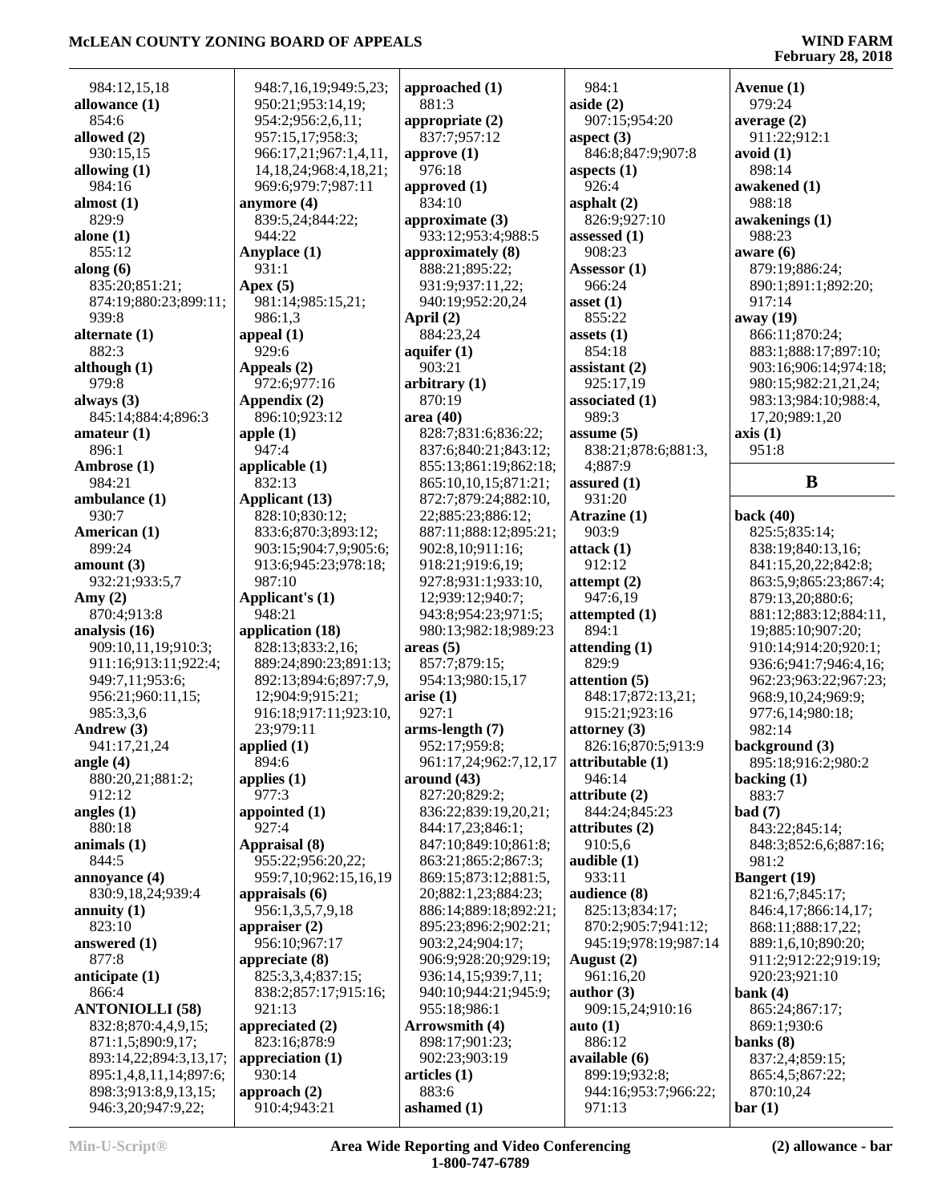984:12,15,18
**allowance (1)**
854:6
**allowed (2)**
930:15,15
**allowing (1)**
984:16
**almost (1)**
829:9
**alone (1)**
855:12
**along (6)**
835:20;851:21;
874:19;880:23;899:11;
939:8
**alternate (1)**
882:3
**although (1)**
979:8
**always (3)**
845:14;884:4;896:3
**amateur (1)**
896:1
**Ambrose (1)**
984:21
**ambulance (1)**
930:7
**American (1)**
899:24
**amount (3)**
932:21;933:5,7
**Amy (2)**
870:4;913:8
**analysis (16)**
909:10,11,19;910:3;
911:16;913:11;922:4;
949:7,11;953:6;
956:21;960:11,15;
985:3,3,6
**Andrew (3)**
941:17,21,24
**angle (4)**
880:20,21;881:2;
912:12
**angles (1)**
880:18
**animals (1)**
844:5
**annoyance (4)**
830:9,18,24;939:4
**annuity (1)**
823:10
**answered (1)**
877:8
**anticipate (1)**
866:4
**ANTONIOLLI (58)**
832:8;870:4,4,9,15;
871:1,5;890:9,17;
893:14,22;894:3,13,17;
895:1,4,8,11,14;897:6;
898:3;913:8,9,13,15;
946:3,20;947:9,22;
948:7,16,19;949:5,23;
950:21;953:14,19;
954:2;956:2,6,11;
957:15,17;958:3;
966:17,21;967:1,4,11,
14,18,24;968:4,18,21;
969:6;979:7;987:11
**anymore (4)**
839:5,24;844:22;
944:22
**Anyplace (1)**
931:1
**Apex (5)**
981:14;985:15,21;
986:1,3
**appeal (1)**
929:6
**Appeals (2)**
972:6;977:16
**Appendix (2)**
896:10;923:12
**apple (1)**
947:4
**applicable (1)**
832:13
**Applicant (13)**
828:10;830:12;
833:6;870:3;893:12;
903:15;904:7,9;905:6;
913:6;945:23;978:18;
987:10
**Applicant's (1)**
948:21
**application (18)**
828:13;833:2,16;
889:24;890:23;891:13;
892:13;894:6;897:7,9,
12;904:9;915:21;
916:18;917:11;923:10,
23;979:11
**applied (1)**
894:6
**applies (1)**
977:3
**appointed (1)**
927:4
**Appraisal (8)**
955:22;956:20,22;
959:7,10;962:15,16,19
**appraisals (6)**
956:1,3,5,7,9,18
**appraiser (2)**
956:10;967:17
**appreciate (8)**
825:3,3,4;837:15;
838:2;857:17;915:16;
921:13
**appreciated (2)**
823:16;878:9
**appreciation (1)**
930:14
**approach (2)**
910:4;943:21
**approached (1)**
881:3
**appropriate (2)**
837:7;957:12
**approve (1)**
976:18
**approved (1)**
834:10
**approximate (3)**
933:12;953:4;988:5
**approximately (8)**
888:21;895:22;
931:9;937:11,22;
940:19;952:20,24
**April (2)**
884:23,24
**aquifer (1)**
903:21
**arbitrary (1)**
870:19
**area (40)**
828:7;831:6;836:22;
837:6;840:21;843:12;
855:13;861:19;862:18;
865:10,10,15;871:21;
872:7;879:24;882:10,
22;885:23;886:12;
887:11;888:12;895:21;
902:8,10;911:16;
918:21;919:6,19;
927:8;931:1;933:10,
12;939:12;940:7;
943:8;954:23;971:5;
980:13;982:18;989:23
**areas (5)**
857:7;879:15;
954:13;980:15,17
**arise (1)**
927:1
**arms-length (7)**
952:17;959:8;
961:17,24;962:7,12,17
**around (43)**
827:20;829:2;
836:22;839:19,20,21;
844:17,23;846:1;
847:10;849:10;861:8;
863:21;865:2;867:3;
869:15;873:12;881:5,
20;882:1,23;884:23;
886:14;889:18;892:21;
895:23;896:2;902:21;
903:2,24;904:17;
906:9;928:20;929:19;
936:14,15;939:7,11;
940:10;944:21;945:9;
955:18;986:1
**Arrowsmith (4)**
898:17;901:23;
902:23;903:19
**articles (1)**
883:6
**ashamed (1)**
984:1
**aside (2)**
907:15;954:20
**aspect (3)**
846:8;847:9;907:8
**aspects (1)**
926:4
**asphalt (2)**
826:9;927:10
**assessed (1)**
908:23
**Assessor (1)**
966:24
**asset (1)**
855:22
**assets (1)**
854:18
**assistant (2)**
925:17,19
**associated (1)**
989:3
**assume (5)**
838:21;878:6;881:3,
4;887:9
**assured (1)**
931:20
**Atrazine (1)**
903:9
**attack (1)**
912:12
**attempt (2)**
947:6,19
**attempted (1)**
894:1
**attending (1)**
829:9
**attention (5)**
848:17;872:13,21;
915:21;923:16
**attorney (3)**
826:16;870:5;913:9
**attributable (1)**
946:14
**attribute (2)**
844:24;845:23
**attributes (2)**
910:5,6
**audible (1)**
933:11
**audience (8)**
825:13;834:17;
870:2;905:7;941:12;
945:19;978:19;987:14
**August (2)**
961:16,20
**author (3)**
909:15,24;910:16
**auto (1)**
886:12
**available (6)**
899:19;932:8;
944:16;953:7;966:22;
971:13
**Avenue (1)**
979:24
**average (2)**
911:22;912:1
**avoid (1)**
898:14
**awakened (1)**
988:18
**awakenings (1)**
988:23
**aware (6)**
879:19;886:24;
890:1;891:1;892:20;
917:14
**away (19)**
866:11;870:24;
883:1;888:17;897:10;
903:16;906:14;974:18;
980:15;982:21,21,24;
983:13;984:10;988:4,
17,20;989:1,20
**axis (1)**
951:8

## B

**back (40)**
825:5;835:14;
838:19;840:13,16;
841:15,20,22;842:8;
863:5,9;865:23;867:4;
879:13,20;880:6;
881:12;883:12;884:11,
19;885:10;907:20;
910:14;914:20;920:1;
936:6;941:7;946:4,16;
962:23;963:22;967:23;
968:9,10,24;969:9;
977:6,14;980:18;
982:14
**background (3)**
895:18;916:2;980:2
**backing (1)**
883:7
**bad (7)**
843:22;845:14;
848:3;852:6,6;887:16;
981:2
**Bangert (19)**
821:6,7;845:17;
846:4,17;866:14,17;
868:11;888:17,22;
889:1,6,10;890:20;
911:2;912:22;919:19;
920:23;921:10
**bank (4)**
865:24;867:17;
869:1;930:6
**banks (8)**
837:2,4;859:15;
865:4,5;867:22;
870:10,24
**bar (1)**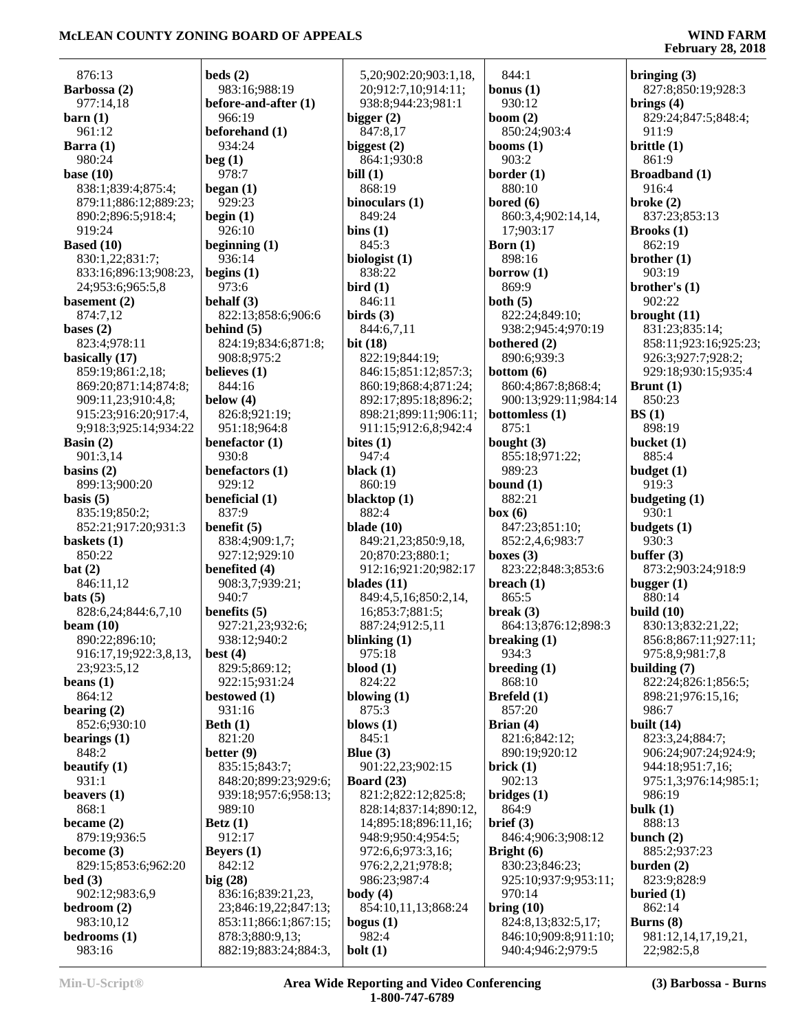876:13
**Barbossa (2)**
977:14,18
**barn (1)**
961:12
**Barra (1)**
980:24
**base (10)**
838:1;839:4;875:4;
879:11;886:12;889:23;
890:2;896:5;918:4;
919:24
**Based (10)**
830:1,22;831:7;
833:16;896:13;908:23,
24;953:6;965:5,8
**basement (2)**
874:7,12
**bases (2)**
823:4;978:11
**basically (17)**
859:19;861:2,18;
869:20;871:14;874:8;
909:11,23;910:4,8;
915:23;916:20;917:4,
9;918:3;925:14;934:22
**Basin (2)**
901:3,14
**basins (2)**
899:13;900:20
**basis (5)**
835:19;850:2;
852:21;917:20;931:3
**baskets (1)**
850:22
**bat (2)**
846:11,12
**bats (5)**
828:6,24;844:6,7,10
**beam (10)**
890:22;896:10;
916:17,19;922:3,8,13,
23;923:5,12
**beans (1)**
864:12
**bearing (2)**
852:6;930:10
**bearings (1)**
848:2
**beautify (1)**
931:1
**beavers (1)**
868:1
**became (2)**
879:19;936:5
**become (3)**
829:15;853:6;962:20
**bed (3)**
902:12;983:6,9
**bedroom (2)**
983:10,12
**bedrooms (1)**
983:16

**beds (2)**
983:16;988:19
**before-and-after (1)**
966:19
**beforehand (1)**
934:24
**beg (1)**
978:7
**began (1)**
929:23
**begin (1)**
926:10
**beginning (1)**
936:14
**begins (1)**
973:6
**behalf (3)**
822:13;858:6;906:6
**behind (5)**
824:19;834:6;871:8;
908:8;975:2
**believes (1)**
844:16
**below (4)**
826:8;921:19;
951:18;964:8
**benefactor (1)**
930:8
**benefactors (1)**
929:12
**beneficial (1)**
837:9
**benefit (5)**
838:4;909:1,7;
927:12;929:10
**benefited (4)**
908:3,7;939:21;
940:7
**benefits (5)**
927:21,23;932:6;
938:12;940:2
**best (4)**
829:5;869:12;
922:15;931:24
**bestowed (1)**
931:16
**Beth (1)**
821:20
**better (9)**
835:15;843:7;
848:20;899:23;929:6;
939:18;957:6;958:13;
989:10
**Betz (1)**
912:17
**Beyers (1)**
842:12
**big (28)**
836:16;839:21,23,
23;846:19,22;847:13;
853:11;866:1;867:15;
878:3;880:9,13;
882:19;883:24;884:3,

5,20;902:20;903:1,18,
20;912:7,10;914:11;
938:8;944:23;981:1
**bigger (2)**
847:8,17
**biggest (2)**
864:1;930:8
**bill (1)**
868:19
**binoculars (1)**
849:24
**bins (1)**
845:3
**biologist (1)**
838:22
**bird (1)**
846:11
**birds (3)**
844:6,7,11
**bit (18)**
822:19;844:19;
846:15;851:12;857:3;
860:19;868:4;871:24;
892:17;895:18;896:2;
898:21;899:11;906:11;
911:15;912:6,8;942:4
**bites (1)**
947:4
**black (1)**
860:19
**blacktop (1)**
882:4
**blade (10)**
849:21,23;850:9,18,
20;870:23;880:1;
912:16;921:20;982:17
**blades (11)**
849:4,5,16;850:2,14,
16;853:7;881:5;
887:24;912:5,11
**blinking (1)**
975:18
**blood (1)**
824:22
**blowing (1)**
875:3
**blows (1)**
845:1
**Blue (3)**
901:22,23;902:15
**Board (23)**
821:2;822:12;825:8;
828:14;837:14;890:12,
14;895:18;896:11,16;
948:9;950:4;954:5;
972:6,6;973:3,16;
976:2,2,21;978:8;
986:23;987:4
**body (4)**
854:10,11,13;868:24
**bogus (1)**
982:4
**bolt (1)**

844:1
**bonus (1)**
930:12
**boom (2)**
850:24;903:4
**booms (1)**
903:2
**border (1)**
880:10
**bored (6)**
860:3,4;902:14,14,
17;903:17
**Born (1)**
898:16
**borrow (1)**
869:9
**both (5)**
822:24;849:10;
938:2;945:4;970:19
**bothered (2)**
890:6;939:3
**bottom (6)**
860:4;867:8;868:4;
900:13;929:11;984:14
**bottomless (1)**
875:1
**bought (3)**
855:18;971:22;
989:23
**bound (1)**
882:21
**box (6)**
847:23;851:10;
852:2,4,6;983:7
**boxes (3)**
823:22;848:3;853:6
**breach (1)**
865:5
**break (3)**
864:13;876:12;898:3
**breaking (1)**
934:3
**breeding (1)**
868:10
**Brefeld (1)**
857:20
**Brian (4)**
821:6;842:12;
890:19;920:12
**brick (1)**
902:13
**bridges (1)**
864:9
**brief (3)**
846:4;906:3;908:12
**Bright (6)**
830:23;846:23;
925:10;937:9;953:11;
970:14
**bring (10)**
824:8,13;832:5,17;
846:10;909:8;911:10;
940:4;946:2;979:5

**bringing (3)**
827:8;850:19;928:3
**brings (4)**
829:24;847:5;848:4;
911:9
**brittle (1)**
861:9
**Broadband (1)**
916:4
**broke (2)**
837:23;853:13
**Brooks (1)**
862:19
**brother (1)**
903:19
**brother's (1)**
902:22
**brought (11)**
831:23;835:14;
858:11;923:16;925:23;
926:3;927:7;928:2;
929:18;930:15;935:4
**Brunt (1)**
850:23
**BS (1)**
898:19
**bucket (1)**
885:4
**budget (1)**
919:3
**budgeting (1)**
930:1
**budgets (1)**
930:3
**buffer (3)**
873:2;903:24;918:9
**bugger (1)**
880:14
**build (10)**
830:13;832:21,22;
856:8;867:11;927:11;
975:8,9;981:7,8
**building (7)**
822:24;826:1;856:5;
898:21;976:15,16;
986:7
**built (14)**
823:3,24;884:7;
906:24;907:24;924:9;
944:18;951:7,16;
975:1,3;976:14;985:1;
986:19
**bulk (1)**
888:13
**bunch (2)**
885:2;937:23
**burden (2)**
823:9;828:9
**buried (1)**
862:14
**Burns (8)**
981:12,14,17,19,21,
22;982:5,8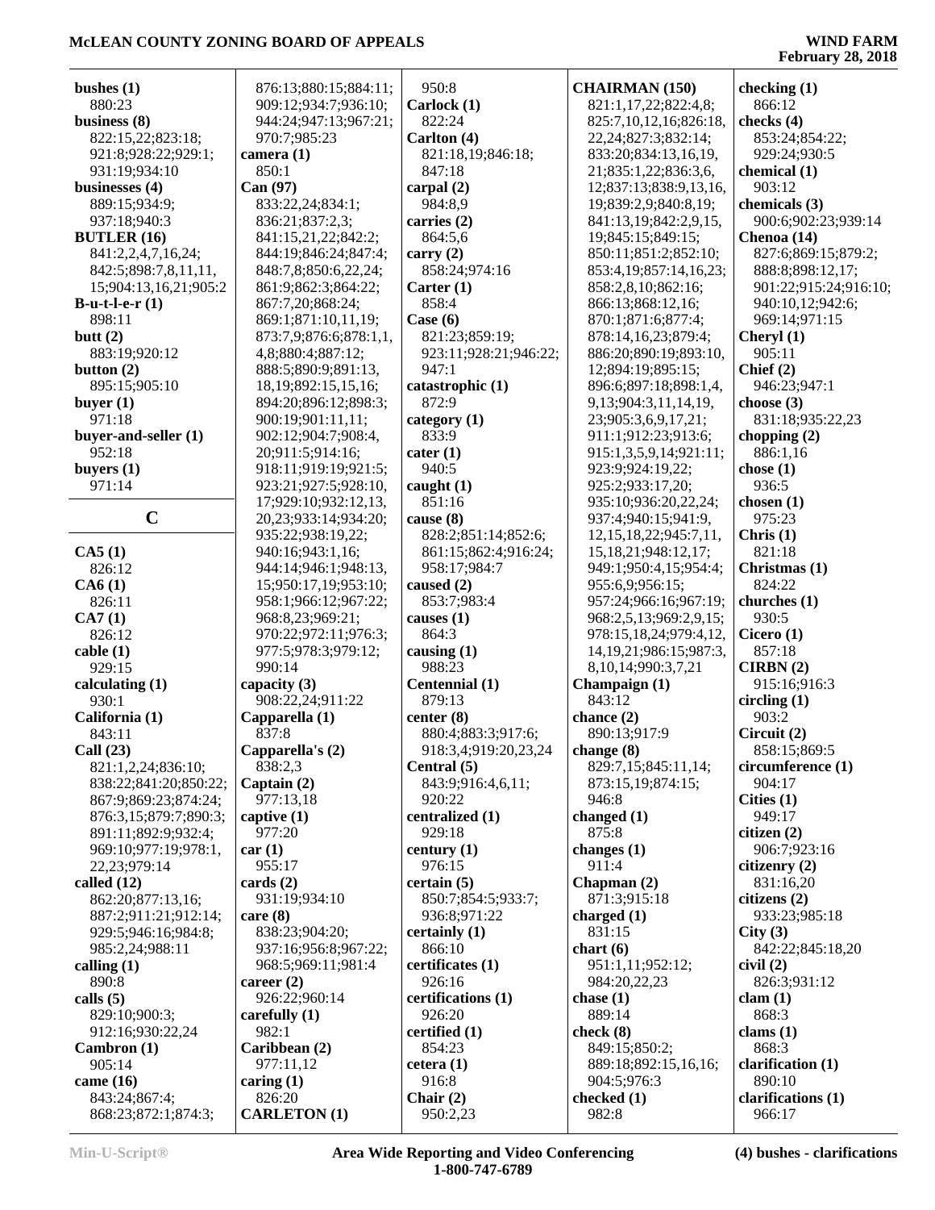**bushes (1)**
880:23
**business (8)**
822:15,22;823:18;
921:8;928:22;929:1;
931:19;934:10
**businesses (4)**
889:15;934:9;
937:18;940:3
**BUTLER (16)**
841:2,2,4,7,16,24;
842:5;898:7,8,11,11,
15;904:13,16,21;905:2
**B-u-t-l-e-r (1)**
898:11
**butt (2)**
883:19;920:12
**button (2)**
895:15;905:10
**buyer (1)**
971:18
**buyer-and-seller (1)**
952:18
**buyers (1)**
971:14

## C

**CA5 (1)**
826:12
**CA6 (1)**
826:11
**CA7 (1)**
826:12
**cable (1)**
929:15
**calculating (1)**
930:1
**California (1)**
843:11
**Call (23)**
821:1,2,24;836:10;
838:22;841:20;850:22;
867:9;869:23;874:24;
876:3,15;879:7;890:3;
891:11;892:9;932:4;
969:10;977:19;978:1,
22,23;979:14
**called (12)**
862:20;877:13,16;
887:2;911:21;912:14;
929:5;946:16;984:8;
985:2,24;988:11
**calling (1)**
890:8
**calls (5)**
829:10;900:3;
912:16;930:22,24
**Cambron (1)**
905:14
**came (16)**
843:24;867:4;
868:23;872:1;874:3;
876:13;880:15;884:11;
909:12;934:7;936:10;
944:24;947:13;967:21;
970:7;985:23
**camera (1)**
850:1
**Can (97)**
833:22,24;834:1;
836:21;837:2,3;
841:15,21,22;842:2;
844:19;846:24;847:4;
848:7,8;850:6,22,24;
861:9;862:3;864:22;
867:7,20;868:24;
869:1;871:10,11,19;
873:7,9;876:6;878:1,1,
4,8;880:4;887:12;
888:5;890:9;891:13,
18,19;892:15,15,16;
894:20;896:12;898:3;
900:19;901:11,11;
902:12;904:7;908:4,
20;911:5;914:16;
918:11;919:19;921:5;
923:21;927:5;928:10,
17;929:10;932:12,13,
20,23;933:14;934:20;
935:22;938:19,22;
940:16;943:1,16;
944:14;946:1;948:13,
15;950:17,19;953:10;
958:1;966:12;967:22;
968:8,23;969:21;
970:22;972:11;976:3;
977:5;978:3;979:12;
990:14
**capacity (3)**
908:22,24;911:22
**Capparella (1)**
837:8
**Capparella's (2)**
838:2,3
**Captain (2)**
977:13,18
**captive (1)**
977:20
**car (1)**
955:17
**cards (2)**
931:19;934:10
**care (8)**
838:23;904:20;
937:16;956:8;967:22;
968:5;969:11;981:4
**career (2)**
926:22;960:14
**carefully (1)**
982:1
**Caribbean (2)**
977:11,12
**caring (1)**
826:20
**CARLETON (1)**
950:8
**Carlock (1)**
822:24
**Carlton (4)**
821:18,19;846:18;
847:18
**carpal (2)**
984:8,9
**carries (2)**
864:5,6
**carry (2)**
858:24;974:16
**Carter (1)**
858:4
**Case (6)**
821:23;859:19;
923:11;928:21;946:22;
947:1
**catastrophic (1)**
872:9
**category (1)**
833:9
**cater (1)**
940:5
**caught (1)**
851:16
**cause (8)**
828:2;851:14;852:6;
861:15;862:4;916:24;
958:17;984:7
**caused (2)**
853:7;983:4
**causes (1)**
864:3
**causing (1)**
988:23
**Centennial (1)**
879:13
**center (8)**
880:4;883:3;917:6;
918:3,4;919:20,23,24
**Central (5)**
843:9;916:4,6,11;
920:22
**centralized (1)**
929:18
**century (1)**
976:15
**certain (5)**
850:7;854:5;933:7;
936:8;971:22
**certainly (1)**
866:10
**certificates (1)**
926:16
**certifications (1)**
926:20
**certified (1)**
854:23
**cetera (1)**
916:8
**Chair (2)**
950:2,23
**CHAIRMAN (150)**
821:1,17,22;822:4,8;
825:7,10,12,16;826:18,
22,24;827:3;832:14;
833:20;834:13,16,19,
21;835:1,22;836:3,6,
12;837:13;838:9,13,16,
19;839:2,9;840:8,19;
841:13,19;842:2,9,15,
19;845:15;849:15;
850:11;851:2;852:10;
853:4,19;857:14,16,23;
858:2,8,10;862:16;
866:13;868:12,16;
870:1;871:6;877:4;
878:14,16,23;879:4;
886:20;890:19;893:10,
12;894:19;895:15;
896:6;897:18;898:1,4,
9,13;904:3,11,14,19,
23;905:3,6,9,17,21;
911:1;912:23;913:6;
915:1,3,5,9,14;921:11;
923:9;924:19,22;
925:2;933:17,20;
935:10;936:20,22,24;
937:4;940:15;941:9,
12,15,18,22;945:7,11,
15,18,21;948:12,17;
949:1;950:4,15;954:4;
955:6,9;956:15;
957:24;966:16;967:19;
968:2,5,13;969:2,9,15;
978:15,18,24;979:4,12,
14,19,21;986:15;987:3,
8,10,14;990:3,7,21
**Champaign (1)**
843:12
**chance (2)**
890:13;917:9
**change (8)**
829:7,15;845:11,14;
873:15,19;874:15;
946:8
**changed (1)**
875:8
**changes (1)**
911:4
**Chapman (2)**
871:3;915:18
**charged (1)**
831:15
**chart (6)**
951:1,11;952:12;
984:20,22,23
**chase (1)**
889:14
**check (8)**
849:15;850:2;
889:18;892:15,16,16;
904:5;976:3
**checked (1)**
982:8
**checking (1)**
866:12
**checks (4)**
853:24;854:22;
929:24;930:5
**chemical (1)**
903:12
**chemicals (3)**
900:6;902:23;939:14
**Chenoa (14)**
827:6;869:15;879:2;
888:8;898:12,17;
901:22;915:24;916:10;
940:10,12;942:6;
969:14;971:15
**Cheryl (1)**
905:11
**Chief (2)**
946:23;947:1
**choose (3)**
831:18;935:22,23
**chopping (2)**
886:1,16
**chose (1)**
936:5
**chosen (1)**
975:23
**Chris (1)**
821:18
**Christmas (1)**
824:22
**churches (1)**
930:5
**Cicero (1)**
857:18
**CIRBN (2)**
915:16;916:3
**circling (1)**
903:2
**Circuit (2)**
858:15;869:5
**circumference (1)**
904:17
**Cities (1)**
949:17
**citizen (2)**
906:7;923:16
**citizenry (2)**
831:16,20
**citizens (2)**
933:23;985:18
**City (3)**
842:22;845:18,20
**civil (2)**
826:3;931:12
**clam (1)**
868:3
**clams (1)**
868:3
**clarification (1)**
890:10
**clarifications (1)**
966:17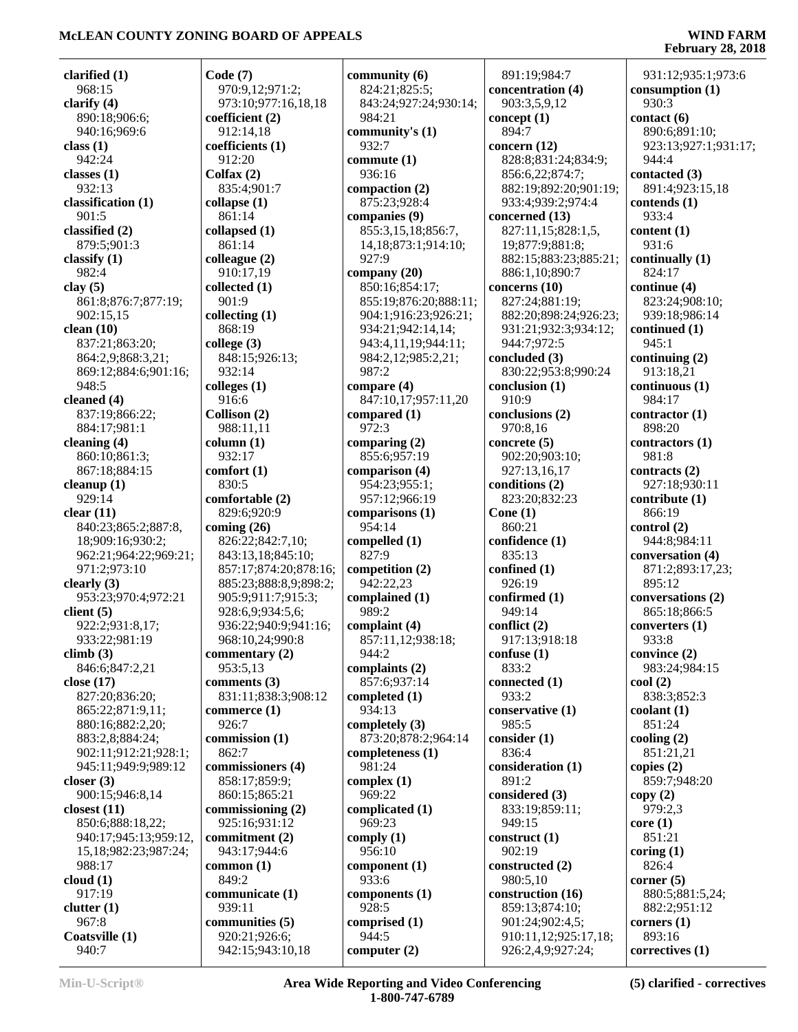**clarified (1)**
968:15
**clarify (4)**
890:18;906:6;
940:16;969:6
**class (1)**
942:24
**classes (1)**
932:13
**classification (1)**
901:5
**classified (2)**
879:5;901:3
**classify (1)**
982:4
**clay (5)**
861:8;876:7;877:19;
902:15,15
**clean (10)**
837:21;863:20;
864:2,9;868:3,21;
869:12;884:6;901:16;
948:5
**cleaned (4)**
837:19;866:22;
884:17;981:1
**cleaning (4)**
860:10;861:3;
867:18;884:15
**cleanup (1)**
929:14
**clear (11)**
840:23;865:2;887:8,
18;909:16;930:2;
962:21;964:22;969:21;
971:2;973:10
**clearly (3)**
953:23;970:4;972:21
**client (5)**
922:2;931:8,17;
933:22;981:19
**climb (3)**
846:6;847:2,21
**close (17)**
827:20;836:20;
865:22;871:9,11;
880:16;882:2,20;
883:2,8;884:24;
902:11;912:21;928:1;
945:11;949:9;989:12
**closer (3)**
900:15;946:8,14
**closest (11)**
850:6;888:18,22;
940:17;945:13;959:12,
15,18;982:23;987:24;
988:17
**cloud (1)**
917:19
**clutter (1)**
967:8
**Coatsville (1)**
940:7

**Code (7)**
970:9,12;971:2;
973:10;977:16,18,18
**coefficient (2)**
912:14,18
**coefficients (1)**
912:20
**Colfax (2)**
835:4;901:7
**collapse (1)**
861:14
**collapsed (1)**
861:14
**colleague (2)**
910:17,19
**collected (1)**
901:9
**collecting (1)**
868:19
**college (3)**
848:15;926:13;
932:14
**colleges (1)**
916:6
**Collison (2)**
988:11,11
**column (1)**
932:17
**comfort (1)**
830:5
**comfortable (2)**
829:6;920:9
**coming (26)**
826:22;842:7,10;
843:13,18;845:10;
857:17;874:20;878:16;
885:23;888:8,9;898:2;
905:9;911:7;915:3;
928:6,9;934:5,6;
936:22;940:9;941:16;
968:10,24;990:8
**commentary (2)**
953:5,13
**comments (3)**
831:11;838:3;908:12
**commerce (1)**
926:7
**commission (1)**
862:7
**commissioners (4)**
858:17;859:9;
860:15;865:21
**commissioning (2)**
925:16;931:12
**commitment (2)**
943:17;944:6
**common (1)**
849:2
**communicate (1)**
939:11
**communities (5)**
920:21;926:6;
942:15;943:10,18

**community (6)**
824:21;825:5;
843:24;927:24;930:14;
984:21
**community's (1)**
932:7
**commute (1)**
936:16
**compaction (2)**
875:23;928:4
**companies (9)**
855:3,15,18;856:7,
14,18;873:1;914:10;
927:9
**company (20)**
850:16;854:17;
855:19;876:20;888:11;
904:1;916:23;926:21;
934:21;942:14,14;
943:4,11,19;944:11;
984:2,12;985:2,21;
987:2
**compare (4)**
847:10,17;957:11,20
**compared (1)**
972:3
**comparing (2)**
855:6;957:19
**comparison (4)**
954:23;955:1;
957:12;966:19
**comparisons (1)**
954:14
**compelled (1)**
827:9
**competition (2)**
942:22,23
**complained (1)**
989:2
**complaint (4)**
857:11,12;938:18;
944:2
**complaints (2)**
857:6;937:14
**completed (1)**
934:13
**completely (3)**
873:20;878:2;964:14
**completeness (1)**
981:24
**complex (1)**
969:22
**complicated (1)**
969:23
**comply (1)**
956:10
**component (1)**
933:6
**components (1)**
928:5
**comprised (1)**
944:5
**computer (2)**

891:19;984:7
**concentration (4)**
903:3,5,9,12
**concept (1)**
894:7
**concern (12)**
828:8;831:24;834:9;
856:6,22;874:7;
882:19;892:20;901:19;
933:4;939:2;974:4
**concerned (13)**
827:11,15;828:1,5,
19;877:9;881:8;
882:15;883:23;885:21;
886:1,10;890:7
**concerns (10)**
827:24;881:19;
882:20;898:24;926:23;
931:21;932:3;934:12;
944:7;972:5
**concluded (3)**
830:22;953:8;990:24
**conclusion (1)**
910:9
**conclusions (2)**
970:8,16
**concrete (5)**
902:20;903:10;
927:13,16,17
**conditions (2)**
823:20;832:23
**Cone (1)**
860:21
**confidence (1)**
835:13
**confined (1)**
926:19
**confirmed (1)**
949:14
**conflict (2)**
917:13;918:18
**confuse (1)**
833:2
**connected (1)**
933:2
**conservative (1)**
985:5
**consider (1)**
836:4
**consideration (1)**
891:2
**considered (3)**
833:19;859:11;
949:15
**construct (1)**
902:19
**constructed (2)**
980:5,10
**construction (16)**
859:13;874:10;
901:24;902:4,5;
910:11,12;925:17,18;
926:2,4,9;927:24;

931:12;935:1;973:6
**consumption (1)**
930:3
**contact (6)**
890:6;891:10;
923:13;927:1;931:17;
944:4
**contacted (3)**
891:4;923:15,18
**contends (1)**
933:4
**content (1)**
931:6
**continually (1)**
824:17
**continue (4)**
823:24;908:10;
939:18;986:14
**continued (1)**
945:1
**continuing (2)**
913:18,21
**continuous (1)**
984:17
**contractor (1)**
898:20
**contractors (1)**
981:8
**contracts (2)**
927:18;930:11
**contribute (1)**
866:19
**control (2)**
944:8;984:11
**conversation (4)**
871:2;893:17,23;
895:12
**conversations (2)**
865:18;866:5
**converters (1)**
933:8
**convince (2)**
983:24;984:15
**cool (2)**
838:3;852:3
**coolant (1)**
851:24
**cooling (2)**
851:21,21
**copies (2)**
859:7;948:20
**copy (2)**
979:2,3
**core (1)**
851:21
**coring (1)**
826:4
**corner (5)**
880:5;881:5,24;
882:2;951:12
**corners (1)**
893:16
**correctives (1)**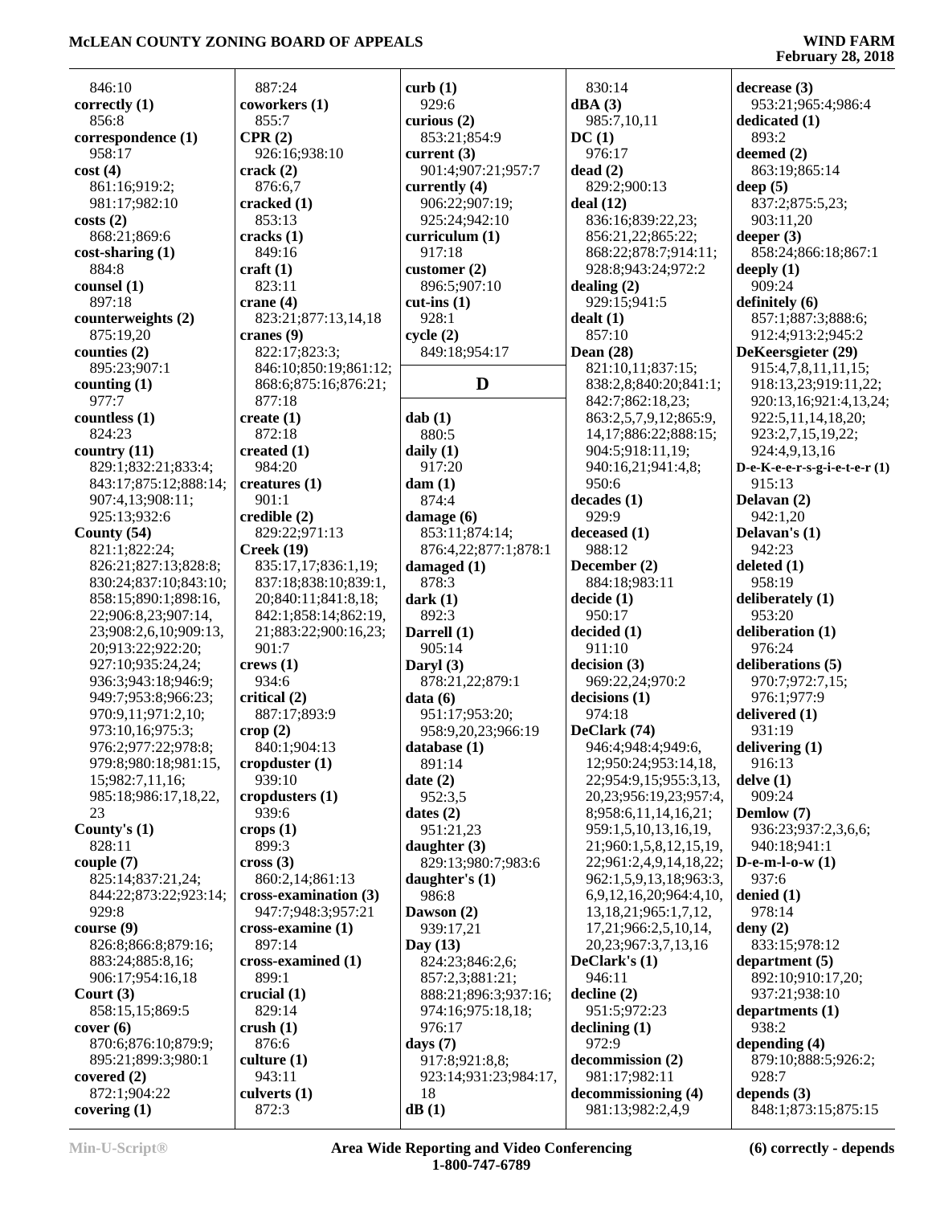846:10
**correctly (1)**
856:8
**correspondence (1)**
958:17
**cost (4)**
861:16;919:2;
981:17;982:10
**costs (2)**
868:21;869:6
**cost-sharing (1)**
884:8
**counsel (1)**
897:18
**counterweights (2)**
875:19,20
**counties (2)**
895:23;907:1
**counting (1)**
977:7
**countless (1)**
824:23
**country (11)**
829:1;832:21;833:4;
843:17;875:12;888:14;
907:4,13;908:11;
925:13;932:6
**County (54)**
821:1;822:24;
826:21;827:13;828:8;
830:24;837:10;843:10;
858:15;890:1;898:16,
22;906:8,23;907:14,
23;908:2,6,10;909:13,
20;913:22;922:20;
927:10;935:24,24;
936:3;943:18;946:9;
949:7;953:8;966:23;
970:9,11;971:2,10;
973:10,16;975:3;
976:2;977:22;978:8;
979:8;980:18;981:15,
15;982:7,11,16;
985:18;986:17,18,22,
23
**County's (1)**
828:11
**couple (7)**
825:14;837:21,24;
844:22;873:22;923:14;
929:8
**course (9)**
826:8;866:8;879:16;
883:24;885:8,16;
906:17;954:16,18
**Court (3)**
858:15,15;869:5
**cover (6)**
870:6;876:10;879:9;
895:21;899:3;980:1
**covered (2)**
872:1;904:22
**covering (1)**
887:24
**coworkers (1)**
855:7
**CPR (2)**
926:16;938:10
**crack (2)**
876:6,7
**cracked (1)**
853:13
**cracks (1)**
849:16
**craft (1)**
823:11
**crane (4)**
823:21;877:13,14,18
**cranes (9)**
822:17;823:3;
846:10;850:19;861:12;
868:6;875:16;876:21;
877:18
**create (1)**
872:18
**created (1)**
984:20
**creatures (1)**
901:1
**credible (2)**
829:22;971:13
**Creek (19)**
835:17,17;836:1,19;
837:18;838:10;839:1,
20;840:11;841:8,18;
842:1;858:14;862:19,
21;883:22;900:16,23;
901:7
**crews (1)**
934:6
**critical (2)**
887:17;893:9
**crop (2)**
840:1;904:13
**cropduster (1)**
939:10
**cropdusters (1)**
939:6
**crops (1)**
899:3
**cross (3)**
860:2,14;861:13
**cross-examination (3)**
947:7;948:3;957:21
**cross-examine (1)**
897:14
**cross-examined (1)**
899:1
**crucial (1)**
829:14
**crush (1)**
876:6
**culture (1)**
943:11
**culverts (1)**
872:3
**curb (1)**
929:6
**curious (2)**
853:21;854:9
**current (3)**
901:4;907:21;957:7
**currently (4)**
906:22;907:19;
925:24;942:10
**curriculum (1)**
917:18
**customer (2)**
896:5;907:10
**cut-ins (1)**
928:1
**cycle (2)**
849:18;954:17

## D

**dab (1)**
880:5
**daily (1)**
917:20
**dam (1)**
874:4
**damage (6)**
853:11;874:14;
876:4,22;877:1;878:1
**damaged (1)**
878:3
**dark (1)**
892:3
**Darrell (1)**
905:14
**Daryl (3)**
878:21,22;879:1
**data (6)**
951:17;953:20;
958:9,20,23;966:19
**database (1)**
891:14
**date (2)**
952:3,5
**dates (2)**
951:21,23
**daughter (3)**
829:13;980:7;983:6
**daughter's (1)**
986:8
**Dawson (2)**
939:17,21
**Day (13)**
824:23;846:2,6;
857:2,3;881:21;
888:21;896:3;937:16;
974:16;975:18,18;
976:17
**days (7)**
917:8;921:8,8;
923:14;931:23;984:17,
18
**dB (1)**
830:14
**dBA (3)**
985:7,10,11
**DC (1)**
976:17
**dead (2)**
829:2;900:13
**deal (12)**
836:16;839:22,23;
856:21,22;865:22;
868:22;878:7;914:11;
928:8;943:24;972:2
**dealing (2)**
929:15;941:5
**dealt (1)**
857:10
**Dean (28)**
821:10,11;837:15;
838:2,8;840:20;841:1;
842:7;862:18,23;
863:2,5,7,9,12;865:9,
14,17;886:22;888:15;
904:5;918:11,19;
940:16,21;941:4,8;
950:6
**decades (1)**
929:9
**deceased (1)**
988:12
**December (2)**
884:18;983:11
**decide (1)**
950:17
**decided (1)**
911:10
**decision (3)**
969:22,24;970:2
**decisions (1)**
974:18
**DeClark (74)**
946:4;948:4;949:6,
12;950:24;953:14,18,
22;954:9,15;955:3,13,
20,23;956:19,23;957:4,
8;958:6,11,14,16,21;
959:1,5,10,13,16,19,
21;960:1,5,8,12,15,19,
22;961:2,4,9,14,18,22;
962:1,5,9,13,18;963:3,
6,9,12,16,20;964:4,10,
13,18,21;965:1,7,12,
17,21;966:2,5,10,14,
20,23;967:3,7,13,16
**DeClark's (1)**
946:11
**decline (2)**
951:5;972:23
**declining (1)**
972:9
**decommission (2)**
981:17;982:11
**decommissioning (4)**
981:13;982:2,4,9
**decrease (3)**
953:21;965:4;986:4
**dedicated (1)**
893:2
**deemed (2)**
863:19;865:14
**deep (5)**
837:2;875:5,23;
903:11,20
**deeper (3)**
858:24;866:18;867:1
**deeply (1)**
909:24
**definitely (6)**
857:1;887:3;888:6;
912:4;913:2;945:2
**DeKeersgieter (29)**
915:4,7,8,11,11,15;
918:13,23;919:11,22;
920:13,16;921:4,13,24;
922:5,11,14,18,20;
923:2,7,15,19,22;
924:4,9,13,16
**D-e-K-e-e-r-s-g-i-e-t-e-r (1)**
915:13
**Delavan (2)**
942:1,20
**Delavan's (1)**
942:23
**deleted (1)**
958:19
**deliberately (1)**
953:20
**deliberation (1)**
976:24
**deliberations (5)**
970:7;972:7,15;
976:1;977:9
**delivered (1)**
931:19
**delivering (1)**
916:13
**delve (1)**
909:24
**Demlow (7)**
936:23;937:2,3,6,6;
940:18;941:1
**D-e-m-l-o-w (1)**
937:6
**denied (1)**
978:14
**deny (2)**
833:15;978:12
**department (5)**
892:10;910:17,20;
937:21;938:10
**departments (1)**
938:2
**depending (4)**
879:10;888:5;926:2;
928:7
**depends (3)**
848:1;873:15;875:15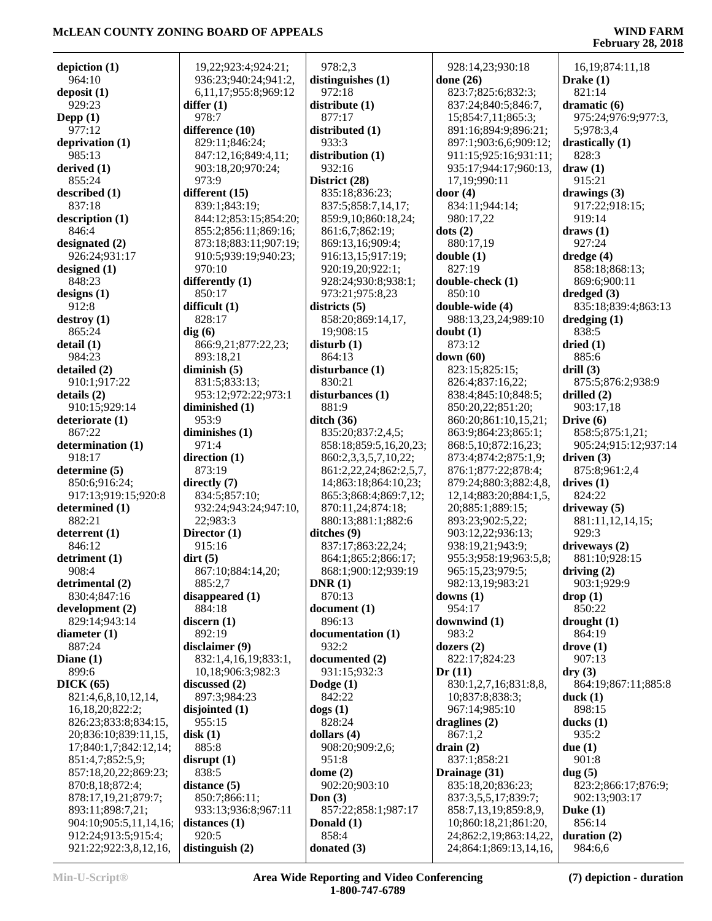**depiction (1)**
964:10
**deposit (1)**
929:23
**Depp (1)**
977:12
**deprivation (1)**
985:13
**derived (1)**
855:24
**described (1)**
837:18
**description (1)**
846:4
**designated (2)**
926:24;931:17
**designed (1)**
848:23
**designs (1)**
912:8
**destroy (1)**
865:24
**detail (1)**
984:23
**detailed (2)**
910:1;917:22
**details (2)**
910:15;929:14
**deteriorate (1)**
867:22
**determination (1)**
918:17
**determine (5)**
850:6;916:24;
917:13;919:15;920:8
**determined (1)**
882:21
**deterrent (1)**
846:12
**detriment (1)**
908:4
**detrimental (2)**
830:4;847:16
**development (2)**
829:14;943:14
**diameter (1)**
887:24
**Diane (1)**
899:6
**DICK (65)**
821:4,6,8,10,12,14,
16,18,20;822:2;
826:23;833:8;834:15,
20;836:10;839:11,15,
17;840:1,7;842:12,14;
851:4,7;852:5,9;
857:18,20,22;869:23;
870:8,18;872:4;
878:17,19,21;879:7;
893:11;898:7,21;
904:10;905:5,11,14,16;
912:24;913:5;915:4;
921:22;922:3,8,12,16,
19,22;923:4;924:21;
936:23;940:24;941:2,
6,11,17;955:8;969:12
**differ (1)**
978:7
**difference (10)**
829:11;846:24;
847:12,16;849:4,11;
903:18,20;970:24;
973:9
**different (15)**
839:1;843:19;
844:12;853:15;854:20;
855:2;856:11;869:16;
873:18;883:11;907:19;
910:5;939:19;940:23;
970:10
**differently (1)**
850:17
**difficult (1)**
828:17
**dig (6)**
866:9,21;877:22,23;
893:18,21
**diminish (5)**
831:5;833:13;
953:12;972:22;973:1
**diminished (1)**
953:9
**diminishes (1)**
971:4
**direction (1)**
873:19
**directly (7)**
834:5;857:10;
932:24;943:24;947:10,
22;983:3
**Director (1)**
915:16
**dirt (5)**
867:10;884:14,20;
885:2,7
**disappeared (1)**
884:18
**discern (1)**
892:19
**disclaimer (9)**
832:1,4,16,19;833:1,
10,18;906:3;982:3
**discussed (2)**
897:3;984:23
**disjointed (1)**
955:15
**disk (1)**
885:8
**disrupt (1)**
838:5
**distance (5)**
850:7;866:11;
933:13;936:8;967:11
**distances (1)**
920:5
**distinguish (2)**
978:2,3
**distinguishes (1)**
972:18
**distribute (1)**
877:17
**distributed (1)**
933:3
**distribution (1)**
932:16
**District (28)**
835:18;836:23;
837:5;858:7,14,17;
859:9,10;860:18,24;
861:6,7;862:19;
869:13,16;909:4;
916:13,15;917:19;
920:19,20;922:1;
928:24;930:8;938:1;
973:21;975:8,23
**districts (5)**
858:20;869:14,17,
19;908:15
**disturb (1)**
864:13
**disturbance (1)**
830:21
**disturbances (1)**
881:9
**ditch (36)**
835:20;837:2,4,5;
858:18;859:5,16,20,23;
860:2,3,3,5,7,10,22;
861:2,22,24;862:2,5,7,
14;863:18;864:10,23;
865:3;868:4;869:7,12;
870:11,24;874:18;
880:13;881:1;882:6
**ditches (9)**
837:17;863:22,24;
864:1;865:2;866:17;
868:1;900:12;939:19
**DNR (1)**
870:13
**document (1)**
896:13
**documentation (1)**
932:2
**documented (2)**
931:15;932:3
**Dodge (1)**
842:22
**dogs (1)**
828:24
**dollars (4)**
908:20;909:2,6;
951:8
**dome (2)**
902:20;903:10
**Don (3)**
857:22;858:1;987:17
**Donald (1)**
858:4
**donated (3)**
928:14,23;930:18
**done (26)**
823:7;825:6;832:3;
837:24;840:5;846:7,
15;854:7,11;865:3;
891:16;894:9;896:21;
897:1;903:6,6;909:12;
911:15;925:16;931:11;
935:17;944:17;960:13,
17,19;990:11
**door (4)**
834:11;944:14;
980:17,22
**dots (2)**
880:17,19
**double (1)**
827:19
**double-check (1)**
850:10
**double-wide (4)**
988:13,23,24;989:10
**doubt (1)**
873:12
**down (60)**
823:15;825:15;
826:4;837:16,22;
838:4;845:10;848:5;
850:20,22;851:20;
860:20;861:10,15,21;
863:9;864:23;865:1;
868:5,10;872:16,23;
873:4;874:2;875:1,9;
876:1;877:22;878:4;
879:24;880:3;882:4,8,
12,14;883:20;884:1,5,
20;885:1;889:15;
893:23;902:5,22;
903:12,22;936:13;
938:19,21;943:9;
955:3;958:19;963:5,8;
965:15,23;979:5;
982:13,19;983:21
**downs (1)**
954:17
**downwind (1)**
983:2
**dozers (2)**
822:17;824:23
**Dr (11)**
830:1,2,7,16;831:8,8,
10;837:8;838:3;
967:14;985:10
**draglines (2)**
867:1,2
**drain (2)**
837:1;858:21
**Drainage (31)**
835:18,20;836:23;
837:3,5,5,17;839:7;
858:7,13,19;859:8,9,
10;860:18,21;861:20,
24;862:2,19;863:14,22,
24;864:1;869:13,14,16,
16,19;874:11,18
**Drake (1)**
821:14
**dramatic (6)**
975:24;976:9;977:3,
5;978:3,4
**drastically (1)**
828:3
**draw (1)**
915:21
**drawings (3)**
917:22;918:15;
919:14
**draws (1)**
927:24
**dredge (4)**
858:18;868:13;
869:6;900:11
**dredged (3)**
835:18;839:4;863:13
**dredging (1)**
838:5
**dried (1)**
885:6
**drill (3)**
875:5;876:2;938:9
**drilled (2)**
903:17,18
**Drive (6)**
858:5;875:1,21;
905:24;915:12;937:14
**driven (3)**
875:8;961:2,4
**drives (1)**
824:22
**driveway (5)**
881:11,12,14,15;
929:3
**driveways (2)**
881:10;928:15
**driving (2)**
903:1;929:9
**drop (1)**
850:22
**drought (1)**
864:19
**drove (1)**
907:13
**dry (3)**
864:19;867:11;885:8
**duck (1)**
898:15
**ducks (1)**
935:2
**due (1)**
901:8
**dug (5)**
823:2;866:17;876:9;
902:13;903:17
**Duke (1)**
856:14
**duration (2)**
984:6,6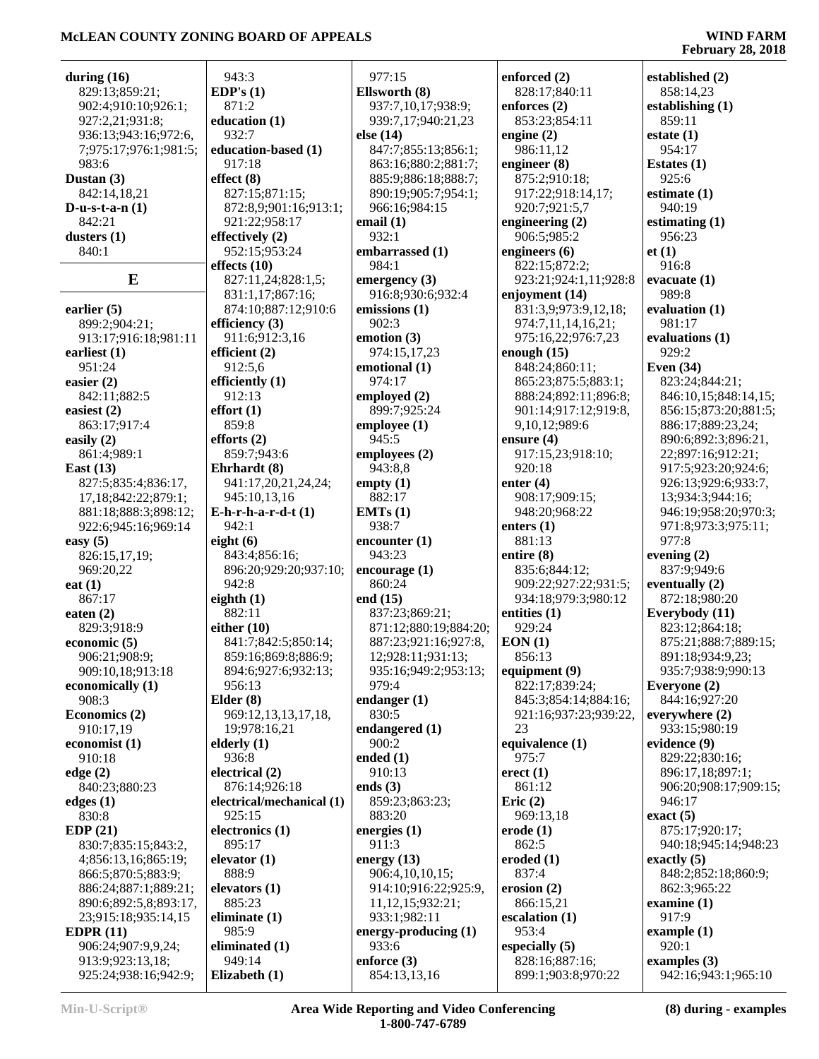**during (16)**
829:13;859:21;
902:4;910:10;926:1;
927:2,21;931:8;
936:13;943:16;972:6,
7;975:17;976:1;981:5;
983:6

**Dustan (3)**
842:14,18,21

**D-u-s-t-a-n (1)**
842:21

**dusters (1)**
840:1

## E

**earlier (5)**
899:2;904:21;
913:17;916:18;981:11

**earliest (1)**
951:24

**easier (2)**
842:11;882:5

**easiest (2)**
863:17;917:4

**easily (2)**
861:4;989:1

**East (13)**
827:5;835:4;836:17,
17,18;842:22;879:1;
881:18;888:3;898:12;
922:6;945:16;969:14

**easy (5)**
826:15,17,19;
969:20,22

**eat (1)**
867:17

**eaten (2)**
829:3;918:9

**economic (5)**
906:21;908:9;
909:10,18;913:18

**economically (1)**
908:3

**Economics (2)**
910:17,19

**economist (1)**
910:18

**edge (2)**
840:23;880:23

**edges (1)**
830:8

**EDP (21)**
830:7;835:15;843:2,
4;856:13,16;865:19;
866:5;870:5;883:9;
886:24;887:1;889:21;
890:6;892:5,8;893:17,
23;915:18;935:14,15

**EDPR (11)**
906:24;907:9,9,24;
913:9;923:13,18;
925:24;938:16;942:9;
943:3

**EDP's (1)**
871:2

**education (1)**
932:7

**education-based (1)**
917:18

**effect (8)**
827:15;871:15;
872:8,9;901:16;913:1;
921:22;958:17

**effectively (2)**
952:15;953:24

**effects (10)**
827:11,24;828:1,5;
831:1,17;867:16;
874:10;887:12;910:6

**efficiency (3)**
911:6;912:3,16

**efficient (2)**
912:5,6

**efficiently (1)**
912:13

**effort (1)**
859:8

**efforts (2)**
859:7;943:6

**Ehrhardt (8)**
941:17,20,21,24,24;
945:10,13,16

**E-h-r-h-a-r-d-t (1)**
942:1

**eight (6)**
843:4;856:16;
896:20;929:20;937:10;
942:8

**eighth (1)**
882:11

**either (10)**
841:7;842:5;850:14;
859:16;869:8;886:9;
894:6;927:6;932:13;
956:13

**Elder (8)**
969:12,13,13,17,18,
19;978:16,21

**elderly (1)**
936:8

**electrical (2)**
876:14;926:18

**electrical/mechanical (1)**
925:15

**electronics (1)**
895:17

**elevator (1)**
888:9

**elevators (1)**
885:23

**eliminate (1)**
985:9

**eliminated (1)**
949:14

**Elizabeth (1)**
977:15

**Ellsworth (8)**
937:7,10,17;938:9;
939:7,17;940:21,23

**else (14)**
847:7;855:13;856:1;
863:16;880:2;881:7;
885:9;886:18;888:7;
890:19;905:7;954:1;
966:16;984:15

**email (1)**
932:1

**embarrassed (1)**
984:1

**emergency (3)**
916:8;930:6;932:4

**emissions (1)**
902:3

**emotion (3)**
974:15,17,23

**emotional (1)**
974:17

**employed (2)**
899:7;925:24

**employee (1)**
945:5

**employees (2)**
943:8,8

**empty (1)**
882:17

**EMTs (1)**
938:7

**encounter (1)**
943:23

**encourage (1)**
860:24

**end (15)**
837:23;869:21;
871:12;880:19;884:20;
887:23;921:16;927:8,
12;928:11;931:13;
935:16;949:2;953:13;
979:4

**endanger (1)**
830:5

**endangered (1)**
900:2

**ended (1)**
910:13

**ends (3)**
859:23;863:23;
883:20

**energies (1)**
911:3

**energy (13)**
906:4,10,10,15;
914:10;916:22;925:9,
11,12,15;932:21;
933:1;982:11

**energy-producing (1)**
933:6

**enforce (3)**
854:13,13,16

**enforced (2)**
828:17;840:11

**enforces (2)**
853:23;854:11

**engine (2)**
986:11,12

**engineer (8)**
875:2;910:18;
917:22;918:14,17;
920:7;921:5,7

**engineering (2)**
906:5;985:2

**engineers (6)**
822:15;872:2;
923:21;924:1,11;928:8

**enjoyment (14)**
831:3,9;973:9,12,18;
974:7,11,14,16,21;
975:16,22;976:7,23

**enough (15)**
848:24;860:11;
865:23;875:5;883:1;
888:24;892:11;896:8;
901:14;917:12;919:8,
9,10,12;989:6

**ensure (4)**
917:15,23;918:10;
920:18

**enter (4)**
908:17;909:15;
948:20;968:22

**enters (1)**
881:13

**entire (8)**
835:6;844:12;
909:22;927:22;931:5;
934:18;979:3;980:12

**entities (1)**
929:24

**EON (1)**
856:13

**equipment (9)**
822:17;839:24;
845:3;854:14;884:16;
921:16;937:23;939:22,
23

**equivalence (1)**
975:7

**erect (1)**
861:12

**Eric (2)**
969:13,18

**erode (1)**
862:5

**eroded (1)**
837:4

**erosion (2)**
866:15,21

**escalation (1)**
953:4

**especially (5)**
828:16;887:16;
899:1;903:8;970:22

**established (2)**
858:14,23

**establishing (1)**
859:11

**estate (1)**
954:17

**Estates (1)**
925:6

**estimate (1)**
940:19

**estimating (1)**
956:23

**et (1)**
916:8

**evacuate (1)**
989:8

**evaluation (1)**
981:17

**evaluations (1)**
929:2

**Even (34)**
823:24;844:21;
846:10,15;848:14,15;
856:15;873:20;881:5;
886:17;889:23,24;
890:6;892:3;896:21,
22;897:16;912:21;
917:5;923:20;924:6;
926:13;929:6;933:7,
13;934:3;944:16;
946:19;958:20;970:3;
971:8;973:3;975:11;
977:8

**evening (2)**
837:9;949:6

**eventually (2)**
872:18;980:20

**Everybody (11)**
823:12;864:18;
875:21;888:7;889:15;
891:18;934:9,23;
935:7;938:9;990:13

**Everyone (2)**
844:16;927:20

**everywhere (2)**
933:15;980:19

**evidence (9)**
829:22;830:16;
896:17,18;897:1;
906:20;908:17;909:15;
946:17

**exact (5)**
875:17;920:17;
940:18;945:14;948:23

**exactly (5)**
848:2;852:18;860:9;
862:3;965:22

**examine (1)**
917:9

**example (1)**
920:1

**examples (3)**
942:16;943:1;965:10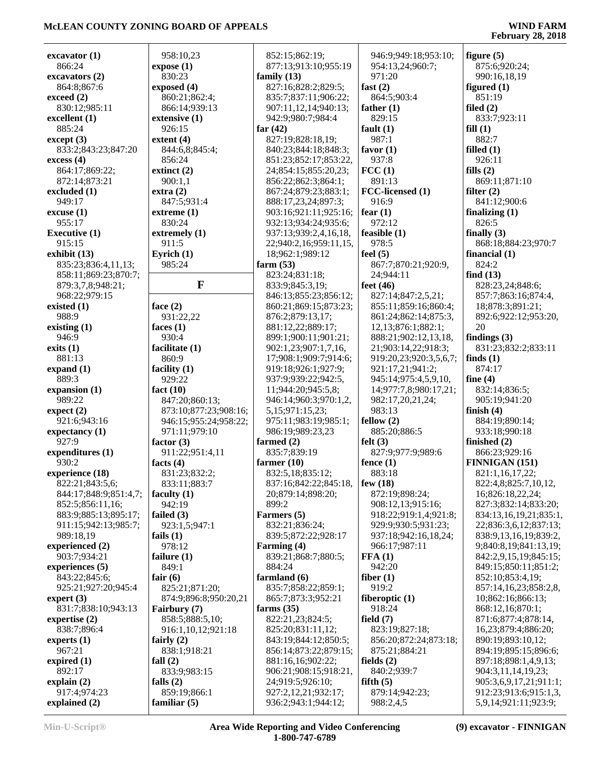**excavator (1)**
866:24
**excavators (2)**
864:8;867:6
**exceed (2)**
830:12;985:11
**excellent (1)**
885:24
**except (3)**
833:2;843:23;847:20
**excess (4)**
864:17;869:22;
872:14;873:21
**excluded (1)**
949:17
**excuse (1)**
955:17
**Executive (1)**
915:15
**exhibit (13)**
835:23;836:4,11,13;
858:11;869:23;870:7;
879:3,7,8;948:21;
968:22;979:15
**existed (1)**
988:9
**existing (1)**
946:9
**exits (1)**
881:13
**expand (1)**
889:3
**expansion (1)**
989:22
**expect (2)**
921:6;943:16
**expectancy (1)**
927:9
**expenditures (1)**
930:2
**experience (18)**
822:21;843:5,6;
844:17;848:9;851:4,7;
852:5;856:11,16;
883:9;885:13;895:17;
911:15;942:13;985:7;
989:18,19
**experienced (2)**
903:7;934:21
**experiences (5)**
843:22;845:6;
925:21;927:20;945:4
**expert (3)**
831:7;838:10;943:13
**expertise (2)**
838:7;896:4
**experts (1)**
967:21
**expired (1)**
892:17
**explain (2)**
917:4;974:23
**explained (2)**
958:10,23
**expose (1)**
830:23
**exposed (4)**
860:21;862:4;
866:14;939:13
**extensive (1)**
926:15
**extent (4)**
844:6,8;845:4;
856:24
**extinct (2)**
900:1,1
**extra (2)**
847:5;931:4
**extreme (1)**
830:24
**extremely (1)**
911:5
**Eyrich (1)**
985:24

## F

**face (2)**
931:22,22
**faces (1)**
930:4
**facilitate (1)**
860:9
**facility (1)**
929:22
**fact (10)**
847:20;860:13;
873:10;877:23;908:16;
946:15;955:24;958:22;
971:11;979:10
**factor (3)**
911:22;951:4,11
**facts (4)**
831:23;832:2;
833:11;883:7
**faculty (1)**
942:19
**failed (3)**
923:1,5;947:1
**fails (1)**
978:12
**failure (1)**
849:1
**fair (6)**
825:21;871:20;
874:9;896:8;950:20,21
**Fairbury (7)**
858:5;888:5,10;
916:1,10,12;921:18
**fairly (2)**
838:1;918:21
**fall (2)**
833:9;983:15
**falls (2)**
859:19;866:1
**familiar (5)**
852:15;862:19;
877:13;913:10;955:19
**family (13)**
827:16;828:2;829:5;
835:7;837:11;906:22;
907:11,12,14;940:13;
942:9;980:7;984:4
**far (42)**
827:19;828:18,19;
840:23;844:18;848:3;
851:23;852:17;853:22,
24;854:15;855:20,23;
856:22;862:3;864:1;
867:24;879:23;883:1;
888:17,23,24;897:3;
903:16;921:11;925:16;
932:13;934:24;935:6;
937:13;939:2,4,16,18,
22;940:2,16;959:11,15,
18;962:1;989:12
**farm (53)**
823:24;831:18;
833:9;845:3,19;
846:13;855:23;856:12;
860:21;869:15;873:23;
876:2;879:13,17;
881:12,22;889:17;
899:1;900:11;901:21;
902:1,23;907:1,7,16,
17;908:1;909:7;914:6;
919:18;926:1;927:9;
937:9;939:22;942:5,
11;944:20;945:5,8;
946:14;960:3;970:1,2,
5,15;971:15,23;
975:11;983:19;985:1;
986:19;989:23,23
**farmed (2)**
835:7;839:19
**farmer (10)**
832:5,18;835:12;
837:16;842:22;845:18,
20;879:14;898:20;
899:2
**Farmers (5)**
832:21;836:24;
839:5;872:22;928:17
**Farming (4)**
839:21;868:7;880:5;
884:24
**farmland (6)**
835:7;858:22;859:1;
865:7;873:3;952:21
**farms (35)**
822:21,23;824:5;
825:20;831:11,12;
843:19;844:12;850:5;
856:14;873:22;879:15;
881:16,16;902:22;
906:21;908:15;918:21,
24;919:5;926:10;
927:2,12,21;932:17;
936:2;943:1;944:12;
946:9;949:18;953:10;
954:13,24;960:7;
971:20
**fast (2)**
864:5;903:4
**father (1)**
829:15
**fault (1)**
987:1
**favor (1)**
937:8
**FCC (1)**
891:13
**FCC-licensed (1)**
916:9
**fear (1)**
972:12
**feasible (1)**
978:5
**feel (5)**
867:7;870:21;920:9,
24;944:11
**feet (46)**
827:14;847:2,5,21;
855:11;859:16;860:4;
861:24;862:14;875:3,
12,13;876:1;882:1;
888:21;902:12,13,18,
21;903:14,22;918:3;
919:20,23;920:3,5,6,7;
921:17,21;941:2;
945:14;975:4,5,9,10,
14;977:7,8;980:17,21;
982:17,20,21,24;
983:13
**fellow (2)**
885:20;886:5
**felt (3)**
827:9;977:9;989:6
**fence (1)**
883:18
**few (18)**
872:19;898:24;
908:12,13;915:16;
918:22;919:1,4;921:8;
929:9;930:5;931:23;
937:18;942:16,18,24;
966:17;987:11
**FFA (1)**
942:20
**fiber (1)**
919:2
**fiberoptic (1)**
918:24
**field (7)**
823:19;827:18;
856:20;872:24;873:18;
875:21;884:21
**fields (2)**
840:2;939:7
**fifth (5)**
879:14;942:23;
988:2,4,5
**figure (5)**
875:6;920:24;
990:16,18,19
**figured (1)**
851:19
**filed (2)**
833:7;923:11
**fill (1)**
882:7
**filled (1)**
926:11
**fills (2)**
869:11;871:10
**filter (2)**
841:12;900:6
**finalizing (1)**
826:5
**finally (3)**
868:18;884:23;970:7
**financial (1)**
824:2
**find (13)**
828:23,24;848:6;
857:7;863:16;874:4,
18;878:3;891:21;
892:6;922:12;953:20,
20
**findings (3)**
831:23;832:2;833:11
**finds (1)**
874:17
**fine (4)**
832:14;836:5;
905:19;941:20
**finish (4)**
884:19;890:14;
933:18;990:18
**finished (2)**
866:23;929:16
**FINNIGAN (151)**
821:1,16,17,22;
822:4,8;825:7,10,12,
16;826:18,22,24;
827:3;832:14;833:20;
834:13,16,19,21;835:1,
22;836:3,6,12;837:13;
838:9,13,16,19;839:2,
9;840:8,19;841:13,19;
842:2,9,15,19;845:15;
849:15;850:11;851:2;
852:10;853:4,19;
857:14,16,23;858:2,8,
10;862:16;866:13;
868:12,16;870:1;
871:6;877:4;878:14,
16,23;879:4;886:20;
890:19;893:10,12;
894:19;895:15;896:6;
897:18;898:1,4,9,13;
904:3,11,14,19,23;
905:3,6,9,17,21;911:1;
912:23;913:6;915:1,3,
5,9,14;921:11;923:9;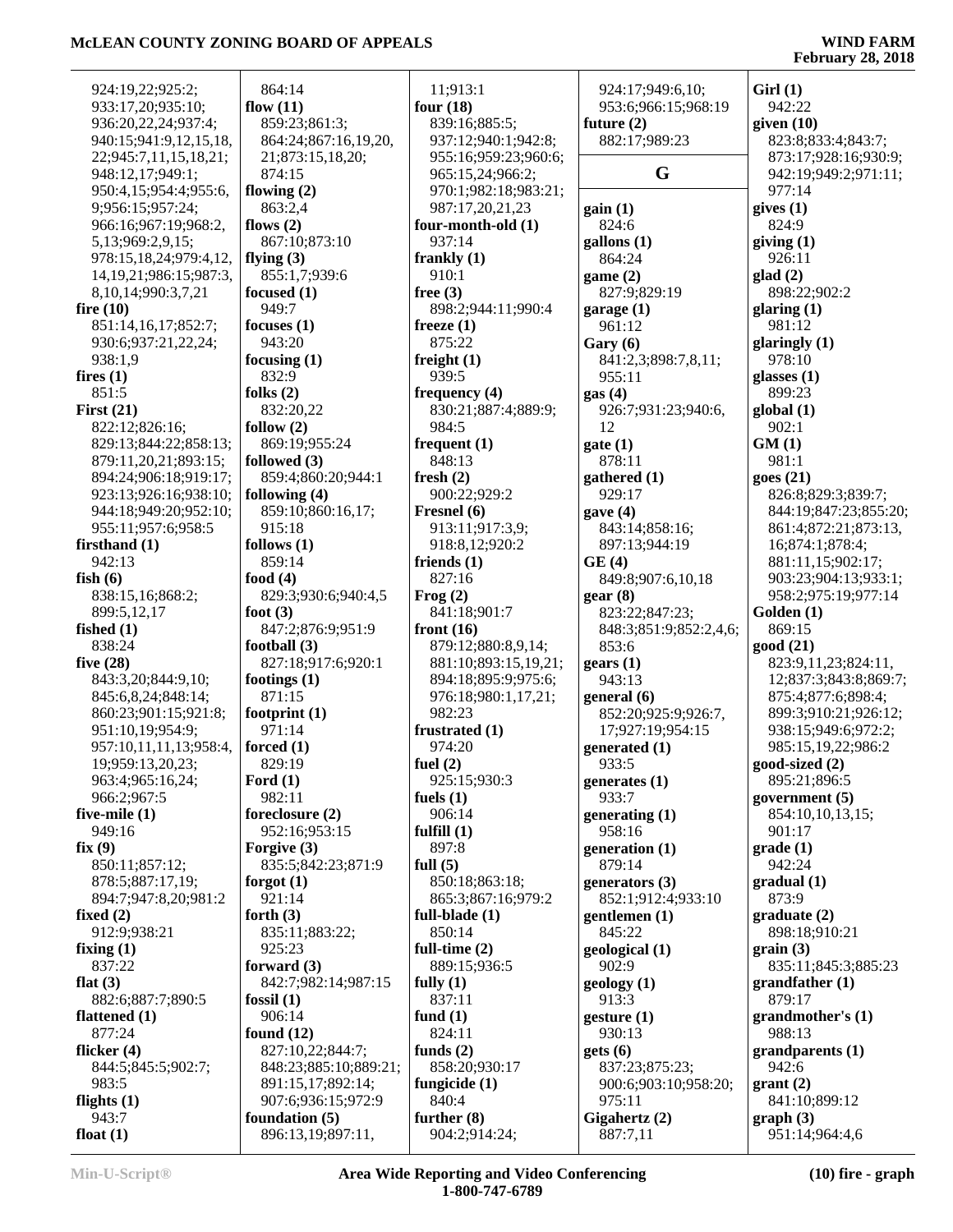924:19,22;925:2;
933:17,20;935:10;
936:20,22,24;937:4;
940:15;941:9,12,15,18,
22;945:7,11,15,18,21;
948:12,17;949:1;
950:4,15;954:4;955:6,
9;956:15;957:24;
966:16;967:19;968:2,
5,13;969:2,9,15;
978:15,18,24;979:4,12,
14,19,21;986:15;987:3,
8,10,14;990:3,7,21

**fire (10)**
851:14,16,17;852:7;
930:6;937:21,22,24;
938:1,9

**fires (1)**
851:5

**First (21)**
822:12;826:16;
829:13;844:22;858:13;
879:11,20,21;893:15;
894:24;906:18;919:17;
923:13;926:16;938:10;
944:18;949:20;952:10;
955:11;957:6;958:5

**firsthand (1)**
942:13

**fish (6)**
838:15,16;868:2;
899:5,12,17

**fished (1)**
838:24

**five (28)**
843:3,20;844:9,10;
845:6,8,24;848:14;
860:23;901:15;921:8;
951:10,19;954:9;
957:10,11,11,13;958:4,
19;959:13,20,23;
963:4;965:16,24;
966:2;967:5

**five-mile (1)**
949:16

**fix (9)**
850:11;857:12;
878:5;887:17,19;
894:7;947:8,20;981:2

**fixed (2)**
912:9;938:21

**fixing (1)**
837:22

**flat (3)**
882:6;887:7;890:5

**flattened (1)**
877:24

**flicker (4)**
844:5;845:5;902:7;
983:5

**flights (1)**
943:7

**float (1)**
864:14

**flow (11)**
859:23;861:3;
864:24;867:16,19,20,
21;873:15,18,20;
874:15

**flowing (2)**
863:2,4

**flows (2)**
867:10;873:10

**flying (3)**
855:1,7;939:6

**focused (1)**
949:7

**focuses (1)**
943:20

**focusing (1)**
832:9

**folks (2)**
832:20,22

**follow (2)**
869:19;955:24

**followed (3)**
859:4;860:20;944:1

**following (4)**
859:10;860:16,17;
915:18

**follows (1)**
859:14

**food (4)**
829:3;930:6;940:4,5

**foot (3)**
847:2;876:9;951:9

**football (3)**
827:18;917:6;920:1

**footings (1)**
871:15

**footprint (1)**
971:14

**forced (1)**
829:19

**Ford (1)**
982:11

**foreclosure (2)**
952:16;953:15

**Forgive (3)**
835:5;842:23;871:9

**forgot (1)**
921:14

**forth (3)**
835:11;883:22;
925:23

**forward (3)**
842:7;982:14;987:15

**fossil (1)**
906:14

**found (12)**
827:10,22;844:7;
848:23;885:10;889:21;
891:15,17;892:14;
907:6;936:15;972:9

**foundation (5)**
896:13,19;897:11,
11;913:1

**four (18)**
839:16;885:5;
937:12;940:1;942:8;
955:16;959:23;960:6;
965:15,24;966:2;
970:1;982:18;983:21;
987:17,20,21,23

**four-month-old (1)**
937:14

**frankly (1)**
910:1

**free (3)**
898:2;944:11;990:4

**freeze (1)**
875:22

**freight (1)**
939:5

**frequency (4)**
830:21;887:4;889:9;
984:5

**frequent (1)**
848:13

**fresh (2)**
900:22;929:2

**Fresnel (6)**
913:11;917:3,9;
918:8,12;920:2

**friends (1)**
827:16

**Frog (2)**
841:18;901:7

**front (16)**
879:12;880:8,9,14;
881:10;893:15,19,21;
894:18;895:9;975:6;
976:18;980:1,17,21;
982:23

**frustrated (1)**
974:20

**fuel (2)**
925:15;930:3

**fuels (1)**
906:14

**fulfill (1)**
897:8

**full (5)**
850:18;863:18;
865:3;867:16;979:2

**full-blade (1)**
850:14

**full-time (2)**
889:15;936:5

**fully (1)**
837:11

**fund (1)**
824:11

**funds (2)**
858:20;930:17

**fungicide (1)**
840:4

**further (8)**
904:2;914:24;
924:17;949:6,10;
953:6;966:15;968:19

**future (2)**
882:17;989:23

## G

**gain (1)**
824:6

**gallons (1)**
864:24

**game (2)**
827:9;829:19

**garage (1)**
961:12

**Gary (6)**
841:2,3;898:7,8,11;
955:11

**gas (4)**
926:7;931:23;940:6,
12

**gate (1)**
878:11

**gathered (1)**
929:17

**gave (4)**
843:14;858:16;
897:13;944:19

**GE (4)**
849:8;907:6,10,18

**gear (8)**
823:22;847:23;
848:3;851:9;852:2,4,6;
853:6

**gears (1)**
943:13

**general (6)**
852:20;925:9;926:7,
17;927:19;954:15

**generated (1)**
933:5

**generates (1)**
933:7

**generating (1)**
958:16

**generation (1)**
879:14

**generators (3)**
852:1;912:4;933:10

**gentlemen (1)**
845:22

**geological (1)**
902:9

**geology (1)**
913:3

**gesture (1)**
930:13

**gets (6)**
837:23;875:23;
900:6;903:10;958:20;
975:11

**Gigahertz (2)**
887:7,11

**Girl (1)**
942:22

**given (10)**
823:8;833:4;843:7;
873:17;928:16;930:9;
942:19;949:2;971:11;
977:14

**gives (1)**
824:9

**giving (1)**
926:11

**glad (2)**
898:22;902:2

**glaring (1)**
981:12

**glaringly (1)**
978:10

**glasses (1)**
899:23

**global (1)**
902:1

**GM (1)**
981:1

**goes (21)**
826:8;829:3;839:7;
844:19;847:23;855:20;
861:4;872:21;873:13,
16;874:1;878:4;
881:11,15;902:17;
903:23;904:13;933:1;
958:2;975:19;977:14

**Golden (1)**
869:15

**good (21)**
823:9,11,23;824:11,
12;837:3;843:8;869:7;
875:4;877:6;898:4;
899:3;910:21;926:12;
938:15;949:6;972:2;
985:15,19,22;986:2

**good-sized (2)**
895:21;896:5

**government (5)**
854:10,10,13,15;
901:17

**grade (1)**
942:24

**gradual (1)**
873:9

**graduate (2)**
898:18;910:21

**grain (3)**
835:11;845:3;885:23

**grandfather (1)**
879:17

**grandmother's (1)**
988:13

**grandparents (1)**
942:6

**grant (2)**
841:10;899:12

**graph (3)**
951:14;964:4,6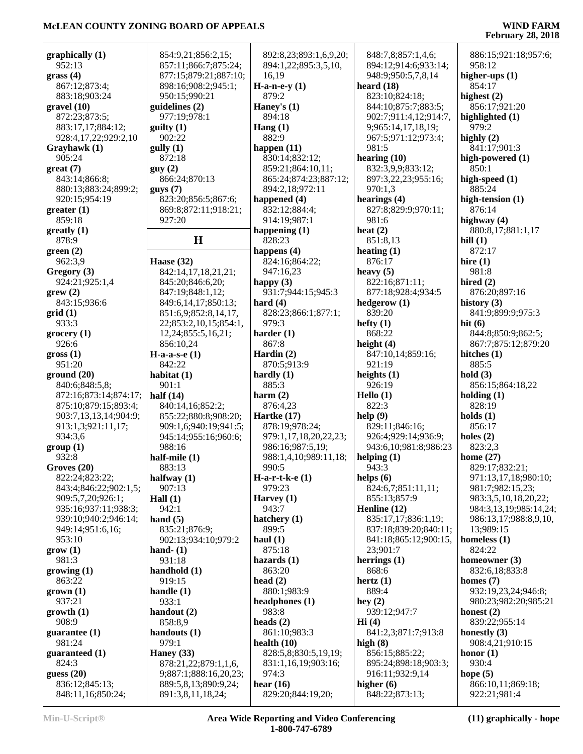**graphically (1)**
952:13
**grass (4)**
867:12;873:4;
883:18;903:24
**gravel (10)**
872:23;873:5;
883:17,17;884:12;
928:4,17,22;929:2,10
**Grayhawk (1)**
905:24
**great (7)**
843:14;866:8;
880:13;883:24;899:2;
920:15;954:19
**greater (1)**
859:18
**greatly (1)**
878:9
**green (2)**
962:3,9
**Gregory (3)**
924:21;925:1,4
**grew (2)**
843:15;936:6
**grid (1)**
933:3
**grocery (1)**
926:6
**gross (1)**
951:20
**ground (20)**
840:6;848:5,8;
872:16;873:14;874:17;
875:10;879:15;893:4;
903:7,13,13,14;904:9;
913:1,3;921:11,17;
934:3,6
**group (1)**
932:8
**Groves (20)**
822:24;823:22;
843:4;846:22;902:1,5;
909:5,7,20;926:1;
935:16;937:11;938:3;
939:10;940:2;946:14;
949:14;951:6,16;
953:10
**grow (1)**
981:3
**growing (1)**
863:22
**grown (1)**
937:21
**growth (1)**
908:9
**guarantee (1)**
981:24
**guaranteed (1)**
824:3
**guess (20)**
836:12;845:13;
848:11,16;850:24;
854:9,21;856:2,15;
857:11;866:7;875:24;
877:15;879:21;887:10;
898:16;908:2;945:1;
950:15;990:21
**guidelines (2)**
977:19;978:1
**guilty (1)**
902:22
**gully (1)**
872:18
**guy (2)**
866:24;870:13
**guys (7)**
823:20;856:5;867:6;
869:8;872:11;918:21;
927:20

## H

**Haase (32)**
842:14,17,18,21,21;
845:20;846:6,20;
847:19;848:1,12;
849:6,14,17;850:13;
851:6,9;852:8,14,17,
22;853:2,10,15;854:1,
12,24;855:5,16,21;
856:10,24
**H-a-a-s-e (1)**
842:22
**habitat (1)**
901:1
**half (14)**
840:14,16;852:2;
855:22;880:8;908:20;
909:1,6;940:19;941:5;
945:14;955:16;960:6;
988:16
**half-mile (1)**
883:13
**halfway (1)**
907:13
**Hall (1)**
942:1
**hand (5)**
835:21;876:9;
902:13;934:10;979:2
**hand- (1)**
931:18
**handhold (1)**
919:15
**handle (1)**
933:1
**handout (2)**
858:8,9
**handouts (1)**
979:1
**Haney (33)**
878:21,22;879:1,1,6,
9;887:1;888:16,20,23;
889:5,8,13;890:9,24;
891:3,8,11,18,24;
892:8,23;893:1,6,9,20;
894:1,22;895:3,5,10,
16,19
**H-a-n-e-y (1)**
879:2
**Haney's (1)**
894:18
**Hang (1)**
882:9
**happen (11)**
830:14;832:12;
859:21;864:10,11;
865:24;874:23;887:12;
894:2,18;972:11
**happened (4)**
832:12;884:4;
914:19;987:1
**happening (1)**
828:23
**happens (4)**
824:16;864:22;
947:16,23
**happy (3)**
931:7;944:15;945:3
**hard (4)**
828:23;866:1;877:1;
979:3
**harder (1)**
867:8
**Hardin (2)**
870:5;913:9
**hardly (1)**
885:3
**harm (2)**
876:4,23
**Hartke (17)**
878:19;978:24;
979:1,17,18,20,22,23;
986:16;987:5,19;
988:1,4,10;989:11,18;
990:5
**H-a-r-t-k-e (1)**
979:23
**Harvey (1)**
943:7
**hatchery (1)**
899:5
**haul (1)**
875:18
**hazards (1)**
863:20
**head (2)**
880:1;983:9
**headphones (1)**
983:8
**heads (2)**
861:10;983:3
**health (10)**
828:5,8;830:5,19,19;
831:1,16,19;903:16;
974:3
**hear (16)**
829:20;844:19,20;
848:7,8;857:1,4,6;
894:12;914:6;933:14;
948:9;950:5,7,8,14
**heard (18)**
823:10;824:18;
844:10;875:7;883:5;
902:7;911:4,12;914:7,
9;965:14,17,18,19;
967:5;971:12;973:4;
981:5
**hearing (10)**
832:3,9,9;833:12;
897:3,22,23;955:16;
970:1,3
**hearings (4)**
827:8;829:9;970:11;
981:6
**heat (2)**
851:8,13
**heating (1)**
876:17
**heavy (5)**
822:16;871:11;
877:18;928:4;934:5
**hedgerow (1)**
839:20
**hefty (1)**
868:22
**height (4)**
847:10,14;859:16;
921:19
**heights (1)**
926:19
**Hello (1)**
822:3
**help (9)**
829:11;846:16;
926:4;929:14;936:9;
943:6,10;981:8;986:23
**helping (1)**
943:3
**helps (6)**
824:6,7;851:11,11;
855:13;857:9
**Henline (12)**
835:17,17;836:1,19;
837:18;839:20;840:11;
841:18;865:12;900:15,
23;901:7
**herrings (1)**
868:6
**hertz (1)**
889:4
**hey (2)**
939:12;947:7
**Hi (4)**
841:2,3;871:7;913:8
**high (8)**
856:15;885:22;
895:24;898:18;903:3;
916:11;932:9,14
**higher (6)**
848:22;873:13;
886:15;921:18;957:6;
958:12
**higher-ups (1)**
854:17
**highest (2)**
856:17;921:20
**highlighted (1)**
979:2
**highly (2)**
841:17;901:3
**high-powered (1)**
850:1
**high-speed (1)**
885:24
**high-tension (1)**
876:14
**highway (4)**
880:8,17;881:1,17
**hill (1)**
872:17
**hire (1)**
981:8
**hired (2)**
876:20;897:16
**history (3)**
841:9;899:9;975:3
**hit (6)**
844:8;850:9;862:5;
867:7;875:12;879:20
**hitches (1)**
885:5
**hold (3)**
856:15;864:18,22
**holding (1)**
828:19
**holds (1)**
856:17
**holes (2)**
823:2,3
**home (27)**
829:17;832:21;
971:13,17,18;980:10;
981:7;982:15,23;
983:3,5,10,18,20,22;
984:3,13,19;985:14,24;
986:13,17;988:8,9,10,
13;989:15
**homeless (1)**
824:22
**homeowner (3)**
832:6,18;833:8
**homes (7)**
932:19,23,24;946:8;
980:23;982:20;985:21
**honest (2)**
839:22;955:14
**honestly (3)**
908:4,21;910:15
**honor (1)**
930:4
**hope (5)**
866:10,11;869:18;
922:21;981:4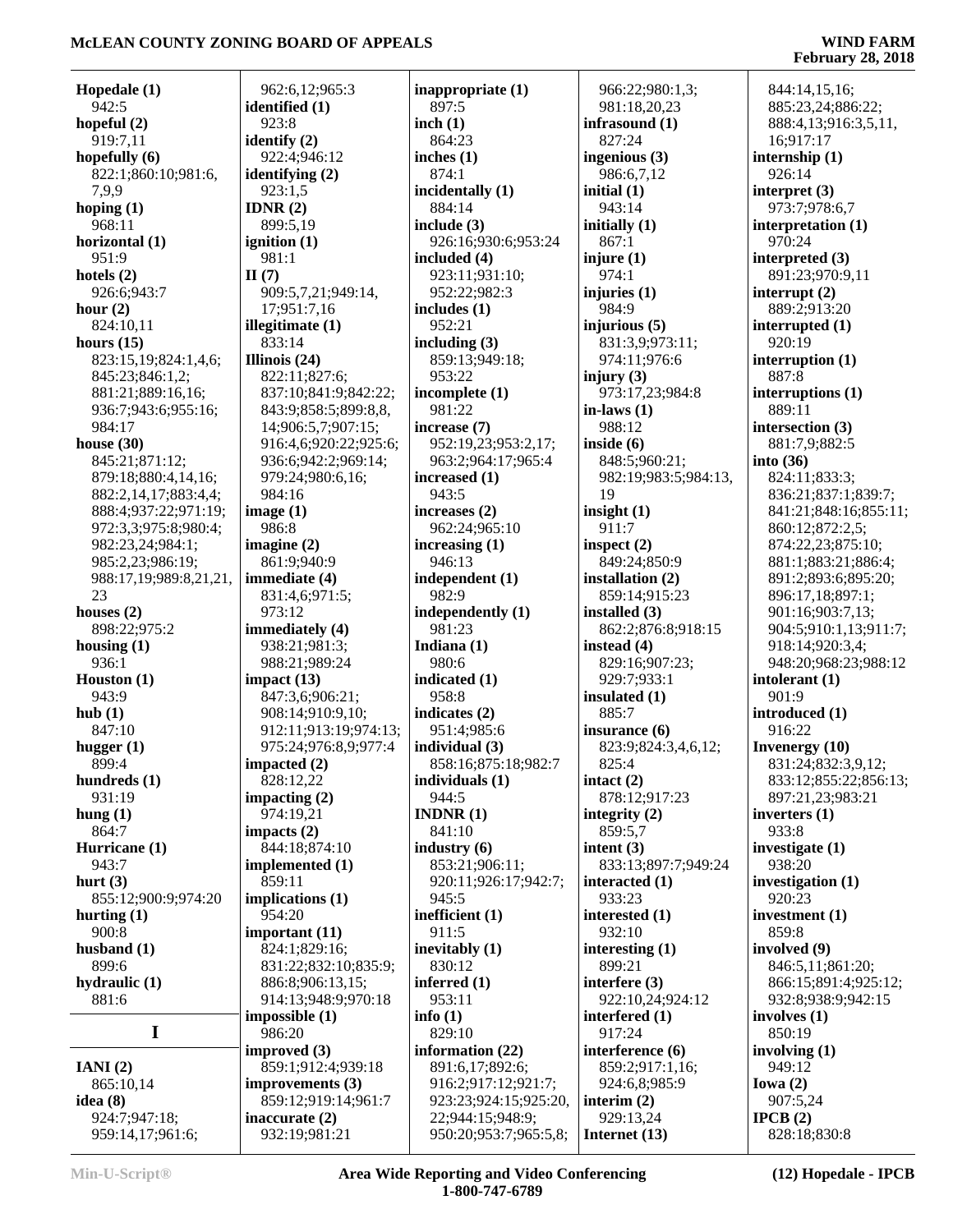**Hopedale (1)**
942:5
**hopeful (2)**
919:7,11
**hopefully (6)**
822:1;860:10;981:6,7,9,9
**hoping (1)**
968:11
**horizontal (1)**
951:9
**hotels (2)**
926:6;943:7
**hour (2)**
824:10,11
**hours (15)**
823:15,19;824:1,4,6;845:23;846:1,2;881:21;889:16,16;936:7;943:6;955:16;984:17
**house (30)**
845:21;871:12;879:18;880:4,14,16;882:2,14,17;883:4,4;888:4;937:22;971:19;972:3,3;975:8;980:4;982:23,24;984:1;985:2,23;986:19;988:17,19;989:8,21,21,23
**houses (2)**
898:22;975:2
**housing (1)**
936:1
**Houston (1)**
943:9
**hub (1)**
847:10
**hugger (1)**
899:4
**hundreds (1)**
931:19
**hung (1)**
864:7
**Hurricane (1)**
943:7
**hurt (3)**
855:12;900:9;974:20
**hurting (1)**
900:8
**husband (1)**
899:6
**hydraulic (1)**
881:6

## I

**IANI (2)**
865:10,14
**idea (8)**
924:7;947:18;959:14,17;961:6;962:6,12;965:3
**identified (1)**
923:8
**identify (2)**
922:4;946:12
**identifying (2)**
923:1,5
**IDNR (2)**
899:5,19
**ignition (1)**
981:1
**II (7)**
909:5,7,21;949:14,17;951:7,16
**illegitimate (1)**
833:14
**Illinois (24)**
822:11;827:6;837:10;841:9;842:22;843:9;858:5;899:8,8,14;906:5,7;907:15;916:4,6;920:22;925:6;936:6;942:2;969:14;979:24;980:6,16;984:16
**image (1)**
986:8
**imagine (2)**
861:9;940:9
**immediate (4)**
831:4,6;971:5;973:12
**immediately (4)**
938:21;981:3;988:21;989:24
**impact (13)**
847:3,6;906:21;908:14;910:9,10;912:11;913:19;974:13;975:24;976:8,9;977:4
**impacted (2)**
828:12,22
**impacting (2)**
974:19,21
**impacts (2)**
844:18;874:10
**implemented (1)**
859:11
**implications (1)**
954:20
**important (11)**
824:1;829:16;831:22;832:10;835:9;886:8;906:13,15;914:13;948:9;970:18
**impossible (1)**
986:20
**improved (3)**
859:1;912:4;939:18
**improvements (3)**
859:12;919:14;961:7
**inaccurate (2)**
932:19;981:21
**inappropriate (1)**
897:5
**inch (1)**
864:23
**inches (1)**
874:1
**incidentally (1)**
884:14
**include (3)**
926:16;930:6;953:24
**included (4)**
923:11;931:10;952:22;982:3
**includes (1)**
952:21
**including (3)**
859:13;949:18;953:22
**incomplete (1)**
981:22
**increase (7)**
952:19,23;953:2,17;963:2;964:17;965:4
**increased (1)**
943:5
**increases (2)**
962:24;965:10
**increasing (1)**
946:13
**independent (1)**
982:9
**independently (1)**
981:23
**Indiana (1)**
980:6
**indicated (1)**
958:8
**indicates (2)**
951:4;985:6
**individual (3)**
858:16;875:18;982:7
**individuals (1)**
944:5
**INDNR (1)**
841:10
**industry (6)**
853:21;906:11;920:11;926:17;942:7;945:5
**inefficient (1)**
911:5
**inevitably (1)**
830:12
**inferred (1)**
953:11
**info (1)**
829:10
**information (22)**
891:6,17;892:6;916:2;917:12;921:7;923:23;924:15;925:20,22;944:15;948:9;950:20;953:7;965:5,8;966:22;980:1,3;981:18,20,23
**infrasound (1)**
827:24
**ingenious (3)**
986:6,7,12
**initial (1)**
943:14
**initially (1)**
867:1
**injure (1)**
974:1
**injuries (1)**
984:9
**injurious (5)**
831:3,9;973:11;974:11;976:6
**injury (3)**
973:17,23;984:8
**in-laws (1)**
988:12
**inside (6)**
848:5;960:21;982:19;983:5;984:13,19
**insight (1)**
911:7
**inspect (2)**
849:24;850:9
**installation (2)**
859:14;915:23
**installed (3)**
862:2;876:8;918:15
**instead (4)**
829:16;907:23;929:7;933:1
**insulated (1)**
885:7
**insurance (6)**
823:9;824:3,4,6,12;825:4
**intact (2)**
878:12;917:23
**integrity (2)**
859:5,7
**intent (3)**
833:13;897:7;949:24
**interacted (1)**
933:23
**interested (1)**
932:10
**interesting (1)**
899:21
**interfere (3)**
922:10,24;924:12
**interfered (1)**
917:24
**interference (6)**
859:2;917:1,16;924:6,8;985:9
**interim (2)**
929:13,24
**Internet (13)**
844:14,15,16;885:23,24;886:22;888:4,13;916:3,5,11,16;917:17
**internship (1)**
926:14
**interpret (3)**
973:7;978:6,7
**interpretation (1)**
970:24
**interpreted (3)**
891:23;970:9,11
**interrupt (2)**
889:2;913:20
**interrupted (1)**
920:19
**interruption (1)**
887:8
**interruptions (1)**
889:11
**intersection (3)**
881:7,9;882:5
**into (36)**
824:11;833:3;836:21;837:1;839:7;841:21;848:16;855:11;860:12;872:2,5;874:22,23;875:10;881:1;883:21;886:4;891:2;893:6;895:20;896:17,18;897:1;901:16;903:7,13;904:5;910:1,13;911:7;918:14;920:3,4;948:20;968:23;988:12
**intolerant (1)**
901:9
**introduced (1)**
916:22
**Invenergy (10)**
831:24;832:3,9,12;833:12;855:22;856:13;897:21,23;983:21
**inverters (1)**
933:8
**investigate (1)**
938:20
**investigation (1)**
920:23
**investment (1)**
859:8
**involved (9)**
846:5,11;861:20;866:15;891:4;925:12;932:8;938:9;942:15
**involves (1)**
850:19
**involving (1)**
949:12
**Iowa (2)**
907:5,24
**IPCB (2)**
828:18;830:8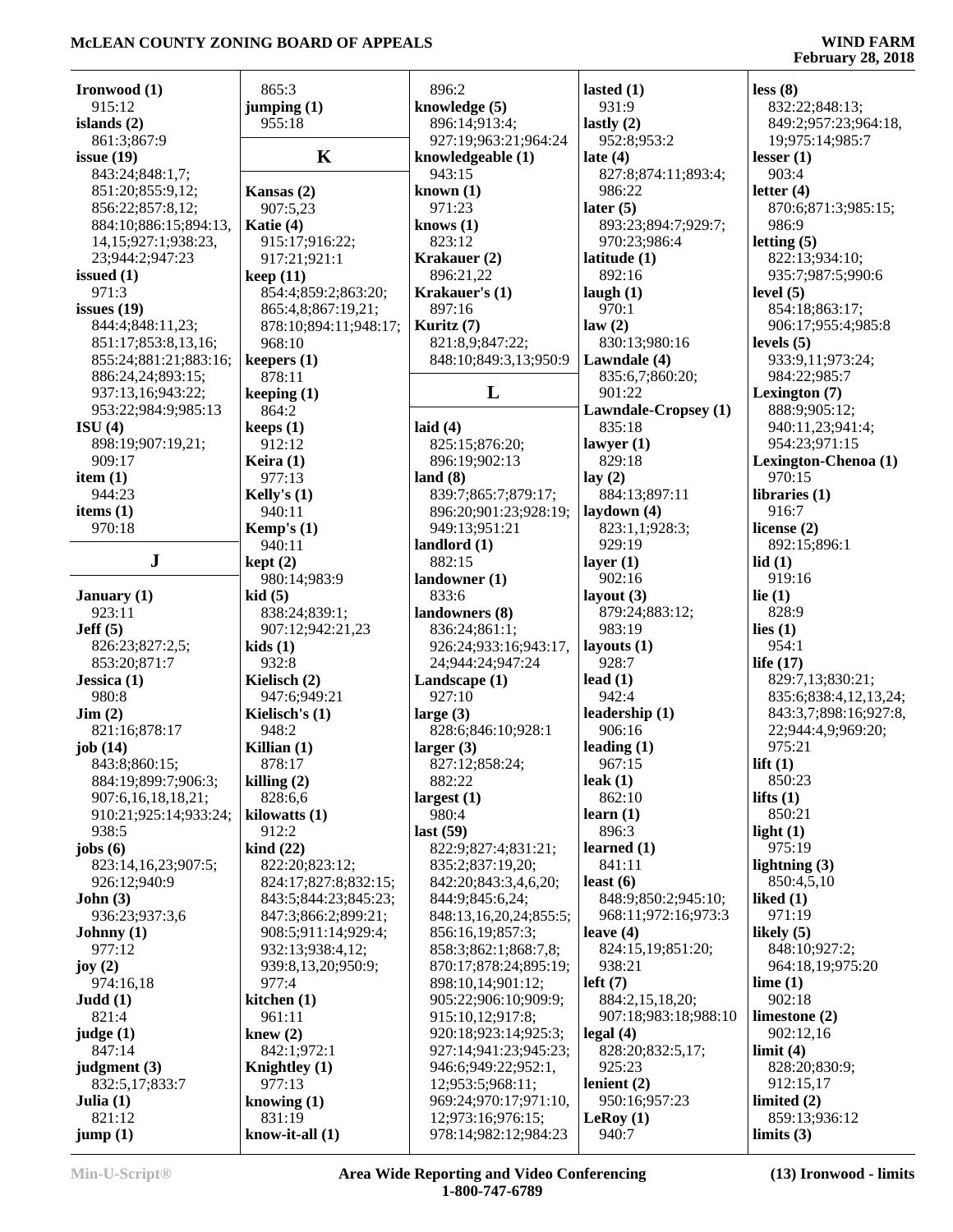**Ironwood (1)**
915:12
**islands (2)**
861:3;867:9
**issue (19)**
843:24;848:1,7;
851:20;855:9,12;
856:22;857:8,12;
884:10;886:15;894:13,
14,15;927:1;938:23,
23;944:2;947:23
**issued (1)**
971:3
**issues (19)**
844:4;848:11,23;
851:17;853:8,13,16;
855:24;881:21;883:16;
886:24,24;893:15;
937:13,16;943:22;
953:22;984:9;985:13
**ISU (4)**
898:19;907:19,21;
909:17
**item (1)**
944:23
**items (1)**
970:18

## J

**January (1)**
923:11
**Jeff (5)**
826:23;827:2,5;
853:20;871:7
**Jessica (1)**
980:8
**Jim (2)**
821:16;878:17
**job (14)**
843:8;860:15;
884:19;899:7;906:3;
907:6,16,18,18,21;
910:21;925:14;933:24;
938:5
**jobs (6)**
823:14,16,23;907:5;
926:12;940:9
**John (3)**
936:23;937:3,6
**Johnny (1)**
977:12
**joy (2)**
974:16,18
**Judd (1)**
821:4
**judge (1)**
847:14
**judgment (3)**
832:5,17;833:7
**Julia (1)**
821:12
**jump (1)**
865:3
**jumping (1)**
955:18

## K

**Kansas (2)**
907:5,23
**Katie (4)**
915:17;916:22;
917:21;921:1
**keep (11)**
854:4;859:2;863:20;
865:4,8;867:19,21;
878:10;894:11;948:17;
968:10
**keepers (1)**
878:11
**keeping (1)**
864:2
**keeps (1)**
912:12
**Keira (1)**
896:19
**Kelly's (1)**
940:11
**Kemp's (1)**
940:11
**kept (2)**
980:14;983:9
**kid (5)**
838:24;839:1;
907:12;942:21,23
**kids (1)**
932:8
**Kielisch (2)**
947:6;949:21
**Kielisch's (1)**
948:2
**Killian (1)**
878:17
**killing (2)**
828:6,6
**kilowatts (1)**
912:2
**kind (22)**
822:20;823:12;
824:17;827:8;832:15;
843:5;844:23;845:23;
847:3;866:2;899:21;
908:5;911:14;929:4;
932:13;938:4,12;
939:8,13,20;950:9;
977:4
**kitchen (1)**
961:11
**knew (2)**
842:1;972:1
**Knightley (1)**
977:13
**knowing (1)**
831:19
**know-it-all (1)**
896:2
**knowledge (5)**
896:14;913:4;
927:19;963:21;964:24
**knowledgeable (1)**
943:15
**known (1)**
971:23
**knows (1)**
823:12
**Krakauer (2)**
896:21,22
**Krakauer's (1)**
897:16
**Kuritz (7)**
821:8,9;847:22;
848:10;849:3,13;950:9

## L

**laid (4)**
825:15;876:20;
896:19;902:13
**land (8)**
839:7;865:7;879:17;
896:20;901:23;928:19;
949:13;951:21
**landlord (1)**
882:15
**landowner (1)**
833:6
**landowners (8)**
836:24;861:1;
926:24;933:16;943:17,
24;944:24;947:24
**Landscape (1)**
927:10
**large (3)**
828:6;846:10;928:1
**larger (3)**
827:12;858:24;
882:22
**largest (1)**
980:4
**last (59)**
822:9;827:4;831:21;
835:2;837:19,20;
842:20;843:3,4,6,20;
844:9;845:6,24;
848:13,16,20,24;855:5;
856:16,19;857:3;
858:3;862:1;868:7,8;
870:17;878:24;895:19;
898:10,14;901:12;
905:22;906:10;909:9;
915:10,12;917:8;
920:18;923:14;925:3;
927:14;941:23;945:23;
946:6;949:22;952:1,
12;953:5;968:11;
969:24;970:17;971:10,
12;973:16;976:15;
978:14;982:12;984:23
**lasted (1)**
931:9
**lastly (2)**
952:8;953:2
**late (4)**
827:8;874:11;893:4;
986:22
**later (5)**
893:23;894:7;929:7;
970:23;986:4
**latitude (1)**
892:16
**laugh (1)**
970:1
**law (2)**
830:13;980:16
**Lawndale (4)**
835:6,7;860:20;
901:22
**Lawndale-Cropsey (1)**
835:18
**lawyer (1)**
829:18
**lay (2)**
884:13;897:11
**laydown (4)**
823:1,1;928:3;
929:19
**layer (1)**
902:16
**layout (3)**
879:24;883:12;
983:19
**layouts (1)**
928:7
**lead (1)**
942:4
**leadership (1)**
906:16
**leading (1)**
967:15
**leak (1)**
862:10
**learn (1)**
896:3
**learned (1)**
841:11
**least (6)**
848:9;850:2;945:10;
968:11;972:16;973:3
**leave (4)**
824:15,19;851:20;
938:21
**left (7)**
884:2,15,18,20;
907:18;983:18;988:10
**legal (4)**
828:20;832:5,17;
925:23
**lenient (2)**
950:16;957:23
**LeRoy (1)**
940:7
**less (8)**
832:22;848:13;
849:2;957:23;964:18,
19;975:14;985:7
**lesser (1)**
903:4
**letter (4)**
870:6;871:3;985:15;
986:9
**letting (5)**
822:13;934:10;
935:7;987:5;990:6
**level (5)**
854:18;863:17;
906:17;955:4;985:8
**levels (5)**
933:9,11;973:24;
984:22;985:7
**Lexington (7)**
888:9;905:12;
940:11,23;941:4;
954:23;971:15
**Lexington-Chenoa (1)**
970:15
**libraries (1)**
916:7
**license (2)**
892:15;896:1
**lid (1)**
919:16
**lie (1)**
828:9
**lies (1)**
954:1
**life (17)**
829:7,13;830:21;
835:6;838:4,12,13,24;
843:3,7;898:16;927:8,
22;944:4,9;969:20;
975:21
**lift (1)**
850:23
**lifts (1)**
850:21
**light (1)**
975:19
**lightning (3)**
850:4,5,10
**liked (1)**
971:19
**likely (5)**
848:10;927:2;
964:18,19;975:20
**lime (1)**
902:18
**limestone (2)**
902:12,16
**limit (4)**
828:20;830:9;
912:15,17
**limited (2)**
859:13;936:12
**limits (3)**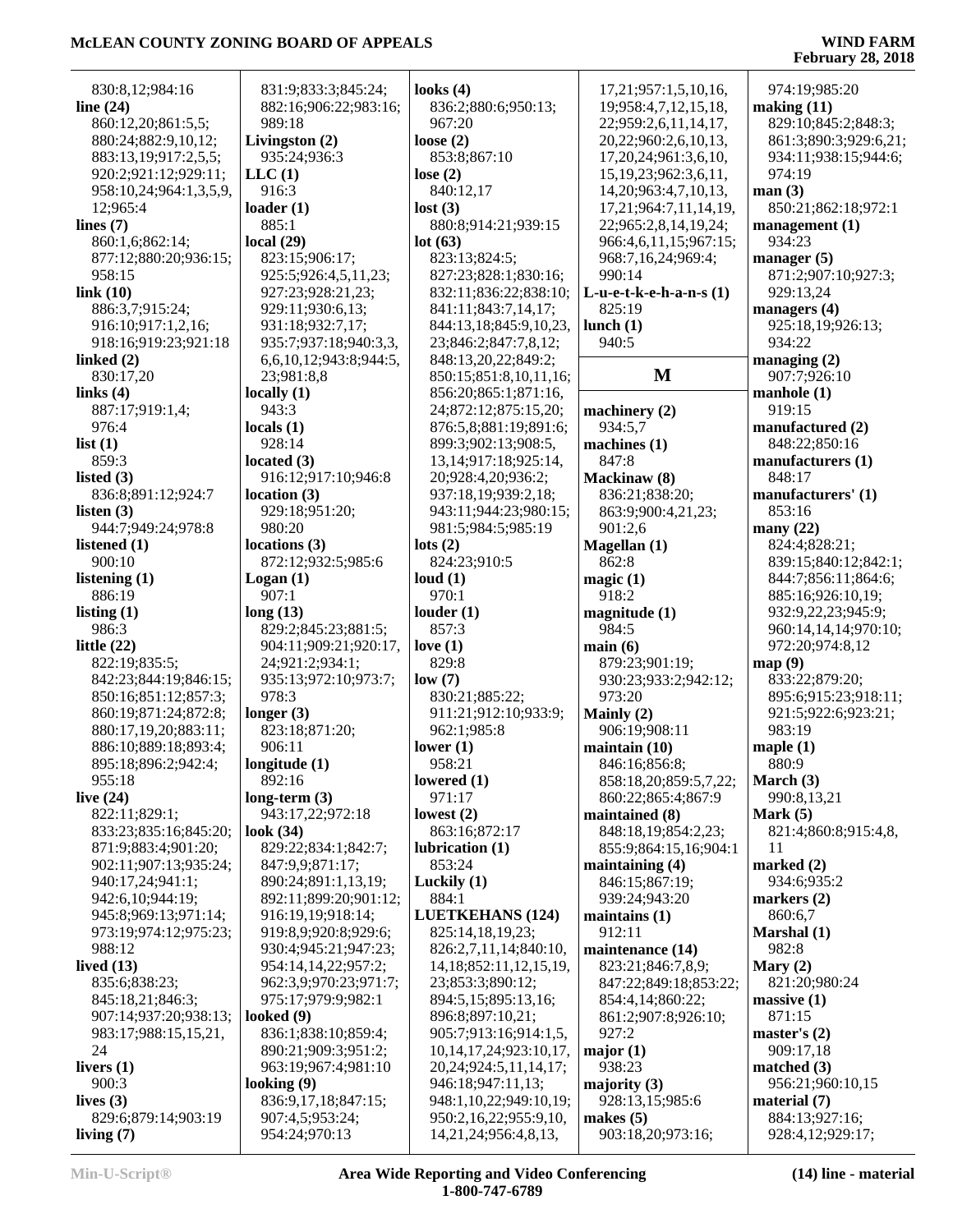830:8,12;984:16
**line (24)**
860:12,20;861:5,5;
880:24;882:9,10,12;
883:13,19;917:2,5,5;
920:2;921:12;929:11;
958:10,24;964:1,3,5,9,
12;965:4
**lines (7)**
860:1,6;862:14;
877:12;880:20;936:15;
958:15
**link (10)**
886:3,7;915:24;
916:10;917:1,2,16;
918:16;919:23;921:18
**linked (2)**
830:17,20
**links (4)**
887:17;919:1,4;
976:4
**list (1)**
859:3
**listed (3)**
836:8;891:12;924:7
**listen (3)**
944:7;949:24;978:8
**listened (1)**
900:10
**listening (1)**
886:19
**listing (1)**
986:3
**little (22)**
822:19;835:5;
842:23;844:19;846:15;
850:16;851:12;857:3;
860:19;871:24;872:8;
880:17,19,20;883:11;
886:10;889:18;893:4;
895:18;896:2;942:4;
955:18
**live (24)**
822:11;829:1;
833:23;835:16;845:20;
871:9;883:4;901:20;
902:11;907:13;935:24;
940:17,24;941:1;
942:6,10;944:19;
945:8;969:13;971:14;
973:19;974:12;975:23;
988:12
**lived (13)**
835:6;838:23;
845:18,21;846:3;
907:14;937:20;938:13;
983:17;988:15,15,21,
24
**livers (1)**
900:3
**lives (3)**
829:6;879:14;903:19
**living (7)**
831:9;833:3;845:24;
882:16;906:22;983:16;
989:18
**Livingston (2)**
935:24;936:3
**LLC (1)**
916:3
**loader (1)**
885:1
**local (29)**
823:15;906:17;
925:5;926:4,5,11,23;
927:23;928:21,23;
929:11;930:6,13;
931:18;932:7,17;
935:7;937:18;940:3,3,
6,6,10,12;943:8;944:5,
23;981:8,8
**locally (1)**
943:3
**locals (1)**
928:14
**located (3)**
916:12;917:10;946:8
**location (3)**
929:18;951:20;
980:20
**locations (3)**
872:12;932:5;985:6
**Logan (1)**
907:1
**long (13)**
829:2;845:23;881:5;
904:11;909:21;920:17,
24;921:2;934:1;
935:13;972:10;973:7;
978:3
**longer (3)**
823:18;871:20;
906:11
**longitude (1)**
892:16
**long-term (3)**
943:17,22;972:18
**look (34)**
829:22;834:1;842:7;
847:9,9;871:17;
890:24;891:1,13,19;
892:11;899:20;901:12;
916:19,19;918:14;
919:8,9;920:8;929:6;
930:4;945:21;947:23;
954:14,22;957:2;
962:3,9;970:23;971:7;
975:17;979:9;982:1
**looked (9)**
836:1;838:10;859:4;
890:21;909:3;951:2;
963:19;967:4;981:10
**looking (9)**
836:9,17,18;847:15;
907:4,5;953:24;
954:24;970:13
**looks (4)**
836:2;880:6;950:13;
967:20
**loose (2)**
853:8;867:10
**lose (2)**
840:12,17
**lost (3)**
880:8;914:21;939:15
**lot (63)**
823:13;824:5;
827:23;828:1;830:16;
832:11;836:22;838:10;
841:11;843:7,14,17;
844:13,18;845:9,10,23,
23;846:2;847:7,8,12;
848:13,20,22;849:2;
850:15;851:8,10,11,16;
856:20;865:1;871:16,
24;872:12;875:15,20;
876:5,8;881:19;891:6;
899:3;902:13;908:5,
13,14;917:18;925:14,
20;928:4,20;936:2;
937:18,19;939:2,18;
943:11;944:23;980:15;
981:5;984:5;985:19
**lots (2)**
824:23;910:5
**loud (1)**
970:1
**louder (1)**
857:3
**love (1)**
829:8
**low (7)**
830:21;885:22;
911:21;912:10;933:9;
962:1;985:8
**lower (1)**
958:21
**lowered (1)**
971:17
**lowest (2)**
863:16;872:17
**lubrication (1)**
853:24
**Luckily (1)**
884:1
**LUETKEHANS (124)**
825:14,18,19,23;
826:2,7,11,14;840:10,
14,18;852:11,12,15,19,
23;853:3;890:12;
894:5,15;895:13,16;
896:8;897:10,21;
905:7;913:16;914:1,5,
10,14,17,24;923:10,17,
20,24;924:5,11,14,17;
946:18;947:11,13;
948:1,10,22;949:10,19;
950:2,16,22;955:9,10,
14,21,24;956:4,8,13,
17,21;957:1,5,10,16,
19;958:4,7,12,15,18,
22;959:2,6,11,14,17,
20,22;960:2,6,10,13,
17,20,24;961:3,6,10,
15,19,23;962:3,6,11,
14,20;963:4,7,10,13,
17,21;964:7,11,14,19,
22;965:2,8,14,19,24;
966:4,6,11,15;967:15;
968:7,16,24;969:4;
990:14
**L-u-e-t-k-e-h-a-n-s (1)**
825:19
**lunch (1)**
940:5

## M

**machinery (2)**
934:5,7
**machines (1)**
847:8
**Mackinaw (8)**
836:21;838:20;
863:9;900:4,21,23;
901:2,6
**Magellan (1)**
862:8
**magic (1)**
918:2
**magnitude (1)**
984:5
**main (6)**
879:23;901:19;
930:23;933:2;942:12;
973:20
**Mainly (2)**
906:19;908:11
**maintain (10)**
846:16;856:8;
858:18,20;859:5,7,22;
860:22;865:4;867:9
**maintained (8)**
848:18,19;854:2,23;
855:9;864:15,16;904:1
**maintaining (4)**
846:15;867:19;
939:24;943:20
**maintains (1)**
912:11
**maintenance (14)**
823:21;846:7,8,9;
847:22;849:18;853:22;
854:4,14;860:22;
861:2;907:8;926:10;
927:2
**major (1)**
938:23
**majority (3)**
928:13,15;985:6
**makes (5)**
903:18,20;973:16;
974:19;985:20
**making (11)**
829:10;845:2;848:3;
861:3;890:3;929:6,21;
934:11;938:15;944:6;
974:19
**man (3)**
850:21;862:18;972:1
**management (1)**
934:23
**manager (5)**
871:2;907:10;927:3;
929:13,24
**managers (4)**
925:18,19;926:13;
934:22
**managing (2)**
907:7;926:10
**manhole (1)**
919:15
**manufactured (2)**
848:22;850:16
**manufacturers (1)**
848:17
**manufacturers' (1)**
853:16
**many (22)**
824:4;828:21;
839:15;840:12;842:1;
844:7;856:11;864:6;
885:16;926:10,19;
932:9,22,23;945:9;
960:14,14,14;970:10;
972:20;974:8,12
**map (9)**
833:22;879:20;
895:6;915:23;918:11;
921:5;922:6;923:21;
983:19
**maple (1)**
880:9
**March (3)**
990:8,13,21
**Mark (5)**
821:4;860:8;915:4,8,
11
**marked (2)**
934:6;935:2
**markers (2)**
860:6,7
**Marshal (1)**
982:8
**Mary (2)**
821:20;980:24
**massive (1)**
871:15
**master's (2)**
909:17,18
**matched (3)**
956:21;960:10,15
**material (7)**
884:13;927:16;
928:4,12;929:17;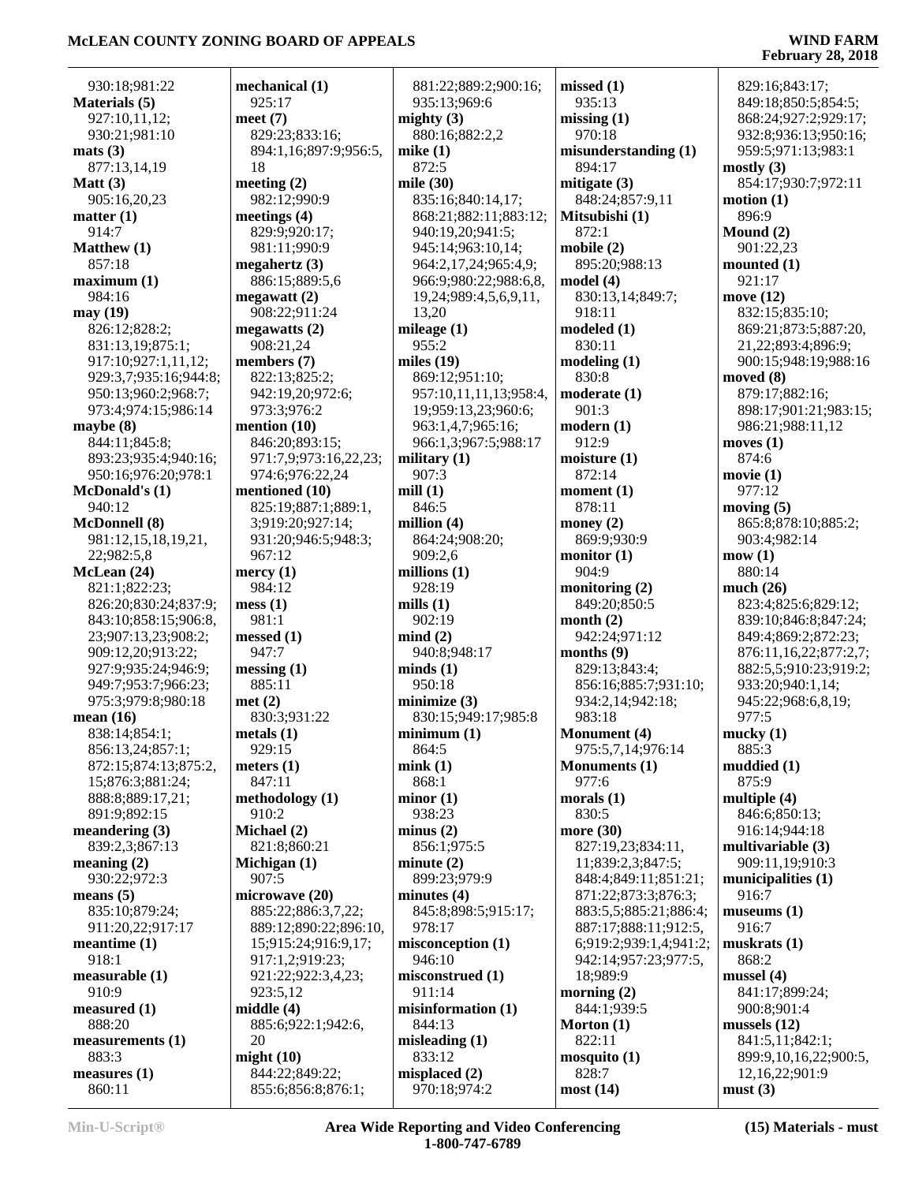930:18;981:22
**Materials (5)**
927:10,11,12;
930:21;981:10
**mats (3)**
877:13,14,19
**Matt (3)**
905:16,20,23
**matter (1)**
914:7
**Matthew (1)**
857:18
**maximum (1)**
984:16
**may (19)**
826:12;828:2;
831:13,19;875:1;
917:10;927:1,11,12;
929:3,7;935:16;944:8;
950:13;960:2;968:7;
973:4;974:15;986:14
**maybe (8)**
844:11;845:8;
893:23;935:4;940:16;
950:16;976:20;978:1
**McDonald's (1)**
940:12
**McDonnell (8)**
981:12,15,18,19,21,
22;982:5,8
**McLean (24)**
821:1;822:23;
826:20;830:24;837:9;
843:10;858:15;906:8,
23;907:13,23;908:2;
909:12,20;913:22;
927:9;935:24;946:9;
949:7;953:7;966:23;
975:3;979:8;980:18
**mean (16)**
838:14;854:1;
856:13,24;857:1;
872:15;874:13;875:2,
15;876:3;881:24;
888:8;889:17,21;
891:9;892:15
**meandering (3)**
839:2,3;867:13
**meaning (2)**
930:22;972:3
**means (5)**
835:10;879:24;
911:20,22;917:17
**meantime (1)**
918:1
**measurable (1)**
910:9
**measured (1)**
888:20
**measurements (1)**
883:3
**measures (1)**
860:11
**mechanical (1)**
925:17
**meet (7)**
829:23;833:16;
894:1,16;897:9;956:5,
18
**meeting (2)**
982:12;990:9
**meetings (4)**
829:9;920:17;
981:11;990:9
**megahertz (3)**
886:15;889:5,6
**megawatt (2)**
908:22;911:24
**megawatts (2)**
908:21,24
**members (7)**
822:13;825:2;
942:19,20;972:6;
973:3;976:2
**mention (10)**
846:20;893:15;
971:7,9;973:16,22,23;
974:6;976:22,24
**mentioned (10)**
825:19;887:1;889:1,
3;919:20;927:14;
931:20;946:5;948:3;
967:12
**mercy (1)**
984:12
**mess (1)**
981:1
**messed (1)**
947:7
**messing (1)**
885:11
**met (2)**
830:3;931:22
**metals (1)**
929:15
**meters (1)**
847:11
**methodology (1)**
910:2
**Michael (2)**
821:8;860:21
**Michigan (1)**
907:5
**microwave (20)**
885:22;886:3,7,22;
889:12;890:22;896:10,
15;915:24;916:9,17;
917:1,2;919:23;
921:22;922:3,4,23;
923:5,12
**middle (4)**
885:6;922:1;942:6,
20
**might (10)**
844:22;849:22;
855:6;856:8;876:1;
881:22;889:2;900:16;
935:13;969:6
**mighty (3)**
880:16;882:2,2
**mike (1)**
872:5
**mile (30)**
835:16;840:14,17;
868:21;882:11;883:12;
940:19,20;941:5;
945:14;963:10,14;
964:2,17,24;965:4,9;
966:9;980:22;988:6,8,
19,24;989:4,5,6,9,11,
13,20
**mileage (1)**
955:2
**miles (19)**
869:12;951:10;
957:10,11,11,13;958:4,
19;959:13,23;960:6;
963:1,4,7;965:16;
966:1,3;967:5;988:17
**military (1)**
907:3
**mill (1)**
846:5
**million (4)**
864:24;908:20;
909:2,6
**millions (1)**
928:19
**mills (1)**
902:19
**mind (2)**
940:8;948:17
**minds (1)**
950:18
**minimize (3)**
830:15;949:17;985:8
**minimum (1)**
864:5
**mink (1)**
868:1
**minor (1)**
938:23
**minus (2)**
856:1;975:5
**minute (2)**
899:23;979:9
**minutes (4)**
845:8;898:5;915:17;
978:17
**misconception (1)**
946:10
**misconstrued (1)**
911:14
**misinformation (1)**
844:13
**misleading (1)**
833:12
**misplaced (2)**
970:18;974:2
**missed (1)**
935:13
**missing (1)**
970:18
**misunderstanding (1)**
894:17
**mitigate (3)**
848:24;857:9,11
**Mitsubishi (1)**
872:1
**mobile (2)**
895:20;988:13
**model (4)**
830:13,14;849:7;
918:11
**modeled (1)**
830:11
**modeling (1)**
830:8
**moderate (1)**
901:3
**modern (1)**
912:9
**moisture (1)**
872:14
**moment (1)**
878:11
**money (2)**
869:9;930:9
**monitor (1)**
904:9
**monitoring (2)**
849:20;850:5
**month (2)**
942:24;971:12
**months (9)**
829:13;843:4;
856:16;885:7;931:10;
934:2,14;942:18;
983:18
**Monument (4)**
975:5,7,14;976:14
**Monuments (1)**
977:6
**morals (1)**
830:5
**more (30)**
827:19,23;834:11,
11;839:2,3;847:5;
848:4;849:11;851:21;
871:22;873:3;876:3;
883:5,5;885:21;886:4;
887:17;888:11;912:5,
6;919:2;939:1,4;941:2;
942:14;957:23;977:5,
18;989:9
**morning (2)**
844:1;939:5
**Morton (1)**
822:11
**mosquito (1)**
828:7
**most (14)**
829:16;843:17;
849:18;850:5;854:5;
868:24;927:2;929:17;
932:8;936:13;950:16;
959:5;971:13;983:1
**mostly (3)**
854:17;930:7;972:11
**motion (1)**
896:9
**Mound (2)**
901:22,23
**mounted (1)**
921:17
**move (12)**
832:15;835:10;
869:21;873:5;887:20,
21,22;893:4;896:9;
900:15;948:19;988:16
**moved (8)**
879:17;882:16;
898:17;901:21;983:15;
986:21;988:11,12
**moves (1)**
874:6
**movie (1)**
977:12
**moving (5)**
865:8;878:10;885:2;
903:4;982:14
**mow (1)**
880:14
**much (26)**
823:4;825:6;829:12;
839:10;846:8;847:24;
849:4;869:2;872:23;
876:11,16,22;877:2,7;
882:5,5;910:23;919:2;
933:20;940:1,14;
945:22;968:6,8,19;
977:5
**mucky (1)**
885:3
**muddied (1)**
875:9
**multiple (4)**
846:6;850:13;
916:14;944:18
**multivariable (3)**
909:11,19;910:3
**municipalities (1)**
916:7
**museums (1)**
916:7
**muskrats (1)**
868:2
**mussel (4)**
841:17;899:24;
900:8;901:4
**mussels (12)**
841:5,11;842:1;
899:9,10,16,22;900:5,
12,16,22;901:9
**must (3)**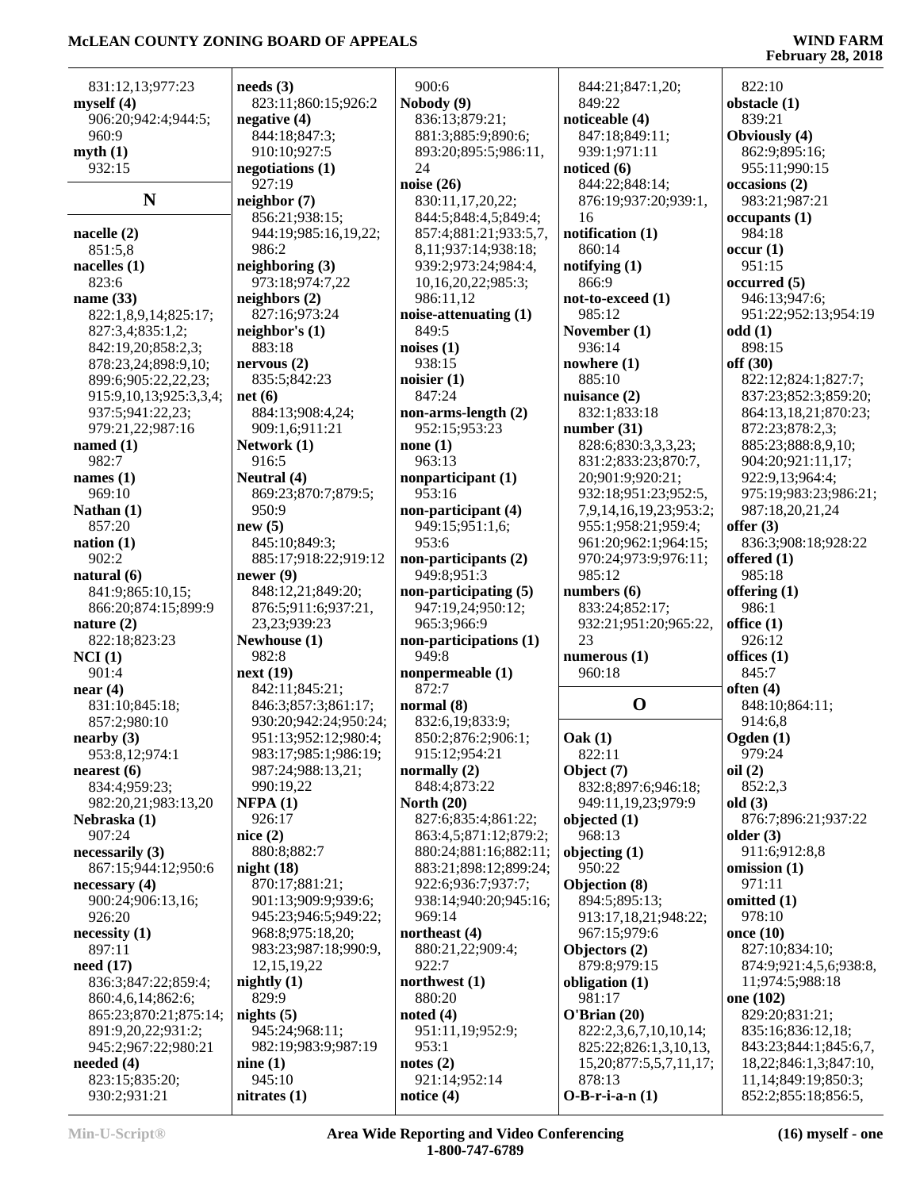831:12,13;977:23
**myself (4)**
906:20;942:4;944:5;
960:9
**myth (1)**
932:15

## N

**nacelle (2)**
851:5,8
**nacelles (1)**
823:6
**name (33)**
822:1,8,9,14;825:17;
827:3,4;835:1,2;
842:19,20;858:2,3;
878:23,24;898:9,10;
899:6;905:22,22,23;
915:9,10,13;925:3,3,4;
937:5;941:22,23;
979:21,22;987:16
**named (1)**
982:7
**names (1)**
969:10
**Nathan (1)**
857:20
**nation (1)**
902:2
**natural (6)**
841:9;865:10,15;
866:20;874:15;899:9
**nature (2)**
822:18;823:23
**NCI (1)**
901:4
**near (4)**
831:10;845:18;
857:2;980:10
**nearby (3)**
953:8,12;974:1
**nearest (6)**
834:4;959:23;
982:20,21;983:13,20
**Nebraska (1)**
907:24
**necessarily (3)**
867:15;944:12;950:6
**necessary (4)**
900:24;906:13,16;
926:20
**necessity (1)**
897:11
**need (17)**
836:3;847:22;859:4;
860:4,6,14;862:6;
865:23;870:21;875:14;
891:9,20,22;931:2;
945:2;967:22;980:21
**needed (4)**
823:15;835:20;
930:2;931:21
**needs (3)**
823:11;860:15;926:2
**negative (4)**
844:18;847:3;
910:10;927:5
**negotiations (1)**
927:19
**neighbor (7)**
856:21;938:15;
944:19;985:16,19,22;
986:2
**neighboring (3)**
973:18;974:7,22
**neighbors (2)**
827:16;973:24
**neighbor's (1)**
883:18
**nervous (2)**
835:5;842:23
**net (6)**
884:13;908:4,24;
909:1,6;911:21
**Network (1)**
916:5
**Neutral (4)**
869:23;870:7;879:5;
950:9
**new (5)**
845:10;849:3;
885:17;918:22;919:12
**newer (9)**
848:12,21;849:20;
876:5;911:6;937:21,
23,23;939:23
**Newhouse (1)**
982:8
**next (19)**
842:11;845:21;
846:3;857:3;861:17;
930:20;942:24;950:24;
951:13;952:12;980:4;
983:17;985:1;986:19;
987:24;988:13,21;
990:19,22
**NFPA (1)**
926:17
**nice (2)**
880:8;882:7
**night (18)**
870:17;881:21;
901:13;909:9;939:6;
945:23;946:5;949:22;
968:8;975:18,20;
983:23;987:18;990:9,
12,15,19,22
**nightly (1)**
829:9
**nights (5)**
945:24;968:11;
982:19;983:9;987:19
**nine (1)**
945:10
**nitrates (1)**
900:6
**Nobody (9)**
836:13;879:21;
881:3;885:9;890:6;
893:20;895:5;986:11,
24
**noise (26)**
830:11,17,20,22;
844:5;848:4,5;849:4;
857:4;881:21;933:5,7,
8,11;937:14;938:18;
939:2;973:24;984:4,
10,16,20,22;985:3;
986:11,12
**noise-attenuating (1)**
849:5
**noises (1)**
938:15
**noisier (1)**
847:24
**non-arms-length (2)**
952:15;953:23
**none (1)**
963:13
**nonparticipant (1)**
953:16
**non-participant (4)**
949:15;951:1,6;
953:6
**non-participants (2)**
949:8;951:3
**non-participating (5)**
947:19,24;950:12;
965:3;966:9
**non-participations (1)**
949:8
**nonpermeable (1)**
872:7
**normal (8)**
832:6,19;833:9;
850:2;876:2;906:1;
915:12;954:21
**normally (2)**
848:4;873:22
**North (20)**
827:6;835:4;861:22;
863:4,5;871:12;879:2;
880:24;881:16;882:11;
883:21;898:12;899:24;
922:6;936:7;937:7;
938:14;940:20;945:16;
969:14
**northeast (4)**
880:21,22;909:4;
922:7
**northwest (1)**
880:20
**noted (4)**
951:11,19;952:9;
953:1
**notes (2)**
921:14;952:14
**notice (4)**
844:21;847:1,20;
849:22
**noticeable (4)**
847:18;849:11;
939:1;971:11
**noticed (6)**
844:22;848:14;
876:19;937:20;939:1,
16
**notification (1)**
860:14
**notifying (1)**
866:9
**not-to-exceed (1)**
985:12
**November (1)**
936:14
**nowhere (1)**
885:10
**nuisance (2)**
832:1;833:18
**number (31)**
828:6;830:3,3,3,23;
831:2;833:23;870:7,
20;901:9;920:21;
932:18;951:23;952:5,
7,9,14,16,19,23;953:2;
955:1;958:21;959:4;
961:20;962:1;964:15;
970:24;973:9;976:11;
985:12
**numbers (6)**
833:24;852:17;
932:21;951:20;965:22,
23
**numerous (1)**
960:18

## O

**Oak (1)**
822:11
**Object (7)**
832:8;897:6;946:18;
949:11,19,23;979:9
**objected (1)**
968:13
**objecting (1)**
950:22
**Objection (8)**
894:5;895:13;
913:17,18,21;948:22;
967:15;979:6
**Objectors (2)**
879:8;979:15
**obligation (1)**
981:17
**O'Brian (20)**
822:2,3,6,7,10,10,14;
825:22;826:1,3,10,13,
15,20;877:5,5,7,11,17;
878:13
**O-B-r-i-a-n (1)**
822:10
**obstacle (1)**
839:21
**Obviously (4)**
862:9;895:16;
955:11;990:15
**occasions (2)**
983:21;987:21
**occupants (1)**
984:18
**occur (1)**
951:15
**occurred (5)**
946:13;947:6;
951:22;952:13;954:19
**odd (1)**
898:15
**off (30)**
822:12;824:1;827:7;
837:23;852:3;859:20;
864:13,18,21;870:23;
872:23;878:2,3;
885:23;888:8,9,10;
904:20;921:11,17;
922:9,13;964:4;
975:19;983:23;986:21;
987:18,20,21,24
**offer (3)**
836:3;908:18;928:22
**offered (1)**
985:18
**offering (1)**
986:1
**office (1)**
926:12
**offices (1)**
845:7
**often (4)**
848:10;864:11;
914:6,8
**Ogden (1)**
979:24
**oil (2)**
852:2,3
**old (3)**
876:7;896:21;937:22
**older (3)**
911:6;912:8,8
**omission (1)**
971:11
**omitted (1)**
978:10
**once (10)**
827:10;834:10;
874:9;921:4,5,6;938:8,
11;974:5;988:18
**one (102)**
829:20;831:21;
835:16;836:12,18;
843:23;844:1;845:6,7,
18,22;846:1,3;847:10,
11,14;849:19;850:3;
852:2;855:18;856:5,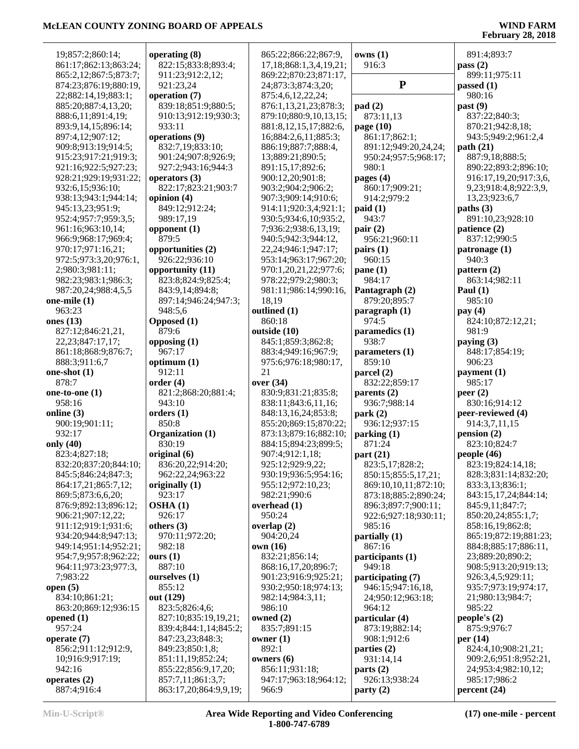19;857:2;860:14;
861:17;862:13;863:24;
865:2,12;867:5;873:7;
874:23;876:19;880:19,
22;882:14,19;883:1;
885:20;887:4,13,20;
888:6,11;891:4,19;
893:9,14,15;896:14;
897:4,12;907:12;
909:8;913:19;914:5;
915:23;917:21;919:3;
921:16;922:5;927:23;
928:21;929:19;931:22;
932:6,15;936:10;
938:13;943:1;944:14;
945:13,23;951:9;
952:4;957:7;959:3,5;
961:16;963:10,14;
966:9;968:17;969:4;
970:17;971:16,21;
972:5;973:3,20;976:1,
2;980:3;981:11;
982:23;983:1;986:3;
987:20,24;988:4,5,5

**one-mile (1)**
963:23

**ones (13)**
827:12;846:21,21,
22,23;847:17,17;
861:18;868:9;876:7;
888:3;911:6,7

**one-shot (1)**
878:7

**one-to-one (1)**
958:16

**online (3)**
900:19;901:11;
932:17

**only (40)**
823:4;827:18;
832:20;837:20;844:10;
845:5;846:24;847:3;
864:17,21;865:7,12;
869:5;873:6,6,20;
876:9;892:13;896:12;
906:21;907:12,22;
911:12;919:1;931:6;
934:20;944:8;947:13;
949:14;951:14;952:21;
954:7,9;957:8;962:22;
964:11;973:23;977:3,
7;983:22

**open (5)**
834:10;861:21;
863:20;869:12;936:15

**opened (1)**
957:24

**operate (7)**
856:2;911:12;912:9,
10;916:9;917:19;
942:16

**operates (2)**
887:4;916:4

**operating (8)**
822:15;833:8;893:4;
911:23;912:2,12;
921:23,24

**operation (7)**
839:18;851:9;880:5;
910:13;912:19;930:3;
933:11

**operations (9)**
832:7,19;833:10;
901:24;907:8;926:9;
927:2;943:16;944:3

**operators (3)**
822:17;823:21;903:7

**opinion (4)**
849:12;912:24;
989:17,19

**opponent (1)**
879:5

**opportunities (2)**
926:22;936:10

**opportunity (11)**
823:8;824:9;825:4;
843:9,14;894:8;
897:14;946:24;947:3;
948:5,6

**Opposed (1)**
879:6

**opposing (1)**
967:17

**optimum (1)**
912:11

**order (4)**
821:2;868:20;881:4;
943:10

**orders (1)**
850:8

**Organization (1)**
830:19

**original (6)**
836:20,22;914:20;
962:22,24;963:22

**originally (1)**
923:17

**OSHA (1)**
926:17

**others (3)**
970:11;972:20;
982:18

**ours (1)**
887:10

**ourselves (1)**
855:12

**out (129)**
823:5;826:4,6;
827:10;835:19,19,21;
839:4;844:1,14;845:2;
847:23,23;848:3;
849:23;850:1,8;
851:11,19;852:24;
855:22;856:9,17,20;
857:7,11;861:3,7;
863:17,20;864:9,9,19;
865:22;866:22;867:9,
17,18;868:1,3,4,19,21;
869:22;870:23;871:17,
24;873:3;874:3,20;
875:4,6,12,22,24;
876:1,13,21,23;878:3;
879:10;880:9,10,13,15;
881:8,12,15,17;882:6,
16;884:2,6,11;885:3;
886:19;887:7;888:4,
13;889:21;890:5;
891:15,17;892:6;
900:12,20;901:8;
903:2;904:2;906:2;
907:3;909:14;910:6;
914:11;920:3,4;921:1;
930:5;934:6,10;935:2,
7;936:2;938:6,13,19;
940:5;942:3;944:12,
22,24;946:1;947:17;
953:14;963:17;967:20;
970:1,20,21,22;977:6;
978:22;979:2;980:3;
981:11;986:14;990:16,
18,19

**outlined (1)**
860:18

**outside (10)**
845:1;859:3;862:8;
883:4;949:16;967:9;
975:6;976:18;980:17,
21

**over (34)**
830:9;831:21;835:8;
838:11;843:6,11,16;
848:13,16,24;853:8;
855:20;869:15;870:22;
873:13;879:16;882:10;
884:15;894:23;899:5;
907:4;912:1,18;
925:12;929:9,22;
930:19;936:5;954:16;
955:12;972:10,23;
982:21;990:6

**overhead (1)**
950:24

**overlap (2)**
904:20,24

**own (16)**
832:21;856:14;
868:16,17,20;896:7;
901:23;916:9;925:21;
930:2;950:18;974:13;
982:14;984:3,11;
986:10

**owned (2)**
835:7;891:15

**owner (1)**
892:1

**owners (6)**
856:11;931:18;
947:17;963:18;964:12;
966:9

**owns (1)**
916:3

## P

**pad (2)**
873:11,13

**page (10)**
861:17;862:1;
891:12;949:20,24,24;
950:24;957:5;968:17;
980:1

**pages (4)**
860:17;909:21;
914:2;979:2

**paid (1)**
943:7

**pair (2)**
956:21;960:11

**pairs (1)**
960:15

**pane (1)**
984:17

**Pantagraph (2)**
879:20;895:7

**paragraph (1)**
974:5

**paramedics (1)**
938:7

**parameters (1)**
859:10

**parcel (2)**
832:22;859:17

**parents (2)**
936:7;988:14

**park (2)**
936:12;937:15

**parking (1)**
871:24

**part (21)**
823:5,17;828:2;
850:15;855:5,17,21;
869:10,10,11;872:10;
873:18;885:2;890:24;
896:3;897:7;900:11;
922:6;927:18;930:11;
985:16

**partially (1)**
867:16

**participants (1)**
949:18

**participating (7)**
946:15;947:16,18,
24;950:12;963:18;
964:12

**particular (4)**
873:19;882:14;
908:1;912:6

**parties (2)**
931:14,14

**parts (2)**
926:13;938:24

**party (2)**
891:4;893:7

**pass (2)**
899:11;975:11

**passed (1)**
980:16

**past (9)**
837:22;840:3;
870:21;942:8,18;
943:5;949:2;961:2,4

**path (21)**
887:9,18;888:5;
890:22;893:2;896:10;
916:17,19,20;917:3,6,
9,23;918:4,8;922:3,9,
13,23;923:6,7

**paths (3)**
891:10,23;928:10

**patience (2)**
837:12;990:5

**patronage (1)**
940:3

**pattern (2)**
863:14;982:11

**Paul (1)**
985:10

**pay (4)**
824:10;872:12,21;
981:9

**paying (3)**
848:17;854:19;
906:23

**payment (1)**
985:17

**peer (2)**
830:16;914:12

**peer-reviewed (4)**
914:3,7,11,15

**pension (2)**
823:10;824:7

**people (46)**
823:19;824:14,18;
828:3;831:14;832:20;
833:3,13;836:1;
843:15,17,24;844:14;
845:9,11;847:7;
850:20,24;855:1,7;
858:16,19;862:8;
865:19;872:19;881:23;
884:8;885:17;886:11,
23;889:20;890:2;
908:5;913:20;919:13;
926:3,4,5;929:11;
935:7;973:19;974:17,
21;980:13;984:7;
985:22

**people's (2)**
875:9;976:7

**per (14)**
824:4,10;908:21,21;
909:2,6;951:8;952:21,
24;953:4;982:10,12;
985:17;986:2

**percent (24)**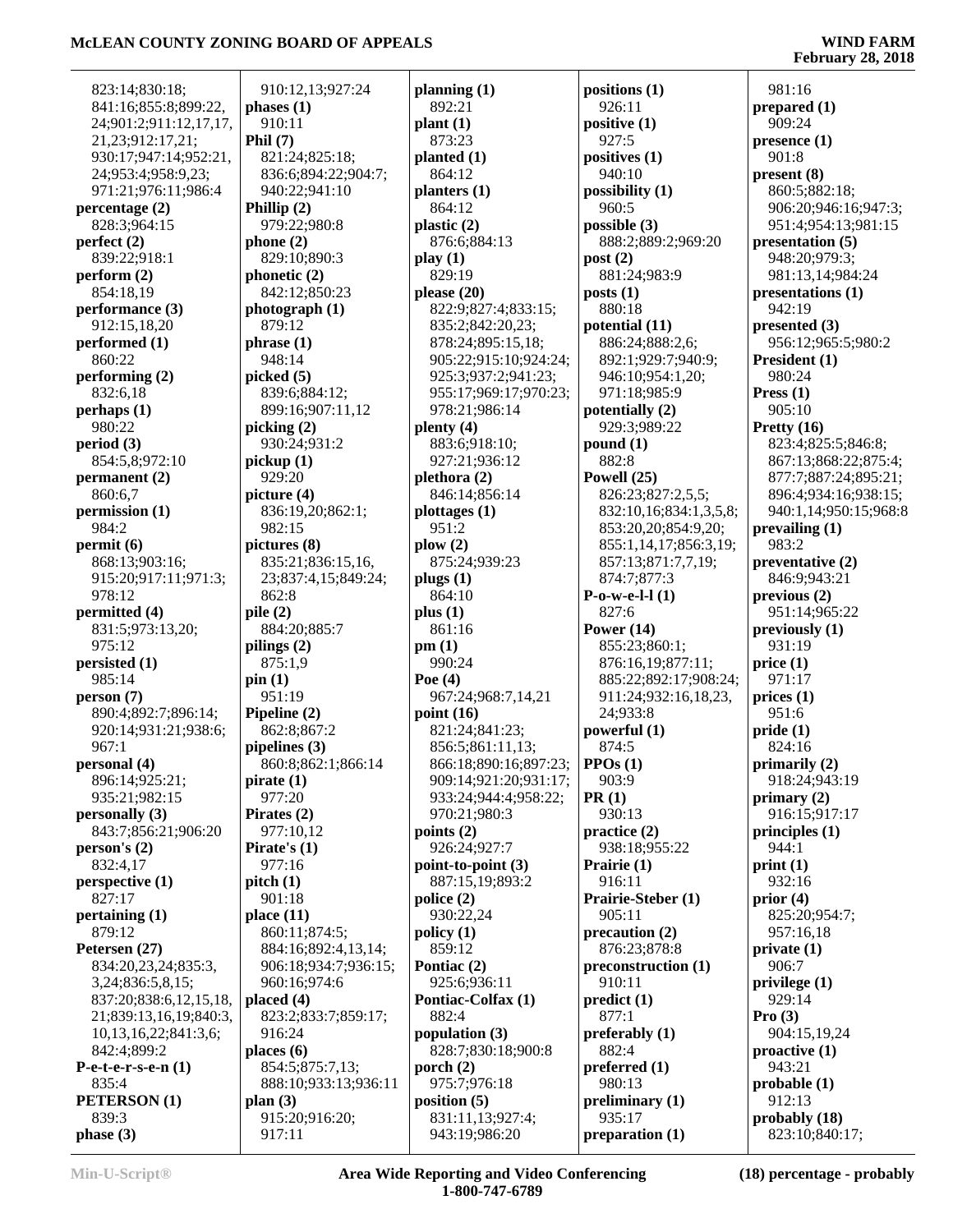823:14;830:18;
841:16;855:8;899:22,
24;901:2;911:12,17,17,
21,23;912:17,21;
930:17;947:14;952:21,
24;953:4;958:9,23;
971:21;976:11;986:4

**percentage (2)**
828:3;964:15

**perfect (2)**
839:22;918:1

**perform (2)**
854:18,19

**performance (3)**
912:15,18,20

**performed (1)**
860:22

**performing (2)**
832:6,18

**perhaps (1)**
980:22

**period (3)**
854:5,8;972:10

**permanent (2)**
860:6,7

**permission (1)**
984:2

**permit (6)**
868:13;903:16;
915:20;917:11;971:3;
978:12

**permitted (4)**
831:5;973:13,20;
975:12

**persisted (1)**
985:14

**person (7)**
890:4;892:7;896:14;
920:14;931:21;938:6;
967:1

**personal (4)**
896:14;925:21;
935:21;982:15

**personally (3)**
843:7;856:21;906:20

**person's (2)**
832:4,17

**perspective (1)**
827:17

**pertaining (1)**
879:12

**Petersen (27)**
834:20,23,24;835:3,
3,24;836:5,8,15;
837:20;838:6,12,15,18,
21;839:13,16,19;840:3,
10,13,16,22;841:3,6;
842:4;899:2

**P-e-t-e-r-s-e-n (1)**
835:4

**PETERSON (1)**
839:3

**phase (3)**
910:12,13;927:24

**phases (1)**
910:11

**Phil (7)**
821:24;825:18;
836:6;894:22;904:7;
940:22;941:10

**Phillip (2)**
979:22;980:8

**phone (2)**
829:10;890:3

**phonetic (2)**
842:12;850:23

**photograph (1)**
879:12

**phrase (1)**
948:14

**picked (5)**
839:6;884:12;
899:16;907:11,12

**picking (2)**
930:24;931:2

**pickup (1)**
929:20

**picture (4)**
836:19,20;862:1;
982:15

**pictures (8)**
835:21;836:15,16,
23;837:4,15;849:24;
862:8

**pile (2)**
884:20;885:7

**pilings (2)**
875:1,9

**pin (1)**
951:19

**Pipeline (2)**
862:8;867:2

**pipelines (3)**
860:8;862:1;866:14

**pirate (1)**
977:20

**Pirates (2)**
977:10,12

**Pirate's (1)**
977:16

**pitch (1)**
901:18

**place (11)**
860:11;874:5;
884:16;892:4,13,14;
906:18;934:7;936:15;
960:16;974:6

**placed (4)**
823:2;833:7;859:17;
916:24

**places (6)**
854:5;875:7,13;
888:10;933:13;936:11

**plan (3)**
915:20;916:20;
917:11

**planning (1)**
892:21

**plant (1)**
873:23

**planted (1)**
864:12

**planters (1)**
864:12

**plastic (2)**
876:6;884:13

**play (1)**
829:19

**please (20)**
822:9;827:4;833:15;
835:2;842:20,23;
878:24;895:15,18;
905:22;915:10;924:24;
925:3;937:2;941:23;
955:17;969:17;970:23;
978:21;986:14

**plenty (4)**
883:6;918:10;
927:21;936:12

**plethora (2)**
846:14;856:14

**plottages (1)**
951:2

**plow (2)**
875:24;939:23

**plugs (1)**
864:10

**plus (1)**
861:16

**pm (1)**
990:24

**Poe (4)**
967:24;968:7,14,21

**point (16)**
821:24;841:23;
856:5;861:11,13;
866:18;890:16;897:23;
909:14;921:20;931:17;
933:24;944:4;958:22;
970:21;980:3

**points (2)**
926:24;927:7

**point-to-point (3)**
887:15,19;893:2

**police (2)**
930:22,24

**policy (1)**
859:12

**Pontiac (2)**
925:6;936:11

**Pontiac-Colfax (1)**
882:4

**population (3)**
828:7;830:18;900:8

**porch (2)**
975:7;976:18

**position (5)**
831:11,13;927:4;
943:19;986:20

**positions (1)**
926:11

**positive (1)**
927:5

**positives (1)**
940:10

**possibility (1)**
960:5

**possible (3)**
888:2;889:2;969:20

**post (2)**
881:24;983:9

**posts (1)**
880:18

**potential (11)**
886:24;888:2,6;
892:1;929:7;940:9;
946:10;954:1,20;
971:18;985:9

**potentially (2)**
929:3;989:22

**pound (1)**
882:8

**Powell (25)**
826:23;827:2,5,5;
832:10,16;834:1,3,5,8;
853:20,20;854:9,20;
855:1,14,17;856:3,19;
857:13;871:7,7,19;
874:7;877:3

**P-o-w-e-l-l (1)**
827:6

**Power (14)**
855:23;860:1;
876:16,19;877:11;
885:22;892:17;908:24;
911:24;932:16,18,23,
24;933:8

**powerful (1)**
874:5

**PPOs (1)**
903:9

**PR (1)**
930:13

**practice (2)**
938:18;955:22

**Prairie (1)**
916:11

**Prairie-Steber (1)**
905:11

**precaution (2)**
876:23;878:8

**preconstruction (1)**
910:11

**predict (1)**
877:1

**preferably (1)**
882:4

**preferred (1)**
980:13

**preliminary (1)**
935:17

**preparation (1)**
981:16

**prepared (1)**
909:24

**presence (1)**
901:8

**present (8)**
860:5;882:18;
906:20;946:16;947:3;
951:4;954:13;981:15

**presentation (5)**
948:20;979:3;
981:13,14;984:24

**presentations (1)**
942:19

**presented (3)**
956:12;965:5;980:2

**President (1)**
980:24

**Press (1)**
905:10

**Pretty (16)**
823:4;825:5;846:8;
867:13;868:22;875:4;
877:7;887:24;895:21;
896:4;934:16;938:15;
940:1,14;950:15;968:8

**prevailing (1)**
983:2

**preventative (2)**
846:9;943:21

**previous (2)**
951:14;965:22

**previously (1)**
931:19

**price (1)**
971:17

**prices (1)**
951:6

**pride (1)**
824:16

**primarily (2)**
918:24;943:19

**primary (2)**
916:15;917:17

**principles (1)**
944:1

**print (1)**
932:16

**prior (4)**
825:20;954:7;
957:16,18

**private (1)**
906:7

**privilege (1)**
929:14

**Pro (3)**
904:15,19,24

**proactive (1)**
943:21

**probable (1)**
912:13

**probably (18)**
823:10;840:17;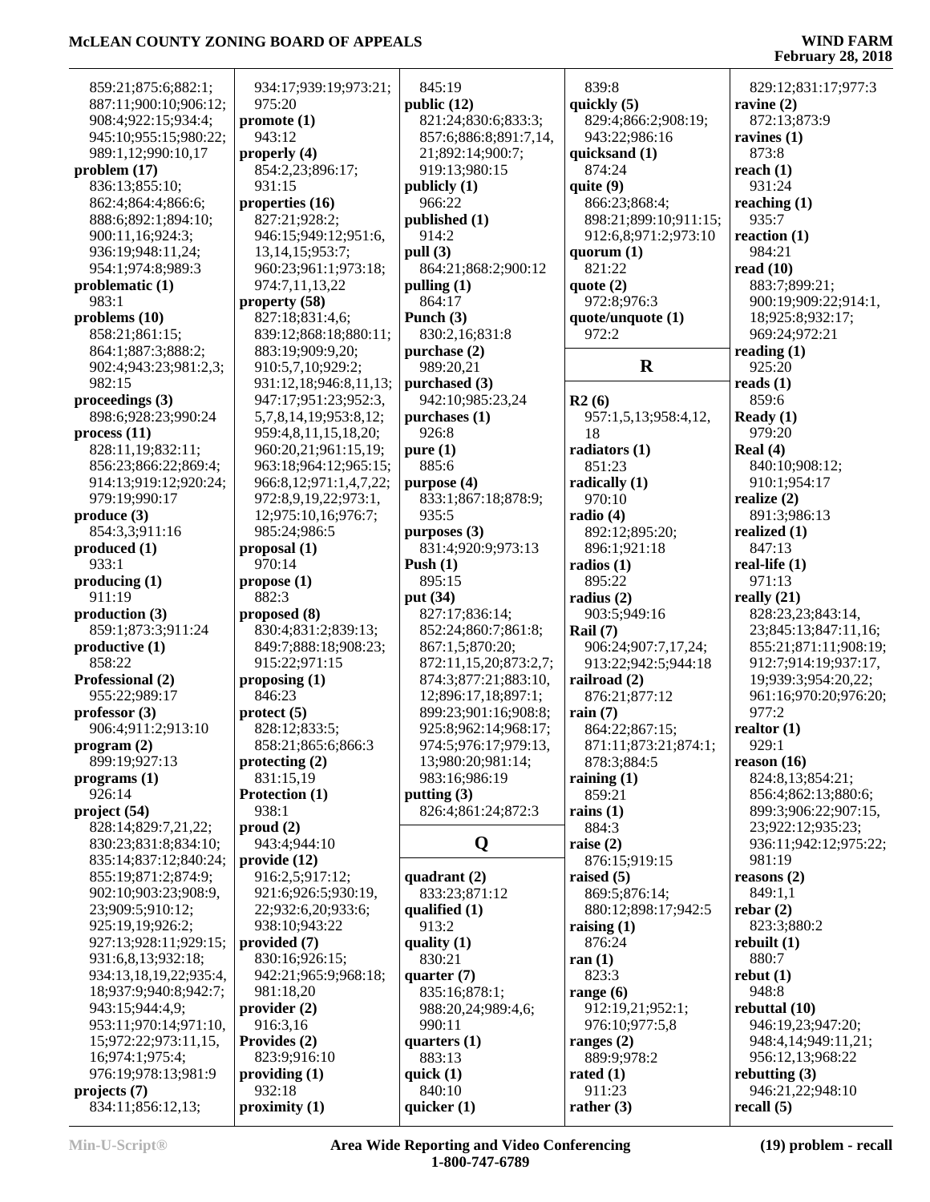859:21;875:6;882:1;
887:11;900:10;906:12;
908:4;922:15;934:4;
945:10;955:15;980:22;
989:1,12;990:10,17

**problem (17)**
836:13;855:10;
862:4;864:4;866:6;
888:6;892:1;894:10;
900:11,16;924:3;
936:19;948:11,24;
954:1;974:8;989:3

**problematic (1)**
983:1

**problems (10)**
858:21;861:15;
864:1;887:3;888:2;
902:4;943:23;981:2,3;
982:15

**proceedings (3)**
898:6;928:23;990:24

**process (11)**
828:11,19;832:11;
856:23;866:22;869:4;
914:13;919:12;920:24;
979:19;990:17

**produce (3)**
854:3,3;911:16

**produced (1)**
933:1

**producing (1)**
911:19

**production (3)**
859:1;873:3;911:24

**productive (1)**
858:22

**Professional (2)**
955:22;989:17

**professor (3)**
906:4;911:2;913:10

**program (2)**
899:19;927:13

**programs (1)**
926:14

**project (54)**
828:14;829:7,21,22;
830:23;831:8;834:10;
835:14;837:12;840:24;
855:19;871:2;874:9;
902:10;903:23;908:9,
23;909:5;910:12;
925:19,19;926:2;
927:13;928:11;929:15;
931:6,8,13;932:18;
934:13,18,19,22;935:4,
18;937:9;940:8;942:7;
943:15;944:4,9;
953:11;970:14;971:10,
15;972:22;973:11,15,
16;974:1;975:4;
976:19;978:13;981:9

**projects (7)**
834:11;856:12,13;
934:17;939:19;973:21;
975:20

**promote (1)**
943:12

**properly (4)**
854:2,23;896:17;
931:15

**properties (16)**
827:21;928:2;
946:15;949:12;951:6,
13,14,15;953:7;
960:23;961:1;973:18;
974:7,11,13,22

**property (58)**
827:18;831:4,6;
839:12;868:18;880:11;
883:19;909:9,20;
910:5,7,10;929:2;
931:12,18;946:8,11,13;
947:17;951:23;952:3,
5,7,8,14,19;953:8,12;
959:4,8,11,15,18,20;
960:20,21;961:15,19;
963:18;964:12;965:15;
966:8,12;971:1,4,7,22;
972:8,9,19,22;973:1,
12;975:10,16;976:7;
985:24;986:5

**proposal (1)**
970:14

**propose (1)**
882:3

**proposed (8)**
830:4;831:2;839:13;
849:7;888:18;908:23;
915:22;971:15

**proposing (1)**
846:23

**protect (5)**
828:12;833:5;
858:21;865:6;866:3

**protecting (2)**
831:15,19

**Protection (1)**
938:1

**proud (2)**
943:4;944:10

**provide (12)**
916:2,5;917:12;
921:6;926:5;930:19,
22;932:6,20;933:6;
938:10;943:22

**provided (7)**
830:16;926:15;
942:21;965:9;968:18;
981:18,20

**provider (2)**
916:3,16

**Provides (2)**
823:9;916:10

**providing (1)**
932:18

**proximity (1)**
845:19

**public (12)**
821:24;830:6;833:3;
857:6;886:8;891:7,14,
21;892:14;900:7;
919:13;980:15

**publicly (1)**
966:22

**published (1)**
914:2

**pull (3)**
864:21;868:2;900:12

**pulling (1)**
864:17

**Punch (3)**
830:2,16;831:8

**purchase (2)**
989:20,21

**purchased (3)**
942:10;985:23,24

**purchases (1)**
926:8

**pure (1)**
885:6

**purpose (4)**
833:1;867:18;878:9;
935:5

**purposes (3)**
831:4;920:9;973:13

**Push (1)**
895:15

**put (34)**
827:17;836:14;
852:24;860:7;861:8;
867:1,5;870:20;
872:11,15,20;873:2,7;
874:3;877:21;883:10,
12;896:17,18;897:1;
899:23;901:16;908:8;
925:8;962:14;968:17;
974:5;976:17;979:13,
13;980:20;981:14;
983:16;986:19

**putting (3)**
826:4;861:24;872:3

## Q

**quadrant (2)**
833:23;871:12

**qualified (1)**
913:2

**quality (1)**
830:21

**quarter (7)**
835:16;878:1;
988:20,24;989:4,6;
990:11

**quarters (1)**
883:13

**quick (1)**
840:10

**quicker (1)**
839:8

**quickly (5)**
829:4;866:2;908:19;
943:22;986:16

**quicksand (1)**
874:24

**quite (9)**
866:23;868:4;
898:21;899:10;911:15;
912:6,8;971:2;973:10

**quorum (1)**
821:22

**quote (2)**
972:8;976:3

**quote/unquote (1)**
972:2

## R

**R2 (6)**
957:1,5,13;958:4,12,
18

**radiators (1)**
851:23

**radically (1)**
970:10

**radio (4)**
892:12;895:20;
896:1;921:18

**radios (1)**
895:22

**radius (2)**
903:5;949:16

**Rail (7)**
906:24;907:7,17,24;
913:22;942:5;944:18

**railroad (2)**
876:21;877:12

**rain (7)**
864:22;867:15;
871:11;873:21;874:1;
878:3;884:5

**raining (1)**
859:21

**rains (1)**
884:3

**raise (2)**
876:15;919:15

**raised (5)**
869:5;876:14;
880:12;898:17;942:5

**raising (1)**
876:24

**ran (1)**
823:3

**range (6)**
912:19,21;952:1;
976:10;977:5,8

**ranges (2)**
889:9;978:2

**rated (1)**
911:23

**rather (3)**
829:12;831:17;977:3

**ravine (2)**
872:13;873:9

**ravines (1)**
873:8

**reach (1)**
931:24

**reaching (1)**
935:7

**reaction (1)**
984:21

**read (10)**
883:7;899:21;
900:19;909:22;914:1,
18;925:8;932:17;
969:24;972:21

**reading (1)**
925:20

**reads (1)**
859:6

**Ready (1)**
979:20

**Real (4)**
840:10;908:12;
910:1;954:17

**realize (2)**
891:3;986:13

**realized (1)**
847:13

**real-life (1)**
971:13

**really (21)**
828:23,23;843:14,
23;845:13;847:11,16;
855:21;871:11;908:19;
912:7;914:19;937:17,
19;939:3;954:20,22;
961:16;970:20;976:20;
977:2

**realtor (1)**
929:1

**reason (16)**
824:8,13;854:21;
856:4;862:13;880:6;
899:3;906:22;907:15,
23;922:12;935:23;
936:11;942:12;975:22;
981:19

**reasons (2)**
849:1,1

**rebar (2)**
823:3;880:2

**rebuilt (1)**
880:7

**rebut (1)**
948:8

**rebuttal (10)**
946:19,23;947:20;
948:4,14;949:11,21;
956:12,13;968:22

**rebutting (3)**
946:21,22;948:10

**recall (5)**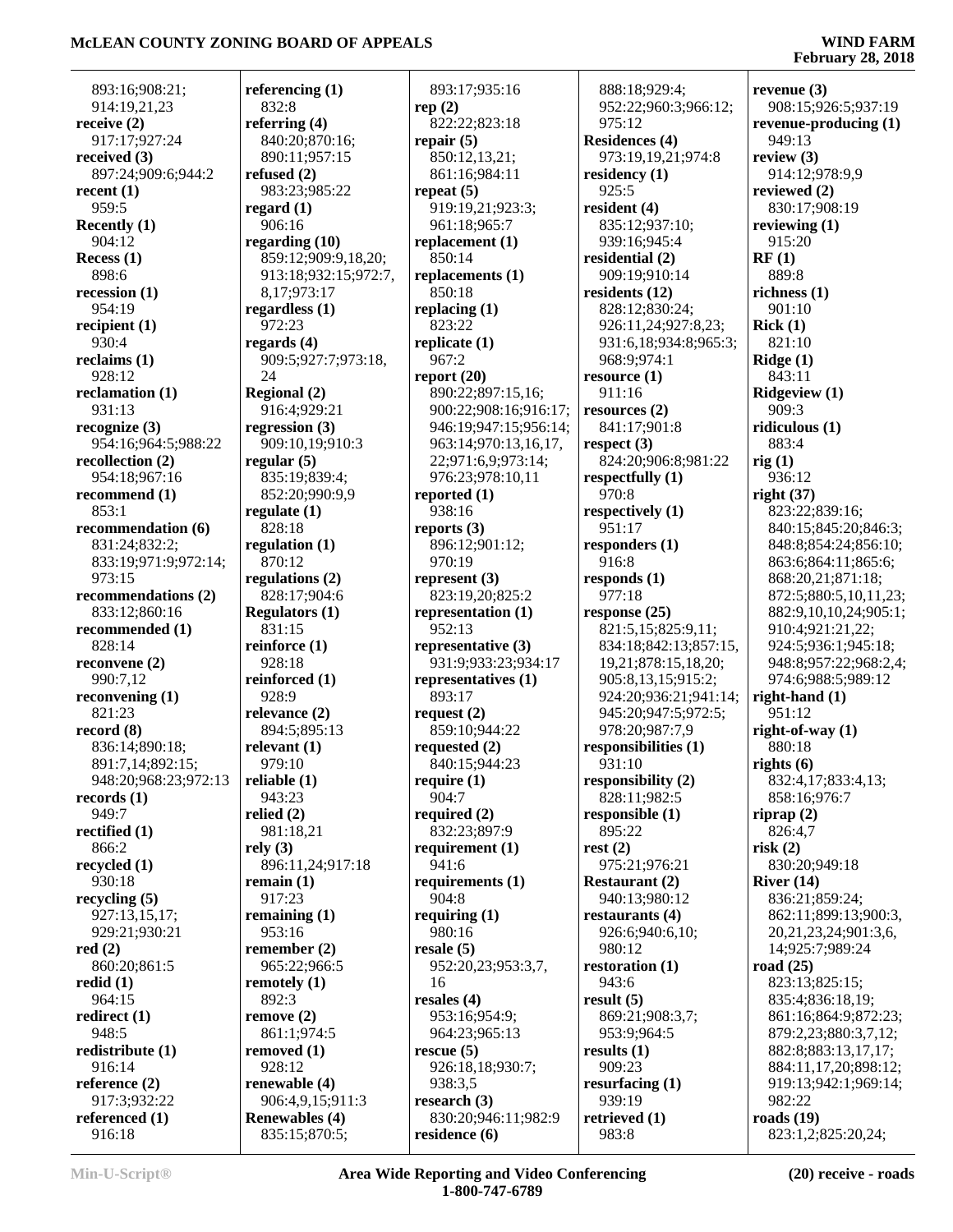893:16;908:21;
914:19,21,23
**receive (2)**
917:17;927:24
**received (3)**
897:24;909:6;944:2
**recent (1)**
959:5
**Recently (1)**
904:12
**Recess (1)**
898:6
**recession (1)**
954:19
**recipient (1)**
930:4
**reclaims (1)**
928:12
**reclamation (1)**
931:13
**recognize (3)**
954:16;964:5;988:22
**recollection (2)**
954:18;967:16
**recommend (1)**
853:1
**recommendation (6)**
831:24;832:2;
833:19;971:9;972:14;
973:15
**recommendations (2)**
833:12;860:16
**recommended (1)**
828:14
**reconvene (2)**
990:7,12
**reconvening (1)**
821:23
**record (8)**
836:14;890:18;
891:7,14;892:15;
948:20;968:23;972:13
**records (1)**
949:7
**rectified (1)**
866:2
**recycled (1)**
930:18
**recycling (5)**
927:13,15,17;
929:21;930:21
**red (2)**
860:20;861:5
**redid (1)**
964:15
**redirect (1)**
948:5
**redistribute (1)**
916:14
**reference (2)**
917:3;932:22
**referenced (1)**
916:18
**referencing (1)**
832:8
**referring (4)**
840:20;870:16;
890:11;957:15
**refused (2)**
983:23;985:22
**regard (1)**
906:16
**regarding (10)**
859:12;909:9,18,20;
913:18;932:15;972:7,
8,17;973:17
**regardless (1)**
972:23
**regards (4)**
909:5;927:7;973:18,
24
**Regional (2)**
916:4;929:21
**regression (3)**
909:10,19;910:3
**regular (5)**
835:19;839:4;
852:20;990:9,9
**regulate (1)**
828:18
**regulation (1)**
870:12
**regulations (2)**
828:17;904:6
**Regulators (1)**
831:15
**reinforce (1)**
928:18
**reinforced (1)**
928:9
**relevance (2)**
894:5;895:13
**relevant (1)**
979:10
**reliable (1)**
943:23
**relied (2)**
981:18,21
**rely (3)**
896:11,24;917:18
**remain (1)**
917:23
**remaining (1)**
953:16
**remember (2)**
965:22;966:5
**remotely (1)**
892:3
**remove (2)**
861:1;974:5
**removed (1)**
928:12
**renewable (4)**
906:4,9,15;911:3
**Renewables (4)**
835:15;870:5;
893:17;935:16
**rep (2)**
822:22;823:18
**repair (5)**
850:12,13,21;
861:16;984:11
**repeat (5)**
919:19,21;923:3;
961:18;965:7
**replacement (1)**
850:14
**replacements (1)**
850:18
**replacing (1)**
823:22
**replicate (1)**
967:2
**report (20)**
890:22;897:15,16;
900:22;908:16;916:17;
946:19;947:15;956:14;
963:14;970:13,16,17,
22;971:6,9;973:14;
976:23;978:10,11
**reported (1)**
938:16
**reports (3)**
896:12;901:12;
970:19
**represent (3)**
823:19,20;825:2
**representation (1)**
952:13
**representative (3)**
931:9;933:23;934:17
**representatives (1)**
893:17
**request (2)**
859:10;944:22
**requested (2)**
840:15;944:23
**require (1)**
904:7
**required (2)**
832:23;897:9
**requirement (1)**
941:6
**requirements (1)**
904:8
**requiring (1)**
980:16
**resale (5)**
952:20,23;953:3,7,
16
**resales (4)**
953:16;954:9;
964:23;965:13
**rescue (5)**
926:18,18;930:7;
938:3,5
**research (3)**
830:20;946:11;982:9
**residence (6)**
888:18;929:4;
952:22;960:3;966:12;
975:12
**Residences (4)**
973:19,19,21;974:8
**residency (1)**
925:5
**resident (4)**
835:12;937:10;
939:16;945:4
**residential (2)**
909:19;910:14
**residents (12)**
828:12;830:24;
926:11,24;927:8,23;
931:6,18;934:8;965:3;
968:9;974:1
**resource (1)**
911:16
**resources (2)**
841:17;901:8
**respect (3)**
824:20;906:8;981:22
**respectfully (1)**
970:8
**respectively (1)**
951:17
**responders (1)**
916:8
**responds (1)**
977:18
**response (25)**
821:5,15;825:9,11;
834:18;842:13;857:15,
19,21;878:15,18,20;
905:8,13,15;915:2;
924:20;936:21;941:14;
945:20;947:5;972:5;
978:20;987:7,9
**responsibilities (1)**
931:10
**responsibility (2)**
828:11;982:5
**responsible (1)**
895:22
**rest (2)**
975:21;976:21
**Restaurant (2)**
940:13;980:12
**restaurants (4)**
926:6;940:6,10;
980:12
**restoration (1)**
943:6
**result (5)**
869:21;908:3,7;
953:9;964:5
**results (1)**
909:23
**resurfacing (1)**
939:19
**retrieved (1)**
983:8
**revenue (3)**
908:15;926:5;937:19
**revenue-producing (1)**
949:13
**review (3)**
914:12;978:9,9
**reviewed (2)**
830:17;908:19
**reviewing (1)**
915:20
**RF (1)**
889:8
**richness (1)**
901:10
**Rick (1)**
821:10
**Ridge (1)**
843:11
**Ridgeview (1)**
909:3
**ridiculous (1)**
883:4
**rig (1)**
936:12
**right (37)**
823:22;839:16;
840:15;845:20;846:3;
848:8;854:24;856:10;
863:6;864:11;865:6;
868:20,21;871:18;
872:5;880:5,10,11,23;
882:9,10,10,24;905:1;
910:4;921:21,22;
924:5;936:1;945:18;
948:8;957:22;968:2,4;
974:6;988:5;989:12
**right-hand (1)**
951:12
**right-of-way (1)**
880:18
**rights (6)**
832:4,17;833:4,13;
858:16;976:7
**riprap (2)**
826:4,7
**risk (2)**
830:20;949:18
**River (14)**
836:21;859:24;
862:11;899:13;900:3,
20,21,23,24;901:3,6,
14;925:7;989:24
**road (25)**
823:13;825:15;
835:4;836:18,19;
861:16;864:9;872:23;
879:2,23;880:3,7,12;
882:8;883:13,17,17;
884:11,17,20;898:12;
919:13;942:1;969:14;
982:22
**roads (19)**
823:1,2;825:20,24;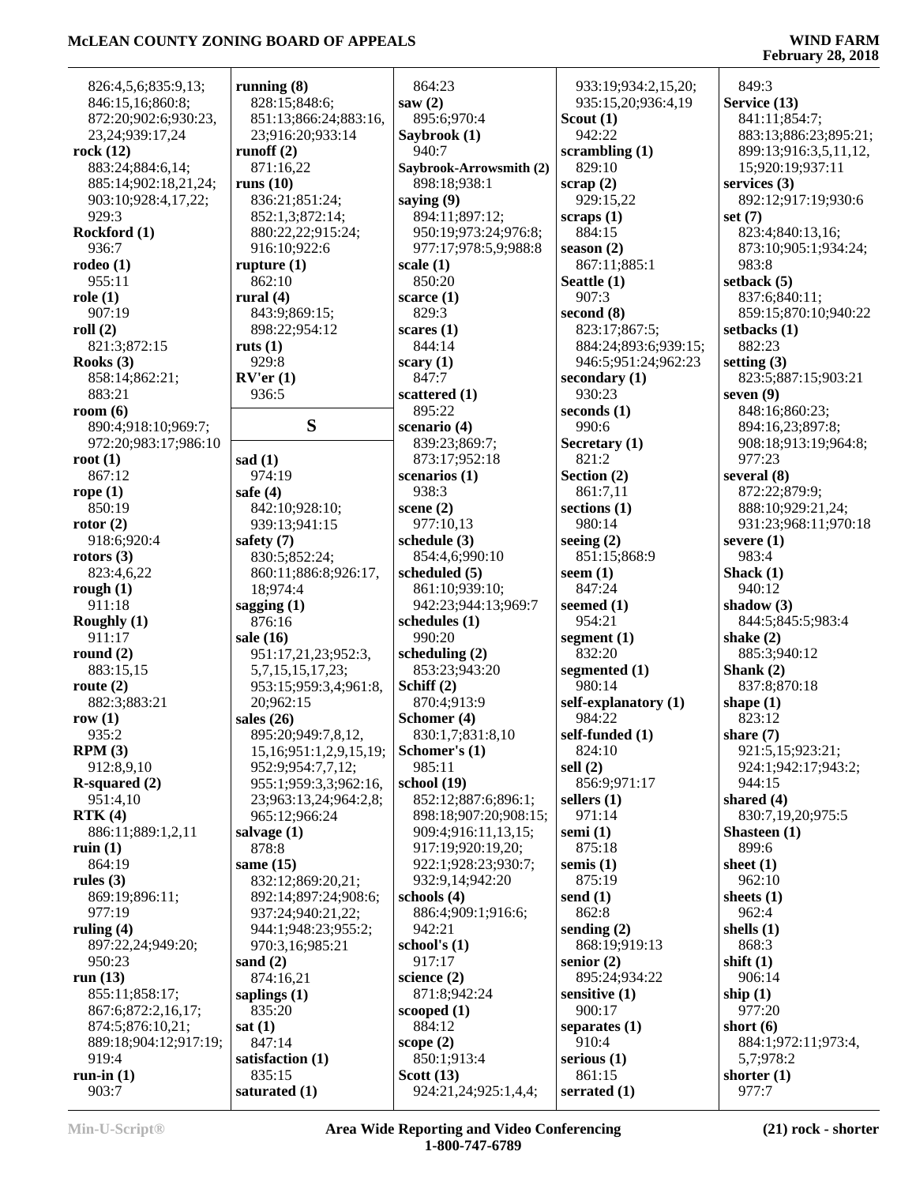826:4,5,6;835:9,13;
846:15,16;860:8;
872:20;902:6;930:23,
23,24;939:17,24

**rock (12)**
883:24;884:6,14;
885:14;902:18,21,24;
903:10;928:4,17,22;
929:3

**Rockford (1)**
936:7

**rodeo (1)**
955:11

**role (1)**
907:19

**roll (2)**
821:3;872:15

**Rooks (3)**
858:14;862:21;
883:21

**room (6)**
890:4;918:10;969:7;
972:20;983:17;986:10

**root (1)**
867:12

**rope (1)**
850:19

**rotor (2)**
918:6;920:4

**rotors (3)**
823:4,6,22

**rough (1)**
911:18

**Roughly (1)**
911:17

**round (2)**
883:15,15

**route (2)**
882:3;883:21

**row (1)**
935:2

**RPM (3)**
912:8,9,10

**R-squared (2)**
951:4,10

**RTK (4)**
886:11;889:1,2,11

**ruin (1)**
864:19

**rules (3)**
869:19;896:11;
977:19

**ruling (4)**
897:22,24;949:20;
950:23

**run (13)**
855:11;858:17;
867:6;872:2,16,17;
874:5;876:10,21;
889:18;904:12;917:19;
919:4

**run-in (1)**
903:7

**running (8)**
828:15;848:6;
851:13;866:24;883:16,
23;916:20;933:14

**runoff (2)**
871:16,22

**runs (10)**
836:21;851:24;
852:1,3;872:14;
880:22,22;915:24;
916:10;922:6

**rupture (1)**
862:10

**rural (4)**
843:9;869:15;
898:22;954:12

**ruts (1)**
929:8

**RV'er (1)**
936:5

## S

**sad (1)**
974:19

**safe (4)**
842:10;928:10;
939:13;941:15

**safety (7)**
830:5;852:24;
860:11;886:8;926:17,
18;974:4

**sagging (1)**
876:16

**sale (16)**
951:17,21,23;952:3,
5,7,15,15,17,23;
953:15;959:3,4;961:8,
20;962:15

**sales (26)**
895:20;949:7,8,12,
15,16;951:1,2,9,15,19;
952:9;954:7,7,12;
955:1;959:3,3;962:16,
23;963:13,24;964:2,8;
965:12;966:24

**salvage (1)**
878:8

**same (15)**
832:12;869:20,21;
892:14;897:24;908:6;
937:24;940:21,22;
944:1;948:23;955:2;
970:3,16;985:21

**sand (2)**
874:16,21

**saplings (1)**
835:20

**sat (1)**
847:14

**satisfaction (1)**
835:15

**saturated (1)**
864:23

**saw (2)**
895:6;970:4

**Saybrook (1)**
940:7

**Saybrook-Arrowsmith (2)**
898:18;938:1

**saying (9)**
894:11;897:12;
950:19;973:24;976:8;
977:17;978:5,9;988:8

**scale (1)**
850:20

**scarce (1)**
829:3

**scares (1)**
844:14

**scary (1)**
847:7

**scattered (1)**
895:22

**scenario (4)**
839:23;869:7;
873:17;952:18

**scenarios (1)**
938:3

**scene (2)**
977:10,13

**schedule (3)**
854:4,6;990:10

**scheduled (5)**
861:10;939:10;
942:23;944:13;969:7

**schedules (1)**
990:20

**scheduling (2)**
853:23;943:20

**Schiff (2)**
870:4;913:9

**Schomer (4)**
830:1,7;831:8,10

**Schomer's (1)**
985:11

**school (19)**
852:12;887:6;896:1;
898:18;907:20;908:15;
909:4;916:11,13,15;
917:19;920:19,20;
922:1;928:23;930:7;
932:9,14;942:20

**schools (4)**
886:4;909:1;916:6;
942:21

**school's (1)**
917:17

**science (2)**
871:8;942:24

**scooped (1)**
884:12

**scope (2)**
850:1;913:4

**Scott (13)**
924:21,24;925:1,4,4;
933:19;934:2,15,20;
935:15,20;936:4,19

**Scout (1)**
942:22

**scrambling (1)**
829:10

**scrap (2)**
929:15,22

**scraps (1)**
884:15

**season (2)**
867:11;885:1

**Seattle (1)**
907:3

**second (8)**
823:17;867:5;
884:24;893:6;939:15;
946:5;951:24;962:23

**secondary (1)**
930:23

**seconds (1)**
990:6

**Secretary (1)**
821:2

**Section (2)**
861:7,11

**sections (1)**
980:14

**seeing (2)**
851:15;868:9

**seem (1)**
847:24

**seemed (1)**
954:21

**segment (1)**
832:20

**segmented (1)**
980:14

**self-explanatory (1)**
984:22

**self-funded (1)**
824:10

**sell (2)**
856:9;971:17

**sellers (1)**
971:14

**semi (1)**
875:18

**semis (1)**
875:19

**send (1)**
862:8

**sending (2)**
868:19;919:13

**senior (2)**
895:24;934:22

**sensitive (1)**
900:17

**separates (1)**
910:4

**serious (1)**
861:15

**serrated (1)**
849:3

**Service (13)**
841:11;854:7;
883:13;886:23;895:21;
899:13;916:3,5,11,12,
15;920:19;937:11

**services (3)**
892:12;917:19;930:6

**set (7)**
823:4;840:13,16;
873:10;905:1;934:24;
983:8

**setback (5)**
837:6;840:11;
859:15;870:10;940:22

**setbacks (1)**
882:23

**setting (3)**
823:5;887:15;903:21

**seven (9)**
848:16;860:23;
894:16,23;897:8;
908:18;913:19;964:8;
977:23

**several (8)**
872:22;879:9;
888:10;929:21,24;
931:23;968:11;970:18

**severe (1)**
983:4

**Shack (1)**
940:12

**shadow (3)**
844:5;845:5;983:4

**shake (2)**
885:3;940:12

**Shank (2)**
837:8;870:18

**shape (1)**
823:12

**share (7)**
921:5,15;923:21;
924:1;942:17;943:2;
944:15

**shared (4)**
830:7,19,20;975:5

**Shasteen (1)**
899:6

**sheet (1)**
962:10

**sheets (1)**
962:4

**shells (1)**
868:3

**shift (1)**
906:14

**ship (1)**
977:20

**short (6)**
884:1;972:11;973:4,
5,7;978:2

**shorter (1)**
977:7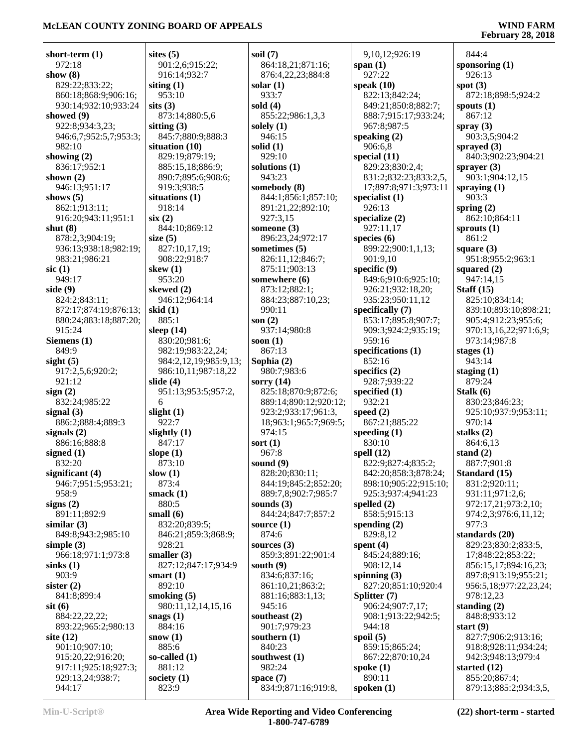**short-term (1)**
972:18
**show (8)**
829:22;833:22;
860:18;868:9;906:16;
930:14;932:10;933:24
**showed (9)**
922:8;934:3,23;
946:6,7;952:5,7;953:3;
982:10
**showing (2)**
836:17;952:1
**shown (2)**
946:13;951:17
**shows (5)**
862:1;913:11;
916:20;943:11;951:1
**shut (8)**
878:2,3;904:19;
936:13;938:18;982:19;
983:21;986:21
**sic (1)**
949:17
**side (9)**
824:2;843:11;
872:17;874:19;876:13;
880:24;883:18;887:20;
915:24
**Siemens (1)**
849:9
**sight (5)**
917:2,5,6;920:2;
921:12
**sign (2)**
832:24;985:22
**signal (3)**
886:2;888:4;889:3
**signals (2)**
886:16;888:8
**signed (1)**
832:20
**significant (4)**
946:7;951:5;953:21;
958:9
**signs (2)**
891:11;892:9
**similar (3)**
849:8;943:2;985:10
**simple (3)**
966:18;971:1;973:8
**sinks (1)**
903:9
**sister (2)**
841:8;899:4
**sit (6)**
884:22,22,22;
893:22;965:2;980:13
**site (12)**
901:10;907:10;
915:20,22;916:20;
917:11;925:18;927:3;
929:13,24;938:7;
944:17

**sites (5)**
901:2,6;915:22;
916:14;932:7
**siting (1)**
953:10
**sits (3)**
873:14;880:5,6
**sitting (3)**
845:7;880:9;888:3
**situation (10)**
829:19;879:19;
885:15,18;886:9;
890:7;895:6;908:6;
919:3;938:5
**situations (1)**
918:14
**six (2)**
844:10;869:12
**size (5)**
827:10,17,19;
908:22;918:7
**skew (1)**
953:20
**skewed (2)**
946:12;964:14
**skid (1)**
885:1
**sleep (14)**
830:20;981:6;
982:19;983:22,24;
984:2,12,19;985:9,13;
986:10,11;987:18,22
**slide (4)**
951:13;953:5;957:2,
6
**slight (1)**
922:7
**slightly (1)**
847:17
**slope (1)**
873:10
**slow (1)**
873:4
**smack (1)**
880:5
**small (6)**
832:20;839:5;
846:21;859:3;868:9;
928:21
**smaller (3)**
827:12;847:17;934:9
**smart (1)**
892:10
**smoking (5)**
980:11,12,14,15,16
**snags (1)**
884:16
**snow (1)**
885:6
**so-called (1)**
881:12
**society (1)**
823:9

**soil (7)**
864:18,21;871:16;
876:4,22,23;884:8
**solar (1)**
933:7
**sold (4)**
855:22;986:1,3,3
**solely (1)**
946:15
**solid (1)**
929:10
**solutions (1)**
943:23
**somebody (8)**
844:1;856:1;857:10;
891:21,22;892:10;
927:3,15
**someone (3)**
896:23,24;972:17
**sometimes (5)**
826:11,12;846:7;
875:11;903:13
**somewhere (6)**
873:12;882:1;
884:23;887:10,23;
990:11
**son (2)**
937:14;980:8
**soon (1)**
867:13
**Sophia (2)**
980:7;983:6
**sorry (14)**
825:18;870:9;872:6;
889:14;890:12;920:12;
923:2;933:17;961:3,
18;963:1;965:7;969:5;
974:15
**sort (1)**
967:8
**sound (9)**
828:20;830:11;
844:19;845:2;852:20;
889:7,8;902:7;985:7
**sounds (3)**
844:24;847:7;857:2
**source (1)**
874:6
**sources (3)**
859:3;891:22;901:4
**south (9)**
834:6;837:16;
861:10,21;863:2;
881:16;883:1,13;
945:16
**southeast (2)**
901:7;979:23
**southern (1)**
840:23
**southwest (1)**
982:24
**space (7)**
834:9;871:16;919:8,

9,10,12;926:19
**span (1)**
927:22
**speak (10)**
822:13;842:24;
849:21;850:8;882:7;
888:7;915:17;933:24;
967:8;987:5
**speaking (2)**
906:6,8
**special (11)**
829:23;830:2,4;
831:2;832:23;833:2,5,
17;897:8;971:3;973:11
**specialist (1)**
926:13
**specialize (2)**
927:11,17
**species (6)**
899:22;900:1,1,13;
901:9,10
**specific (9)**
849:6;910:6;925:10;
926:21;932:18,20;
935:23;950:11,12
**specifically (7)**
853:17;895:8;907:7;
909:3;924:2;935:19;
959:16
**specifications (1)**
852:16
**specifics (2)**
928:7;939:22
**specified (1)**
932:21
**speed (2)**
867:21;885:22
**speeding (1)**
830:10
**spell (12)**
822:9;827:4;835:2;
842:20;858:3;878:24;
898:10;905:22;915:10;
925:3;937:4;941:23
**spelled (2)**
858:5;915:13
**spending (2)**
829:8,12
**spent (4)**
845:24;889:16;
908:12,14
**spinning (3)**
827:20;851:10;920:4
**Splitter (7)**
906:24;907:7,17;
908:1;913:22;942:5;
944:18
**spoil (5)**
859:15;865:24;
867:22;870:10,24
**spoke (1)**
890:11
**spoken (1)**

844:4
**sponsoring (1)**
926:13
**spot (3)**
872:18;898:5;924:2
**spouts (1)**
867:12
**spray (3)**
903:3,5;904:2
**sprayed (3)**
840:3;902:23;904:21
**sprayer (3)**
903:1;904:12,15
**spraying (1)**
903:3
**spring (2)**
862:10;864:11
**sprouts (1)**
861:2
**square (3)**
951:8;955:2;963:1
**squared (2)**
947:14,15
**Staff (15)**
825:10;834:14;
839:10;893:10;898:21;
905:4;912:23;955:6;
970:13,16,22;971:6,9;
973:14;987:8
**stages (1)**
943:14
**staging (1)**
879:24
**Stalk (6)**
830:23;846:23;
925:10;937:9;953:11;
970:14
**stalks (2)**
864:6,13
**stand (2)**
887:7;901:8
**Standard (15)**
831:2;920:11;
931:11;971:2,6;
972:17,21;973:2,10;
974:2,3;976:6,11,12;
977:3
**standards (20)**
829:23;830:2;833:5,
17;848:22;853:22;
856:15,17;894:16,23;
897:8;913:19;955:21;
956:5,18;977:22,23,24;
978:12,23
**standing (2)**
848:8;933:12
**start (9)**
827:7;906:2;913:16;
918:8;928:11;934:24;
942:3;948:13;979:4
**started (12)**
855:20;867:4;
879:13;885:2;934:3,5,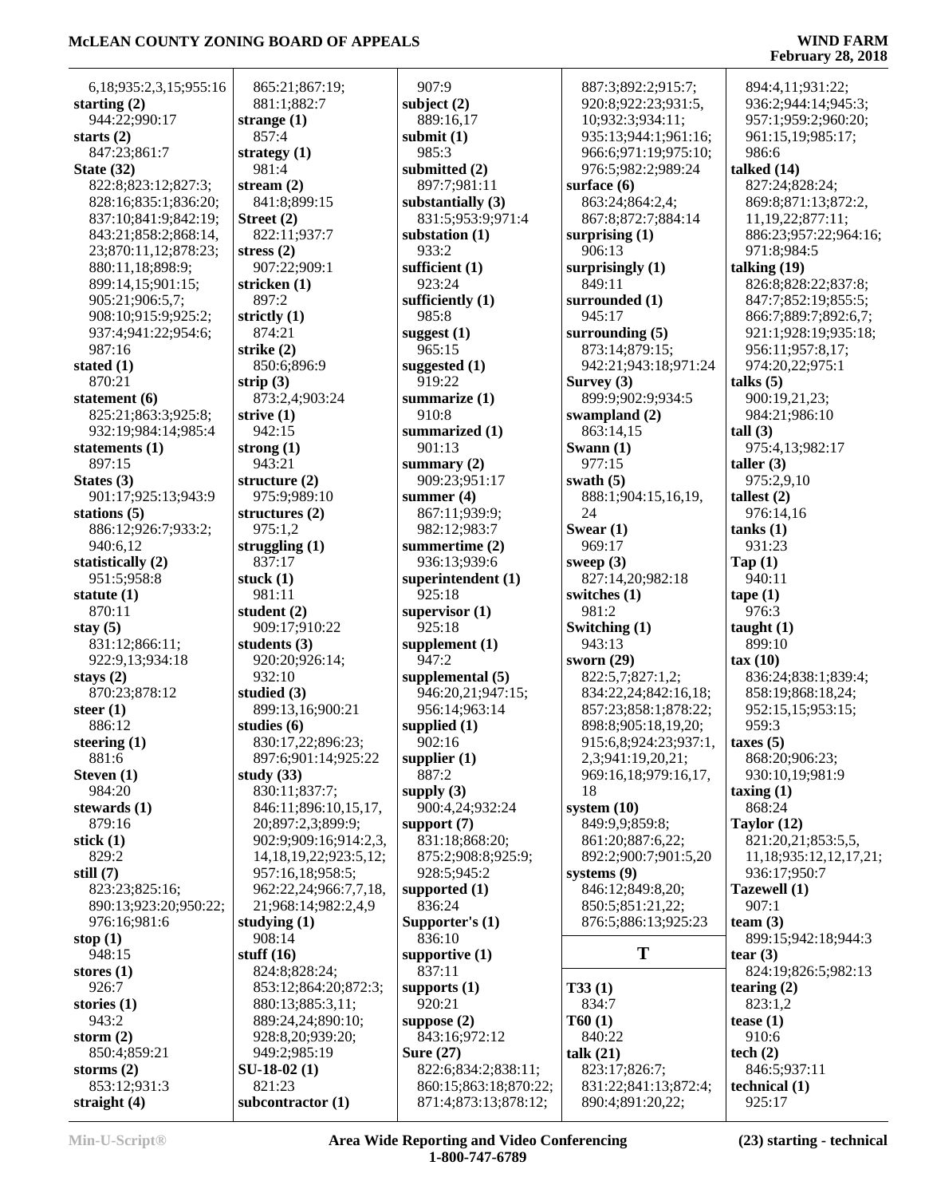6,18;935:2,3,15;955:16
**starting (2)**
944:22;990:17
**starts (2)**
847:23;861:7
**State (32)**
822:8;823:12;827:3;
828:16;835:1;836:20;
837:10;841:9;842:19;
843:21;858:2;868:14,
23;870:11,12;878:23;
880:11,18;898:9;
899:14,15;901:15;
905:21;906:5,7;
908:10;915:9;925:2;
937:4;941:22;954:6;
987:16
**stated (1)**
870:21
**statement (6)**
825:21;863:3;925:8;
932:19;984:14;985:4
**statements (1)**
897:15
**States (3)**
901:17;925:13;943:9
**stations (5)**
886:12;926:7;933:2;
940:6,12
**statistically (2)**
951:5;958:8
**statute (1)**
870:11
**stay (5)**
831:12;866:11;
922:9,13;934:18
**stays (2)**
870:23;878:12
**steer (1)**
886:12
**steering (1)**
881:6
**Steven (1)**
984:20
**stewards (1)**
879:16
**stick (1)**
829:2
**still (7)**
823:23;825:16;
890:13;923:20;950:22;
976:16;981:6
**stop (1)**
948:15
**stores (1)**
926:7
**stories (1)**
943:2
**storm (2)**
850:4;859:21
**storms (2)**
853:12;931:3
**straight (4)**
865:21;867:19;
881:1;882:7
**strange (1)**
857:4
**strategy (1)**
981:4
**stream (2)**
841:8;899:15
**Street (2)**
822:11;937:7
**stress (2)**
907:22;909:1
**stricken (1)**
897:2
**strictly (1)**
874:21
**strike (2)**
850:6;896:9
**strip (3)**
873:2,4;903:24
**strive (1)**
942:15
**strong (1)**
943:21
**structure (2)**
975:9;989:10
**structures (2)**
975:1,2
**struggling (1)**
837:17
**stuck (1)**
981:11
**student (2)**
909:17;910:22
**students (3)**
920:20;926:14;
932:10
**studied (3)**
899:13,16;900:21
**studies (6)**
830:17,22;896:23;
897:6;901:14;925:22
**study (33)**
830:11;837:7;
846:11;896:10,15,17,
20;897:2,3;899:9;
902:9;909:16;914:2,3,
14,18,19,22;923:5,12;
957:16,18;958:5;
962:22,24;966:7,7,18,
21;968:14;982:2,4,9
**studying (1)**
908:14
**stuff (16)**
824:8;828:24;
853:12;864:20;872:3;
880:13;885:3,11;
889:24,24;890:10;
928:8,20;939:20;
949:2;985:19
**SU-18-02 (1)**
821:23
**subcontractor (1)**
907:9
**subject (2)**
889:16,17
**submit (1)**
985:3
**submitted (2)**
897:7;981:11
**substantially (3)**
831:5;953:9;971:4
**substation (1)**
933:2
**sufficient (1)**
923:24
**sufficiently (1)**
985:8
**suggest (1)**
965:15
**suggested (1)**
919:22
**summarize (1)**
910:8
**summarized (1)**
901:13
**summary (2)**
909:23;951:17
**summer (4)**
867:11;939:9;
982:12;983:7
**summertime (2)**
936:13;939:6
**superintendent (1)**
925:18
**supervisor (1)**
925:18
**supplement (1)**
947:2
**supplemental (5)**
946:20,21;947:15;
956:14;963:14
**supplied (1)**
902:16
**supplier (1)**
887:2
**supply (3)**
900:4,24;932:24
**support (7)**
831:18;868:20;
875:2;908:8;925:9;
928:5;945:2
**supported (1)**
836:24
**Supporter's (1)**
836:10
**supportive (1)**
837:11
**supports (1)**
920:21
**suppose (2)**
843:16;972:12
**Sure (27)**
822:6;834:2;838:11;
860:15;863:18;870:22;
871:4;873:13;878:12;
887:3;892:2;915:7;
920:8;922:23;931:5,
10;932:3;934:11;
935:13;944:1;961:16;
966:6;971:19;975:10;
976:5;982:2;989:24
**surface (6)**
863:24;864:2,4;
867:8;872:7;884:14
**surprising (1)**
906:13
**surprisingly (1)**
849:11
**surrounded (1)**
945:17
**surrounding (5)**
873:14;879:15;
942:21;943:18;971:24
**Survey (3)**
899:9;902:9;934:5
**swampland (2)**
863:14,15
**Swann (1)**
977:15
**swath (5)**
888:1;904:15,16,19,
24
**Swear (1)**
969:17
**sweep (3)**
827:14,20;982:18
**switches (1)**
981:2
**Switching (1)**
943:13
**sworn (29)**
822:5,7;827:1,2;
834:22,24;842:16,18;
857:23;858:1;878:22;
898:8;905:18,19,20;
915:6,8;924:23;937:1,
2,3;941:19,20,21;
969:16,18;979:16,17,
18
**system (10)**
849:9,9;859:8;
861:20;887:6,22;
892:2;900:7;901:5,20
**systems (9)**
846:12;849:8,20;
850:5;851:21,22;
876:5;886:13;925:23

## T

**T33 (1)**
834:7
**T60 (1)**
840:22
**talk (21)**
823:17;826:7;
831:22;841:13;872:4;
890:4;891:20,22;
894:4,11;931:22;
936:2;944:14;945:3;
957:1;959:2;960:20;
961:15,19;985:17;
986:6
**talked (14)**
827:24;828:24;
869:8;871:13;872:2,
11,19,22;877:11;
886:23;957:22;964:16;
971:8;984:5
**talking (19)**
826:8;828:22;837:8;
847:7;852:19;855:5;
866:7;889:7;892:6,7;
921:1;928:19;935:18;
956:11;957:8,17;
974:20,22;975:1
**talks (5)**
900:19,21,23;
984:21;986:10
**tall (3)**
975:4,13;982:17
**taller (3)**
975:2,9,10
**tallest (2)**
976:14,16
**tanks (1)**
931:23
**Tap (1)**
940:11
**tape (1)**
976:3
**taught (1)**
899:10
**tax (10)**
836:24;838:1;839:4;
858:19;868:18,24;
952:15,15;953:15;
959:3
**taxes (5)**
868:20;906:23;
930:10,19;981:9
**taxing (1)**
868:24
**Taylor (12)**
821:20,21;853:5,5,
11,18;935:12,12,17,21;
936:17;950:7
**Tazewell (1)**
907:1
**team (3)**
899:15;942:18;944:3
**tear (3)**
824:19;826:5;982:13
**tearing (2)**
823:1,2
**tease (1)**
910:6
**tech (2)**
846:5;937:11
**technical (1)**
925:17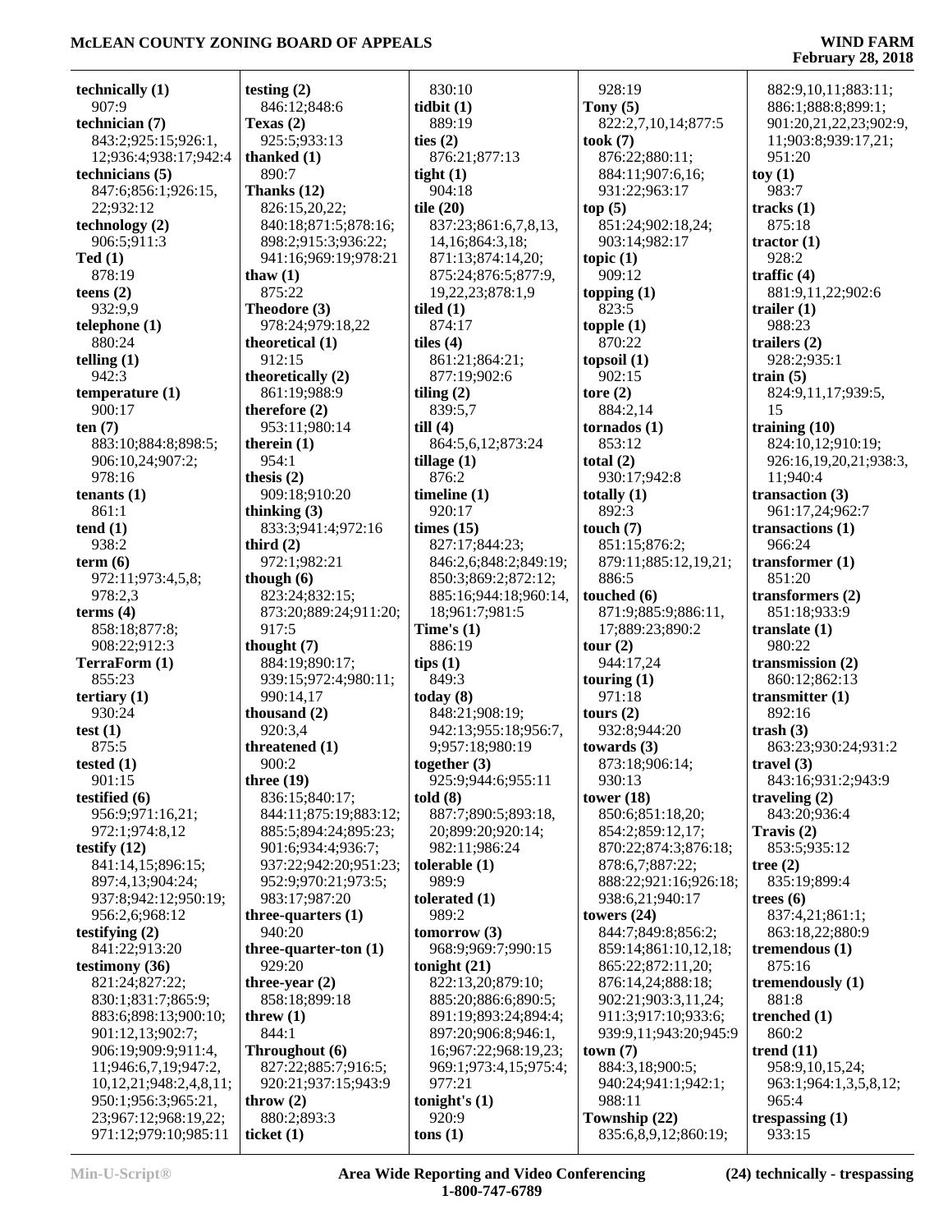**technically (1)**
907:9
**technician (7)**
843:2;925:15;926:1,12;936:4;938:17;942:4
**technicians (5)**
847:6;856:1;926:15,22;932:12
**technology (2)**
906:5;911:3
**Ted (1)**
878:19
**teens (2)**
932:9,9
**telephone (1)**
880:24
**telling (1)**
942:3
**temperature (1)**
900:17
**ten (7)**
883:10;884:8;898:5;906:10,24;907:2;978:16
**tenants (1)**
861:1
**tend (1)**
938:2
**term (6)**
972:11;973:4,5,8;978:2,3
**terms (4)**
858:18;877:8;908:22;912:3
**TerraForm (1)**
855:23
**tertiary (1)**
930:24
**test (1)**
875:5
**tested (1)**
901:15
**testified (6)**
956:9;971:16,21;972:1;974:8,12
**testify (12)**
841:14,15;896:15;897:4,13;904:24;937:8;942:12;950:19;956:2,6;968:12
**testifying (2)**
841:22;913:20
**testimony (36)**
821:24;827:22;830:1;831:7;865:9;883:6;898:13;900:10;901:12,13;902:7;906:19;909:9;911:4,11;946:6,7,19;947:2,10,12,21;948:2,4,8,11;950:1;956:3;965:21,23;967:12;968:19,22;971:12;979:10;985:11

**testing (2)**
846:12;848:6
**Texas (2)**
925:5;933:13
**thanked (1)**
890:7
**Thanks (12)**
826:15,20,22;840:18;871:5;878:16;898:2;915:3;936:22;941:16;969:19;978:21
**thaw (1)**
875:22
**Theodore (3)**
978:24;979:18,22
**theoretical (1)**
912:15
**theoretically (2)**
861:19;988:9
**therefore (2)**
953:11;980:14
**therein (1)**
954:1
**thesis (2)**
909:18;910:20
**thinking (3)**
833:3;941:4;972:16
**third (2)**
972:1;982:21
**though (6)**
823:24;832:15;873:20;889:24;911:20;917:5
**thought (7)**
884:19;890:17;939:15;972:4;980:11;990:14,17
**thousand (2)**
920:3,4
**threatened (1)**
900:2
**three (19)**
836:15;840:17;844:11;875:19;883:12;885:5;894:24;895:23;901:6;934:4;936:7;937:22;942:20;951:23;952:9;970:21;973:5;983:17;987:20
**three-quarters (1)**
940:20
**three-quarter-ton (1)**
929:20
**three-year (2)**
858:18;899:18
**threw (1)**
844:1
**Throughout (6)**
827:22;885:7;916:5;920:21;937:15;943:9
**throw (2)**
880:2;893:3
**ticket (1)**
830:10
**tidbit (1)**
889:19
**ties (2)**
876:21;877:13
**tight (1)**
904:18
**tile (20)**
837:23;861:6,7,8,13,14,16;864:3,18;871:13;874:14,20;875:24;876:5;877:9,19,22,23;878:1,9
**tiled (1)**
874:17
**tiles (4)**
861:21;864:21;877:19;902:6
**tiling (2)**
839:5,7
**till (4)**
864:5,6,12;873:24
**tillage (1)**
876:2
**timeline (1)**
920:17
**times (15)**
827:17;844:23;846:2,6;848:2;849:19;850:3;869:2;872:12;885:16;944:18;960:14,18;961:7;981:5
**Time's (1)**
886:19
**tips (1)**
849:3
**today (8)**
848:21;908:19;942:13;955:18;956:7,9;957:18;980:19
**together (3)**
925:9;944:6;955:11
**told (8)**
887:7;890:5;893:18,20;899:20;920:14;982:11;986:24
**tolerable (1)**
989:9
**tolerated (1)**
989:2
**tomorrow (3)**
968:9;969:7;990:15
**tonight (21)**
822:13,20;879:10;885:20;886:6;890:5;891:19;893:24;894:4;897:20;906:8;946:1,16;967:22;968:19,23;969:1;973:4,15;975:4;977:21
**tonight's (1)**
920:9
**tons (1)**
928:19
**Tony (5)**
822:2,7,10,14;877:5
**took (7)**
876:22;880:11;884:11;907:6,16;931:22;963:17
**top (5)**
851:24;902:18,24;903:14;982:17
**topic (1)**
909:12
**topping (1)**
823:5
**topple (1)**
870:22
**topsoil (1)**
902:15
**tore (2)**
884:2,14
**tornados (1)**
853:12
**total (2)**
930:17;942:8
**totally (1)**
892:3
**touch (7)**
851:15;876:2;879:11;885:12,19,21;886:5
**touched (6)**
871:9;885:9;886:11,17;889:23;890:2
**tour (2)**
944:17,24
**touring (1)**
971:18
**tours (2)**
932:8;944:20
**towards (3)**
873:18;906:14;930:13
**tower (18)**
850:6;851:18,20;854:2;859:12,17;870:22;874:3;876:18;878:6,7;887:22;888:22;921:16;926:18;938:6,21;940:17
**towers (24)**
844:7;849:8;856:2;859:14;861:10,12,18;865:22;872:11,20;876:14,24;888:18;902:21;903:3,11,24;911:3;917:10;933:6;939:9,11;943:20;945:9
**town (7)**
884:3,18;900:5;940:24;941:1;942:1;988:11
**Township (22)**
835:6,8,9,12;860:19;882:9,10,11;883:11;886:1;888:8;899:1;901:20,21,22,23;902:9,11;903:8;939:17,21;951:20
**toy (1)**
983:7
**tracks (1)**
875:18
**tractor (1)**
928:2
**traffic (4)**
881:9,11,22;902:6
**trailer (1)**
988:23
**trailers (2)**
928:2;935:1
**train (5)**
824:9,11,17;939:5,15
**training (10)**
824:10,12;910:19;926:16,19,20,21;938:3,11;940:4
**transaction (3)**
961:17,24;962:7
**transactions (1)**
966:24
**transformer (1)**
851:20
**transformers (2)**
851:18;933:9
**translate (1)**
980:22
**transmission (2)**
860:12;862:13
**transmitter (1)**
892:16
**trash (3)**
863:23;930:24;931:2
**travel (3)**
843:16;931:2;943:9
**traveling (2)**
843:20;936:4
**Travis (2)**
853:5;935:12
**tree (2)**
835:19;899:4
**trees (6)**
837:4,21;861:1;863:18,22;880:9
**tremendous (1)**
875:16
**tremendously (1)**
881:8
**trenched (1)**
860:2
**trend (11)**
958:9,10,15,24;963:1;964:1,3,5,8,12;965:4
**trespassing (1)**
933:15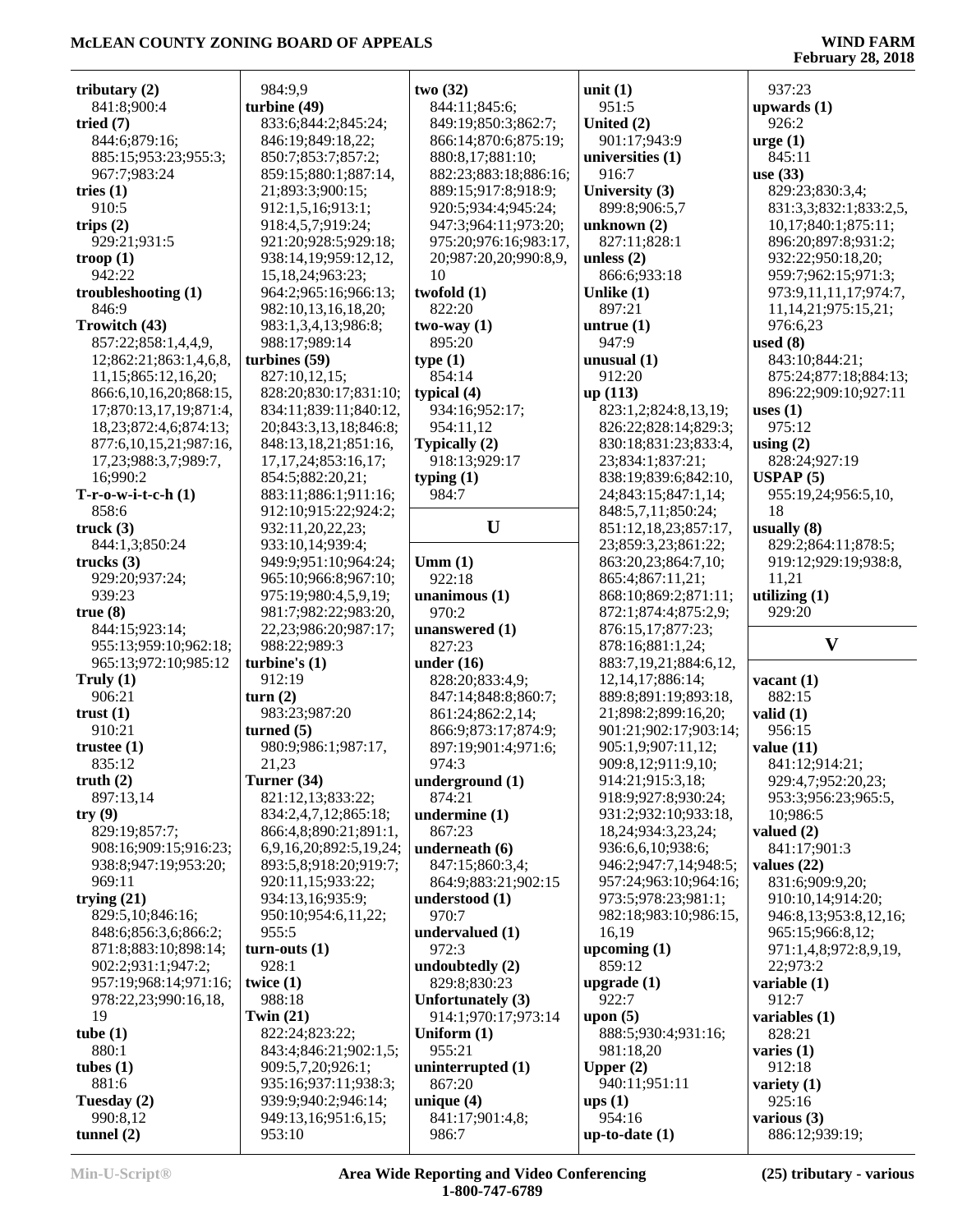**tributary (2)**
841:8;900:4
**tried (7)**
844:6;879:16;
885:15;953:23;955:3;
967:7;983:24
**tries (1)**
910:5
**trips (2)**
929:21;931:5
**troop (1)**
942:22
**troubleshooting (1)**
846:9
**Trowitch (43)**
857:22;858:1,4,4,9,
12;862:21;863:1,4,6,8,
11,15;865:12,16,20;
866:6,10,16,20;868:15,
17;870:13,17,19;871:4,
18,23;872:4,6;874:13;
877:6,10,15,21;987:16,
17,23;988:3,7;989:7,
16;990:2
**T-r-o-w-i-t-c-h (1)**
858:6
**truck (3)**
844:1,3;850:24
**trucks (3)**
929:20;937:24;
939:23
**true (8)**
844:15;923:14;
955:13;959:10;962:18;
965:13;972:10;985:12
**Truly (1)**
906:21
**trust (1)**
910:21
**trustee (1)**
835:12
**truth (2)**
897:13,14
**try (9)**
829:19;857:7;
908:16;909:15;916:23;
938:8;947:19;953:20;
969:11
**trying (21)**
829:5,10;846:16;
848:6;856:3,6;866:2;
871:8;883:10;898:14;
902:2;931:1;947:2;
957:19;968:14;971:16;
978:22,23;990:16,18,
19
**tube (1)**
880:1
**tubes (1)**
881:6
**Tuesday (2)**
990:8,12
**tunnel (2)**
984:9,9
**turbine (49)**
833:6;844:2;845:24;
846:19;849:18,22;
850:7;853:7;857:2;
859:15;880:1;887:14,
21;893:3;900:15;
912:1,5,16;913:1;
918:4,5,7;919:24;
921:20;928:5;929:18;
938:14,19;959:12,12,
15,18,24;963:23;
964:2;965:16;966:13;
982:10,13,16,18,20;
983:1,3,4,13;986:8;
988:17;989:14
**turbines (59)**
827:10,12,15;
828:20;830:17;831:10;
834:11;839:11;840:12,
20;843:3,13,18;846:8;
848:13,18,21;851:16,
17,17,24;853:16,17;
854:5;882:20,21;
883:11;886:1;911:16;
912:10;915:22;924:2;
932:11,20,22,23;
933:10,14;939:4;
949:9;951:10;964:24;
965:10;966:8;967:10;
975:19;980:4,5,9,19;
981:7;982:22;983:20,
22,23;986:20;987:17;
988:22;989:3
**turbine's (1)**
912:19
**turn (2)**
983:23;987:20
**turned (5)**
980:9;986:1;987:17,
21,23
**Turner (34)**
821:12,13;833:22;
834:2,4,7,12;865:18;
866:4,8;890:21;891:1,
6,9,16,20;892:5,19,24;
893:5,8;918:20;919:7;
920:11,15;933:22;
934:13,16;935:9;
950:10;954:6,11,22;
955:5
**turn-outs (1)**
928:1
**twice (1)**
988:18
**Twin (21)**
822:24;823:22;
843:4;846:21;902:1,5;
909:5,7,20;926:1;
935:16;937:11;938:3;
939:9;940:2;946:14;
949:13,16;951:6,15;
953:10
**two (32)**
844:11;845:6;
849:19;850:3;862:7;
866:14;870:6;875:19;
880:8,17;881:10;
882:23;883:18;886:16;
889:15;917:8;918:9;
920:5;934:4;945:24;
947:3;964:11;973:20;
975:20;976:16;983:17,
20;987:20,20;990:8,9,
10
**twofold (1)**
822:20
**two-way (1)**
895:20
**type (1)**
854:14
**typical (4)**
934:16;952:17;
954:11,12
**Typically (2)**
918:13;929:17
**typing (1)**
984:7

## U

**Umm (1)**
922:18
**unanimous (1)**
970:2
**unanswered (1)**
827:23
**under (16)**
828:20;833:4,9;
847:14;848:8;860:7;
861:24;862:2,14;
866:9;873:17;874:9;
897:19;901:4;971:6;
974:3
**underground (1)**
874:21
**undermine (1)**
867:23
**underneath (6)**
847:15;860:3,4;
864:9;883:21;902:15
**understood (1)**
970:7
**undervalued (1)**
972:3
**undoubtedly (2)**
829:8;830:23
**Unfortunately (3)**
914:1;970:17;973:14
**Uniform (1)**
955:21
**uninterrupted (1)**
867:20
**unique (4)**
841:17;901:4,8;
986:7
**unit (1)**
951:5
**United (2)**
901:17;943:9
**universities (1)**
916:7
**University (3)**
899:8;906:5,7
**unknown (2)**
827:11;828:1
**unless (2)**
866:6;933:18
**Unlike (1)**
897:21
**untrue (1)**
947:9
**unusual (1)**
912:20
**up (113)**
823:1,2;824:8,13,19;
826:22;828:14;829:3;
830:18;831:23;833:4,
23;834:1;837:21;
838:19;839:6;842:10,
24;843:15;847:1,14;
848:5,7,11;850:24;
851:12,18,23;857:17,
23;859:3,23;861:22;
863:20,23;864:7,10;
865:4;867:11,21;
868:10;869:2;871:11;
872:1;874:4;875:2,9;
876:15,17;877:23;
878:16;881:1,24;
883:7,19,21;884:6,12,
12,14,17;886:14;
889:8;891:19;893:18,
21;898:2;899:16,20;
901:21;902:17;903:14;
905:1,9;907:11,12;
909:8,12;911:9,10;
914:21;915:3,18;
918:9;927:8;930:24;
931:2;932:10;933:18,
18,24;934:3,23,24;
936:6,6,10;938:6;
946:2;947:7,14;948:5;
957:24;963:10;964:16;
973:5;978:23;981:1;
982:18;983:10;986:15,
16,19
**upcoming (1)**
859:12
**upgrade (1)**
922:7
**upon (5)**
888:5;930:4;931:16;
981:18,20
**Upper (2)**
940:11;951:11
**ups (1)**
954:16
**up-to-date (1)**
937:23
**upwards (1)**
926:2
**urge (1)**
845:11
**use (33)**
829:23;830:3,4;
831:3,3;832:1;833:2,5,
10,17;840:1;875:11;
896:20;897:8;931:2;
932:22;950:18,20;
959:7;962:15;971:3;
973:9,11,11,17;974:7,
11,14,21;975:15,21;
976:6,23
**used (8)**
843:10;844:21;
875:24;877:18;884:13;
896:22;909:10;927:11
**uses (1)**
975:12
**using (2)**
828:24;927:19
**USPAP (5)**
955:19,24;956:5,10,
18
**usually (8)**
829:2;864:11;878:5;
919:12;929:19;938:8,
11,21
**utilizing (1)**
929:20

## V

**vacant (1)**
882:15
**valid (1)**
956:15
**value (11)**
841:12;914:21;
929:4,7;952:20,23;
953:3;956:23;965:5,
10;986:5
**valued (2)**
841:17;901:3
**values (22)**
831:6;909:9,20;
910:10,14;914:20;
946:8,13;953:8,12,16;
965:15;966:8,12;
971:1,4,8;972:8,9,19,
22;973:2
**variable (1)**
912:7
**variables (1)**
828:21
**varies (1)**
912:18
**variety (1)**
925:16
**various (3)**
886:12;939:19;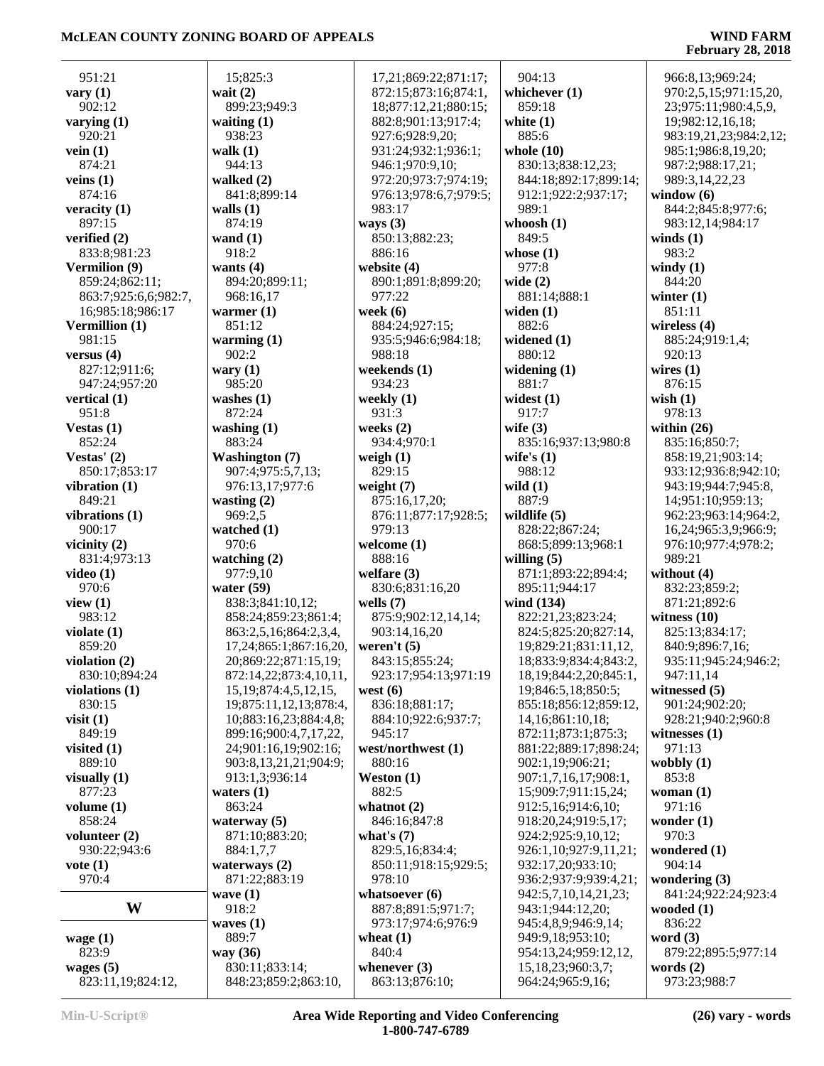951:21
**vary (1)**
902:12
**varying (1)**
920:21
**vein (1)**
874:21
**veins (1)**
874:16
**veracity (1)**
897:15
**verified (2)**
833:8;981:23
**Vermilion (9)**
859:24;862:11;
863:7;925:6,6;982:7,
16;985:18;986:17
**Vermillion (1)**
981:15
**versus (4)**
827:12;911:6;
947:24;957:20
**vertical (1)**
951:8
**Vestas (1)**
852:24
**Vestas' (2)**
850:17;853:17
**vibration (1)**
849:21
**vibrations (1)**
900:17
**vicinity (2)**
831:4;973:13
**video (1)**
970:6
**view (1)**
983:12
**violate (1)**
859:20
**violation (2)**
830:10;894:24
**violations (1)**
830:15
**visit (1)**
849:19
**visited (1)**
889:10
**visually (1)**
877:23
**volume (1)**
858:24
**volunteer (2)**
930:22;943:6
**vote (1)**
970:4

## W

**wage (1)**
823:9
**wages (5)**
823:11,19;824:12,
15;825:3
**wait (2)**
899:23;949:3
**waiting (1)**
938:23
**walk (1)**
944:13
**walked (2)**
841:8;899:14
**walls (1)**
874:19
**wand (1)**
918:2
**wants (4)**
894:20;899:11;
968:16,17
**warmer (1)**
851:12
**warming (1)**
902:2
**wary (1)**
985:20
**washes (1)**
872:24
**washing (1)**
883:24
**Washington (7)**
907:4;975:5,7,13;
976:13,17;977:6
**wasting (2)**
969:2,5
**watched (1)**
970:6
**watching (2)**
977:9,10
**water (59)**
838:3;841:10,12;
858:24;859:23;861:4;
863:2,5,16;864:2,3,4,
17,24;865:1;867:16,20,
20;869:22;871:15,19;
872:14,22;873:4,10,11,
15,19;874:4,5,12,15,
19;875:11,12,13;878:4,
10;883:16,23;884:4,8;
899:16;900:4,7,17,22,
24;901:16,19;902:16;
903:8,13,21,21;904:9;
913:1,3;936:14
**waters (1)**
863:24
**waterway (5)**
871:10;883:20;
884:1,7,7
**waterways (2)**
871:22;883:19
**wave (1)**
918:2
**waves (1)**
889:7
**way (36)**
830:11;833:14;
848:23;859:2;863:10,
17,21;869:22;871:17;
872:15;873:16;874:1,
18;877:12,21;880:15;
882:8;901:13;917:4;
927:6;928:9,20;
931:24;932:1;936:1;
946:1;970:9,10;
972:20;973:7;974:19;
976:13;978:6,7;979:5;
983:17
**ways (3)**
850:13;882:23;
886:16
**website (4)**
890:1;891:8;899:20;
977:22
**week (6)**
884:24;927:15;
935:5;946:6;984:18;
988:18
**weekends (1)**
934:23
**weekly (1)**
931:3
**weeks (2)**
934:4;970:1
**weigh (1)**
829:15
**weight (7)**
875:16,17,20;
876:11;877:17;928:5;
979:13
**welcome (1)**
888:16
**welfare (3)**
830:6;831:16,20
**wells (7)**
875:9;902:12,14,14;
903:14,16,20
**weren't (5)**
843:15;855:24;
923:17;954:13;971:19
**west (6)**
836:18;881:17;
884:10;922:6;937:7;
945:17
**west/northwest (1)**
880:16
**Weston (1)**
882:5
**whatnot (2)**
846:16;847:8
**what's (7)**
829:5,16;834:4;
850:11;918:15;929:5;
978:10
**whatsoever (6)**
887:8;891:5;971:7;
973:17;974:6;976:9
**wheat (1)**
840:4
**whenever (3)**
863:13;876:10;
904:13
**whichever (1)**
859:18
**white (1)**
885:6
**whole (10)**
830:13;838:12,23;
844:18;892:17;899:14;
912:1;922:2;937:17;
989:1
**whoosh (1)**
849:5
**whose (1)**
977:8
**wide (2)**
881:14;888:1
**widen (1)**
882:6
**widened (1)**
880:12
**widening (1)**
881:7
**widest (1)**
917:7
**wife (3)**
835:16;937:13;980:8
**wife's (1)**
988:12
**wild (1)**
887:9
**wildlife (5)**
828:22;867:24;
868:5;899:13;968:1
**willing (5)**
871:1;893:22;894:4;
895:11;944:17
**wind (134)**
822:21,23;823:24;
824:5;825:20;827:14,
19;829:21;831:11,12,
18;833:9;834:4;843:2,
18,19;844:2,20;845:1,
19;846:5,18;850:5;
855:18;856:12;859:12,
14,16;861:10,18;
872:11;873:1;875:3;
881:22;889:17;898:24;
902:1,19;906:21;
907:1,7,16,17;908:1,
15;909:7;911:15,24;
912:5,16;914:6,10;
918:20,24;919:5,17;
924:2;925:9,10,12;
926:1,10;927:9,11,21;
932:17,20;933:10;
936:2;937:9;939:4,21;
942:5,7,10,14,21,23;
943:1;944:12,20;
945:4,8,9;946:9,14;
949:9,18;953:10;
954:13,24;959:12,12,
15,18,23;960:3,7;
964:24;965:9,16;
966:8,13;969:24;
970:2,5,15;971:15,20,
23;975:11;980:4,5,9,
19;982:12,16,18;
983:19,21,23;984:2,12;
985:1;986:8,19,20;
987:2;988:17,21;
989:3,14,22,23
**window (6)**
844:2;845:8;977:6;
983:12,14;984:17
**winds (1)**
983:2
**windy (1)**
844:20
**winter (1)**
851:11
**wireless (4)**
885:24;919:1,4;
920:13
**wires (1)**
876:15
**wish (1)**
978:13
**within (26)**
835:16;850:7;
858:19,21;903:14;
933:12;936:8;942:10;
943:19;944:7;945:8,
14;951:10;959:13;
962:23;963:14;964:2,
16,24;965:3,9;966:9;
976:10;977:4;978:2;
989:21
**without (4)**
832:23;859:2;
871:21;892:6
**witness (10)**
825:13;834:17;
840:9;896:7,16;
935:11;945:24;946:2;
947:11,14
**witnessed (5)**
901:24;902:20;
928:21;940:2;960:8
**witnesses (1)**
971:13
**wobbly (1)**
853:8
**woman (1)**
971:16
**wonder (1)**
970:3
**wondered (1)**
904:14
**wondering (3)**
841:24;922:24;923:4
**wooded (1)**
836:22
**word (3)**
879:22;895:5;977:14
**words (2)**
973:23;988:7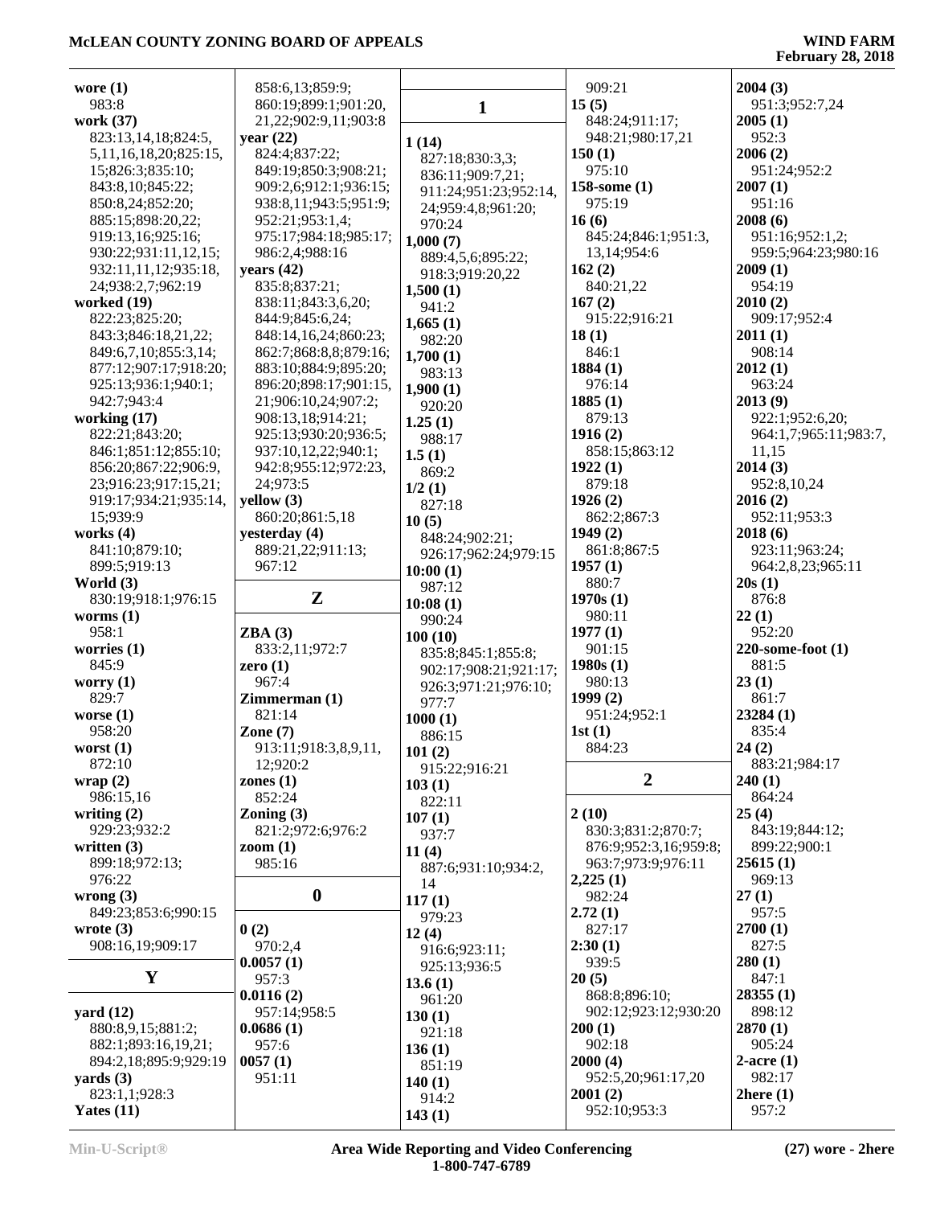wore (1)
983:8
work (37)
823:13,14,18;824:5,
5,11,16,18,20;825:15,
15;826:3;835:10;
843:8,10;845:22;
850:8,24;852:20;
885:15;898:20,22;
919:13,16;925:16;
930:22;931:11,12,15;
932:11,11,12;935:18,
24;938:2,7;962:19
worked (19)
822:23;825:20;
843:3;846:18,21,22;
849:6,7,10;855:3,14;
877:12;907:17;918:20;
925:13;936:1;940:1;
942:7;943:4
working (17)
822:21;843:20;
846:1;851:12;855:10;
856:20;867:22;906:9,
23;916:23;917:15,21;
919:17;934:21;935:14,
15;939:9
works (4)
841:10;879:10;
899:5;919:13
World (3)
830:19;918:1;976:15
worms (1)
958:1
worries (1)
845:9
worry (1)
829:7
worse (1)
958:20
worst (1)
872:10
wrap (2)
986:15,16
writing (2)
929:23;932:2
written (3)
899:18;972:13;
976:22
wrong (3)
849:23;853:6;990:15
wrote (3)
908:16,19;909:17

## Y

yard (12)
880:8,9,15;881:2;
882:1;893:16,19,21;
894:2,18;895:9;929:19
yards (3)
823:1,1;928:3
Yates (11)
858:6,13;859:9;
860:19;899:1;901:20,
21,22;902:9,11;903:8
year (22)
824:4;837:22;
849:19;850:3;908:21;
909:2,6;912:1;936:15;
938:8,11;943:5;951:9;
952:21;953:1,4;
975:17;984:18;985:17;
986:2,4;988:16
years (42)
835:8;837:21;
838:11;843:3,6,20;
844:9;845:6,24;
848:14,16,24;860:23;
862:7;868:8,8;879:16;
883:10;884:9;895:20;
896:20;898:17;901:15,
21;906:10,24;907:2;
908:13,18;914:21;
925:13;930:20;936:5;
937:10,12,22;940:1;
942:8;955:12;972:23,
24;973:5
yellow (3)
860:20;861:5,18
yesterday (4)
889:21,22;911:13;
967:12

## Z

ZBA (3)
833:2,11;972:7
zero (1)
967:4
Zimmerman (1)
821:14
Zone (7)
913:11;918:3,8,9,11,
12;920:2
zones (1)
852:24
Zoning (3)
821:2;972:6;976:2
zoom (1)
985:16

## 0

0 (2)
970:2,4
0.0057 (1)
957:3
0.0116 (2)
957:14;958:5
0.0686 (1)
957:6
0057 (1)
951:11

## 1

1 (14)
827:18;830:3,3;
836:11;909:7,21;
911:24;951:23;952:14,
24;959:4,8;961:20;
970:24
1,000 (7)
889:4,5,6;895:22;
918:3;919:20,22
1,500 (1)
941:2
1,665 (1)
982:20
1,700 (1)
983:13
1,900 (1)
920:20
1.25 (1)
988:17
1.5 (1)
869:2
1/2 (1)
827:18
10 (5)
848:24;902:21;
926:17;962:24;979:15
10:00 (1)
987:12
10:08 (1)
990:24
100 (10)
835:8;845:1;855:8;
902:17;908:21;921:17;
926:3;971:21;976:10;
977:7
1000 (1)
886:15
101 (2)
915:22;916:21
103 (1)
822:11
107 (1)
937:7
11 (4)
887:6;931:10;934:2,
14
117 (1)
979:23
12 (4)
916:6;923:11;
925:13;936:5
13.6 (1)
961:20
130 (1)
921:18
136 (1)
851:19
140 (1)
914:2
143 (1)
909:21
15 (5)
848:24;911:17;
948:21;980:17,21
150 (1)
975:10
158-some (1)
975:19
16 (6)
845:24;846:1;951:3,
13,14;954:6
162 (2)
840:21,22
167 (2)
915:22;916:21
18 (1)
846:1
1884 (1)
976:14
1885 (1)
879:13
1916 (2)
858:15;863:12
1922 (1)
879:18
1926 (2)
862:2;867:3
1949 (2)
861:8;867:5
1957 (1)
880:7
1970s (1)
980:11
1977 (1)
901:15
1980s (1)
980:13
1999 (2)
951:24;952:1
1st (1)
884:23

## 2

2 (10)
830:3;831:2;870:7;
876:9;952:3,16;959:8;
963:7;973:9;976:11
2,225 (1)
982:24
2.72 (1)
827:17
2:30 (1)
939:5
20 (5)
868:8;896:10;
902:12;923:12;930:20
200 (1)
902:18
2000 (4)
952:5,20;961:17,20
2001 (2)
952:10;953:3
2004 (3)
951:3;952:7,24
2005 (1)
952:3
2006 (2)
951:24;952:2
2007 (1)
951:16
2008 (6)
951:16;952:1,2;
959:5;964:23;980:16
2009 (1)
954:19
2010 (2)
909:17;952:4
2011 (1)
908:14
2012 (1)
963:24
2013 (9)
922:1;952:6,20;
964:1,7;965:11;983:7,
11,15
2014 (3)
952:8,10,24
2016 (2)
952:11;953:3
2018 (6)
923:11;963:24;
964:2,8,23;965:11
20s (1)
876:8
22 (1)
952:20
220-some-foot (1)
881:5
23 (1)
861:7
23284 (1)
835:4
24 (2)
883:21;984:17
240 (1)
864:24
25 (4)
843:19;844:12;
899:22;900:1
25615 (1)
969:13
27 (1)
957:5
2700 (1)
827:5
280 (1)
847:1
28355 (1)
898:12
2870 (1)
905:24
2-acre (1)
982:17
2here (1)
957:2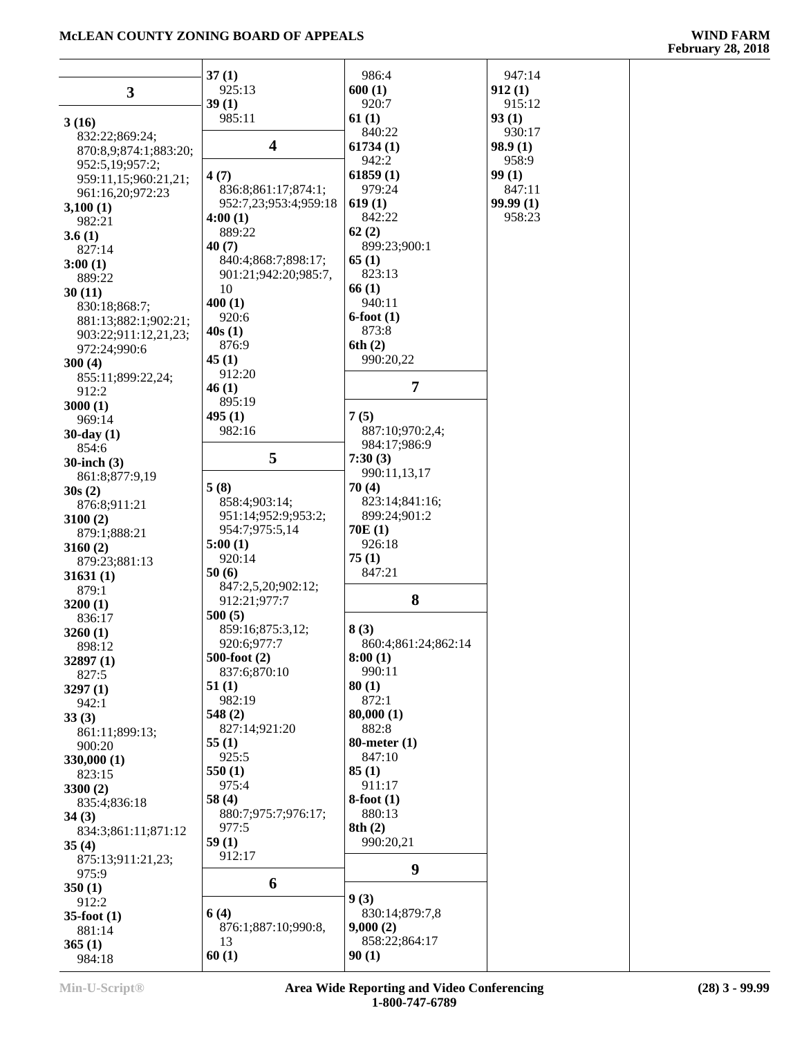## 3

**3 (16)**
832:22;869:24;
870:8,9;874:1;883:20;
952:5,19;957:2;
959:11,15;960:21,21;
961:16,20;972:23

**3,100 (1)**
982:21

**3.6 (1)**
827:14

**3:00 (1)**
889:22

**30 (11)**
830:18;868:7;
881:13;882:1;902:21;
903:22;911:12,21,23;
972:24;990:6

**300 (4)**
855:11;899:22,24;
912:2

**3000 (1)**
969:14

**30-day (1)**
854:6

**30-inch (3)**
861:8;877:9,19

**30s (2)**
876:8;911:21

**3100 (2)**
879:1;888:21

**3160 (2)**
879:23;881:13

**31631 (1)**
879:1

**3200 (1)**
836:17

**3260 (1)**
898:12

**32897 (1)**
827:5

**3297 (1)**
942:1

**33 (3)**
861:11;899:13;
900:20

**330,000 (1)**
823:15

**3300 (2)**
835:4;836:18

**34 (3)**
834:3;861:11;871:12

**35 (4)**
875:13;911:21,23;
975:9

**350 (1)**
912:2

**35-foot (1)**
881:14

**365 (1)**
984:18

**37 (1)**
925:13

**39 (1)**
985:11

## 4

**4 (7)**
836:8;861:17;874:1;
952:7,23;953:4;959:18

**4:00 (1)**
889:22

**40 (7)**
840:4;868:7;898:17;
901:21;942:20;985:7,
10

**400 (1)**
920:6

**40s (1)**
876:9

**45 (1)**
912:20

**46 (1)**
895:19

**495 (1)**
982:16

## 5

**5 (8)**
858:4;903:14;
951:14;952:9;953:2;
954:7;975:5,14

**5:00 (1)**
920:14

**50 (6)**
847:2,5,20;902:12;
912:21;977:7

**500 (5)**
859:16;875:3,12;
920:6;977:7

**500-foot (2)**
837:6;870:10

**51 (1)**
982:19

**548 (2)**
827:14;921:20

**55 (1)**
925:5

**550 (1)**
975:4

**58 (4)**
880:7;975:7;976:17;
977:5

**59 (1)**
912:17

## 6

**6 (4)**
876:1;887:10;990:8,
13

**60 (1)**
986:4

**600 (1)**
920:7

**61 (1)**
840:22

**61734 (1)**
942:2

**61859 (1)**
979:24

**619 (1)**
842:22

**62 (2)**
899:23;900:1

**65 (1)**
823:13

**66 (1)**
940:11

**6-foot (1)**
873:8

**6th (2)**
990:20,22

## 7

**7 (5)**
887:10;970:2,4;
984:17;986:9

**7:30 (3)**
990:11,13,17

**70 (4)**
823:14;841:16;
899:24;901:2

**70E (1)**
926:18

**75 (1)**
847:21

## 8

**8 (3)**
860:4;861:24;862:14

**8:00 (1)**
990:11

**80 (1)**
872:1

**80,000 (1)**
882:8

**80-meter (1)**
847:10

**85 (1)**
911:17

**8-foot (1)**
880:13

**8th (2)**
990:20,21

## 9

**9 (3)**
830:14;879:7,8

**9,000 (2)**
858:22;864:17

**90 (1)**
947:14

**912 (1)**
915:12

**93 (1)**
930:17

**98.9 (1)**
958:9

**99 (1)**
847:11

**99.99 (1)**
958:23